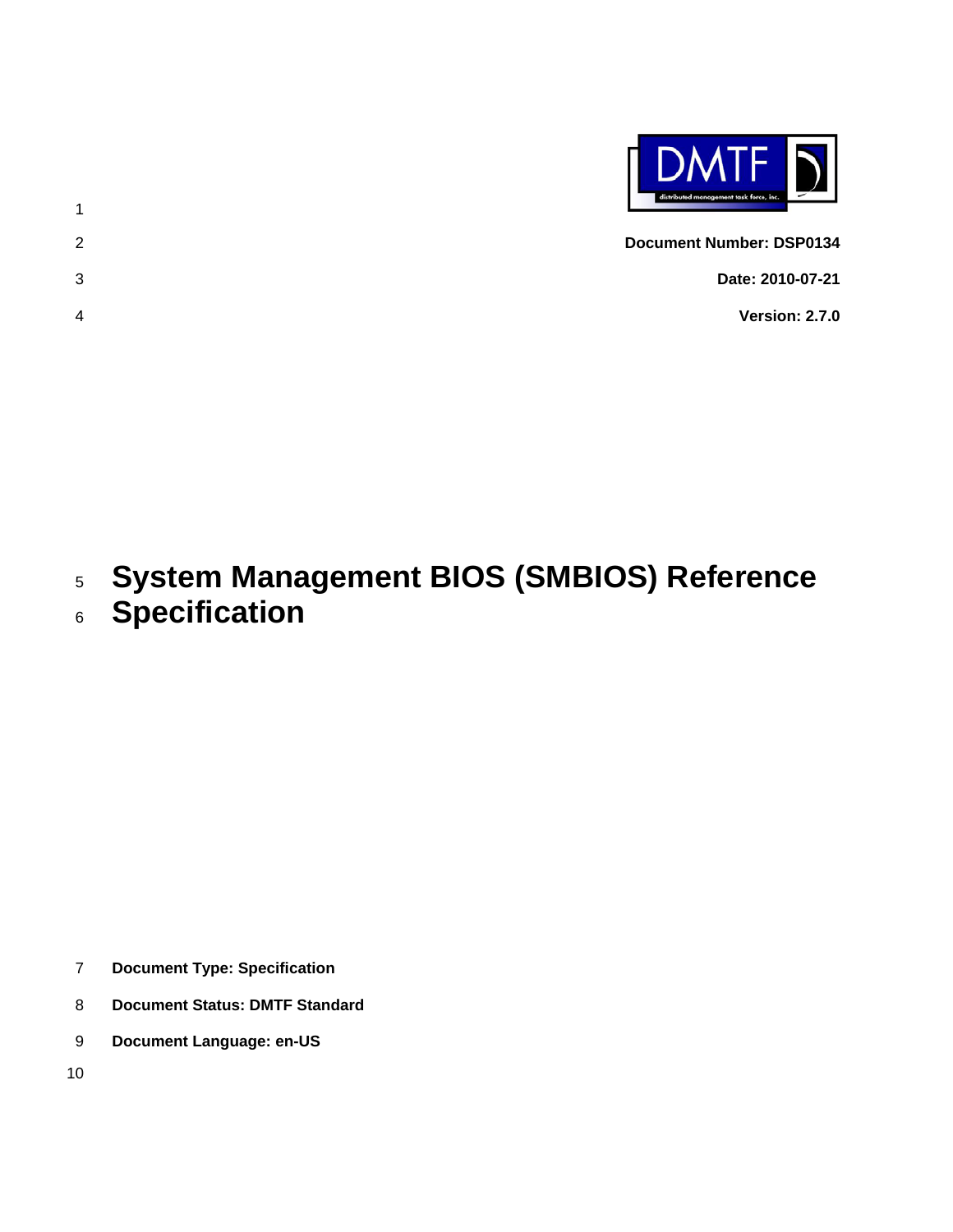**Document Number: DSP0134**

**Date: 2010-07-21**

**Version: 2.7.0**

# System Management BIOS (SMBIOS) Reference Specification

**Document Type: Specification**

**Document Status: DMTF Standard**

**Document Language: en-US**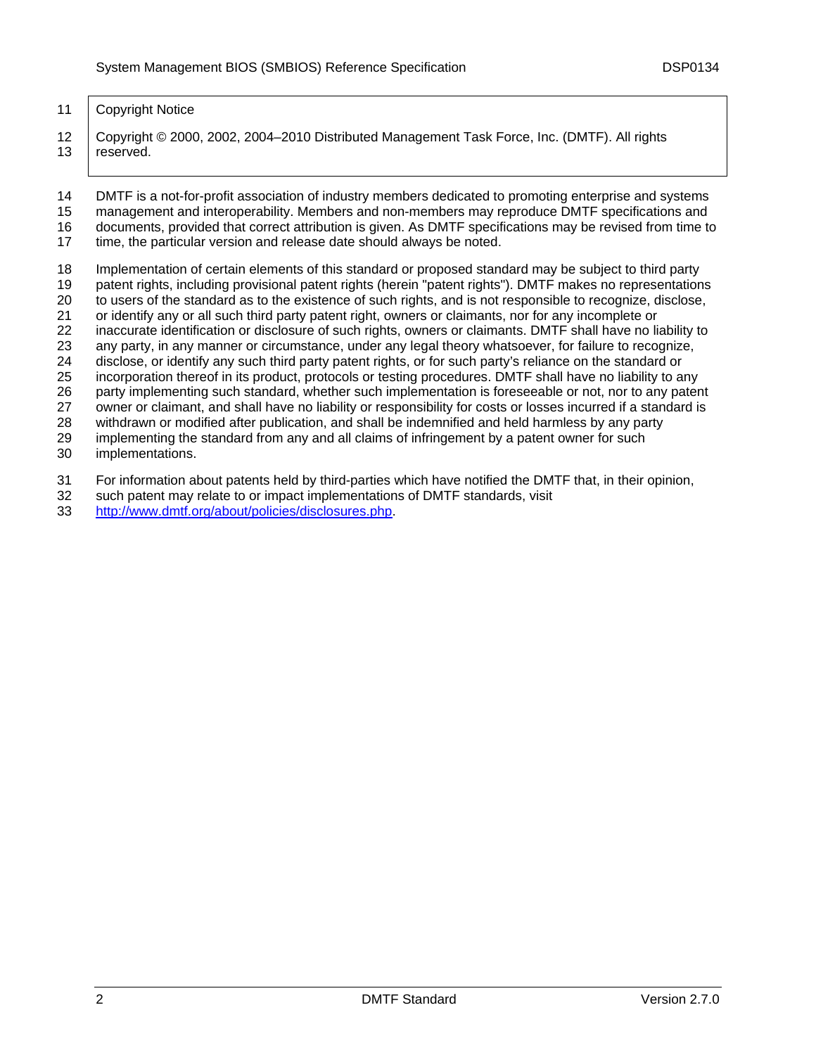Copyright Notice

Copyright © 2000, 2002, 2004–2010 Distributed Management Task Force, Inc. (DMTF). All rights reserved.

DMTF is a not-for-profit association of industry members dedicated to promoting enterprise and systems management and interoperability. Members and non-members may reproduce DMTF specifications and documents, provided that correct attribution is given. As DMTF specifications may be revised from time to time, the particular version and release date should always be noted.

Implementation of certain elements of this standard or proposed standard may be subject to third party patent rights, including provisional patent rights (herein "patent rights"). DMTF makes no representations to users of the standard as to the existence of such rights, and is not responsible to recognize, disclose, or identify any or all such third party patent right, owners or claimants, nor for any incomplete or inaccurate identification or disclosure of such rights, owners or claimants. DMTF shall have no liability to any party, in any manner or circumstance, under any legal theory whatsoever, for failure to recognize, disclose, or identify any such third party patent rights, or for such party's reliance on the standard or incorporation thereof in its product, protocols or testing procedures. DMTF shall have no liability to any party implementing such standard, whether such implementation is foreseeable or not, nor to any patent owner or claimant, and shall have no liability or responsibility for costs or losses incurred if a standard is withdrawn or modified after publication, and shall be indemnified and held harmless by any party implementing the standard from any and all claims of infringement by a patent owner for such implementations.

For information about patents held by third-parties which have notified the DMTF that, in their opinion, such patent may relate to or impact implementations of DMTF standards, visit http://www.dmtf.org/about/policies/disclosures.php.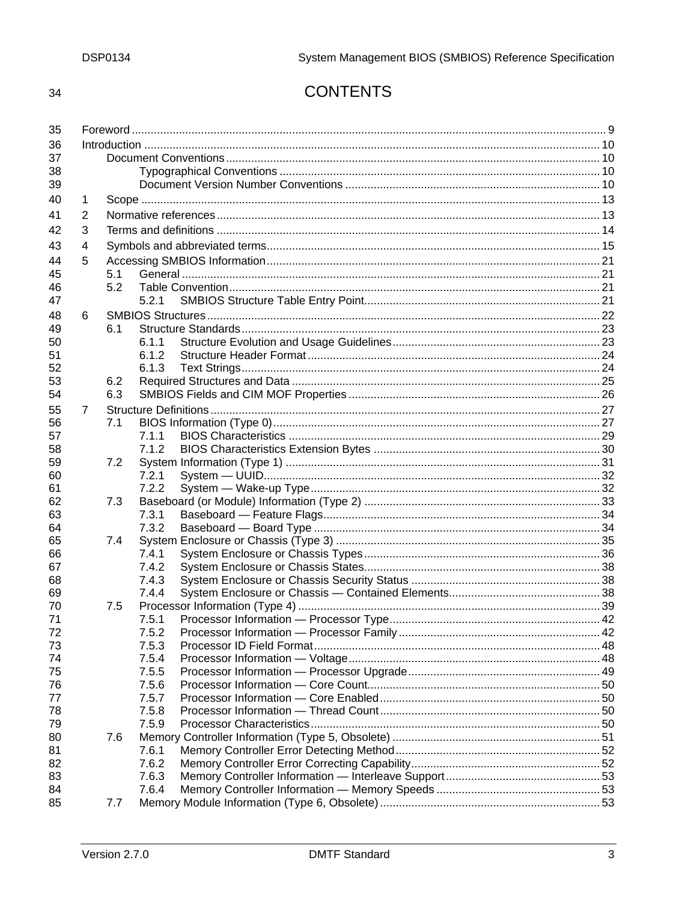# CONTENTS

Foreword ..... 9

Introduction ..... 10

- Document Conventions ..... 10
  - Typographical Conventions ..... 10
  - Document Version Number Conventions ..... 10

1 Scope ..... 13

2 Normative references ..... 13

3 Terms and definitions ..... 14

4 Symbols and abbreviated terms ..... 15

5 Accessing SMBIOS Information ..... 21
- 5.1 General ..... 21
- 5.2 Table Convention ..... 21
  - 5.2.1 SMBIOS Structure Table Entry Point ..... 21

6 SMBIOS Structures ..... 22
- 6.1 Structure Standards ..... 23
  - 6.1.1 Structure Evolution and Usage Guidelines ..... 23
  - 6.1.2 Structure Header Format ..... 24
  - 6.1.3 Text Strings ..... 24
- 6.2 Required Structures and Data ..... 25
- 6.3 SMBIOS Fields and CIM MOF Properties ..... 26

7 Structure Definitions ..... 27
- 7.1 BIOS Information (Type 0) ..... 27
  - 7.1.1 BIOS Characteristics ..... 29
  - 7.1.2 BIOS Characteristics Extension Bytes ..... 30
- 7.2 System Information (Type 1) ..... 31
  - 7.2.1 System — UUID ..... 32
  - 7.2.2 System — Wake-up Type ..... 32
- 7.3 Baseboard (or Module) Information (Type 2) ..... 33
  - 7.3.1 Baseboard — Feature Flags ..... 34
  - 7.3.2 Baseboard — Board Type ..... 34
- 7.4 System Enclosure or Chassis (Type 3) ..... 35
  - 7.4.1 System Enclosure or Chassis Types ..... 36
  - 7.4.2 System Enclosure or Chassis States ..... 38
  - 7.4.3 System Enclosure or Chassis Security Status ..... 38
  - 7.4.4 System Enclosure or Chassis — Contained Elements ..... 38
- 7.5 Processor Information (Type 4) ..... 39
  - 7.5.1 Processor Information — Processor Type ..... 42
  - 7.5.2 Processor Information — Processor Family ..... 42
  - 7.5.3 Processor ID Field Format ..... 48
  - 7.5.4 Processor Information — Voltage ..... 48
  - 7.5.5 Processor Information — Processor Upgrade ..... 49
  - 7.5.6 Processor Information — Core Count ..... 50
  - 7.5.7 Processor Information — Core Enabled ..... 50
  - 7.5.8 Processor Information — Thread Count ..... 50
  - 7.5.9 Processor Characteristics ..... 50
- 7.6 Memory Controller Information (Type 5, Obsolete) ..... 51
  - 7.6.1 Memory Controller Error Detecting Method ..... 52
  - 7.6.2 Memory Controller Error Correcting Capability ..... 52
  - 7.6.3 Memory Controller Information — Interleave Support ..... 53
  - 7.6.4 Memory Controller Information — Memory Speeds ..... 53
- 7.7 Memory Module Information (Type 6, Obsolete) ..... 53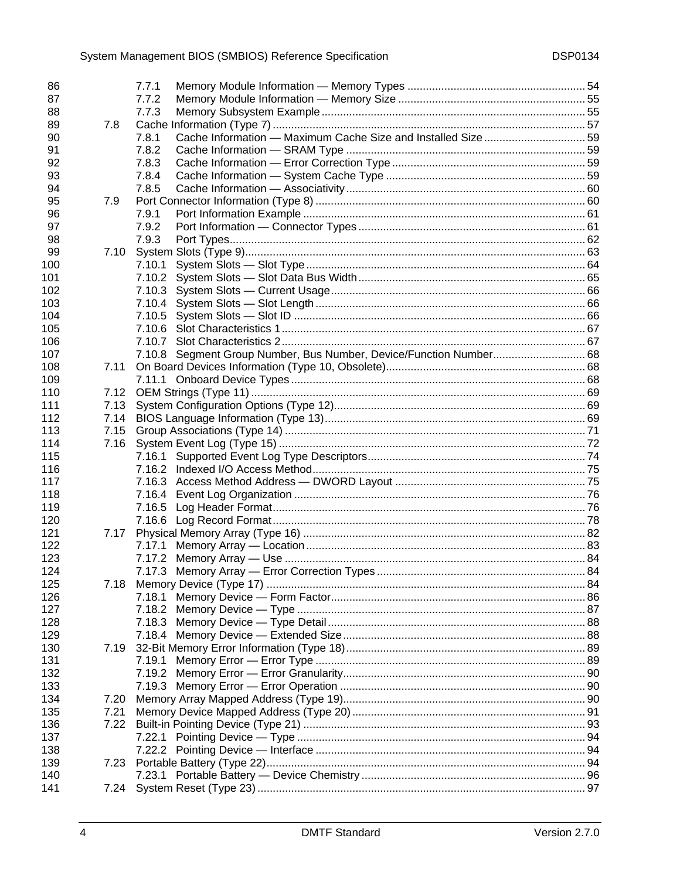7.7.1 Memory Module Information — Memory Types ........ 54
7.7.2 Memory Module Information — Memory Size ........ 55
7.7.3 Memory Subsystem Example ........ 55
7.8 Cache Information (Type 7) ........ 57
7.8.1 Cache Information — Maximum Cache Size and Installed Size ........ 59
7.8.2 Cache Information — SRAM Type ........ 59
7.8.3 Cache Information — Error Correction Type ........ 59
7.8.4 Cache Information — System Cache Type ........ 59
7.8.5 Cache Information — Associativity ........ 60
7.9 Port Connector Information (Type 8) ........ 60
7.9.1 Port Information Example ........ 61
7.9.2 Port Information — Connector Types ........ 61
7.9.3 Port Types ........ 62
7.10 System Slots (Type 9) ........ 63
7.10.1 System Slots — Slot Type ........ 64
7.10.2 System Slots — Slot Data Bus Width ........ 65
7.10.3 System Slots — Current Usage ........ 66
7.10.4 System Slots — Slot Length ........ 66
7.10.5 System Slots — Slot ID ........ 66
7.10.6 Slot Characteristics 1 ........ 67
7.10.7 Slot Characteristics 2 ........ 67
7.10.8 Segment Group Number, Bus Number, Device/Function Number ........ 68
7.11 On Board Devices Information (Type 10, Obsolete) ........ 68
7.11.1 Onboard Device Types ........ 68
7.12 OEM Strings (Type 11) ........ 69
7.13 System Configuration Options (Type 12) ........ 69
7.14 BIOS Language Information (Type 13) ........ 69
7.15 Group Associations (Type 14) ........ 71
7.16 System Event Log (Type 15) ........ 72
7.16.1 Supported Event Log Type Descriptors ........ 74
7.16.2 Indexed I/O Access Method ........ 75
7.16.3 Access Method Address — DWORD Layout ........ 75
7.16.4 Event Log Organization ........ 76
7.16.5 Log Header Format ........ 76
7.16.6 Log Record Format ........ 78
7.17 Physical Memory Array (Type 16) ........ 82
7.17.1 Memory Array — Location ........ 83
7.17.2 Memory Array — Use ........ 84
7.17.3 Memory Array — Error Correction Types ........ 84
7.18 Memory Device (Type 17) ........ 84
7.18.1 Memory Device — Form Factor ........ 86
7.18.2 Memory Device — Type ........ 87
7.18.3 Memory Device — Type Detail ........ 88
7.18.4 Memory Device — Extended Size ........ 88
7.19 32-Bit Memory Error Information (Type 18) ........ 89
7.19.1 Memory Error — Error Type ........ 89
7.19.2 Memory Error — Error Granularity ........ 90
7.19.3 Memory Error — Error Operation ........ 90
7.20 Memory Array Mapped Address (Type 19) ........ 90
7.21 Memory Device Mapped Address (Type 20) ........ 91
7.22 Built-in Pointing Device (Type 21) ........ 93
7.22.1 Pointing Device — Type ........ 94
7.22.2 Pointing Device — Interface ........ 94
7.23 Portable Battery (Type 22) ........ 94
7.23.1 Portable Battery — Device Chemistry ........ 96
7.24 System Reset (Type 23) ........ 97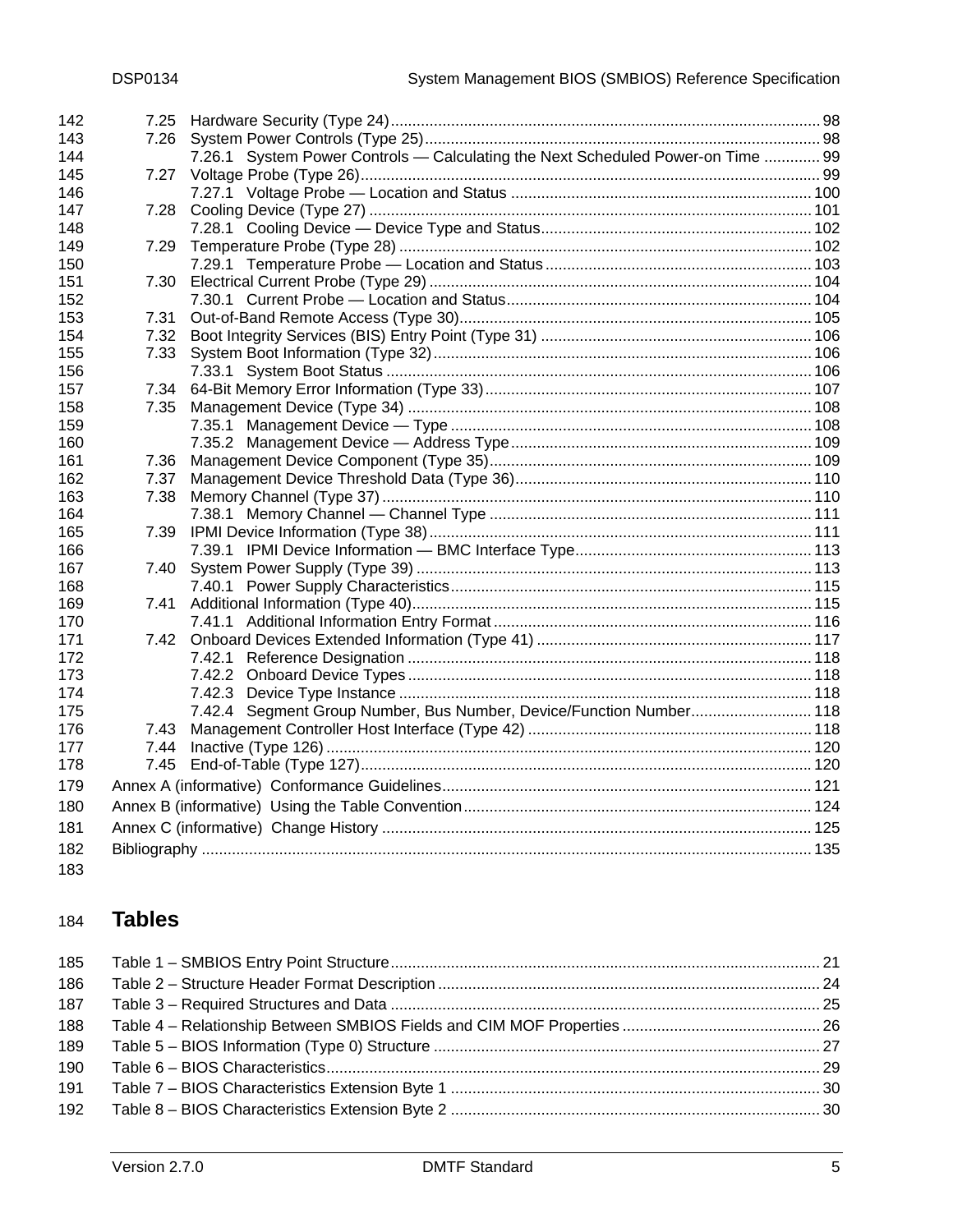7.25 Hardware Security (Type 24) ... 98
7.26 System Power Controls (Type 25) ... 98
7.26.1 System Power Controls — Calculating the Next Scheduled Power-on Time ... 99
7.27 Voltage Probe (Type 26) ... 99
7.27.1 Voltage Probe — Location and Status ... 100
7.28 Cooling Device (Type 27) ... 101
7.28.1 Cooling Device — Device Type and Status ... 102
7.29 Temperature Probe (Type 28) ... 102
7.29.1 Temperature Probe — Location and Status ... 103
7.30 Electrical Current Probe (Type 29) ... 104
7.30.1 Current Probe — Location and Status ... 104
7.31 Out-of-Band Remote Access (Type 30) ... 105
7.32 Boot Integrity Services (BIS) Entry Point (Type 31) ... 106
7.33 System Boot Information (Type 32) ... 106
7.33.1 System Boot Status ... 106
7.34 64-Bit Memory Error Information (Type 33) ... 107
7.35 Management Device (Type 34) ... 108
7.35.1 Management Device — Type ... 108
7.35.2 Management Device — Address Type ... 109
7.36 Management Device Component (Type 35) ... 109
7.37 Management Device Threshold Data (Type 36) ... 110
7.38 Memory Channel (Type 37) ... 110
7.38.1 Memory Channel — Channel Type ... 111
7.39 IPMI Device Information (Type 38) ... 111
7.39.1 IPMI Device Information — BMC Interface Type ... 113
7.40 System Power Supply (Type 39) ... 113
7.40.1 Power Supply Characteristics ... 115
7.41 Additional Information (Type 40) ... 115
7.41.1 Additional Information Entry Format ... 116
7.42 Onboard Devices Extended Information (Type 41) ... 117
7.42.1 Reference Designation ... 118
7.42.2 Onboard Device Types ... 118
7.42.3 Device Type Instance ... 118
7.42.4 Segment Group Number, Bus Number, Device/Function Number ... 118
7.43 Management Controller Host Interface (Type 42) ... 118
7.44 Inactive (Type 126) ... 120
7.45 End-of-Table (Type 127) ... 120

Annex A (informative) Conformance Guidelines ... 121
Annex B (informative) Using the Table Convention ... 124
Annex C (informative) Change History ... 125
Bibliography ... 135

# Tables

Table 1 – SMBIOS Entry Point Structure ... 21
Table 2 – Structure Header Format Description ... 24
Table 3 – Required Structures and Data ... 25
Table 4 – Relationship Between SMBIOS Fields and CIM MOF Properties ... 26
Table 5 – BIOS Information (Type 0) Structure ... 27
Table 6 – BIOS Characteristics ... 29
Table 7 – BIOS Characteristics Extension Byte 1 ... 30
Table 8 – BIOS Characteristics Extension Byte 2 ... 30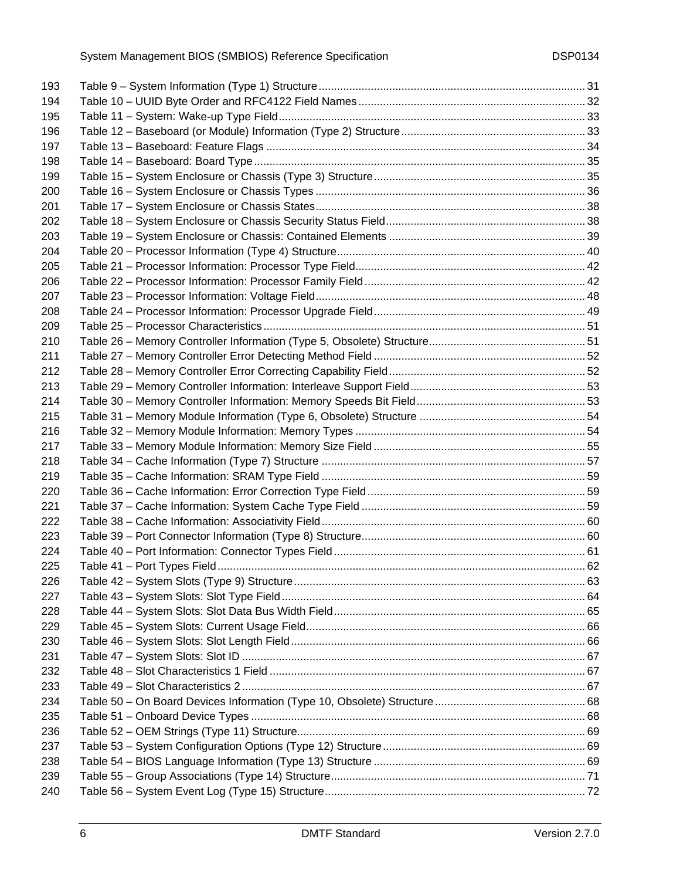193 Table 9 – System Information (Type 1) Structure ....... 31
194 Table 10 – UUID Byte Order and RFC4122 Field Names ....... 32
195 Table 11 – System: Wake-up Type Field ....... 33
196 Table 12 – Baseboard (or Module) Information (Type 2) Structure ....... 33
197 Table 13 – Baseboard: Feature Flags ....... 34
198 Table 14 – Baseboard: Board Type ....... 35
199 Table 15 – System Enclosure or Chassis (Type 3) Structure ....... 35
200 Table 16 – System Enclosure or Chassis Types ....... 36
201 Table 17 – System Enclosure or Chassis States ....... 38
202 Table 18 – System Enclosure or Chassis Security Status Field ....... 38
203 Table 19 – System Enclosure or Chassis: Contained Elements ....... 39
204 Table 20 – Processor Information (Type 4) Structure ....... 40
205 Table 21 – Processor Information: Processor Type Field ....... 42
206 Table 22 – Processor Information: Processor Family Field ....... 42
207 Table 23 – Processor Information: Voltage Field ....... 48
208 Table 24 – Processor Information: Processor Upgrade Field ....... 49
209 Table 25 – Processor Characteristics ....... 51
210 Table 26 – Memory Controller Information (Type 5, Obsolete) Structure ....... 51
211 Table 27 – Memory Controller Error Detecting Method Field ....... 52
212 Table 28 – Memory Controller Error Correcting Capability Field ....... 52
213 Table 29 – Memory Controller Information: Interleave Support Field ....... 53
214 Table 30 – Memory Controller Information: Memory Speeds Bit Field ....... 53
215 Table 31 – Memory Module Information (Type 6, Obsolete) Structure ....... 54
216 Table 32 – Memory Module Information: Memory Types ....... 54
217 Table 33 – Memory Module Information: Memory Size Field ....... 55
218 Table 34 – Cache Information (Type 7) Structure ....... 57
219 Table 35 – Cache Information: SRAM Type Field ....... 59
220 Table 36 – Cache Information: Error Correction Type Field ....... 59
221 Table 37 – Cache Information: System Cache Type Field ....... 59
222 Table 38 – Cache Information: Associativity Field ....... 60
223 Table 39 – Port Connector Information (Type 8) Structure ....... 60
224 Table 40 – Port Information: Connector Types Field ....... 61
225 Table 41 – Port Types Field ....... 62
226 Table 42 – System Slots (Type 9) Structure ....... 63
227 Table 43 – System Slots: Slot Type Field ....... 64
228 Table 44 – System Slots: Slot Data Bus Width Field ....... 65
229 Table 45 – System Slots: Current Usage Field ....... 66
230 Table 46 – System Slots: Slot Length Field ....... 66
231 Table 47 – System Slots: Slot ID ....... 67
232 Table 48 – Slot Characteristics 1 Field ....... 67
233 Table 49 – Slot Characteristics 2 ....... 67
234 Table 50 – On Board Devices Information (Type 10, Obsolete) Structure ....... 68
235 Table 51 – Onboard Device Types ....... 68
236 Table 52 – OEM Strings (Type 11) Structure ....... 69
237 Table 53 – System Configuration Options (Type 12) Structure ....... 69
238 Table 54 – BIOS Language Information (Type 13) Structure ....... 69
239 Table 55 – Group Associations (Type 14) Structure ....... 71
240 Table 56 – System Event Log (Type 15) Structure ....... 72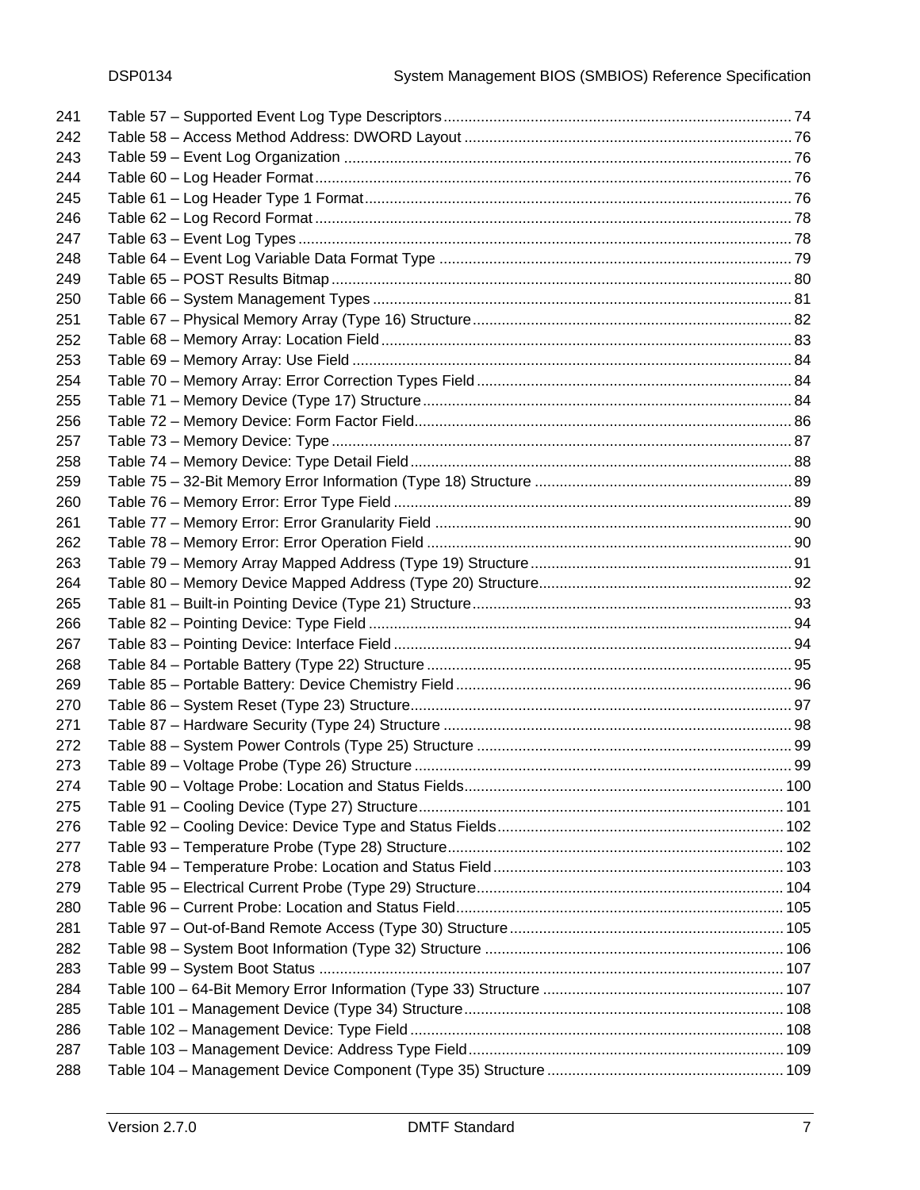Table 57 – Supported Event Log Type Descriptors ........................................ 74
Table 58 – Access Method Address: DWORD Layout ........................................ 76
Table 59 – Event Log Organization ........................................ 76
Table 60 – Log Header Format ........................................ 76
Table 61 – Log Header Type 1 Format ........................................ 76
Table 62 – Log Record Format ........................................ 78
Table 63 – Event Log Types ........................................ 78
Table 64 – Event Log Variable Data Format Type ........................................ 79
Table 65 – POST Results Bitmap ........................................ 80
Table 66 – System Management Types ........................................ 81
Table 67 – Physical Memory Array (Type 16) Structure ........................................ 82
Table 68 – Memory Array: Location Field ........................................ 83
Table 69 – Memory Array: Use Field ........................................ 84
Table 70 – Memory Array: Error Correction Types Field ........................................ 84
Table 71 – Memory Device (Type 17) Structure ........................................ 84
Table 72 – Memory Device: Form Factor Field ........................................ 86
Table 73 – Memory Device: Type ........................................ 87
Table 74 – Memory Device: Type Detail Field ........................................ 88
Table 75 – 32-Bit Memory Error Information (Type 18) Structure ........................................ 89
Table 76 – Memory Error: Error Type Field ........................................ 89
Table 77 – Memory Error: Error Granularity Field ........................................ 90
Table 78 – Memory Error: Error Operation Field ........................................ 90
Table 79 – Memory Array Mapped Address (Type 19) Structure ........................................ 91
Table 80 – Memory Device Mapped Address (Type 20) Structure ........................................ 92
Table 81 – Built-in Pointing Device (Type 21) Structure ........................................ 93
Table 82 – Pointing Device: Type Field ........................................ 94
Table 83 – Pointing Device: Interface Field ........................................ 94
Table 84 – Portable Battery (Type 22) Structure ........................................ 95
Table 85 – Portable Battery: Device Chemistry Field ........................................ 96
Table 86 – System Reset (Type 23) Structure ........................................ 97
Table 87 – Hardware Security (Type 24) Structure ........................................ 98
Table 88 – System Power Controls (Type 25) Structure ........................................ 99
Table 89 – Voltage Probe (Type 26) Structure ........................................ 99
Table 90 – Voltage Probe: Location and Status Fields ........................................ 100
Table 91 – Cooling Device (Type 27) Structure ........................................ 101
Table 92 – Cooling Device: Device Type and Status Fields ........................................ 102
Table 93 – Temperature Probe (Type 28) Structure ........................................ 102
Table 94 – Temperature Probe: Location and Status Field ........................................ 103
Table 95 – Electrical Current Probe (Type 29) Structure ........................................ 104
Table 96 – Current Probe: Location and Status Field ........................................ 105
Table 97 – Out-of-Band Remote Access (Type 30) Structure ........................................ 105
Table 98 – System Boot Information (Type 32) Structure ........................................ 106
Table 99 – System Boot Status ........................................ 107
Table 100 – 64-Bit Memory Error Information (Type 33) Structure ........................................ 107
Table 101 – Management Device (Type 34) Structure ........................................ 108
Table 102 – Management Device: Type Field ........................................ 108
Table 103 – Management Device: Address Type Field ........................................ 109
Table 104 – Management Device Component (Type 35) Structure ........................................ 109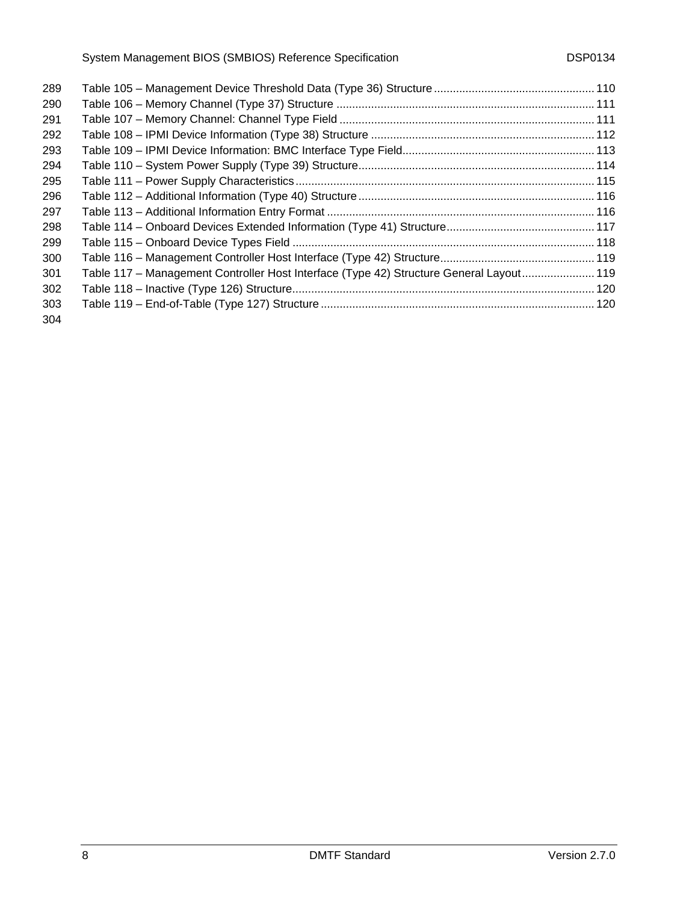Table 105 – Management Device Threshold Data (Type 36) Structure .................................................. 110
Table 106 – Memory Channel (Type 37) Structure ................................................................................ 111
Table 107 – Memory Channel: Channel Type Field ................................................................................ 111
Table 108 – IPMI Device Information (Type 38) Structure ...................................................................... 112
Table 109 – IPMI Device Information: BMC Interface Type Field............................................................ 113
Table 110 – System Power Supply (Type 39) Structure.......................................................................... 114
Table 111 – Power Supply Characteristics.............................................................................................. 115
Table 112 – Additional Information (Type 40) Structure .......................................................................... 116
Table 113 – Additional Information Entry Format .................................................................................... 116
Table 114 – Onboard Devices Extended Information (Type 41) Structure.............................................. 117
Table 115 – Onboard Device Types Field ............................................................................................... 118
Table 116 – Management Controller Host Interface (Type 42) Structure................................................ 119
Table 117 – Management Controller Host Interface (Type 42) Structure General Layout....................... 119
Table 118 – Inactive (Type 126) Structure............................................................................................... 120
Table 119 – End-of-Table (Type 127) Structure ...................................................................................... 120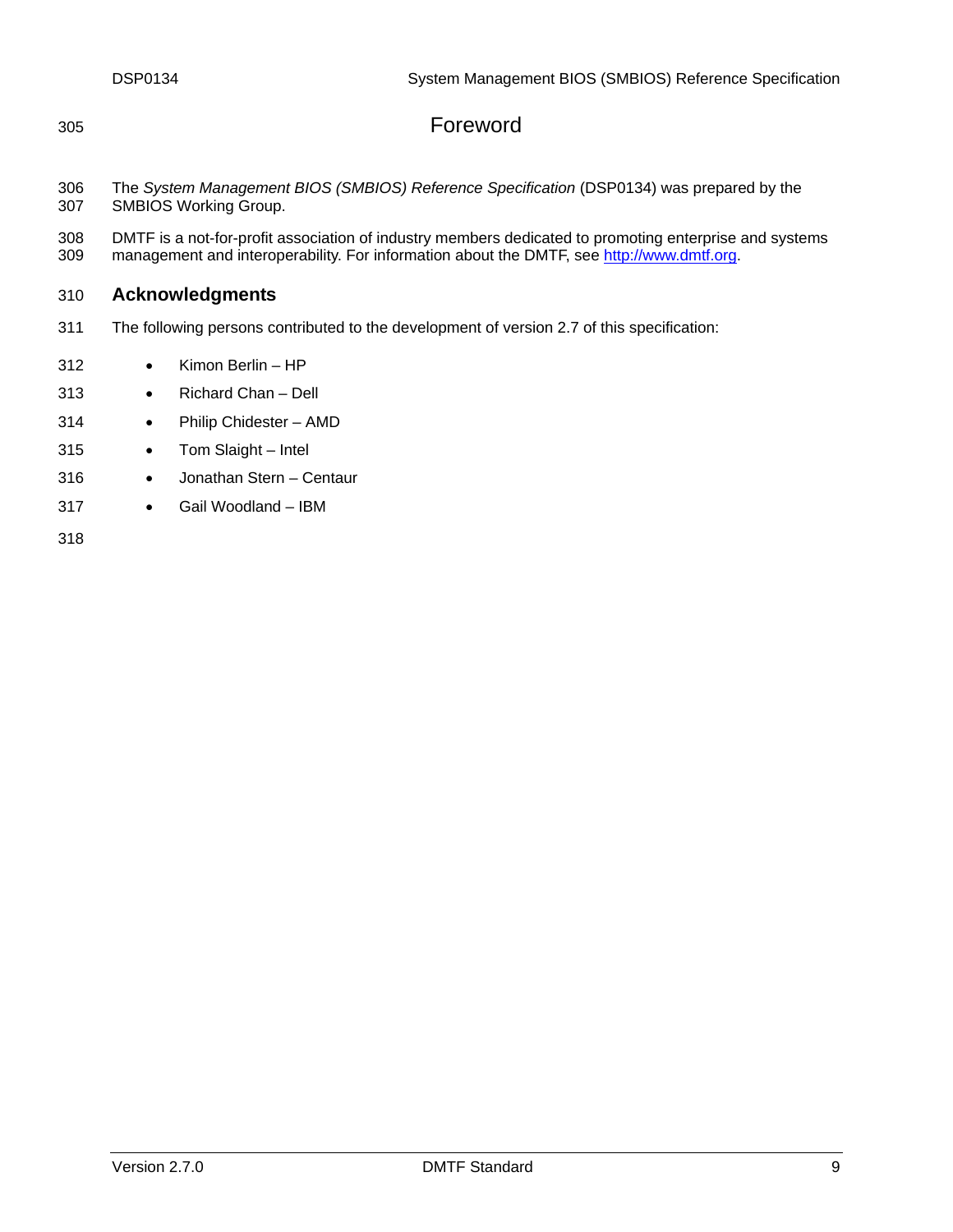# Foreword

The *System Management BIOS (SMBIOS) Reference Specification* (DSP0134) was prepared by the SMBIOS Working Group.

DMTF is a not-for-profit association of industry members dedicated to promoting enterprise and systems management and interoperability. For information about the DMTF, see http://www.dmtf.org.

## Acknowledgments

The following persons contributed to the development of version 2.7 of this specification:

- Kimon Berlin – HP
- Richard Chan – Dell
- Philip Chidester – AMD
- Tom Slaight – Intel
- Jonathan Stern – Centaur
- Gail Woodland – IBM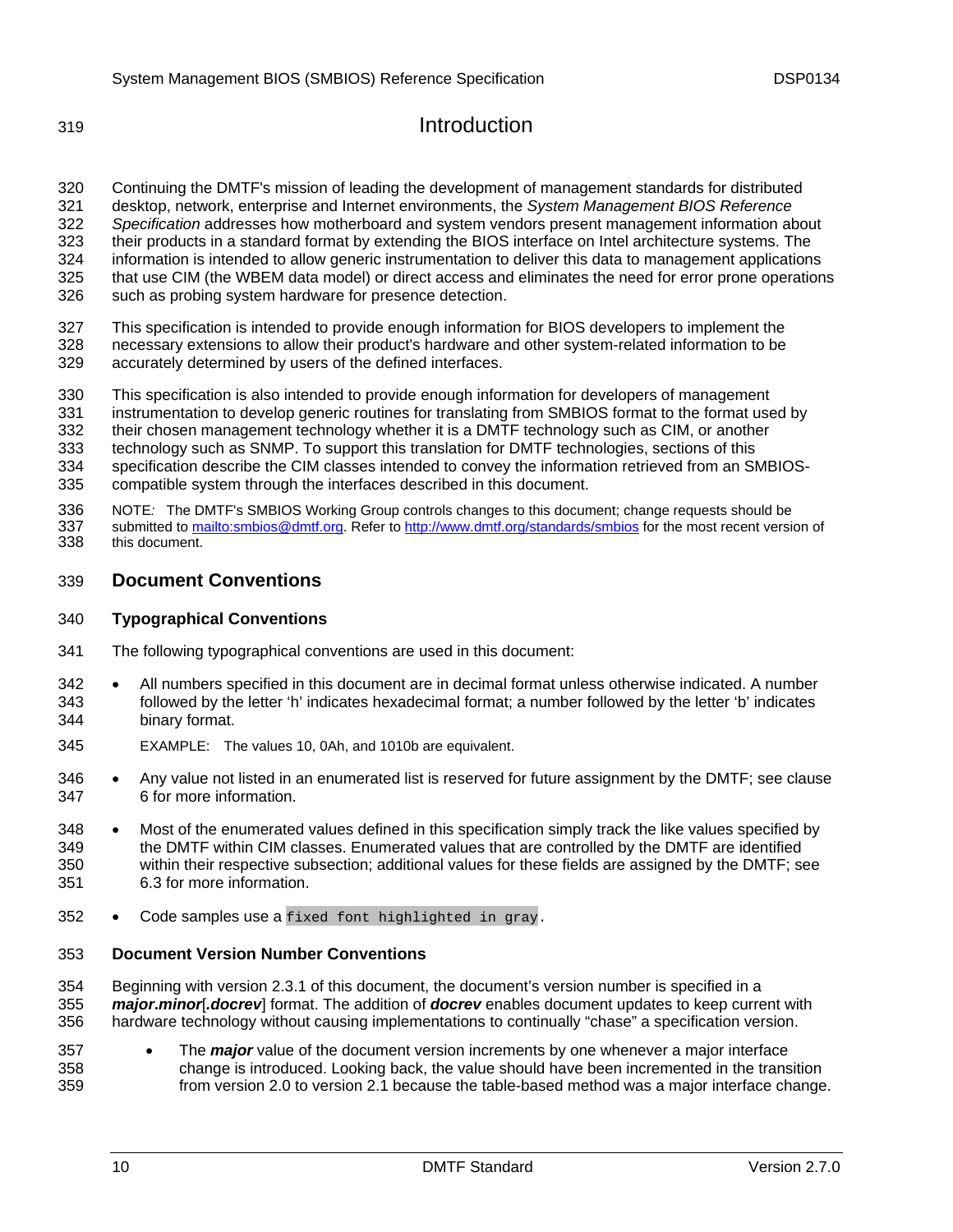# Introduction

Continuing the DMTF's mission of leading the development of management standards for distributed desktop, network, enterprise and Internet environments, the *System Management BIOS Reference Specification* addresses how motherboard and system vendors present management information about their products in a standard format by extending the BIOS interface on Intel architecture systems. The information is intended to allow generic instrumentation to deliver this data to management applications that use CIM (the WBEM data model) or direct access and eliminates the need for error prone operations such as probing system hardware for presence detection.

This specification is intended to provide enough information for BIOS developers to implement the necessary extensions to allow their product's hardware and other system-related information to be accurately determined by users of the defined interfaces.

This specification is also intended to provide enough information for developers of management instrumentation to develop generic routines for translating from SMBIOS format to the format used by their chosen management technology whether it is a DMTF technology such as CIM, or another technology such as SNMP. To support this translation for DMTF technologies, sections of this specification describe the CIM classes intended to convey the information retrieved from an SMBIOS-compatible system through the interfaces described in this document.

NOTE: The DMTF's SMBIOS Working Group controls changes to this document; change requests should be submitted to mailto:smbios@dmtf.org. Refer to http://www.dmtf.org/standards/smbios for the most recent version of this document.

## Document Conventions

### Typographical Conventions

The following typographical conventions are used in this document:

- All numbers specified in this document are in decimal format unless otherwise indicated. A number followed by the letter 'h' indicates hexadecimal format; a number followed by the letter 'b' indicates binary format.

  EXAMPLE: The values 10, 0Ah, and 1010b are equivalent.

- Any value not listed in an enumerated list is reserved for future assignment by the DMTF; see clause 6 for more information.
- Most of the enumerated values defined in this specification simply track the like values specified by the DMTF within CIM classes. Enumerated values that are controlled by the DMTF are identified within their respective subsection; additional values for these fields are assigned by the DMTF; see 6.3 for more information.
- Code samples use a `fixed font highlighted in gray`.

### Document Version Number Conventions

Beginning with version 2.3.1 of this document, the document's version number is specified in a ***major.minor***[***.docrev***] format. The addition of ***docrev*** enables document updates to keep current with hardware technology without causing implementations to continually "chase" a specification version.

- The ***major*** value of the document version increments by one whenever a major interface change is introduced. Looking back, the value should have been incremented in the transition from version 2.0 to version 2.1 because the table-based method was a major interface change.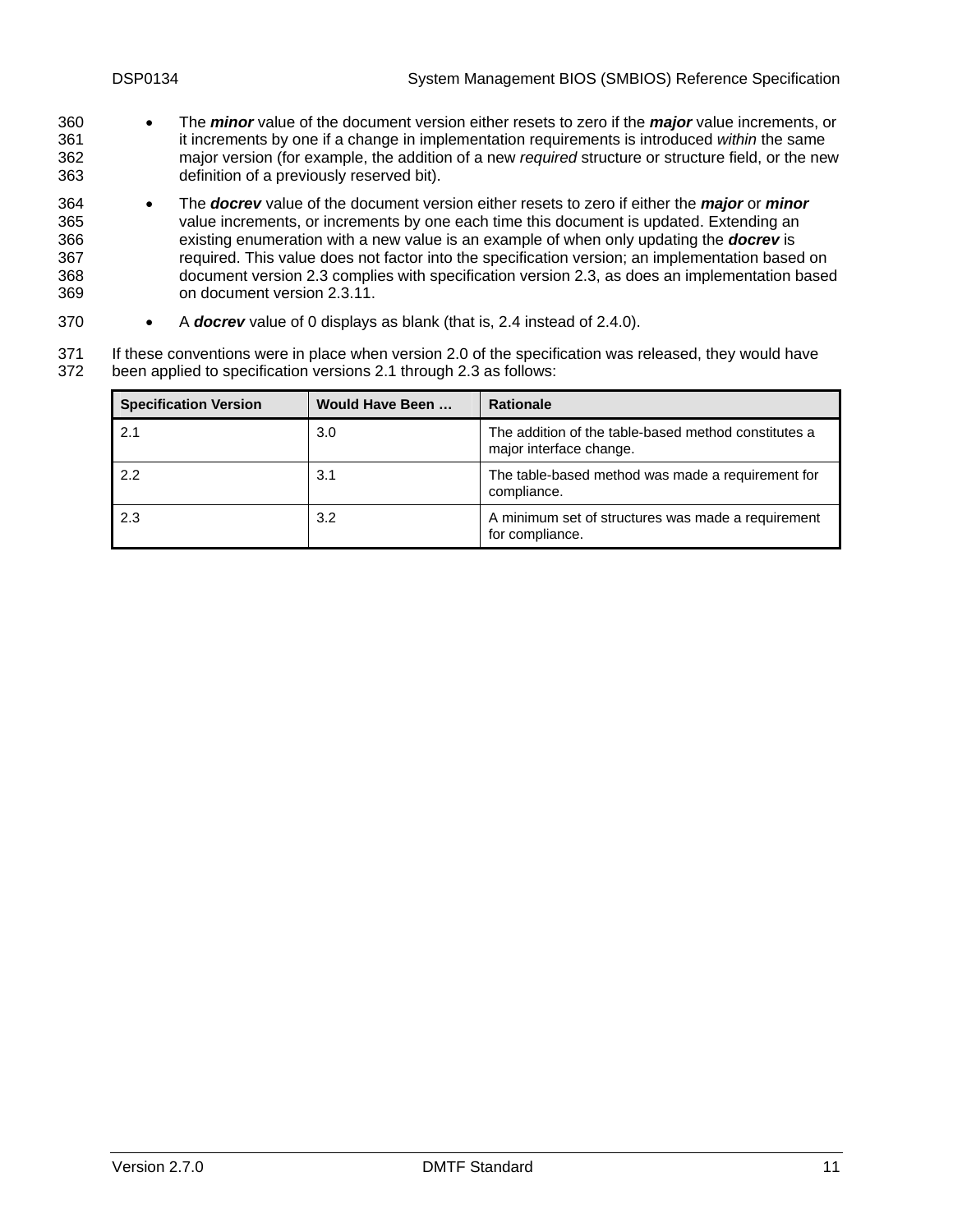- The ***minor*** value of the document version either resets to zero if the ***major*** value increments, or it increments by one if a change in implementation requirements is introduced *within* the same major version (for example, the addition of a new *required* structure or structure field, or the new definition of a previously reserved bit).
- The ***docrev*** value of the document version either resets to zero if either the ***major*** or ***minor*** value increments, or increments by one each time this document is updated. Extending an existing enumeration with a new value is an example of when only updating the ***docrev*** is required. This value does not factor into the specification version; an implementation based on document version 2.3 complies with specification version 2.3, as does an implementation based on document version 2.3.11.
- A ***docrev*** value of 0 displays as blank (that is, 2.4 instead of 2.4.0).

If these conventions were in place when version 2.0 of the specification was released, they would have been applied to specification versions 2.1 through 2.3 as follows:

| Specification Version | Would Have Been … | Rationale |
| --- | --- | --- |
| 2.1 | 3.0 | The addition of the table-based method constitutes a major interface change. |
| 2.2 | 3.1 | The table-based method was made a requirement for compliance. |
| 2.3 | 3.2 | A minimum set of structures was made a requirement for compliance. |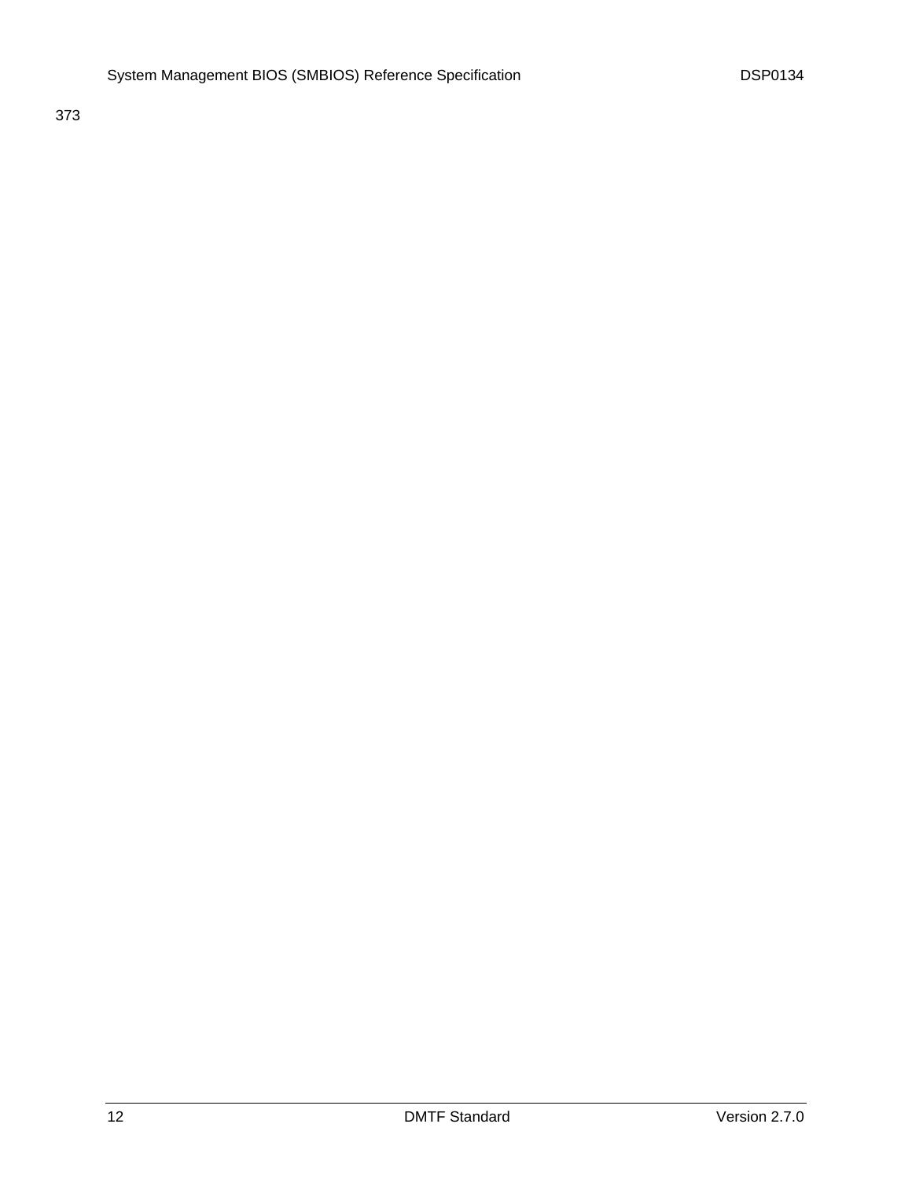373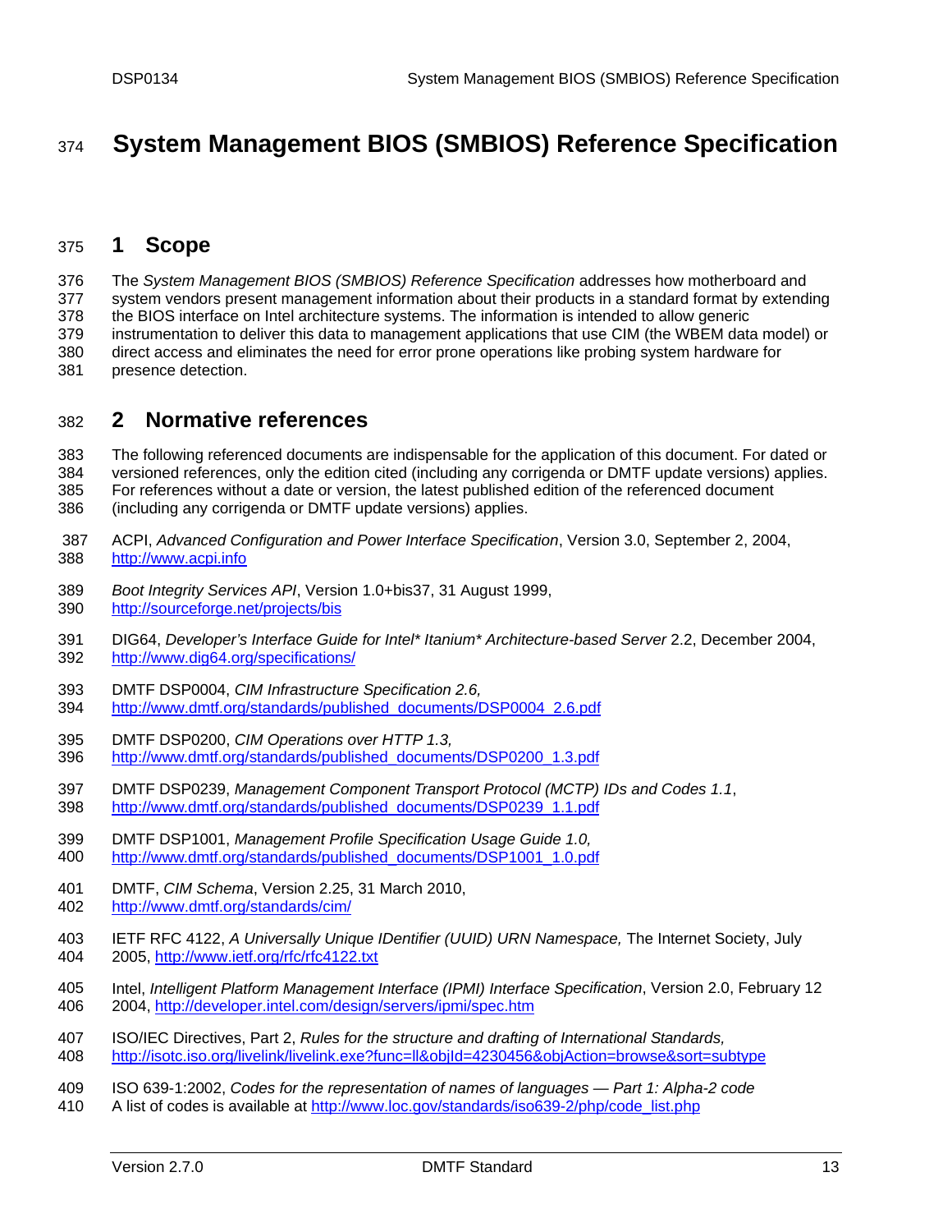# System Management BIOS (SMBIOS) Reference Specification

## 1 Scope

The *System Management BIOS (SMBIOS) Reference Specification* addresses how motherboard and system vendors present management information about their products in a standard format by extending the BIOS interface on Intel architecture systems. The information is intended to allow generic instrumentation to deliver this data to management applications that use CIM (the WBEM data model) or direct access and eliminates the need for error prone operations like probing system hardware for presence detection.

## 2 Normative references

The following referenced documents are indispensable for the application of this document. For dated or versioned references, only the edition cited (including any corrigenda or DMTF update versions) applies. For references without a date or version, the latest published edition of the referenced document (including any corrigenda or DMTF update versions) applies.

ACPI, *Advanced Configuration and Power Interface Specification*, Version 3.0, September 2, 2004, http://www.acpi.info

*Boot Integrity Services API*, Version 1.0+bis37, 31 August 1999, http://sourceforge.net/projects/bis

DIG64, *Developer's Interface Guide for Intel* Itanium* Architecture-based Server* 2.2, December 2004, http://www.dig64.org/specifications/

DMTF DSP0004, *CIM Infrastructure Specification 2.6,* http://www.dmtf.org/standards/published_documents/DSP0004_2.6.pdf

DMTF DSP0200, *CIM Operations over HTTP 1.3,* http://www.dmtf.org/standards/published_documents/DSP0200_1.3.pdf

DMTF DSP0239, *Management Component Transport Protocol (MCTP) IDs and Codes 1.1*, http://www.dmtf.org/standards/published_documents/DSP0239_1.1.pdf

DMTF DSP1001, *Management Profile Specification Usage Guide 1.0,* http://www.dmtf.org/standards/published_documents/DSP1001_1.0.pdf

DMTF, *CIM Schema*, Version 2.25, 31 March 2010, http://www.dmtf.org/standards/cim/

IETF RFC 4122, *A Universally Unique IDentifier (UUID) URN Namespace,* The Internet Society, July 2005, http://www.ietf.org/rfc/rfc4122.txt

Intel, *Intelligent Platform Management Interface (IPMI) Interface Specification*, Version 2.0, February 12 2004, http://developer.intel.com/design/servers/ipmi/spec.htm

ISO/IEC Directives, Part 2, *Rules for the structure and drafting of International Standards,* http://isotc.iso.org/livelink/livelink.exe?func=ll&objId=4230456&objAction=browse&sort=subtype

ISO 639-1:2002, *Codes for the representation of names of languages — Part 1: Alpha-2 code* A list of codes is available at http://www.loc.gov/standards/iso639-2/php/code_list.php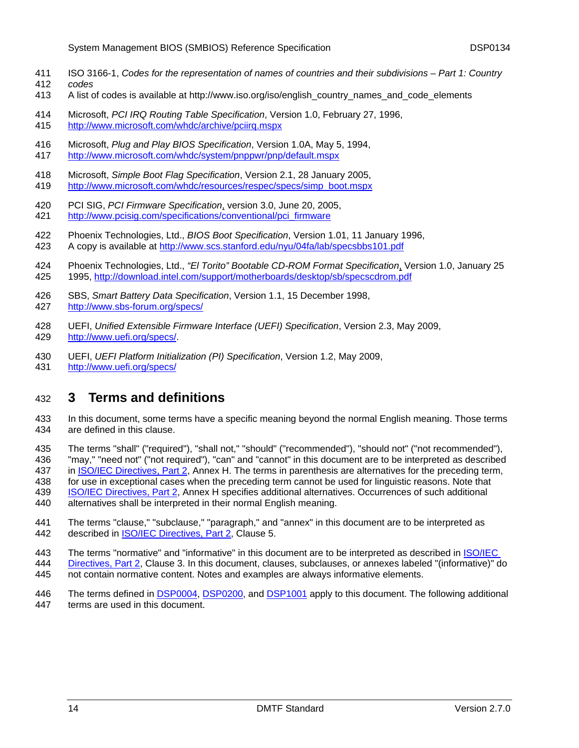ISO 3166-1, *Codes for the representation of names of countries and their subdivisions – Part 1: Country codes*
A list of codes is available at http://www.iso.org/iso/english_country_names_and_code_elements

Microsoft, *PCI IRQ Routing Table Specification*, Version 1.0, February 27, 1996,
http://www.microsoft.com/whdc/archive/pciirq.mspx

Microsoft, *Plug and Play BIOS Specification*, Version 1.0A, May 5, 1994,
http://www.microsoft.com/whdc/system/pnppwr/pnp/default.mspx

Microsoft, *Simple Boot Flag Specification*, Version 2.1, 28 January 2005,
http://www.microsoft.com/whdc/resources/respec/specs/simp_boot.mspx

PCI SIG, *PCI Firmware Specification*, version 3.0, June 20, 2005,
http://www.pcisig.com/specifications/conventional/pci_firmware

Phoenix Technologies, Ltd., *BIOS Boot Specification*, Version 1.01, 11 January 1996,
A copy is available at http://www.scs.stanford.edu/nyu/04fa/lab/specsbbs101.pdf

Phoenix Technologies, Ltd., *"El Torito" Bootable CD-ROM Format Specification*, Version 1.0, January 25 1995, http://download.intel.com/support/motherboards/desktop/sb/specscdrom.pdf

SBS, *Smart Battery Data Specification*, Version 1.1, 15 December 1998,
http://www.sbs-forum.org/specs/

UEFI, *Unified Extensible Firmware Interface (UEFI) Specification*, Version 2.3, May 2009,
http://www.uefi.org/specs/.

UEFI, *UEFI Platform Initialization (PI) Specification*, Version 1.2, May 2009,
http://www.uefi.org/specs/

# 3 Terms and definitions

In this document, some terms have a specific meaning beyond the normal English meaning. Those terms are defined in this clause.

The terms "shall" ("required"), "shall not," "should" ("recommended"), "should not" ("not recommended"), "may," "need not" ("not required"), "can" and "cannot" in this document are to be interpreted as described in ISO/IEC Directives, Part 2, Annex H. The terms in parenthesis are alternatives for the preceding term, for use in exceptional cases when the preceding term cannot be used for linguistic reasons. Note that ISO/IEC Directives, Part 2, Annex H specifies additional alternatives. Occurrences of such additional alternatives shall be interpreted in their normal English meaning.

The terms "clause," "subclause," "paragraph," and "annex" in this document are to be interpreted as described in ISO/IEC Directives, Part 2, Clause 5.

The terms "normative" and "informative" in this document are to be interpreted as described in ISO/IEC Directives, Part 2, Clause 3. In this document, clauses, subclauses, or annexes labeled "(informative)" do not contain normative content. Notes and examples are always informative elements.

The terms defined in DSP0004, DSP0200, and DSP1001 apply to this document. The following additional terms are used in this document.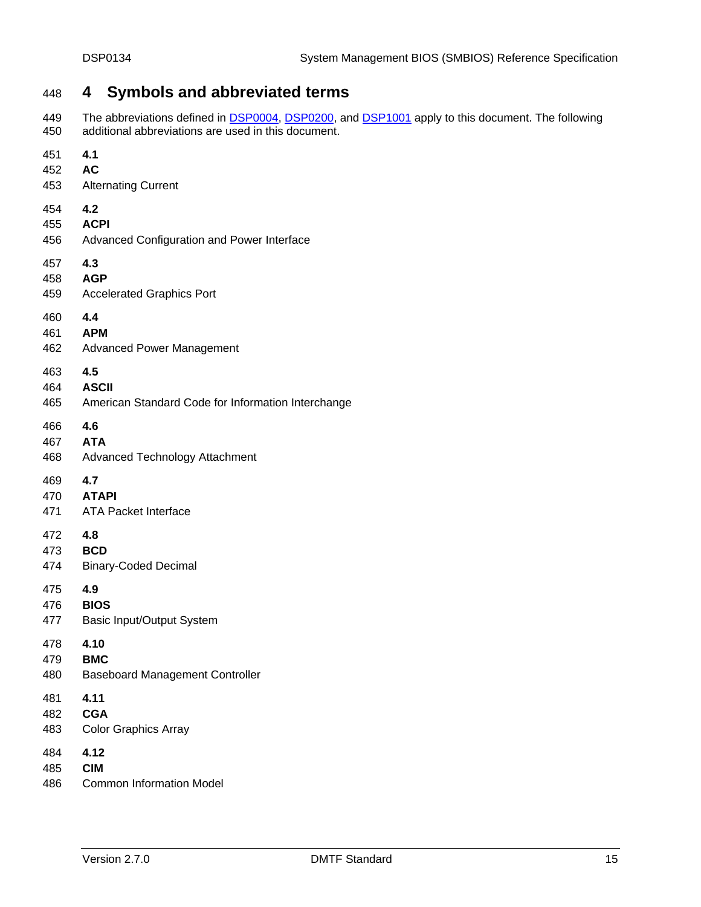# 4 Symbols and abbreviated terms

The abbreviations defined in DSP0004, DSP0200, and DSP1001 apply to this document. The following additional abbreviations are used in this document.

**4.1**
**AC**
Alternating Current

**4.2**
**ACPI**
Advanced Configuration and Power Interface

**4.3**
**AGP**
Accelerated Graphics Port

**4.4**
**APM**
Advanced Power Management

**4.5**
**ASCII**
American Standard Code for Information Interchange

**4.6**
**ATA**
Advanced Technology Attachment

**4.7**
**ATAPI**
ATA Packet Interface

**4.8**
**BCD**
Binary-Coded Decimal

**4.9**
**BIOS**
Basic Input/Output System

**4.10**
**BMC**
Baseboard Management Controller

**4.11**
**CGA**
Color Graphics Array

**4.12**
**CIM**
Common Information Model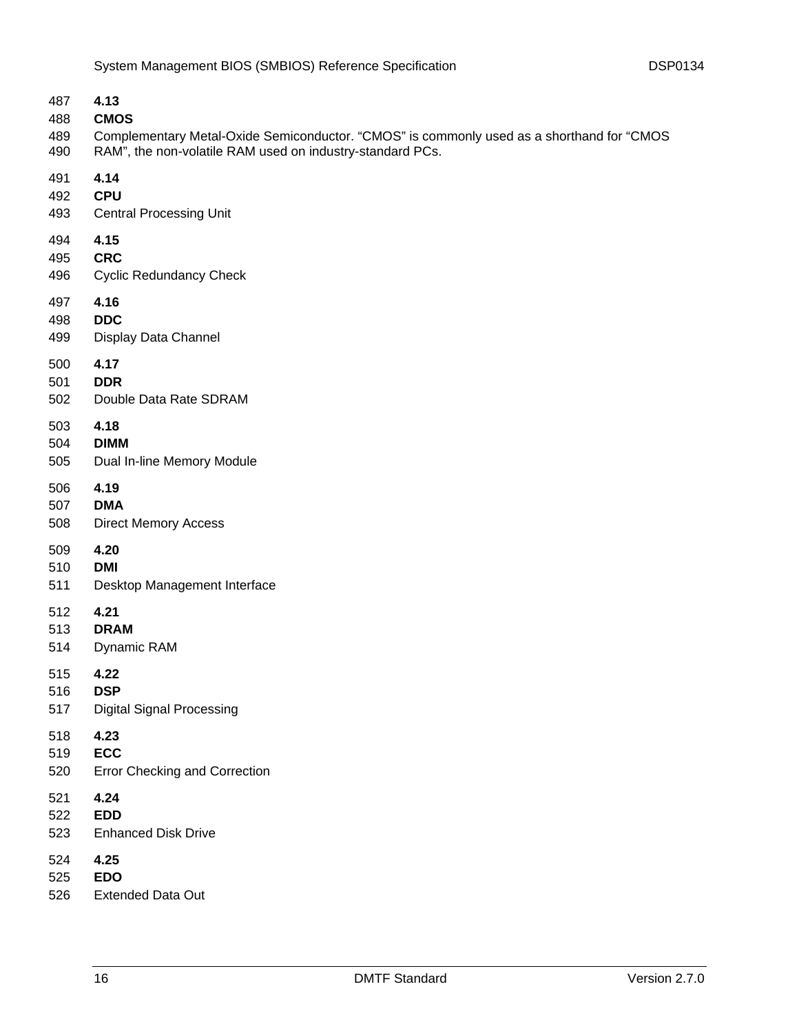### 4.13

**CMOS**

Complementary Metal-Oxide Semiconductor. "CMOS" is commonly used as a shorthand for "CMOS RAM", the non-volatile RAM used on industry-standard PCs.

### 4.14

**CPU**

Central Processing Unit

### 4.15

**CRC**

Cyclic Redundancy Check

### 4.16

**DDC**

Display Data Channel

### 4.17

**DDR**

Double Data Rate SDRAM

### 4.18

**DIMM**

Dual In-line Memory Module

### 4.19

**DMA**

Direct Memory Access

### 4.20

**DMI**

Desktop Management Interface

### 4.21

**DRAM**

Dynamic RAM

### 4.22

**DSP**

Digital Signal Processing

### 4.23

**ECC**

Error Checking and Correction

### 4.24

**EDD**

Enhanced Disk Drive

### 4.25

**EDO**

Extended Data Out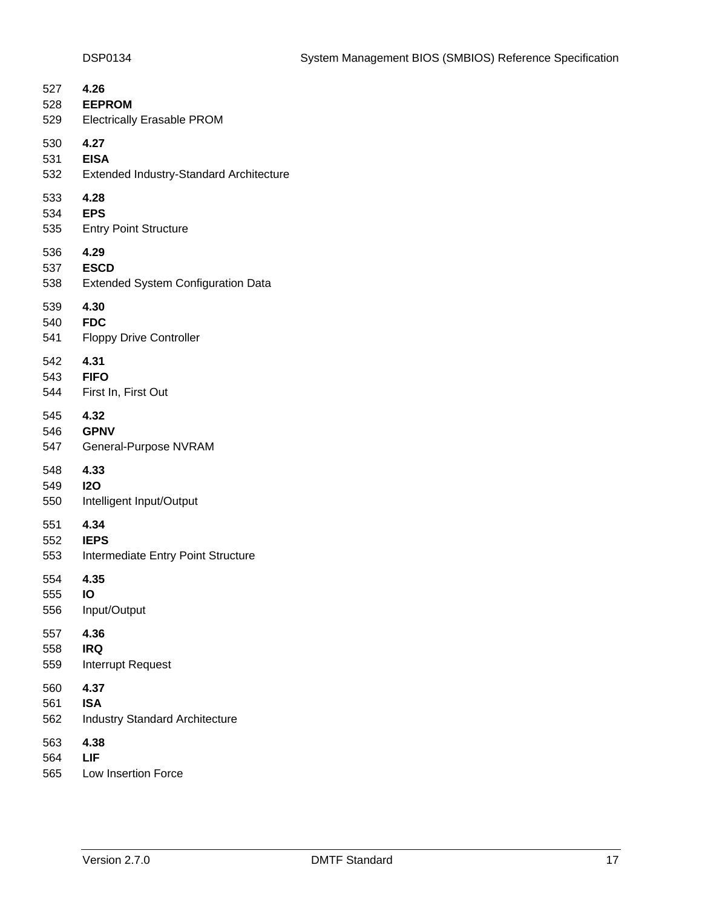### 4.26

**EEPROM**

Electrically Erasable PROM

### 4.27

**EISA**

Extended Industry-Standard Architecture

### 4.28

**EPS**

Entry Point Structure

### 4.29

**ESCD**

Extended System Configuration Data

### 4.30

**FDC**

Floppy Drive Controller

### 4.31

**FIFO**

First In, First Out

### 4.32

**GPNV**

General-Purpose NVRAM

### 4.33

**I2O**

Intelligent Input/Output

### 4.34

**IEPS**

Intermediate Entry Point Structure

### 4.35

**IO**

Input/Output

### 4.36

**IRQ**

Interrupt Request

### 4.37

**ISA**

Industry Standard Architecture

### 4.38

**LIF**

Low Insertion Force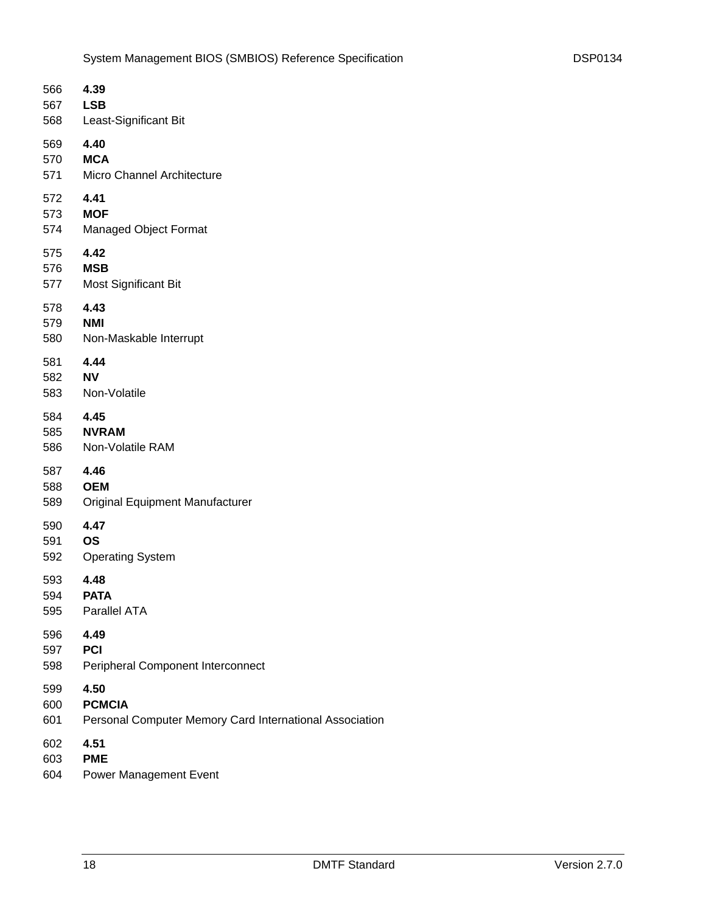### 4.39
**LSB**

Least-Significant Bit

### 4.40
**MCA**

Micro Channel Architecture

### 4.41
**MOF**

Managed Object Format

### 4.42
**MSB**

Most Significant Bit

### 4.43
**NMI**

Non-Maskable Interrupt

### 4.44
**NV**

Non-Volatile

### 4.45
**NVRAM**

Non-Volatile RAM

### 4.46
**OEM**

Original Equipment Manufacturer

### 4.47
**OS**

Operating System

### 4.48
**PATA**

Parallel ATA

### 4.49
**PCI**

Peripheral Component Interconnect

### 4.50
**PCMCIA**

Personal Computer Memory Card International Association

### 4.51
**PME**

Power Management Event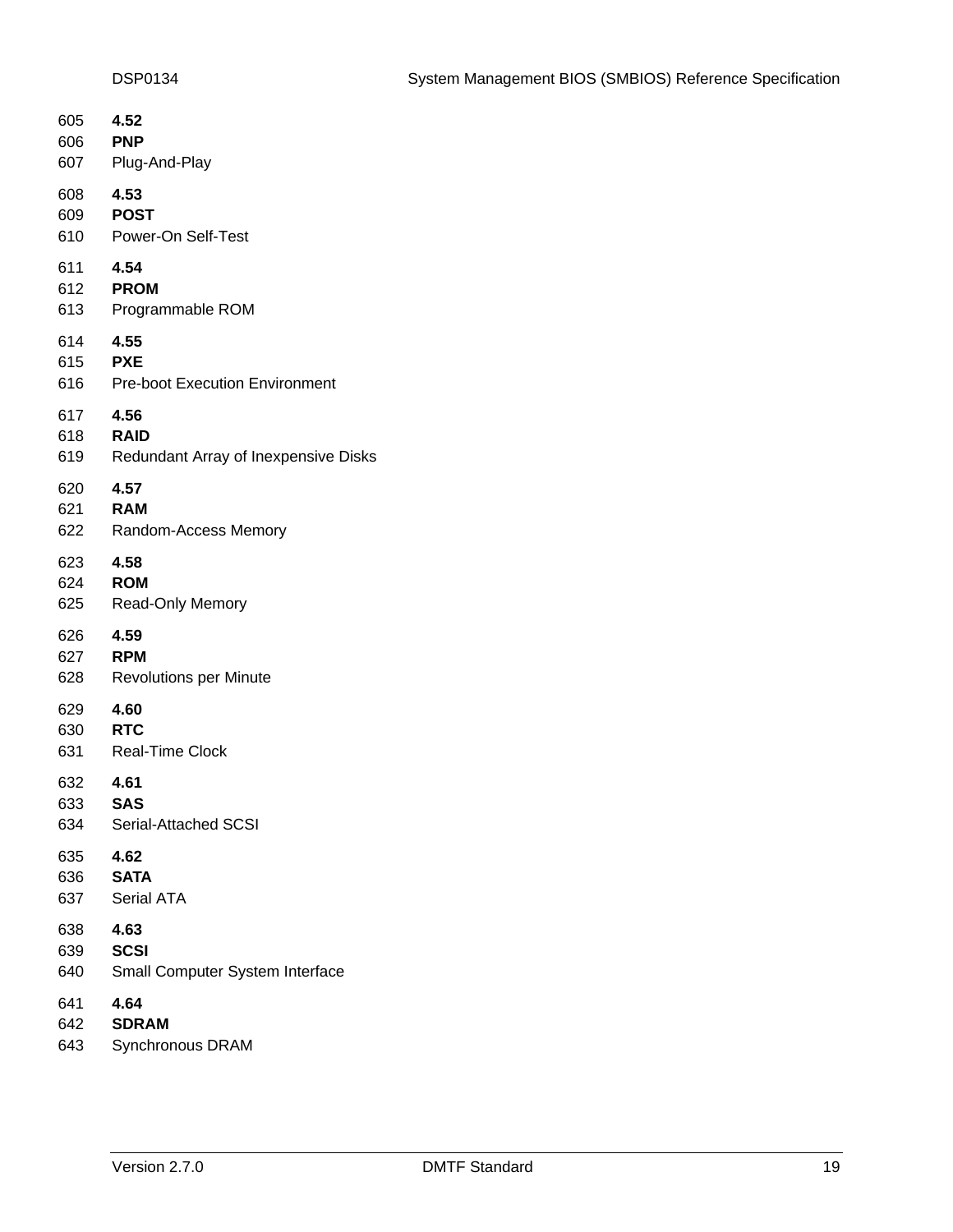### 4.52
**PNP**

Plug-And-Play

### 4.53
**POST**

Power-On Self-Test

### 4.54
**PROM**

Programmable ROM

### 4.55
**PXE**

Pre-boot Execution Environment

### 4.56
**RAID**

Redundant Array of Inexpensive Disks

### 4.57
**RAM**

Random-Access Memory

### 4.58
**ROM**

Read-Only Memory

### 4.59
**RPM**

Revolutions per Minute

### 4.60
**RTC**

Real-Time Clock

### 4.61
**SAS**

Serial-Attached SCSI

### 4.62
**SATA**

Serial ATA

### 4.63
**SCSI**

Small Computer System Interface

### 4.64
**SDRAM**

Synchronous DRAM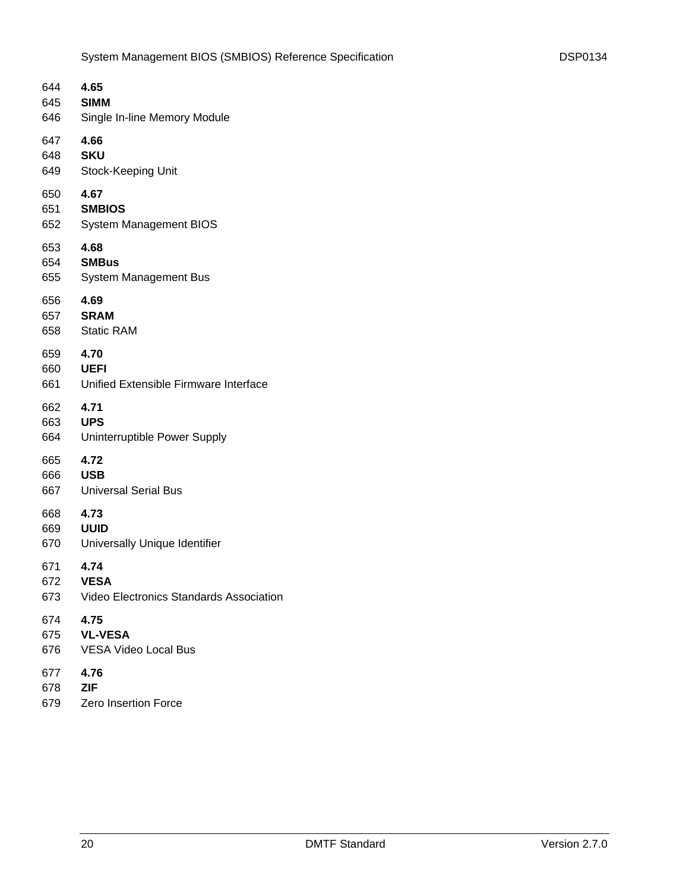**4.65**

**SIMM**

Single In-line Memory Module

**4.66**

**SKU**

Stock-Keeping Unit

**4.67**

**SMBIOS**

System Management BIOS

**4.68**

**SMBus**

System Management Bus

**4.69**

**SRAM**

Static RAM

**4.70**

**UEFI**

Unified Extensible Firmware Interface

**4.71**

**UPS**

Uninterruptible Power Supply

**4.72**

**USB**

Universal Serial Bus

**4.73**

**UUID**

Universally Unique Identifier

**4.74**

**VESA**

Video Electronics Standards Association

**4.75**

**VL-VESA**

VESA Video Local Bus

**4.76**

**ZIF**

Zero Insertion Force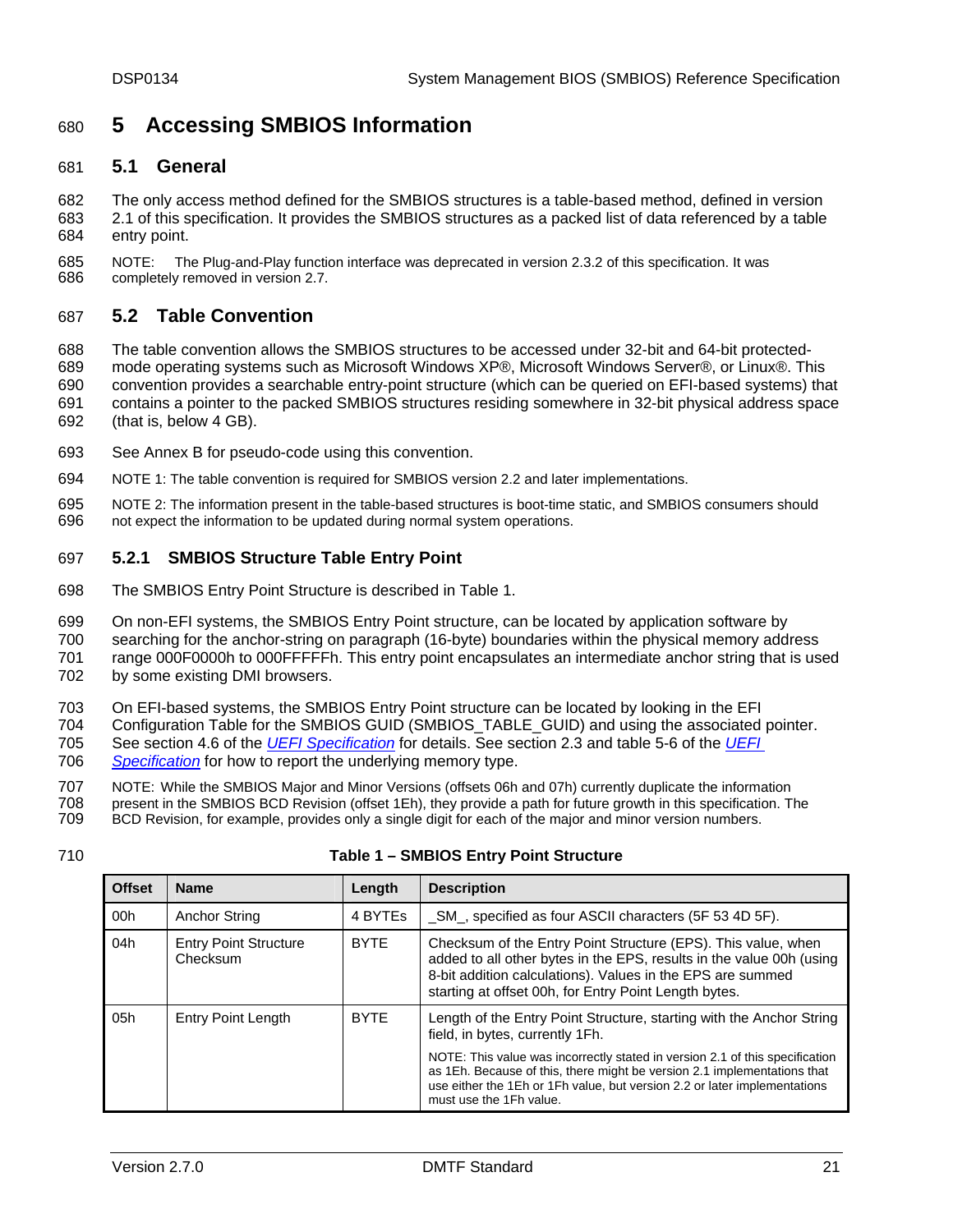# 5 Accessing SMBIOS Information

## 5.1 General

The only access method defined for the SMBIOS structures is a table-based method, defined in version 2.1 of this specification. It provides the SMBIOS structures as a packed list of data referenced by a table entry point.

NOTE: The Plug-and-Play function interface was deprecated in version 2.3.2 of this specification. It was completely removed in version 2.7.

## 5.2 Table Convention

The table convention allows the SMBIOS structures to be accessed under 32-bit and 64-bit protected-mode operating systems such as Microsoft Windows XP®, Microsoft Windows Server®, or Linux®. This convention provides a searchable entry-point structure (which can be queried on EFI-based systems) that contains a pointer to the packed SMBIOS structures residing somewhere in 32-bit physical address space (that is, below 4 GB).

See Annex B for pseudo-code using this convention.

NOTE 1: The table convention is required for SMBIOS version 2.2 and later implementations.

NOTE 2: The information present in the table-based structures is boot-time static, and SMBIOS consumers should not expect the information to be updated during normal system operations.

### 5.2.1 SMBIOS Structure Table Entry Point

The SMBIOS Entry Point Structure is described in Table 1.

On non-EFI systems, the SMBIOS Entry Point structure, can be located by application software by searching for the anchor-string on paragraph (16-byte) boundaries within the physical memory address range 000F0000h to 000FFFFFh. This entry point encapsulates an intermediate anchor string that is used by some existing DMI browsers.

On EFI-based systems, the SMBIOS Entry Point structure can be located by looking in the EFI Configuration Table for the SMBIOS GUID (SMBIOS_TABLE_GUID) and using the associated pointer. See section 4.6 of the *UEFI Specification* for details. See section 2.3 and table 5-6 of the *UEFI Specification* for how to report the underlying memory type.

NOTE: While the SMBIOS Major and Minor Versions (offsets 06h and 07h) currently duplicate the information present in the SMBIOS BCD Revision (offset 1Eh), they provide a path for future growth in this specification. The BCD Revision, for example, provides only a single digit for each of the major and minor version numbers.

**Table 1 – SMBIOS Entry Point Structure**

| Offset | Name | Length | Description |
|---|---|---|---|
| 00h | Anchor String | 4 BYTEs | _SM_, specified as four ASCII characters (5F 53 4D 5F). |
| 04h | Entry Point Structure Checksum | BYTE | Checksum of the Entry Point Structure (EPS). This value, when added to all other bytes in the EPS, results in the value 00h (using 8-bit addition calculations). Values in the EPS are summed starting at offset 00h, for Entry Point Length bytes. |
| 05h | Entry Point Length | BYTE | Length of the Entry Point Structure, starting with the Anchor String field, in bytes, currently 1Fh.<br><br>NOTE: This value was incorrectly stated in version 2.1 of this specification as 1Eh. Because of this, there might be version 2.1 implementations that use either the 1Eh or 1Fh value, but version 2.2 or later implementations must use the 1Fh value. |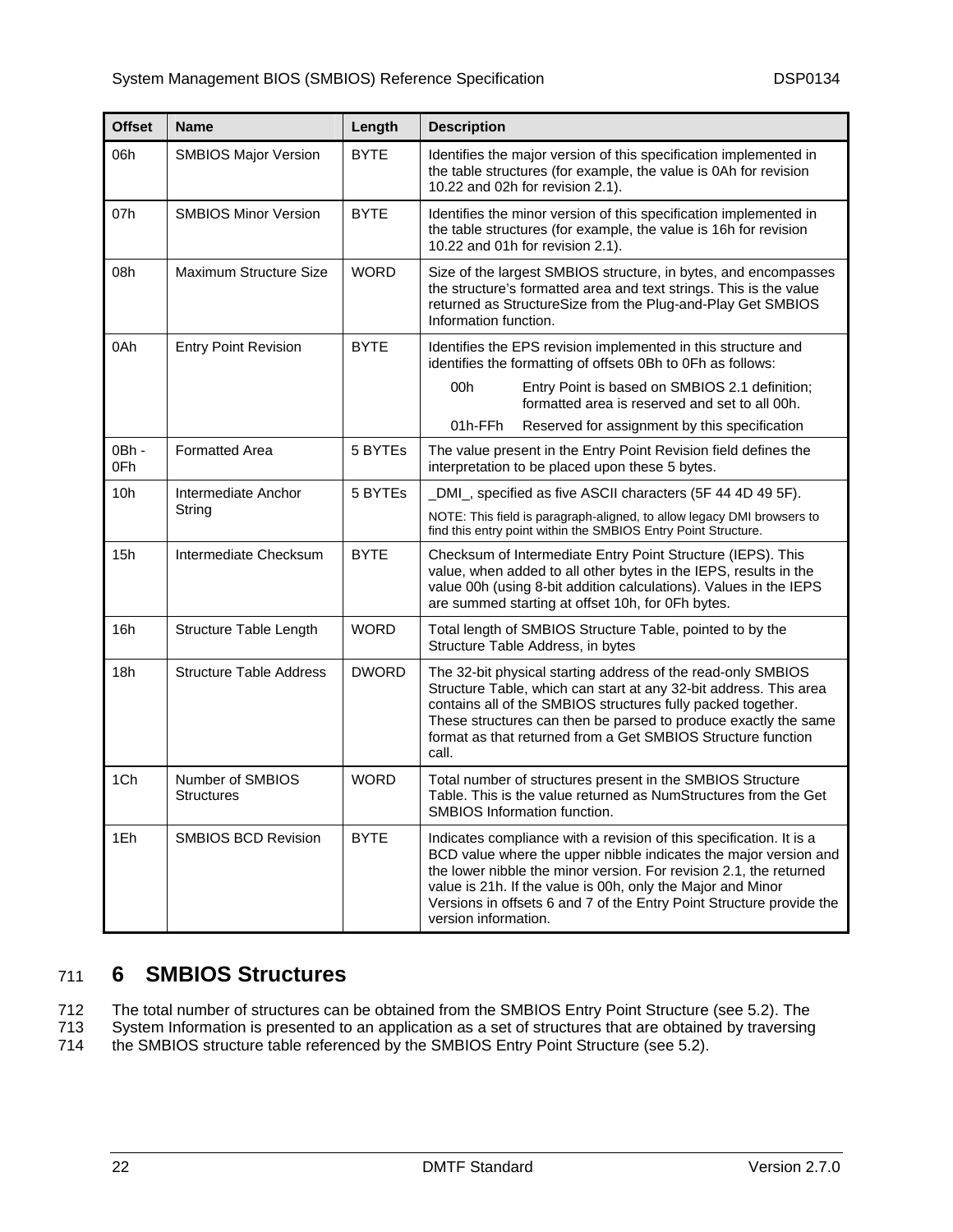| Offset | Name | Length | Description |
|---|---|---|---|
| 06h | SMBIOS Major Version | BYTE | Identifies the major version of this specification implemented in the table structures (for example, the value is 0Ah for revision 10.22 and 02h for revision 2.1). |
| 07h | SMBIOS Minor Version | BYTE | Identifies the minor version of this specification implemented in the table structures (for example, the value is 16h for revision 10.22 and 01h for revision 2.1). |
| 08h | Maximum Structure Size | WORD | Size of the largest SMBIOS structure, in bytes, and encompasses the structure's formatted area and text strings. This is the value returned as StructureSize from the Plug-and-Play Get SMBIOS Information function. |
| 0Ah | Entry Point Revision | BYTE | Identifies the EPS revision implemented in this structure and identifies the formatting of offsets 0Bh to 0Fh as follows:<br>00h Entry Point is based on SMBIOS 2.1 definition; formatted area is reserved and set to all 00h.<br>01h-FFh Reserved for assignment by this specification |
| 0Bh - 0Fh | Formatted Area | 5 BYTEs | The value present in the Entry Point Revision field defines the interpretation to be placed upon these 5 bytes. |
| 10h | Intermediate Anchor String | 5 BYTEs | _DMI_, specified as five ASCII characters (5F 44 4D 49 5F).<br>NOTE: This field is paragraph-aligned, to allow legacy DMI browsers to find this entry point within the SMBIOS Entry Point Structure. |
| 15h | Intermediate Checksum | BYTE | Checksum of Intermediate Entry Point Structure (IEPS). This value, when added to all other bytes in the IEPS, results in the value 00h (using 8-bit addition calculations). Values in the IEPS are summed starting at offset 10h, for 0Fh bytes. |
| 16h | Structure Table Length | WORD | Total length of SMBIOS Structure Table, pointed to by the Structure Table Address, in bytes |
| 18h | Structure Table Address | DWORD | The 32-bit physical starting address of the read-only SMBIOS Structure Table, which can start at any 32-bit address. This area contains all of the SMBIOS structures fully packed together. These structures can then be parsed to produce exactly the same format as that returned from a Get SMBIOS Structure function call. |
| 1Ch | Number of SMBIOS Structures | WORD | Total number of structures present in the SMBIOS Structure Table. This is the value returned as NumStructures from the Get SMBIOS Information function. |
| 1Eh | SMBIOS BCD Revision | BYTE | Indicates compliance with a revision of this specification. It is a BCD value where the upper nibble indicates the major version and the lower nibble the minor version. For revision 2.1, the returned value is 21h. If the value is 00h, only the Major and Minor Versions in offsets 6 and 7 of the Entry Point Structure provide the version information. |

# 6 SMBIOS Structures

The total number of structures can be obtained from the SMBIOS Entry Point Structure (see 5.2). The System Information is presented to an application as a set of structures that are obtained by traversing the SMBIOS structure table referenced by the SMBIOS Entry Point Structure (see 5.2).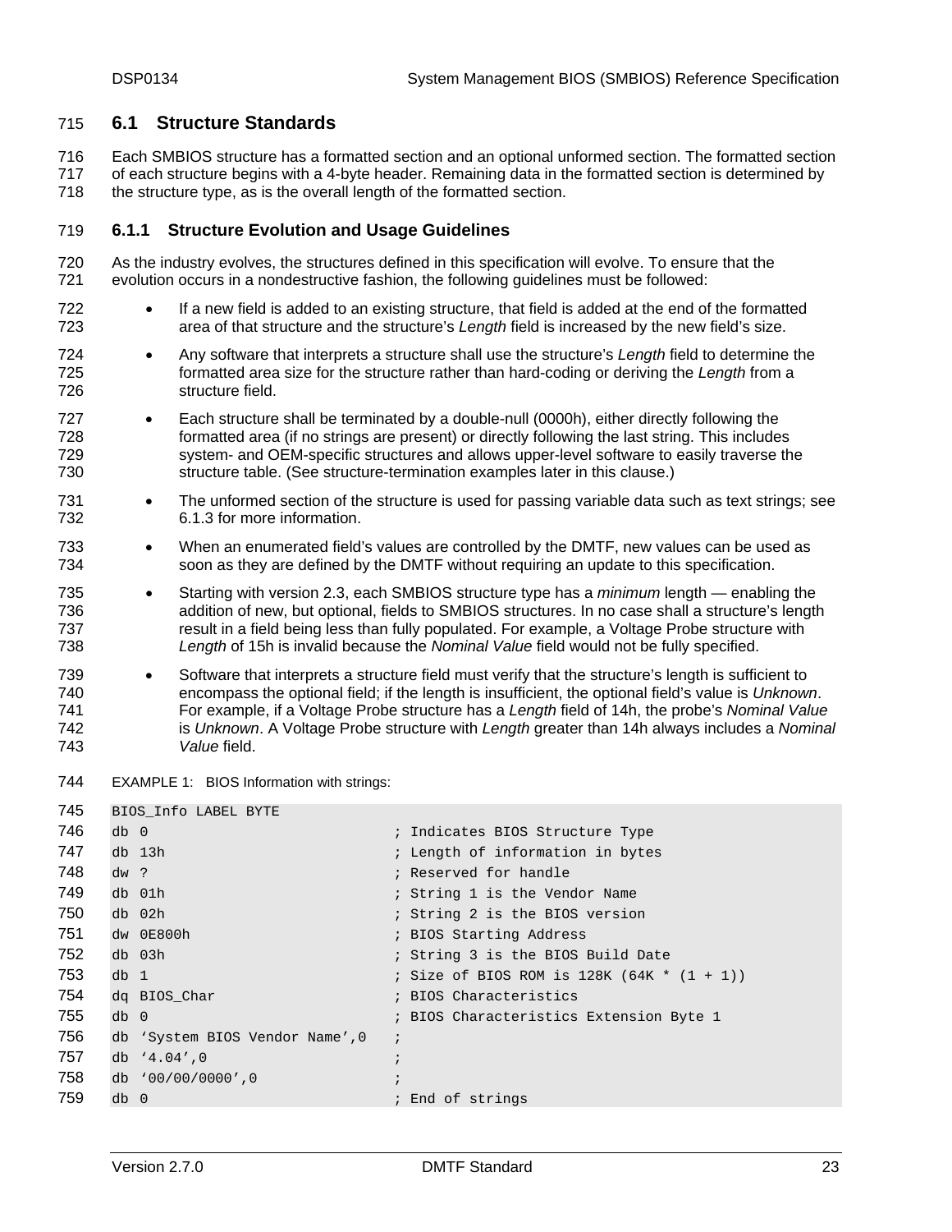## 6.1 Structure Standards

Each SMBIOS structure has a formatted section and an optional unformed section. The formatted section of each structure begins with a 4-byte header. Remaining data in the formatted section is determined by the structure type, as is the overall length of the formatted section.

### 6.1.1 Structure Evolution and Usage Guidelines

As the industry evolves, the structures defined in this specification will evolve. To ensure that the evolution occurs in a nondestructive fashion, the following guidelines must be followed:

- If a new field is added to an existing structure, that field is added at the end of the formatted area of that structure and the structure's *Length* field is increased by the new field's size.
- Any software that interprets a structure shall use the structure's *Length* field to determine the formatted area size for the structure rather than hard-coding or deriving the *Length* from a structure field.
- Each structure shall be terminated by a double-null (0000h), either directly following the formatted area (if no strings are present) or directly following the last string. This includes system- and OEM-specific structures and allows upper-level software to easily traverse the structure table. (See structure-termination examples later in this clause.)
- The unformed section of the structure is used for passing variable data such as text strings; see 6.1.3 for more information.
- When an enumerated field's values are controlled by the DMTF, new values can be used as soon as they are defined by the DMTF without requiring an update to this specification.
- Starting with version 2.3, each SMBIOS structure type has a *minimum* length — enabling the addition of new, but optional, fields to SMBIOS structures. In no case shall a structure's length result in a field being less than fully populated. For example, a Voltage Probe structure with *Length* of 15h is invalid because the *Nominal Value* field would not be fully specified.
- Software that interprets a structure field must verify that the structure's length is sufficient to encompass the optional field; if the length is insufficient, the optional field's value is *Unknown*. For example, if a Voltage Probe structure has a *Length* field of 14h, the probe's *Nominal Value* is *Unknown*. A Voltage Probe structure with *Length* greater than 14h always includes a *Nominal Value* field.

EXAMPLE 1: BIOS Information with strings:

```
BIOS_Info LABEL BYTE
db 0                               ; Indicates BIOS Structure Type
db 13h                             ; Length of information in bytes
dw ?                               ; Reserved for handle
db 01h                             ; String 1 is the Vendor Name
db 02h                             ; String 2 is the BIOS version
dw 0E800h                          ; BIOS Starting Address
db 03h                             ; String 3 is the BIOS Build Date
db 1                               ; Size of BIOS ROM is 128K (64K * (1 + 1))
dq BIOS_Char                       ; BIOS Characteristics
db 0                               ; BIOS Characteristics Extension Byte 1
db 'System BIOS Vendor Name',0     ;
db '4.04',0                        ;
db '00/00/0000',0                  ;
db 0                               ; End of strings
```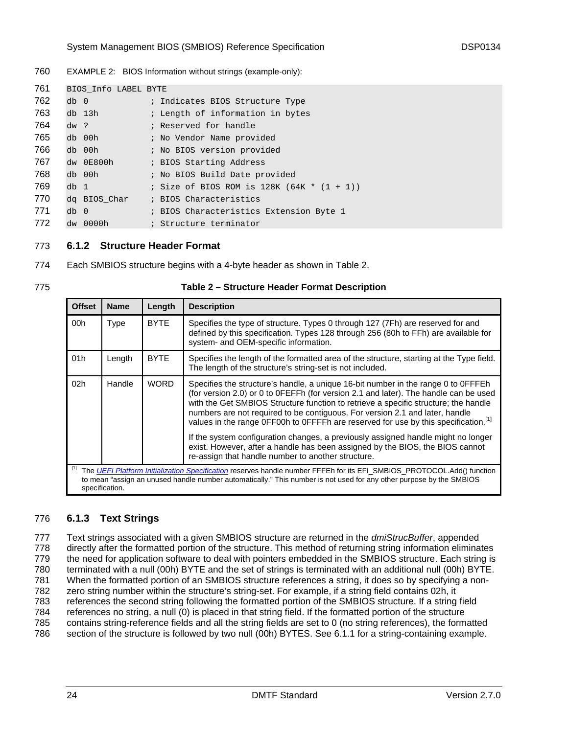EXAMPLE 2: BIOS Information without strings (example-only):

```
BIOS_Info LABEL BYTE
db 0            ; Indicates BIOS Structure Type
db 13h          ; Length of information in bytes
dw ?            ; Reserved for handle
db 00h          ; No Vendor Name provided
db 00h          ; No BIOS version provided
dw 0E800h       ; BIOS Starting Address
db 00h          ; No BIOS Build Date provided
db 1            ; Size of BIOS ROM is 128K (64K * (1 + 1))
dq BIOS_Char    ; BIOS Characteristics
db 0            ; BIOS Characteristics Extension Byte 1
dw 0000h        ; Structure terminator
```

### 6.1.2 Structure Header Format

Each SMBIOS structure begins with a 4-byte header as shown in Table 2.

**Table 2 – Structure Header Format Description**

| Offset | Name | Length | Description |
|---|---|---|---|
| 00h | Type | BYTE | Specifies the type of structure. Types 0 through 127 (7Fh) are reserved for and defined by this specification. Types 128 through 256 (80h to FFh) are available for system- and OEM-specific information. |
| 01h | Length | BYTE | Specifies the length of the formatted area of the structure, starting at the Type field. The length of the structure's string-set is not included. |
| 02h | Handle | WORD | Specifies the structure's handle, a unique 16-bit number in the range 0 to 0FFFEh (for version 2.0) or 0 to 0FEFFh (for version 2.1 and later). The handle can be used with the Get SMBIOS Structure function to retrieve a specific structure; the handle numbers are not required to be contiguous. For version 2.1 and later, handle values in the range 0FF00h to 0FFFFh are reserved for use by this specification.[1]<br><br>If the system configuration changes, a previously assigned handle might no longer exist. However, after a handle has been assigned by the BIOS, the BIOS cannot re-assign that handle number to another structure. |

[1] The *UEFI Platform Initialization Specification* reserves handle number FFFEh for its EFI_SMBIOS_PROTOCOL.Add() function to mean "assign an unused handle number automatically." This number is not used for any other purpose by the SMBIOS specification.

### 6.1.3 Text Strings

Text strings associated with a given SMBIOS structure are returned in the *dmiStrucBuffer*, appended directly after the formatted portion of the structure. This method of returning string information eliminates the need for application software to deal with pointers embedded in the SMBIOS structure. Each string is terminated with a null (00h) BYTE and the set of strings is terminated with an additional null (00h) BYTE. When the formatted portion of an SMBIOS structure references a string, it does so by specifying a non-zero string number within the structure's string-set. For example, if a string field contains 02h, it references the second string following the formatted portion of the SMBIOS structure. If a string field references no string, a null (0) is placed in that string field. If the formatted portion of the structure contains string-reference fields and all the string fields are set to 0 (no string references), the formatted section of the structure is followed by two null (00h) BYTES. See 6.1.1 for a string-containing example.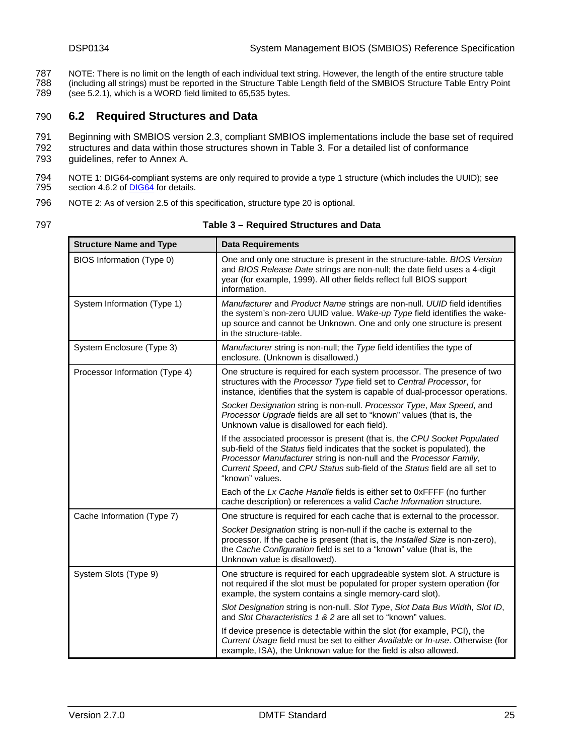NOTE: There is no limit on the length of each individual text string. However, the length of the entire structure table (including all strings) must be reported in the Structure Table Length field of the SMBIOS Structure Table Entry Point (see 5.2.1), which is a WORD field limited to 65,535 bytes.

## 6.2 Required Structures and Data

Beginning with SMBIOS version 2.3, compliant SMBIOS implementations include the base set of required structures and data within those structures shown in Table 3. For a detailed list of conformance guidelines, refer to Annex A.

NOTE 1: DIG64-compliant systems are only required to provide a type 1 structure (which includes the UUID); see section 4.6.2 of DIG64 for details.

NOTE 2: As of version 2.5 of this specification, structure type 20 is optional.

**Table 3 – Required Structures and Data**

| Structure Name and Type | Data Requirements |
|---|---|
| BIOS Information (Type 0) | One and only one structure is present in the structure-table. *BIOS Version* and *BIOS Release Date* strings are non-null; the date field uses a 4-digit year (for example, 1999). All other fields reflect full BIOS support information. |
| System Information (Type 1) | *Manufacturer* and *Product Name* strings are non-null. *UUID* field identifies the system's non-zero UUID value. *Wake-up Type* field identifies the wake-up source and cannot be Unknown. One and only one structure is present in the structure-table. |
| System Enclosure (Type 3) | *Manufacturer* string is non-null; the *Type* field identifies the type of enclosure. (Unknown is disallowed.) |
| Processor Information (Type 4) | One structure is required for each system processor. The presence of two structures with the *Processor Type* field set to *Central Processor*, for instance, identifies that the system is capable of dual-processor operations.<br><br>*Socket Designation* string is non-null. *Processor Type*, *Max Speed*, and *Processor Upgrade* fields are all set to "known" values (that is, the Unknown value is disallowed for each field).<br><br>If the associated processor is present (that is, the *CPU Socket Populated* sub-field of the *Status* field indicates that the socket is populated), the *Processor Manufacturer* string is non-null and the *Processor Family*, *Current Speed*, and *CPU Status* sub-field of the *Status* field are all set to "known" values.<br><br>Each of the *Lx Cache Handle* fields is either set to 0xFFFF (no further cache description) or references a valid *Cache Information* structure. |
| Cache Information (Type 7) | One structure is required for each cache that is external to the processor.<br><br>*Socket Designation* string is non-null if the cache is external to the processor. If the cache is present (that is, the *Installed Size* is non-zero), the *Cache Configuration* field is set to a "known" value (that is, the Unknown value is disallowed). |
| System Slots (Type 9) | One structure is required for each upgradeable system slot. A structure is not required if the slot must be populated for proper system operation (for example, the system contains a single memory-card slot).<br><br>*Slot Designation* string is non-null. *Slot Type*, *Slot Data Bus Width*, *Slot ID*, and *Slot Characteristics 1 & 2* are all set to "known" values.<br><br>If device presence is detectable within the slot (for example, PCI), the *Current Usage* field must be set to either *Available* or *In-use*. Otherwise (for example, ISA), the Unknown value for the field is also allowed. |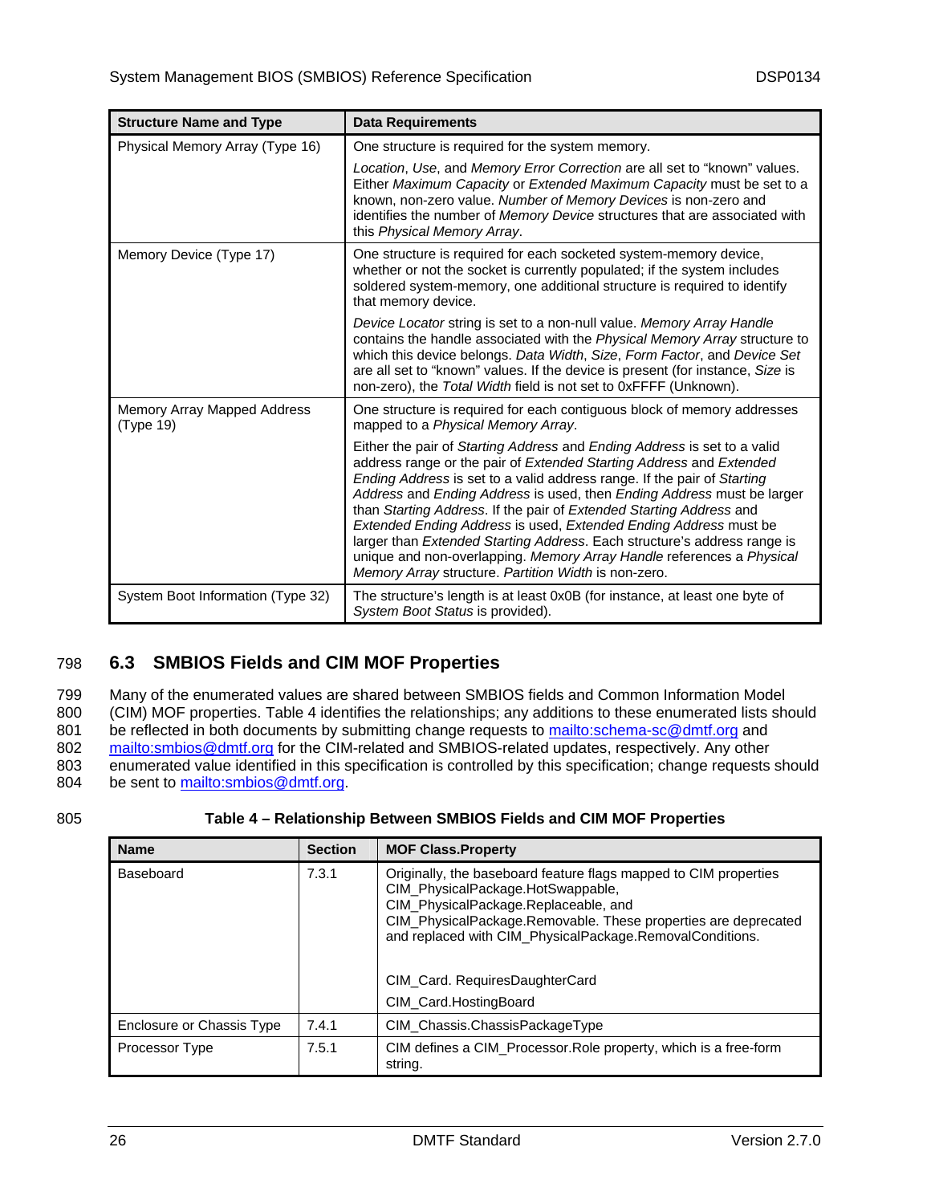| Structure Name and Type | Data Requirements |
| --- | --- |
| Physical Memory Array (Type 16) | One structure is required for the system memory.<br><br>*Location*, *Use*, and *Memory Error Correction* are all set to "known" values. Either *Maximum Capacity* or *Extended Maximum Capacity* must be set to a known, non-zero value. *Number of Memory Devices* is non-zero and identifies the number of *Memory Device* structures that are associated with this *Physical Memory Array*. |
| Memory Device (Type 17) | One structure is required for each socketed system-memory device, whether or not the socket is currently populated; if the system includes soldered system-memory, one additional structure is required to identify that memory device.<br><br>*Device Locator* string is set to a non-null value. *Memory Array Handle* contains the handle associated with the *Physical Memory Array* structure to which this device belongs. *Data Width*, *Size*, *Form Factor*, and *Device Set* are all set to "known" values. If the device is present (for instance, *Size* is non-zero), the *Total Width* field is not set to 0xFFFF (Unknown). |
| Memory Array Mapped Address (Type 19) | One structure is required for each contiguous block of memory addresses mapped to a *Physical Memory Array*.<br><br>Either the pair of *Starting Address* and *Ending Address* is set to a valid address range or the pair of *Extended Starting Address* and *Extended Ending Address* is set to a valid address range. If the pair of *Starting Address* and *Ending Address* is used, then *Ending Address* must be larger than *Starting Address*. If the pair of *Extended Starting Address* and *Extended Ending Address* is used, *Extended Ending Address* must be larger than *Extended Starting Address*. Each structure's address range is unique and non-overlapping. *Memory Array Handle* references a *Physical Memory Array* structure. *Partition Width* is non-zero. |
| System Boot Information (Type 32) | The structure's length is at least 0x0B (for instance, at least one byte of *System Boot Status* is provided). |

## 6.3 SMBIOS Fields and CIM MOF Properties

Many of the enumerated values are shared between SMBIOS fields and Common Information Model (CIM) MOF properties. Table 4 identifies the relationships; any additions to these enumerated lists should be reflected in both documents by submitting change requests to mailto:schema-sc@dmtf.org and mailto:smbios@dmtf.org for the CIM-related and SMBIOS-related updates, respectively. Any other enumerated value identified in this specification is controlled by this specification; change requests should be sent to mailto:smbios@dmtf.org.

**Table 4 – Relationship Between SMBIOS Fields and CIM MOF Properties**

| Name | Section | MOF Class.Property |
| --- | --- | --- |
| Baseboard | 7.3.1 | Originally, the baseboard feature flags mapped to CIM properties CIM_PhysicalPackage.HotSwappable, CIM_PhysicalPackage.Replaceable, and CIM_PhysicalPackage.Removable. These properties are deprecated and replaced with CIM_PhysicalPackage.RemovalConditions.<br><br>CIM_Card. RequiresDaughterCard<br><br>CIM_Card.HostingBoard |
| Enclosure or Chassis Type | 7.4.1 | CIM_Chassis.ChassisPackageType |
| Processor Type | 7.5.1 | CIM defines a CIM_Processor.Role property, which is a free-form string. |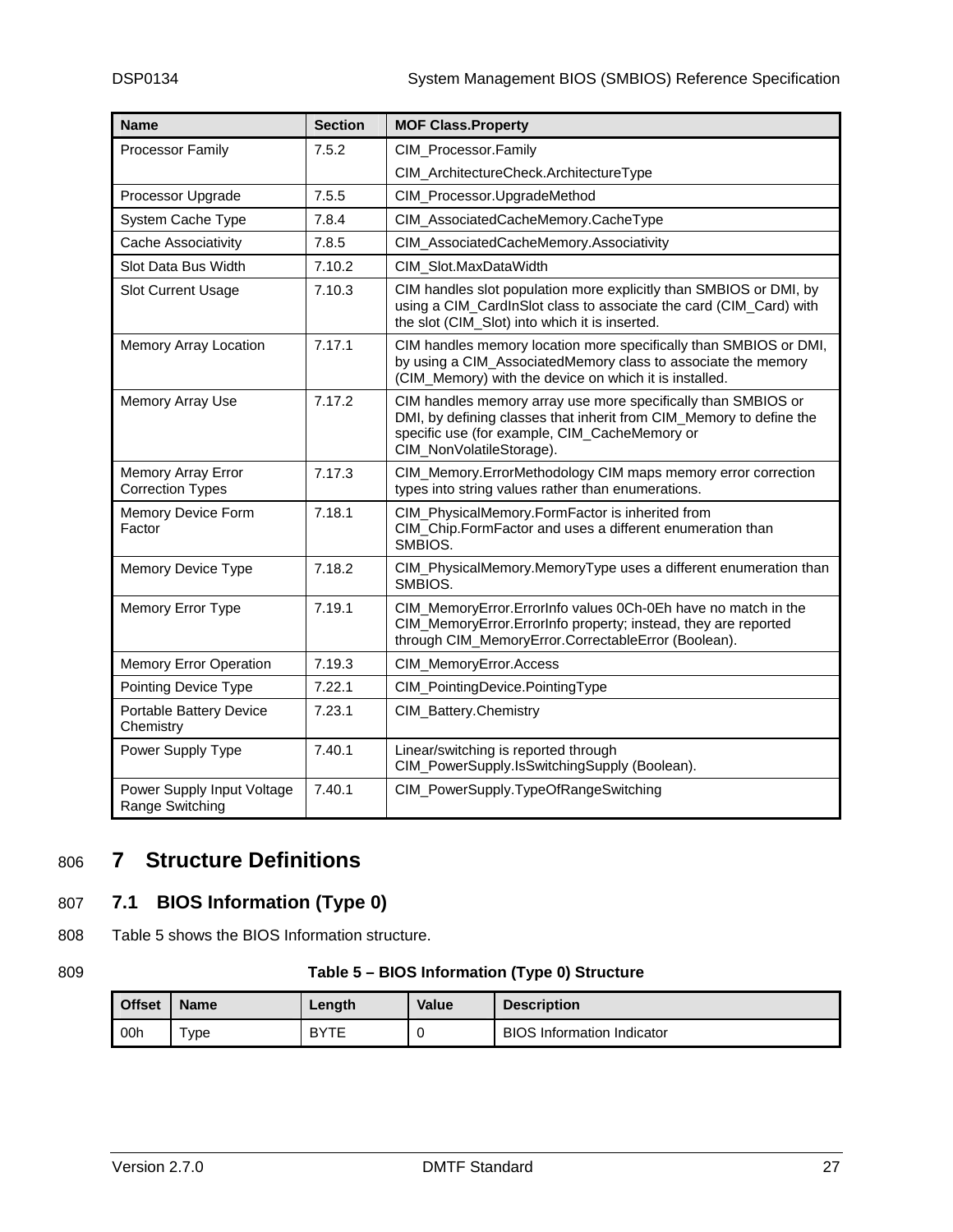| Name | Section | MOF Class.Property |
|---|---|---|
| Processor Family | 7.5.2 | CIM_Processor.Family<br>CIM_ArchitectureCheck.ArchitectureType |
| Processor Upgrade | 7.5.5 | CIM_Processor.UpgradeMethod |
| System Cache Type | 7.8.4 | CIM_AssociatedCacheMemory.CacheType |
| Cache Associativity | 7.8.5 | CIM_AssociatedCacheMemory.Associativity |
| Slot Data Bus Width | 7.10.2 | CIM_Slot.MaxDataWidth |
| Slot Current Usage | 7.10.3 | CIM handles slot population more explicitly than SMBIOS or DMI, by using a CIM_CardInSlot class to associate the card (CIM_Card) with the slot (CIM_Slot) into which it is inserted. |
| Memory Array Location | 7.17.1 | CIM handles memory location more specifically than SMBIOS or DMI, by using a CIM_AssociatedMemory class to associate the memory (CIM_Memory) with the device on which it is installed. |
| Memory Array Use | 7.17.2 | CIM handles memory array use more specifically than SMBIOS or DMI, by defining classes that inherit from CIM_Memory to define the specific use (for example, CIM_CacheMemory or CIM_NonVolatileStorage). |
| Memory Array Error Correction Types | 7.17.3 | CIM_Memory.ErrorMethodology CIM maps memory error correction types into string values rather than enumerations. |
| Memory Device Form Factor | 7.18.1 | CIM_PhysicalMemory.FormFactor is inherited from CIM_Chip.FormFactor and uses a different enumeration than SMBIOS. |
| Memory Device Type | 7.18.2 | CIM_PhysicalMemory.MemoryType uses a different enumeration than SMBIOS. |
| Memory Error Type | 7.19.1 | CIM_MemoryError.ErrorInfo values 0Ch-0Eh have no match in the CIM_MemoryError.ErrorInfo property; instead, they are reported through CIM_MemoryError.CorrectableError (Boolean). |
| Memory Error Operation | 7.19.3 | CIM_MemoryError.Access |
| Pointing Device Type | 7.22.1 | CIM_PointingDevice.PointingType |
| Portable Battery Device Chemistry | 7.23.1 | CIM_Battery.Chemistry |
| Power Supply Type | 7.40.1 | Linear/switching is reported through CIM_PowerSupply.IsSwitchingSupply (Boolean). |
| Power Supply Input Voltage Range Switching | 7.40.1 | CIM_PowerSupply.TypeOfRangeSwitching |

# 7 Structure Definitions

## 7.1 BIOS Information (Type 0)

Table 5 shows the BIOS Information structure.

**Table 5 – BIOS Information (Type 0) Structure**

| Offset | Name | Length | Value | Description |
|---|---|---|---|---|
| 00h | Type | BYTE | 0 | BIOS Information Indicator |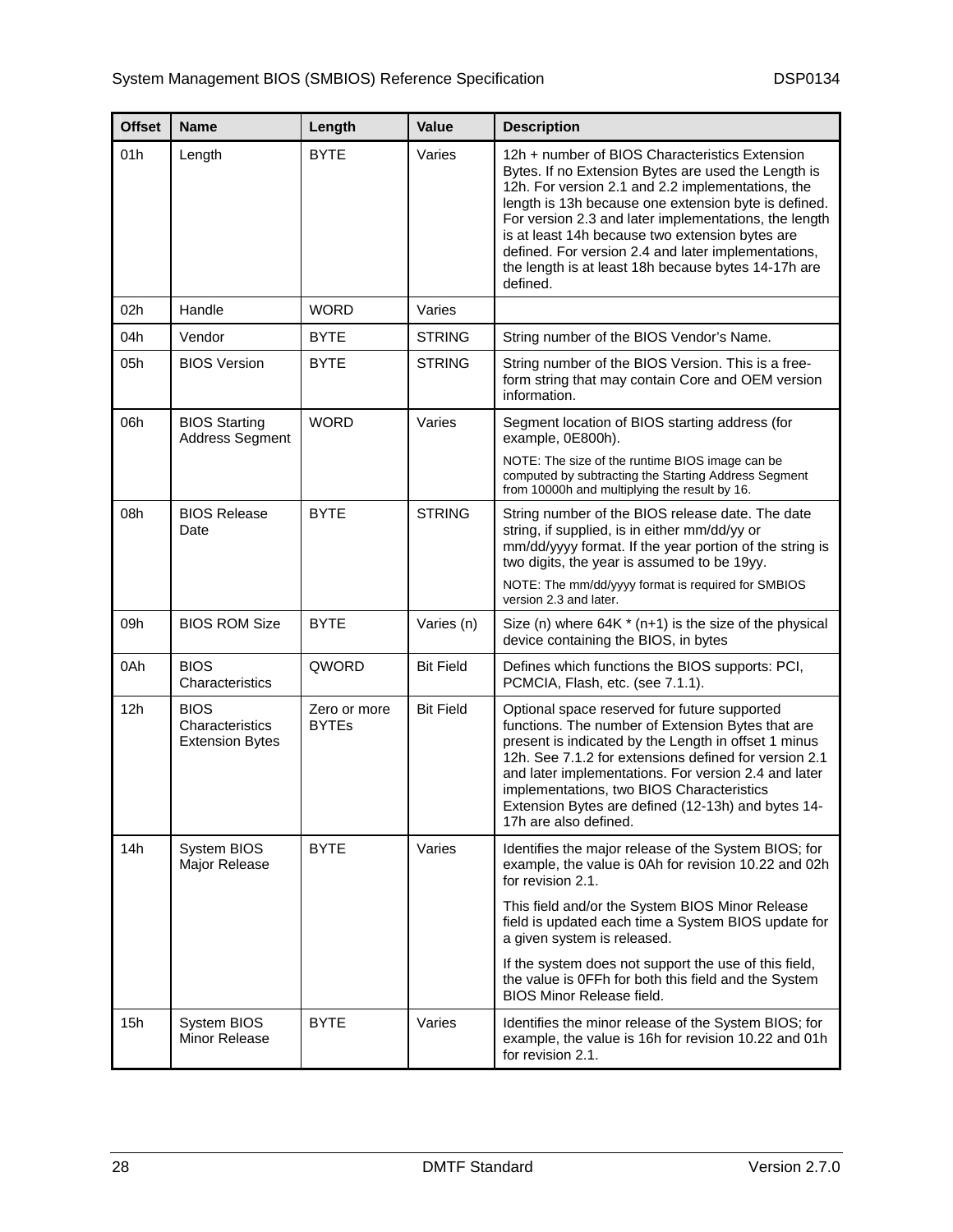| Offset | Name | Length | Value | Description |
| --- | --- | --- | --- | --- |
| 01h | Length | BYTE | Varies | 12h + number of BIOS Characteristics Extension Bytes. If no Extension Bytes are used the Length is 12h. For version 2.1 and 2.2 implementations, the length is 13h because one extension byte is defined. For version 2.3 and later implementations, the length is at least 14h because two extension bytes are defined. For version 2.4 and later implementations, the length is at least 18h because bytes 14-17h are defined. |
| 02h | Handle | WORD | Varies | |
| 04h | Vendor | BYTE | STRING | String number of the BIOS Vendor's Name. |
| 05h | BIOS Version | BYTE | STRING | String number of the BIOS Version. This is a free-form string that may contain Core and OEM version information. |
| 06h | BIOS Starting Address Segment | WORD | Varies | Segment location of BIOS starting address (for example, 0E800h).<br><br>NOTE: The size of the runtime BIOS image can be computed by subtracting the Starting Address Segment from 10000h and multiplying the result by 16. |
| 08h | BIOS Release Date | BYTE | STRING | String number of the BIOS release date. The date string, if supplied, is in either mm/dd/yy or mm/dd/yyyy format. If the year portion of the string is two digits, the year is assumed to be 19yy.<br><br>NOTE: The mm/dd/yyyy format is required for SMBIOS version 2.3 and later. |
| 09h | BIOS ROM Size | BYTE | Varies (n) | Size (n) where 64K * (n+1) is the size of the physical device containing the BIOS, in bytes |
| 0Ah | BIOS Characteristics | QWORD | Bit Field | Defines which functions the BIOS supports: PCI, PCMCIA, Flash, etc. (see 7.1.1). |
| 12h | BIOS Characteristics Extension Bytes | Zero or more BYTEs | Bit Field | Optional space reserved for future supported functions. The number of Extension Bytes that are present is indicated by the Length in offset 1 minus 12h. See 7.1.2 for extensions defined for version 2.1 and later implementations. For version 2.4 and later implementations, two BIOS Characteristics Extension Bytes are defined (12-13h) and bytes 14-17h are also defined. |
| 14h | System BIOS Major Release | BYTE | Varies | Identifies the major release of the System BIOS; for example, the value is 0Ah for revision 10.22 and 02h for revision 2.1.<br><br>This field and/or the System BIOS Minor Release field is updated each time a System BIOS update for a given system is released.<br><br>If the system does not support the use of this field, the value is 0FFh for both this field and the System BIOS Minor Release field. |
| 15h | System BIOS Minor Release | BYTE | Varies | Identifies the minor release of the System BIOS; for example, the value is 16h for revision 10.22 and 01h for revision 2.1. |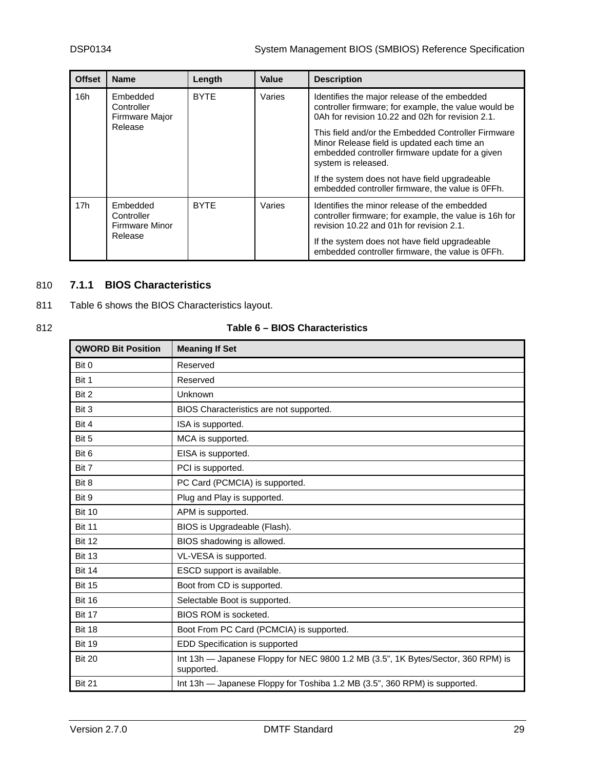| Offset | Name | Length | Value | Description |
|---|---|---|---|---|
| 16h | Embedded Controller Firmware Major Release | BYTE | Varies | Identifies the major release of the embedded controller firmware; for example, the value would be 0Ah for revision 10.22 and 02h for revision 2.1.<br><br>This field and/or the Embedded Controller Firmware Minor Release field is updated each time an embedded controller firmware update for a given system is released.<br><br>If the system does not have field upgradeable embedded controller firmware, the value is 0FFh. |
| 17h | Embedded Controller Firmware Minor Release | BYTE | Varies | Identifies the minor release of the embedded controller firmware; for example, the value is 16h for revision 10.22 and 01h for revision 2.1.<br><br>If the system does not have field upgradeable embedded controller firmware, the value is 0FFh. |

810 **7.1.1 BIOS Characteristics**

811 Table 6 shows the BIOS Characteristics layout.

812 **Table 6 – BIOS Characteristics**

| QWORD Bit Position | Meaning If Set |
|---|---|
| Bit 0 | Reserved |
| Bit 1 | Reserved |
| Bit 2 | Unknown |
| Bit 3 | BIOS Characteristics are not supported. |
| Bit 4 | ISA is supported. |
| Bit 5 | MCA is supported. |
| Bit 6 | EISA is supported. |
| Bit 7 | PCI is supported. |
| Bit 8 | PC Card (PCMCIA) is supported. |
| Bit 9 | Plug and Play is supported. |
| Bit 10 | APM is supported. |
| Bit 11 | BIOS is Upgradeable (Flash). |
| Bit 12 | BIOS shadowing is allowed. |
| Bit 13 | VL-VESA is supported. |
| Bit 14 | ESCD support is available. |
| Bit 15 | Boot from CD is supported. |
| Bit 16 | Selectable Boot is supported. |
| Bit 17 | BIOS ROM is socketed. |
| Bit 18 | Boot From PC Card (PCMCIA) is supported. |
| Bit 19 | EDD Specification is supported |
| Bit 20 | Int 13h — Japanese Floppy for NEC 9800 1.2 MB (3.5", 1K Bytes/Sector, 360 RPM) is supported. |
| Bit 21 | Int 13h — Japanese Floppy for Toshiba 1.2 MB (3.5", 360 RPM) is supported. |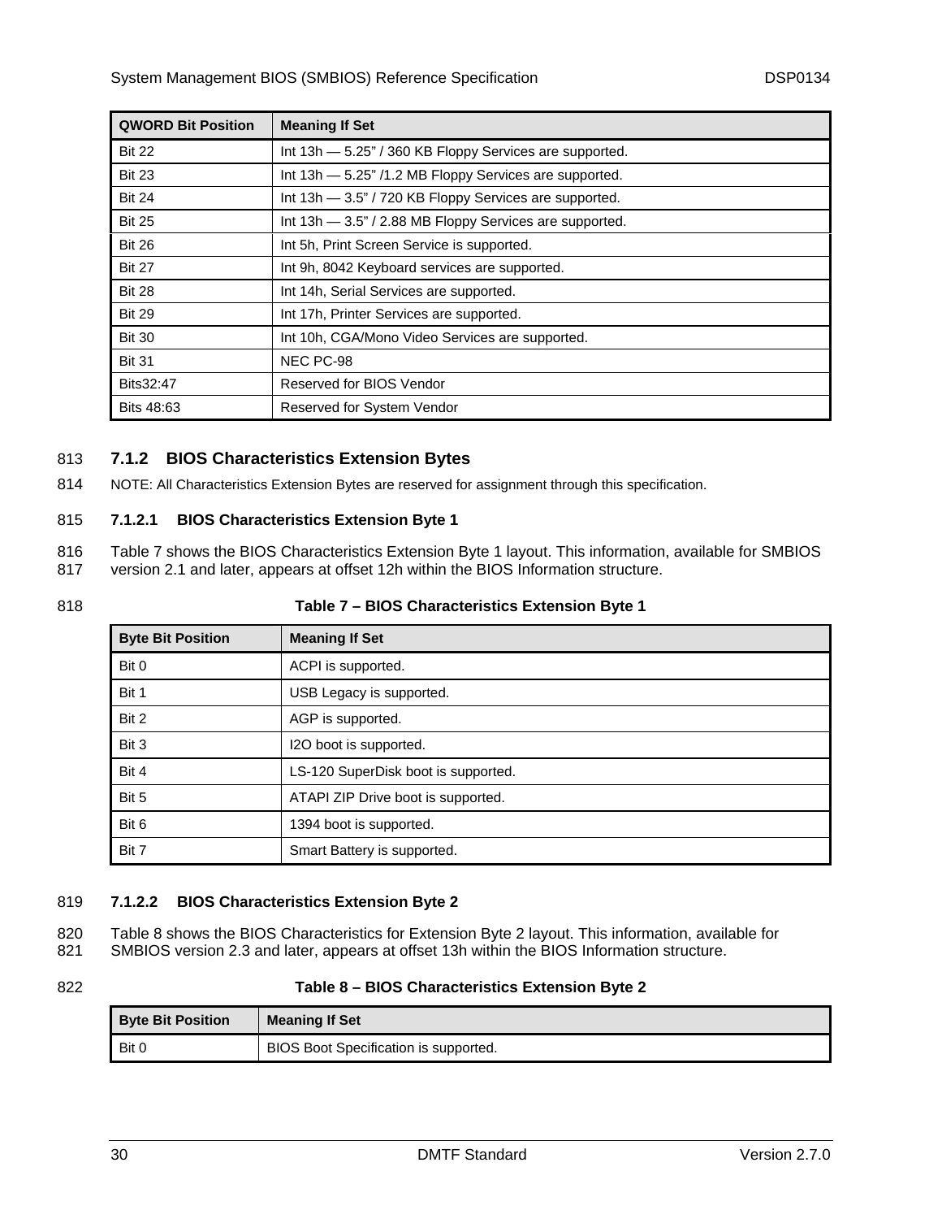| QWORD Bit Position | Meaning If Set |
|---|---|
| Bit 22 | Int 13h — 5.25" / 360 KB Floppy Services are supported. |
| Bit 23 | Int 13h — 5.25" /1.2 MB Floppy Services are supported. |
| Bit 24 | Int 13h — 3.5" / 720 KB Floppy Services are supported. |
| Bit 25 | Int 13h — 3.5" / 2.88 MB Floppy Services are supported. |
| Bit 26 | Int 5h, Print Screen Service is supported. |
| Bit 27 | Int 9h, 8042 Keyboard services are supported. |
| Bit 28 | Int 14h, Serial Services are supported. |
| Bit 29 | Int 17h, Printer Services are supported. |
| Bit 30 | Int 10h, CGA/Mono Video Services are supported. |
| Bit 31 | NEC PC-98 |
| Bits32:47 | Reserved for BIOS Vendor |
| Bits 48:63 | Reserved for System Vendor |

813 **7.1.2 BIOS Characteristics Extension Bytes**

814 NOTE: All Characteristics Extension Bytes are reserved for assignment through this specification.

815 **7.1.2.1 BIOS Characteristics Extension Byte 1**

816 Table 7 shows the BIOS Characteristics Extension Byte 1 layout. This information, available for SMBIOS
817 version 2.1 and later, appears at offset 12h within the BIOS Information structure.

818 **Table 7 – BIOS Characteristics Extension Byte 1**

| Byte Bit Position | Meaning If Set |
|---|---|
| Bit 0 | ACPI is supported. |
| Bit 1 | USB Legacy is supported. |
| Bit 2 | AGP is supported. |
| Bit 3 | I2O boot is supported. |
| Bit 4 | LS-120 SuperDisk boot is supported. |
| Bit 5 | ATAPI ZIP Drive boot is supported. |
| Bit 6 | 1394 boot is supported. |
| Bit 7 | Smart Battery is supported. |

819 **7.1.2.2 BIOS Characteristics Extension Byte 2**

820 Table 8 shows the BIOS Characteristics for Extension Byte 2 layout. This information, available for
821 SMBIOS version 2.3 and later, appears at offset 13h within the BIOS Information structure.

822 **Table 8 – BIOS Characteristics Extension Byte 2**

| Byte Bit Position | Meaning If Set |
|---|---|
| Bit 0 | BIOS Boot Specification is supported. |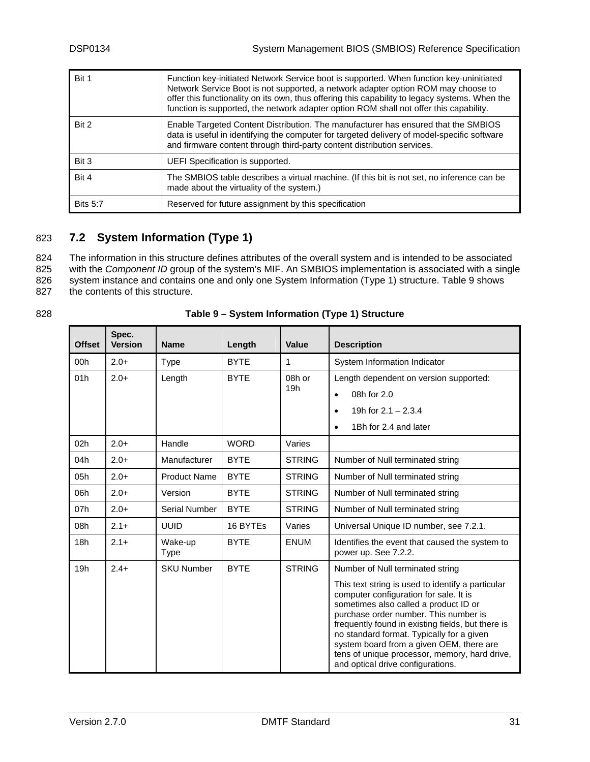| Bit 1 | Function key-initiated Network Service boot is supported. When function key-uninitiated Network Service Boot is not supported, a network adapter option ROM may choose to offer this functionality on its own, thus offering this capability to legacy systems. When the function is supported, the network adapter option ROM shall not offer this capability. |
|---|---|
| Bit 2 | Enable Targeted Content Distribution. The manufacturer has ensured that the SMBIOS data is useful in identifying the computer for targeted delivery of model-specific software and firmware content through third-party content distribution services. |
| Bit 3 | UEFI Specification is supported. |
| Bit 4 | The SMBIOS table describes a virtual machine. (If this bit is not set, no inference can be made about the virtuality of the system.) |
| Bits 5:7 | Reserved for future assignment by this specification |

## 7.2 System Information (Type 1)

The information in this structure defines attributes of the overall system and is intended to be associated with the *Component ID* group of the system's MIF. An SMBIOS implementation is associated with a single system instance and contains one and only one System Information (Type 1) structure. Table 9 shows the contents of this structure.

**Table 9 – System Information (Type 1) Structure**

| Offset | Spec. Version | Name | Length | Value | Description |
|---|---|---|---|---|---|
| 00h | 2.0+ | Type | BYTE | 1 | System Information Indicator |
| 01h | 2.0+ | Length | BYTE | 08h or 19h | Length dependent on version supported:<br>• 08h for 2.0<br>• 19h for 2.1 – 2.3.4<br>• 1Bh for 2.4 and later |
| 02h | 2.0+ | Handle | WORD | Varies | |
| 04h | 2.0+ | Manufacturer | BYTE | STRING | Number of Null terminated string |
| 05h | 2.0+ | Product Name | BYTE | STRING | Number of Null terminated string |
| 06h | 2.0+ | Version | BYTE | STRING | Number of Null terminated string |
| 07h | 2.0+ | Serial Number | BYTE | STRING | Number of Null terminated string |
| 08h | 2.1+ | UUID | 16 BYTEs | Varies | Universal Unique ID number, see 7.2.1. |
| 18h | 2.1+ | Wake-up Type | BYTE | ENUM | Identifies the event that caused the system to power up. See 7.2.2. |
| 19h | 2.4+ | SKU Number | BYTE | STRING | Number of Null terminated string<br><br>This text string is used to identify a particular computer configuration for sale. It is sometimes also called a product ID or purchase order number. This number is frequently found in existing fields, but there is no standard format. Typically for a given system board from a given OEM, there are tens of unique processor, memory, hard drive, and optical drive configurations. |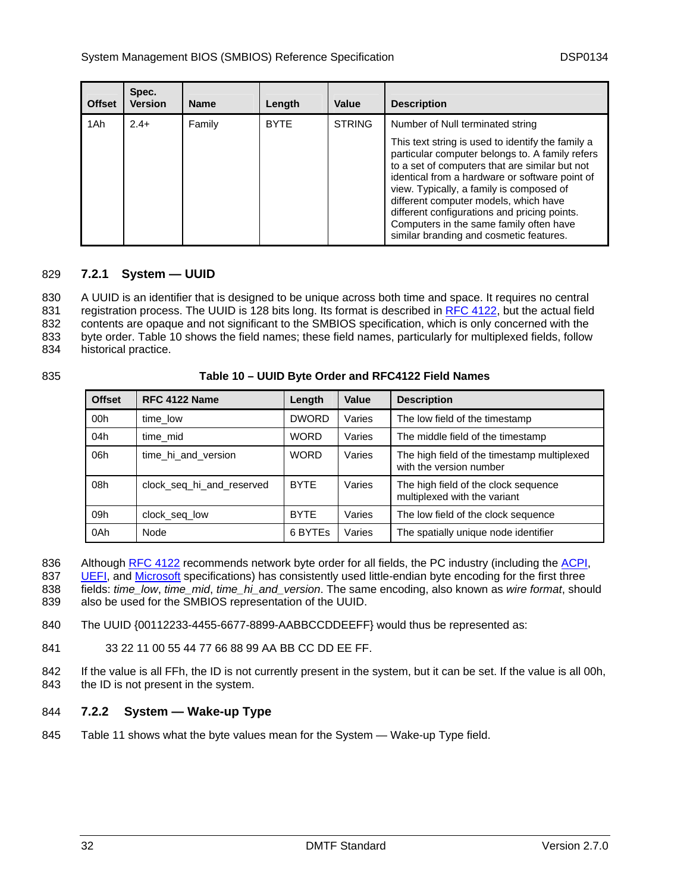| Offset | Spec. Version | Name | Length | Value | Description |
|---|---|---|---|---|---|
| 1Ah | 2.4+ | Family | BYTE | STRING | Number of Null terminated string<br><br>This text string is used to identify the family a particular computer belongs to. A family refers to a set of computers that are similar but not identical from a hardware or software point of view. Typically, a family is composed of different computer models, which have different configurations and pricing points. Computers in the same family often have similar branding and cosmetic features. |

### 7.2.1 System — UUID

A UUID is an identifier that is designed to be unique across both time and space. It requires no central registration process. The UUID is 128 bits long. Its format is described in RFC 4122, but the actual field contents are opaque and not significant to the SMBIOS specification, which is only concerned with the byte order. Table 10 shows the field names; these field names, particularly for multiplexed fields, follow historical practice.

**Table 10 – UUID Byte Order and RFC4122 Field Names**

| Offset | RFC 4122 Name | Length | Value | Description |
|---|---|---|---|---|
| 00h | time_low | DWORD | Varies | The low field of the timestamp |
| 04h | time_mid | WORD | Varies | The middle field of the timestamp |
| 06h | time_hi_and_version | WORD | Varies | The high field of the timestamp multiplexed with the version number |
| 08h | clock_seq_hi_and_reserved | BYTE | Varies | The high field of the clock sequence multiplexed with the variant |
| 09h | clock_seq_low | BYTE | Varies | The low field of the clock sequence |
| 0Ah | Node | 6 BYTEs | Varies | The spatially unique node identifier |

Although RFC 4122 recommends network byte order for all fields, the PC industry (including the ACPI, UEFI, and Microsoft specifications) has consistently used little-endian byte encoding for the first three fields: *time_low*, *time_mid*, *time_hi_and_version*. The same encoding, also known as *wire format*, should also be used for the SMBIOS representation of the UUID.

The UUID {00112233-4455-6677-8899-AABBCCDDEEFF} would thus be represented as:

33 22 11 00 55 44 77 66 88 99 AA BB CC DD EE FF.

If the value is all FFh, the ID is not currently present in the system, but it can be set. If the value is all 00h, the ID is not present in the system.

### 7.2.2 System — Wake-up Type

Table 11 shows what the byte values mean for the System — Wake-up Type field.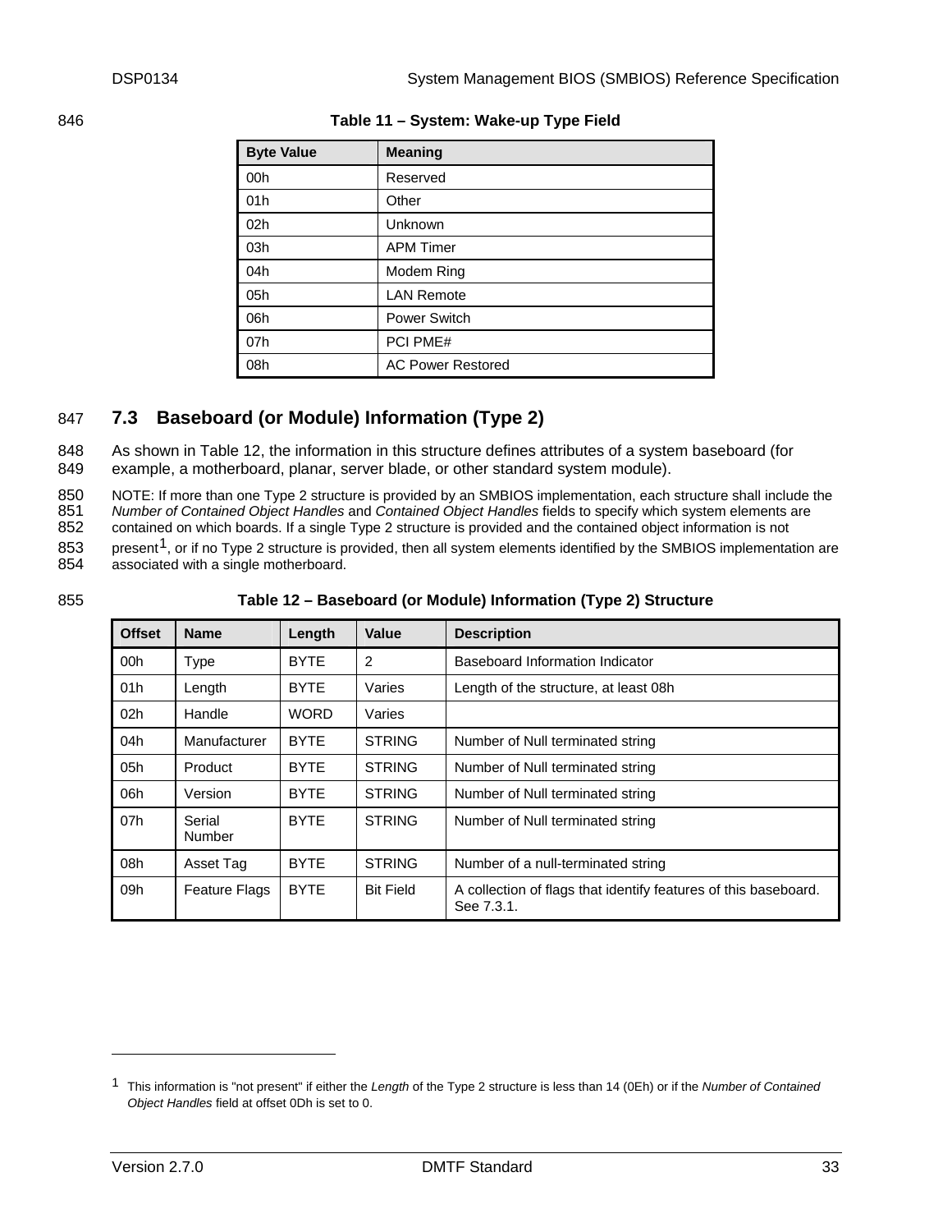Table 11 – System: Wake-up Type Field

| Byte Value | Meaning |
|---|---|
| 00h | Reserved |
| 01h | Other |
| 02h | Unknown |
| 03h | APM Timer |
| 04h | Modem Ring |
| 05h | LAN Remote |
| 06h | Power Switch |
| 07h | PCI PME# |
| 08h | AC Power Restored |

## 7.3 Baseboard (or Module) Information (Type 2)

As shown in Table 12, the information in this structure defines attributes of a system baseboard (for example, a motherboard, planar, server blade, or other standard system module).

NOTE: If more than one Type 2 structure is provided by an SMBIOS implementation, each structure shall include the *Number of Contained Object Handles* and *Contained Object Handles* fields to specify which system elements are contained on which boards. If a single Type 2 structure is provided and the contained object information is not present[1], or if no Type 2 structure is provided, then all system elements identified by the SMBIOS implementation are associated with a single motherboard.

Table 12 – Baseboard (or Module) Information (Type 2) Structure

| Offset | Name | Length | Value | Description |
|---|---|---|---|---|
| 00h | Type | BYTE | 2 | Baseboard Information Indicator |
| 01h | Length | BYTE | Varies | Length of the structure, at least 08h |
| 02h | Handle | WORD | Varies | |
| 04h | Manufacturer | BYTE | STRING | Number of Null terminated string |
| 05h | Product | BYTE | STRING | Number of Null terminated string |
| 06h | Version | BYTE | STRING | Number of Null terminated string |
| 07h | Serial Number | BYTE | STRING | Number of Null terminated string |
| 08h | Asset Tag | BYTE | STRING | Number of a null-terminated string |
| 09h | Feature Flags | BYTE | Bit Field | A collection of flags that identify features of this baseboard. See 7.3.1. |

[1] This information is "not present" if either the *Length* of the Type 2 structure is less than 14 (0Eh) or if the *Number of Contained Object Handles* field at offset 0Dh is set to 0.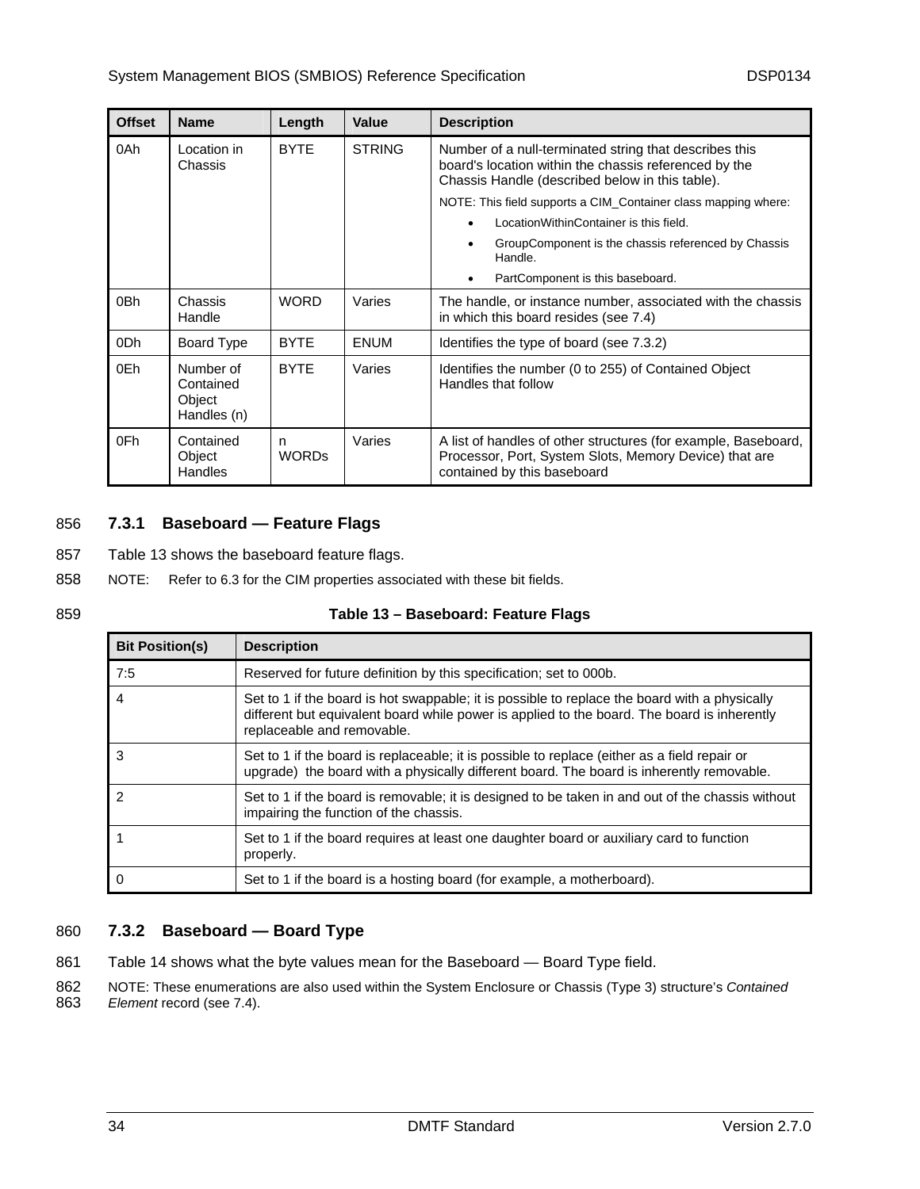| Offset | Name | Length | Value | Description |
|---|---|---|---|---|
| 0Ah | Location in Chassis | BYTE | STRING | Number of a null-terminated string that describes this board's location within the chassis referenced by the Chassis Handle (described below in this table).<br>NOTE: This field supports a CIM_Container class mapping where:<br>• LocationWithinContainer is this field.<br>• GroupComponent is the chassis referenced by Chassis Handle.<br>• PartComponent is this baseboard. |
| 0Bh | Chassis Handle | WORD | Varies | The handle, or instance number, associated with the chassis in which this board resides (see 7.4) |
| 0Dh | Board Type | BYTE | ENUM | Identifies the type of board (see 7.3.2) |
| 0Eh | Number of Contained Object Handles (n) | BYTE | Varies | Identifies the number (0 to 255) of Contained Object Handles that follow |
| 0Fh | Contained Object Handles | n WORDs | Varies | A list of handles of other structures (for example, Baseboard, Processor, Port, System Slots, Memory Device) that are contained by this baseboard |

### 7.3.1 Baseboard — Feature Flags

Table 13 shows the baseboard feature flags.

NOTE: Refer to 6.3 for the CIM properties associated with these bit fields.

**Table 13 – Baseboard: Feature Flags**

| Bit Position(s) | Description |
|---|---|
| 7:5 | Reserved for future definition by this specification; set to 000b. |
| 4 | Set to 1 if the board is hot swappable; it is possible to replace the board with a physically different but equivalent board while power is applied to the board. The board is inherently replaceable and removable. |
| 3 | Set to 1 if the board is replaceable; it is possible to replace (either as a field repair or upgrade) the board with a physically different board. The board is inherently removable. |
| 2 | Set to 1 if the board is removable; it is designed to be taken in and out of the chassis without impairing the function of the chassis. |
| 1 | Set to 1 if the board requires at least one daughter board or auxiliary card to function properly. |
| 0 | Set to 1 if the board is a hosting board (for example, a motherboard). |

### 7.3.2 Baseboard — Board Type

Table 14 shows what the byte values mean for the Baseboard — Board Type field.

NOTE: These enumerations are also used within the System Enclosure or Chassis (Type 3) structure's *Contained Element* record (see 7.4).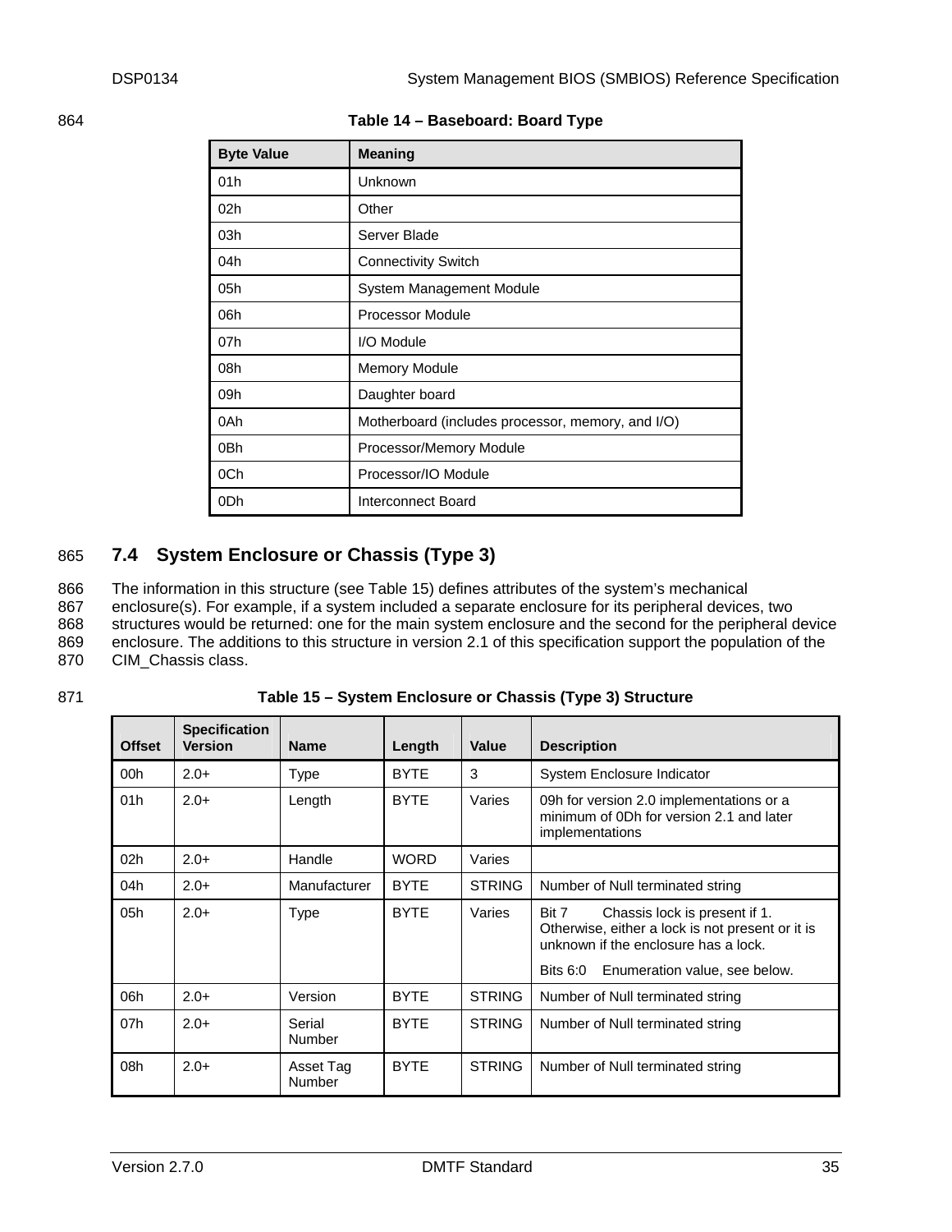Table 14 – Baseboard: Board Type

| Byte Value | Meaning |
|---|---|
| 01h | Unknown |
| 02h | Other |
| 03h | Server Blade |
| 04h | Connectivity Switch |
| 05h | System Management Module |
| 06h | Processor Module |
| 07h | I/O Module |
| 08h | Memory Module |
| 09h | Daughter board |
| 0Ah | Motherboard (includes processor, memory, and I/O) |
| 0Bh | Processor/Memory Module |
| 0Ch | Processor/IO Module |
| 0Dh | Interconnect Board |

## 7.4 System Enclosure or Chassis (Type 3)

The information in this structure (see Table 15) defines attributes of the system's mechanical enclosure(s). For example, if a system included a separate enclosure for its peripheral devices, two structures would be returned: one for the main system enclosure and the second for the peripheral device enclosure. The additions to this structure in version 2.1 of this specification support the population of the CIM_Chassis class.

Table 15 – System Enclosure or Chassis (Type 3) Structure

| Offset | Specification Version | Name | Length | Value | Description |
|---|---|---|---|---|---|
| 00h | 2.0+ | Type | BYTE | 3 | System Enclosure Indicator |
| 01h | 2.0+ | Length | BYTE | Varies | 09h for version 2.0 implementations or a minimum of 0Dh for version 2.1 and later implementations |
| 02h | 2.0+ | Handle | WORD | Varies | |
| 04h | 2.0+ | Manufacturer | BYTE | STRING | Number of Null terminated string |
| 05h | 2.0+ | Type | BYTE | Varies | Bit 7 Chassis lock is present if 1. Otherwise, either a lock is not present or it is unknown if the enclosure has a lock.<br>Bits 6:0 Enumeration value, see below. |
| 06h | 2.0+ | Version | BYTE | STRING | Number of Null terminated string |
| 07h | 2.0+ | Serial Number | BYTE | STRING | Number of Null terminated string |
| 08h | 2.0+ | Asset Tag Number | BYTE | STRING | Number of Null terminated string |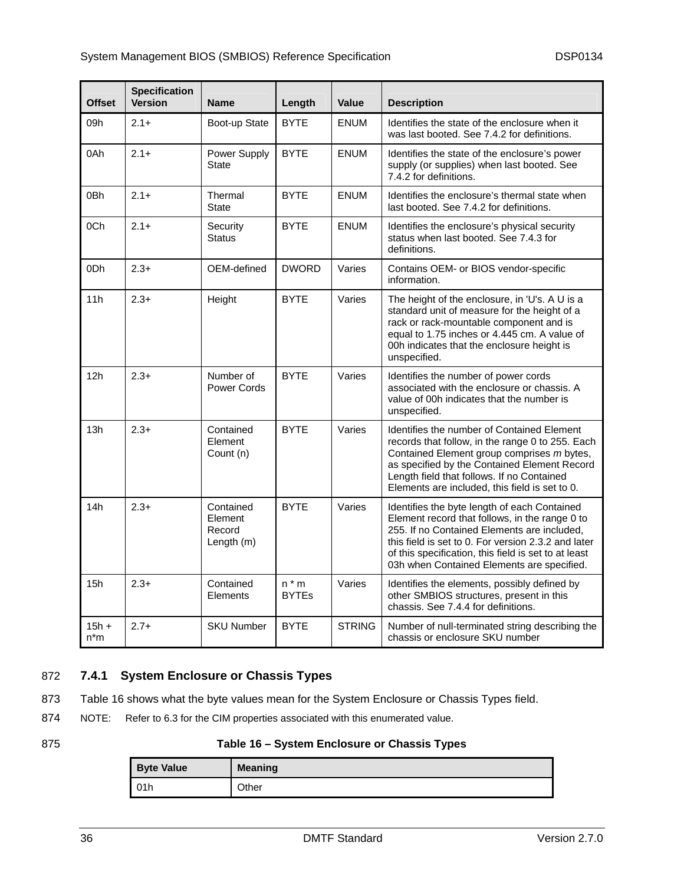| Offset | Specification Version | Name | Length | Value | Description |
|---|---|---|---|---|---|
| 09h | 2.1+ | Boot-up State | BYTE | ENUM | Identifies the state of the enclosure when it was last booted. See 7.4.2 for definitions. |
| 0Ah | 2.1+ | Power Supply State | BYTE | ENUM | Identifies the state of the enclosure's power supply (or supplies) when last booted. See 7.4.2 for definitions. |
| 0Bh | 2.1+ | Thermal State | BYTE | ENUM | Identifies the enclosure's thermal state when last booted. See 7.4.2 for definitions. |
| 0Ch | 2.1+ | Security Status | BYTE | ENUM | Identifies the enclosure's physical security status when last booted. See 7.4.3 for definitions. |
| 0Dh | 2.3+ | OEM-defined | DWORD | Varies | Contains OEM- or BIOS vendor-specific information. |
| 11h | 2.3+ | Height | BYTE | Varies | The height of the enclosure, in 'U's. A U is a standard unit of measure for the height of a rack or rack-mountable component and is equal to 1.75 inches or 4.445 cm. A value of 00h indicates that the enclosure height is unspecified. |
| 12h | 2.3+ | Number of Power Cords | BYTE | Varies | Identifies the number of power cords associated with the enclosure or chassis. A value of 00h indicates that the number is unspecified. |
| 13h | 2.3+ | Contained Element Count (n) | BYTE | Varies | Identifies the number of Contained Element records that follow, in the range 0 to 255. Each Contained Element group comprises *m* bytes, as specified by the Contained Element Record Length field that follows. If no Contained Elements are included, this field is set to 0. |
| 14h | 2.3+ | Contained Element Record Length (m) | BYTE | Varies | Identifies the byte length of each Contained Element record that follows, in the range 0 to 255. If no Contained Elements are included, this field is set to 0. For version 2.3.2 and later of this specification, this field is set to at least 03h when Contained Elements are specified. |
| 15h | 2.3+ | Contained Elements | n * m BYTEs | Varies | Identifies the elements, possibly defined by other SMBIOS structures, present in this chassis. See 7.4.4 for definitions. |
| 15h + n*m | 2.7+ | SKU Number | BYTE | STRING | Number of null-terminated string describing the chassis or enclosure SKU number |

872 **7.4.1 System Enclosure or Chassis Types**

873 Table 16 shows what the byte values mean for the System Enclosure or Chassis Types field.

874 NOTE: Refer to 6.3 for the CIM properties associated with this enumerated value.

875 **Table 16 – System Enclosure or Chassis Types**

| Byte Value | Meaning |
|---|---|
| 01h | Other |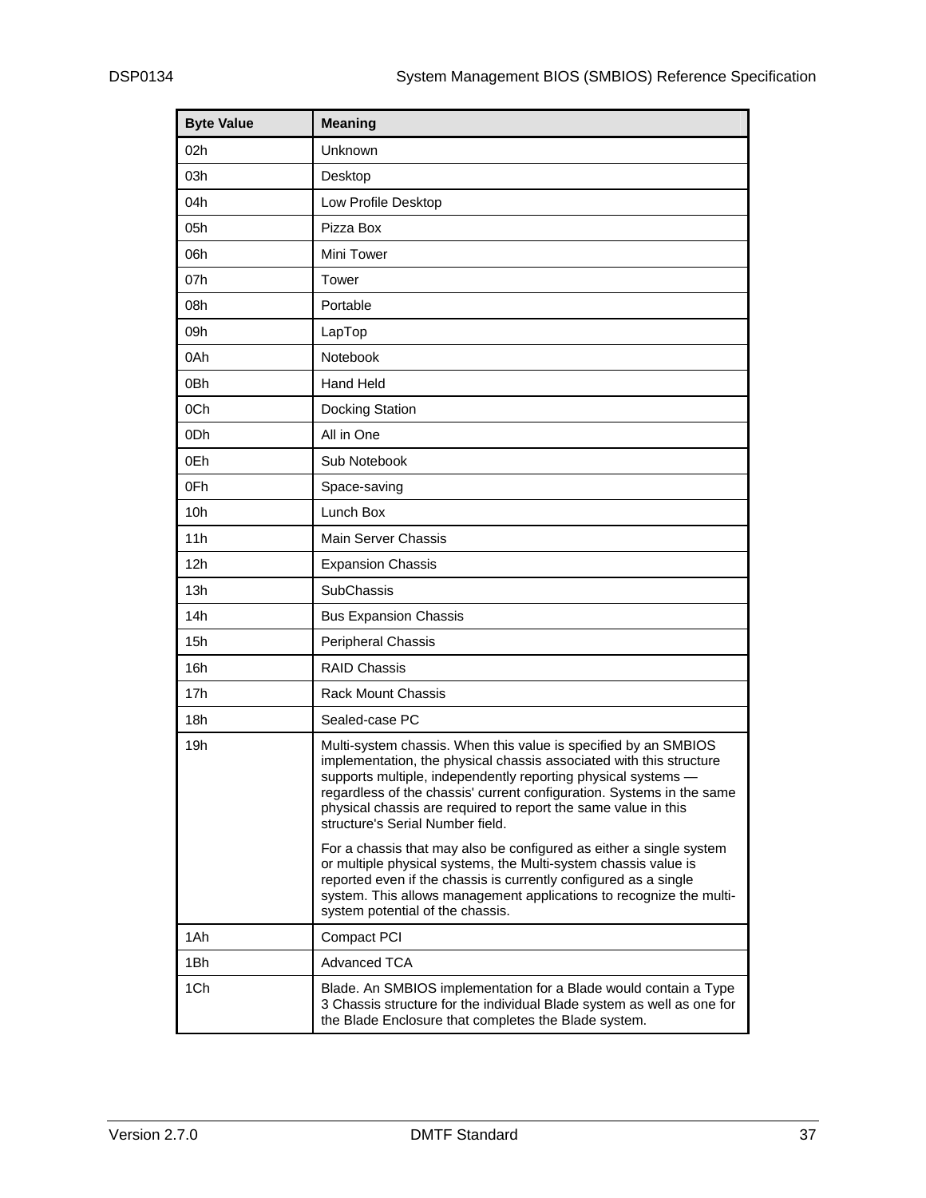| Byte Value | Meaning |
| --- | --- |
| 02h | Unknown |
| 03h | Desktop |
| 04h | Low Profile Desktop |
| 05h | Pizza Box |
| 06h | Mini Tower |
| 07h | Tower |
| 08h | Portable |
| 09h | LapTop |
| 0Ah | Notebook |
| 0Bh | Hand Held |
| 0Ch | Docking Station |
| 0Dh | All in One |
| 0Eh | Sub Notebook |
| 0Fh | Space-saving |
| 10h | Lunch Box |
| 11h | Main Server Chassis |
| 12h | Expansion Chassis |
| 13h | SubChassis |
| 14h | Bus Expansion Chassis |
| 15h | Peripheral Chassis |
| 16h | RAID Chassis |
| 17h | Rack Mount Chassis |
| 18h | Sealed-case PC |
| 19h | Multi-system chassis. When this value is specified by an SMBIOS implementation, the physical chassis associated with this structure supports multiple, independently reporting physical systems — regardless of the chassis' current configuration. Systems in the same physical chassis are required to report the same value in this structure's Serial Number field.<br><br>For a chassis that may also be configured as either a single system or multiple physical systems, the Multi-system chassis value is reported even if the chassis is currently configured as a single system. This allows management applications to recognize the multi-system potential of the chassis. |
| 1Ah | Compact PCI |
| 1Bh | Advanced TCA |
| 1Ch | Blade. An SMBIOS implementation for a Blade would contain a Type 3 Chassis structure for the individual Blade system as well as one for the Blade Enclosure that completes the Blade system. |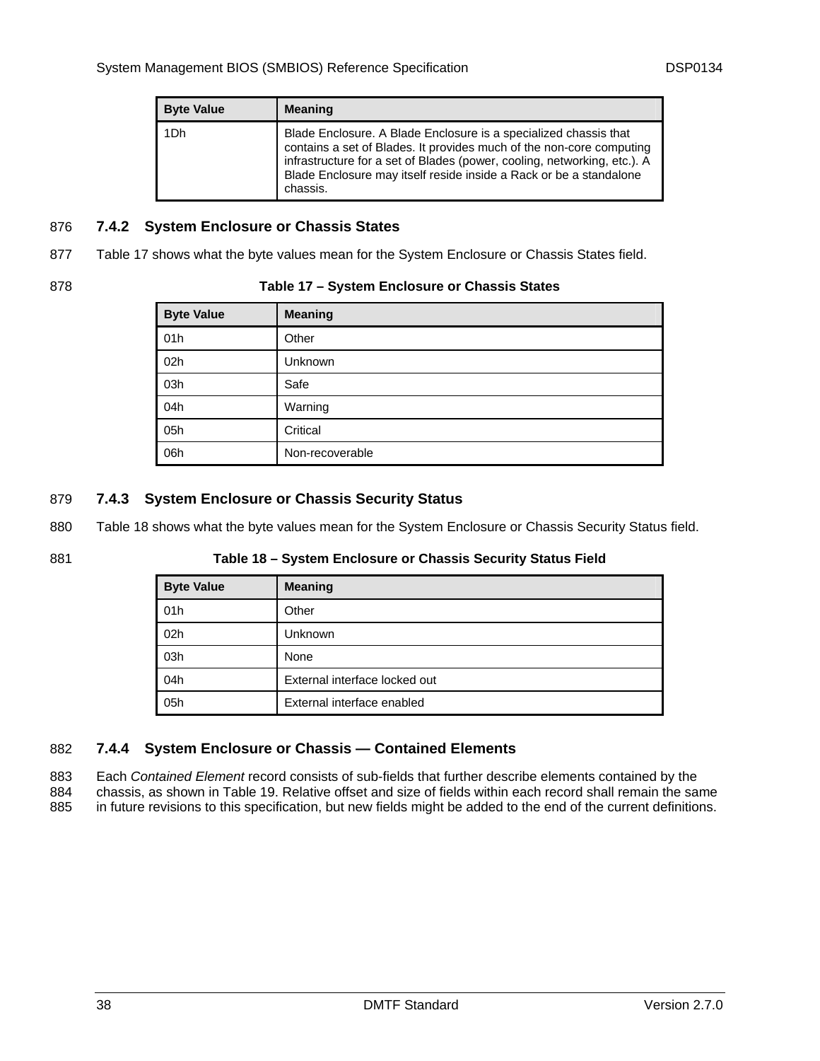| Byte Value | Meaning |
| --- | --- |
| 1Dh | Blade Enclosure. A Blade Enclosure is a specialized chassis that contains a set of Blades. It provides much of the non-core computing infrastructure for a set of Blades (power, cooling, networking, etc.). A Blade Enclosure may itself reside inside a Rack or be a standalone chassis. |

### 7.4.2 System Enclosure or Chassis States

Table 17 shows what the byte values mean for the System Enclosure or Chassis States field.

**Table 17 – System Enclosure or Chassis States**

| Byte Value | Meaning |
| --- | --- |
| 01h | Other |
| 02h | Unknown |
| 03h | Safe |
| 04h | Warning |
| 05h | Critical |
| 06h | Non-recoverable |

### 7.4.3 System Enclosure or Chassis Security Status

Table 18 shows what the byte values mean for the System Enclosure or Chassis Security Status field.

**Table 18 – System Enclosure or Chassis Security Status Field**

| Byte Value | Meaning |
| --- | --- |
| 01h | Other |
| 02h | Unknown |
| 03h | None |
| 04h | External interface locked out |
| 05h | External interface enabled |

### 7.4.4 System Enclosure or Chassis — Contained Elements

Each *Contained Element* record consists of sub-fields that further describe elements contained by the chassis, as shown in Table 19. Relative offset and size of fields within each record shall remain the same in future revisions to this specification, but new fields might be added to the end of the current definitions.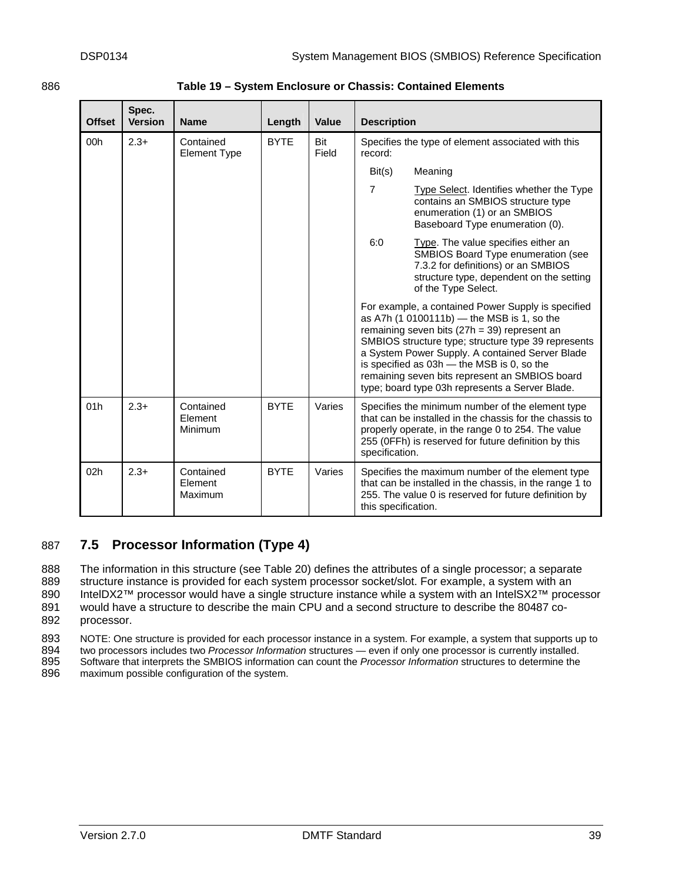**Table 19 – System Enclosure or Chassis: Contained Elements**

| Offset | Spec. Version | Name | Length | Value | Description |
|---|---|---|---|---|---|
| 00h | 2.3+ | Contained Element Type | BYTE | Bit Field | Specifies the type of element associated with this record:<br><br>Bit(s) Meaning<br><br>7 Type Select. Identifies whether the Type contains an SMBIOS structure type enumeration (1) or an SMBIOS Baseboard Type enumeration (0).<br><br>6:0 Type. The value specifies either an SMBIOS Board Type enumeration (see 7.3.2 for definitions) or an SMBIOS structure type, dependent on the setting of the Type Select.<br><br>For example, a contained Power Supply is specified as A7h (1 0100111b) — the MSB is 1, so the remaining seven bits (27h = 39) represent an SMBIOS structure type; structure type 39 represents a System Power Supply. A contained Server Blade is specified as 03h — the MSB is 0, so the remaining seven bits represent an SMBIOS board type; board type 03h represents a Server Blade. |
| 01h | 2.3+ | Contained Element Minimum | BYTE | Varies | Specifies the minimum number of the element type that can be installed in the chassis for the chassis to properly operate, in the range 0 to 254. The value 255 (0FFh) is reserved for future definition by this specification. |
| 02h | 2.3+ | Contained Element Maximum | BYTE | Varies | Specifies the maximum number of the element type that can be installed in the chassis, in the range 1 to 255. The value 0 is reserved for future definition by this specification. |

## 7.5 Processor Information (Type 4)

The information in this structure (see Table 20) defines the attributes of a single processor; a separate structure instance is provided for each system processor socket/slot. For example, a system with an IntelDX2™ processor would have a single structure instance while a system with an IntelSX2™ processor would have a structure to describe the main CPU and a second structure to describe the 80487 co-processor.

NOTE: One structure is provided for each processor instance in a system. For example, a system that supports up to two processors includes two *Processor Information* structures — even if only one processor is currently installed. Software that interprets the SMBIOS information can count the *Processor Information* structures to determine the maximum possible configuration of the system.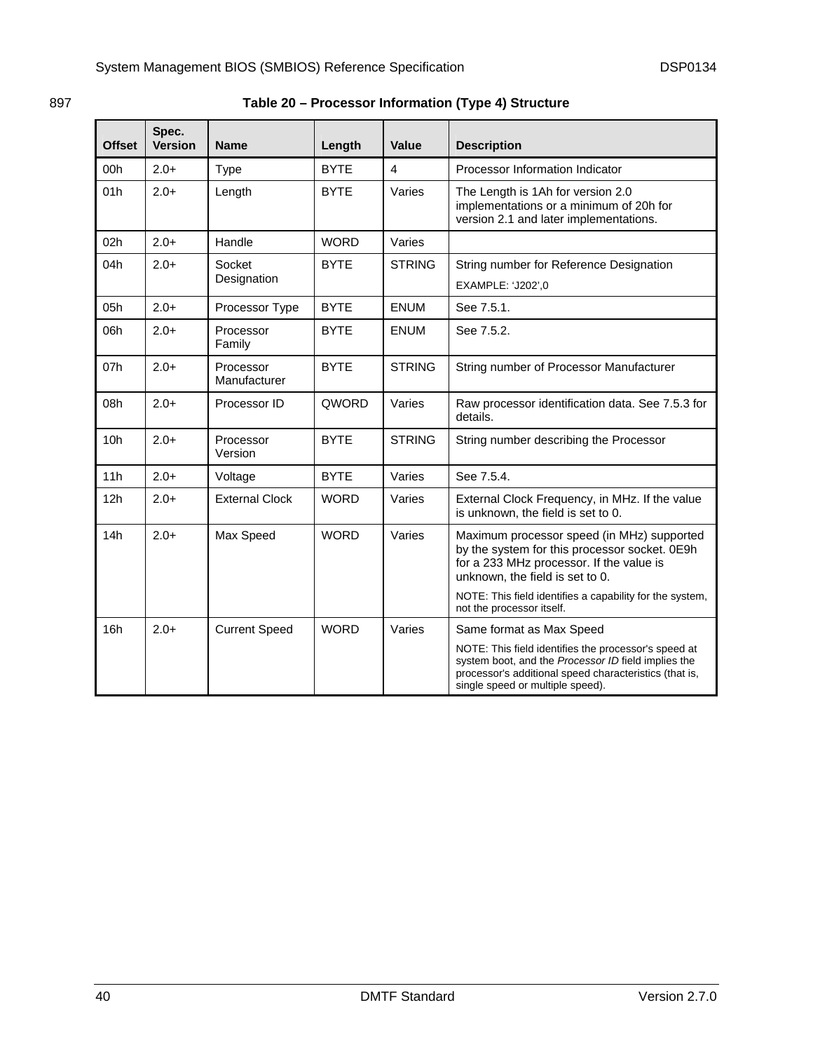897

**Table 20 – Processor Information (Type 4) Structure**

| Offset | Spec. Version | Name | Length | Value | Description |
|---|---|---|---|---|---|
| 00h | 2.0+ | Type | BYTE | 4 | Processor Information Indicator |
| 01h | 2.0+ | Length | BYTE | Varies | The Length is 1Ah for version 2.0 implementations or a minimum of 20h for version 2.1 and later implementations. |
| 02h | 2.0+ | Handle | WORD | Varies | |
| 04h | 2.0+ | Socket Designation | BYTE | STRING | String number for Reference Designation<br>EXAMPLE: 'J202',0 |
| 05h | 2.0+ | Processor Type | BYTE | ENUM | See 7.5.1. |
| 06h | 2.0+ | Processor Family | BYTE | ENUM | See 7.5.2. |
| 07h | 2.0+ | Processor Manufacturer | BYTE | STRING | String number of Processor Manufacturer |
| 08h | 2.0+ | Processor ID | QWORD | Varies | Raw processor identification data. See 7.5.3 for details. |
| 10h | 2.0+ | Processor Version | BYTE | STRING | String number describing the Processor |
| 11h | 2.0+ | Voltage | BYTE | Varies | See 7.5.4. |
| 12h | 2.0+ | External Clock | WORD | Varies | External Clock Frequency, in MHz. If the value is unknown, the field is set to 0. |
| 14h | 2.0+ | Max Speed | WORD | Varies | Maximum processor speed (in MHz) supported by the system for this processor socket. 0E9h for a 233 MHz processor. If the value is unknown, the field is set to 0.<br>NOTE: This field identifies a capability for the system, not the processor itself. |
| 16h | 2.0+ | Current Speed | WORD | Varies | Same format as Max Speed<br>NOTE: This field identifies the processor's speed at system boot, and the *Processor ID* field implies the processor's additional speed characteristics (that is, single speed or multiple speed). |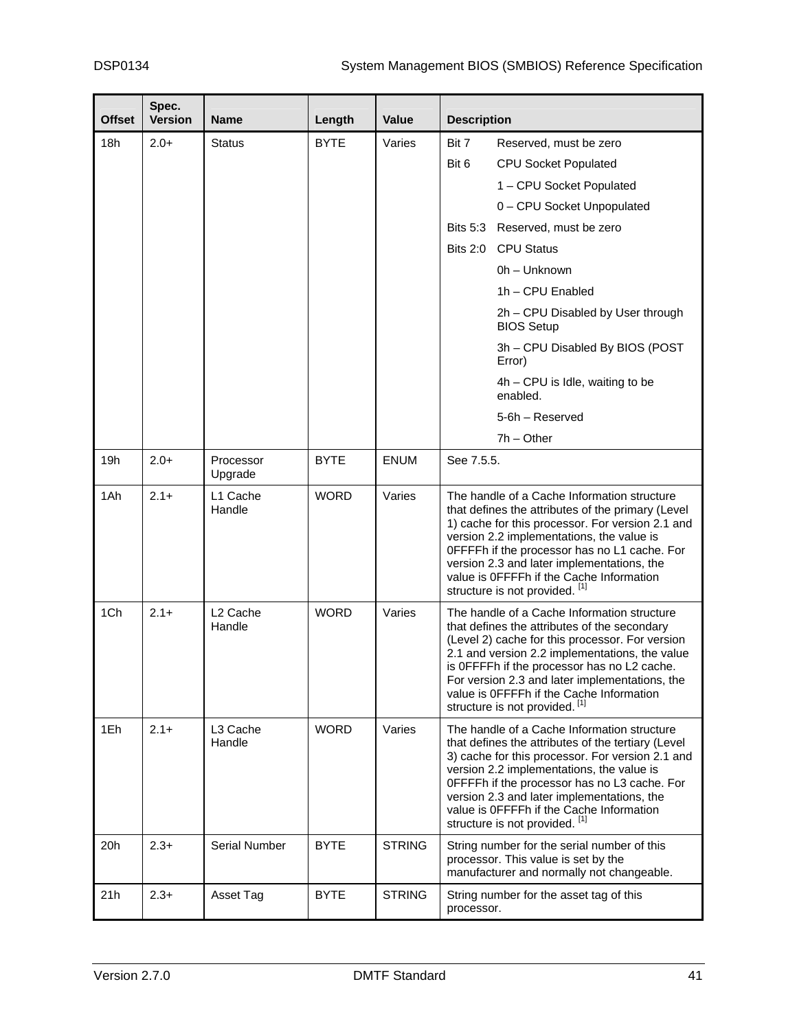| Offset | Spec. Version | Name | Length | Value | Description |
|---|---|---|---|---|---|
| 18h | 2.0+ | Status | BYTE | Varies | Bit 7 Reserved, must be zero<br>Bit 6 CPU Socket Populated<br>1 – CPU Socket Populated<br>0 – CPU Socket Unpopulated<br>Bits 5:3 Reserved, must be zero<br>Bits 2:0 CPU Status<br>0h – Unknown<br>1h – CPU Enabled<br>2h – CPU Disabled by User through BIOS Setup<br>3h – CPU Disabled By BIOS (POST Error)<br>4h – CPU is Idle, waiting to be enabled.<br>5-6h – Reserved<br>7h – Other |
| 19h | 2.0+ | Processor Upgrade | BYTE | ENUM | See 7.5.5. |
| 1Ah | 2.1+ | L1 Cache Handle | WORD | Varies | The handle of a Cache Information structure that defines the attributes of the primary (Level 1) cache for this processor. For version 2.1 and version 2.2 implementations, the value is 0FFFFh if the processor has no L1 cache. For version 2.3 and later implementations, the value is 0FFFFh if the Cache Information structure is not provided. [1] |
| 1Ch | 2.1+ | L2 Cache Handle | WORD | Varies | The handle of a Cache Information structure that defines the attributes of the secondary (Level 2) cache for this processor. For version 2.1 and version 2.2 implementations, the value is 0FFFFh if the processor has no L2 cache. For version 2.3 and later implementations, the value is 0FFFFh if the Cache Information structure is not provided. [1] |
| 1Eh | 2.1+ | L3 Cache Handle | WORD | Varies | The handle of a Cache Information structure that defines the attributes of the tertiary (Level 3) cache for this processor. For version 2.1 and version 2.2 implementations, the value is 0FFFFh if the processor has no L3 cache. For version 2.3 and later implementations, the value is 0FFFFh if the Cache Information structure is not provided. [1] |
| 20h | 2.3+ | Serial Number | BYTE | STRING | String number for the serial number of this processor. This value is set by the manufacturer and normally not changeable. |
| 21h | 2.3+ | Asset Tag | BYTE | STRING | String number for the asset tag of this processor. |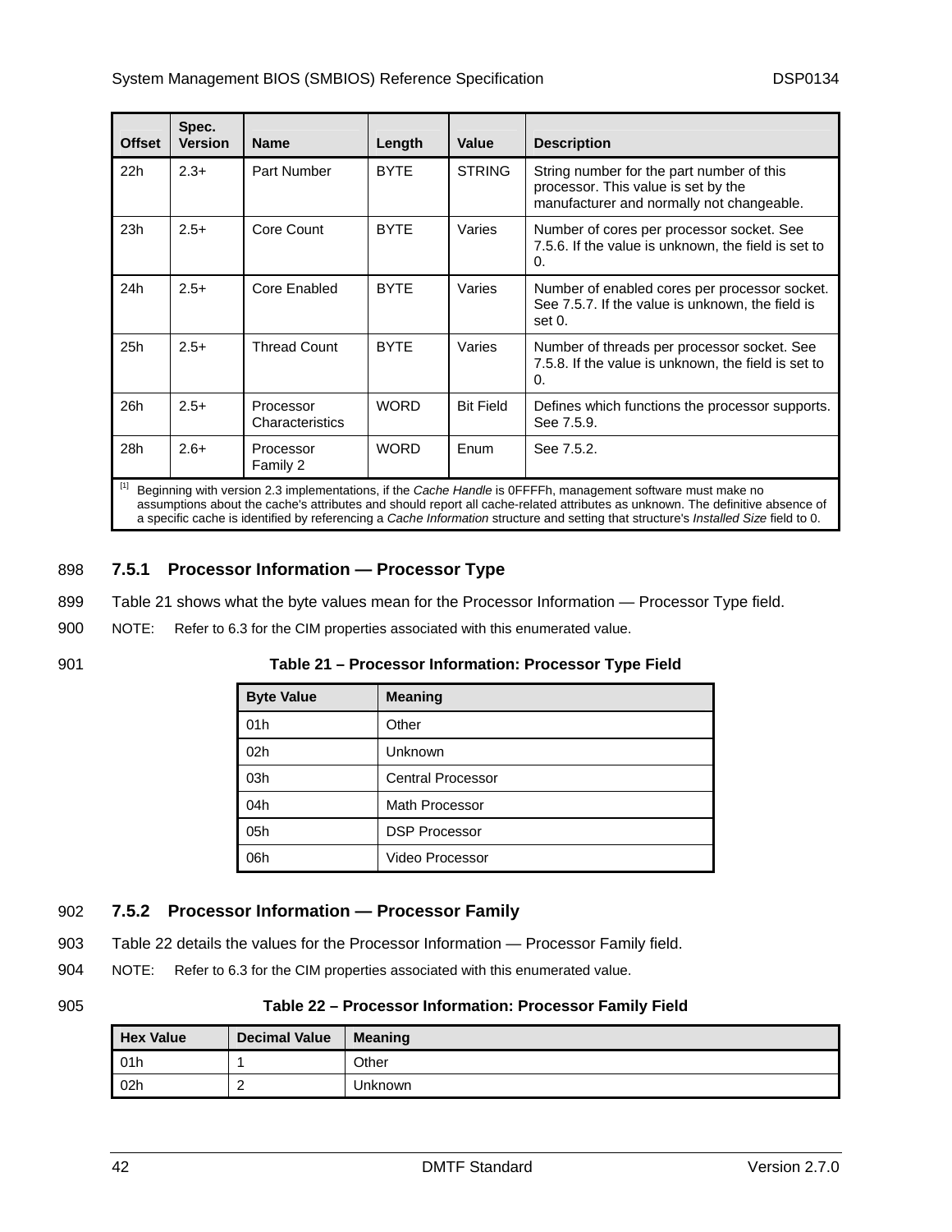| Offset | Spec. Version | Name | Length | Value | Description |
|---|---|---|---|---|---|
| 22h | 2.3+ | Part Number | BYTE | STRING | String number for the part number of this processor. This value is set by the manufacturer and normally not changeable. |
| 23h | 2.5+ | Core Count | BYTE | Varies | Number of cores per processor socket. See 7.5.6. If the value is unknown, the field is set to 0. |
| 24h | 2.5+ | Core Enabled | BYTE | Varies | Number of enabled cores per processor socket. See 7.5.7. If the value is unknown, the field is set 0. |
| 25h | 2.5+ | Thread Count | BYTE | Varies | Number of threads per processor socket. See 7.5.8. If the value is unknown, the field is set to 0. |
| 26h | 2.5+ | Processor Characteristics | WORD | Bit Field | Defines which functions the processor supports. See 7.5.9. |
| 28h | 2.6+ | Processor Family 2 | WORD | Enum | See 7.5.2. |

[1] Beginning with version 2.3 implementations, if the *Cache Handle* is 0FFFFh, management software must make no assumptions about the cache's attributes and should report all cache-related attributes as unknown. The definitive absence of a specific cache is identified by referencing a *Cache Information* structure and setting that structure's *Installed Size* field to 0.

898 **7.5.1 Processor Information — Processor Type**

899 Table 21 shows what the byte values mean for the Processor Information — Processor Type field.

900 NOTE: Refer to 6.3 for the CIM properties associated with this enumerated value.

901 **Table 21 – Processor Information: Processor Type Field**

| Byte Value | Meaning |
|---|---|
| 01h | Other |
| 02h | Unknown |
| 03h | Central Processor |
| 04h | Math Processor |
| 05h | DSP Processor |
| 06h | Video Processor |

902 **7.5.2 Processor Information — Processor Family**

903 Table 22 details the values for the Processor Information — Processor Family field.

904 NOTE: Refer to 6.3 for the CIM properties associated with this enumerated value.

905 **Table 22 – Processor Information: Processor Family Field**

| Hex Value | Decimal Value | Meaning |
|---|---|---|
| 01h | 1 | Other |
| 02h | 2 | Unknown |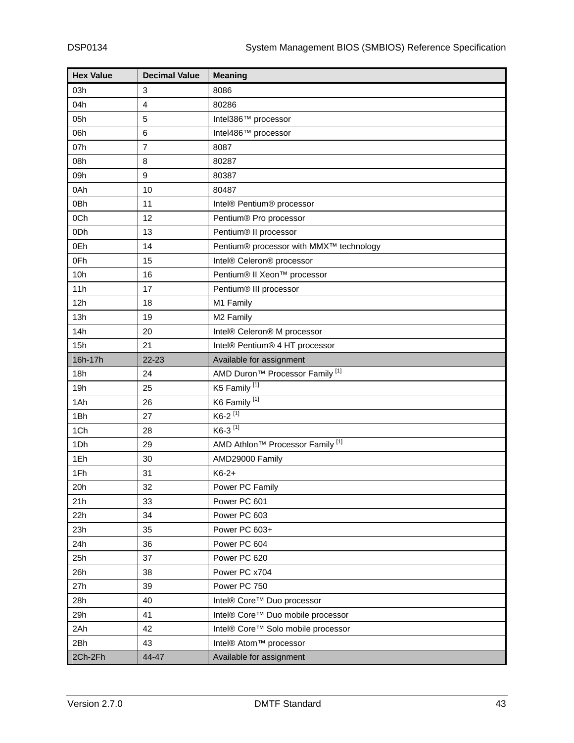| Hex Value | Decimal Value | Meaning |
|---|---|---|
| 03h | 3 | 8086 |
| 04h | 4 | 80286 |
| 05h | 5 | Intel386™ processor |
| 06h | 6 | Intel486™ processor |
| 07h | 7 | 8087 |
| 08h | 8 | 80287 |
| 09h | 9 | 80387 |
| 0Ah | 10 | 80487 |
| 0Bh | 11 | Intel® Pentium® processor |
| 0Ch | 12 | Pentium® Pro processor |
| 0Dh | 13 | Pentium® II processor |
| 0Eh | 14 | Pentium® processor with MMX™ technology |
| 0Fh | 15 | Intel® Celeron® processor |
| 10h | 16 | Pentium® II Xeon™ processor |
| 11h | 17 | Pentium® III processor |
| 12h | 18 | M1 Family |
| 13h | 19 | M2 Family |
| 14h | 20 | Intel® Celeron® M processor |
| 15h | 21 | Intel® Pentium® 4 HT processor |
| 16h-17h | 22-23 | Available for assignment |
| 18h | 24 | AMD Duron™ Processor Family [1] |
| 19h | 25 | K5 Family [1] |
| 1Ah | 26 | K6 Family [1] |
| 1Bh | 27 | K6-2 [1] |
| 1Ch | 28 | K6-3 [1] |
| 1Dh | 29 | AMD Athlon™ Processor Family [1] |
| 1Eh | 30 | AMD29000 Family |
| 1Fh | 31 | K6-2+ |
| 20h | 32 | Power PC Family |
| 21h | 33 | Power PC 601 |
| 22h | 34 | Power PC 603 |
| 23h | 35 | Power PC 603+ |
| 24h | 36 | Power PC 604 |
| 25h | 37 | Power PC 620 |
| 26h | 38 | Power PC x704 |
| 27h | 39 | Power PC 750 |
| 28h | 40 | Intel® Core™ Duo processor |
| 29h | 41 | Intel® Core™ Duo mobile processor |
| 2Ah | 42 | Intel® Core™ Solo mobile processor |
| 2Bh | 43 | Intel® Atom™ processor |
| 2Ch-2Fh | 44-47 | Available for assignment |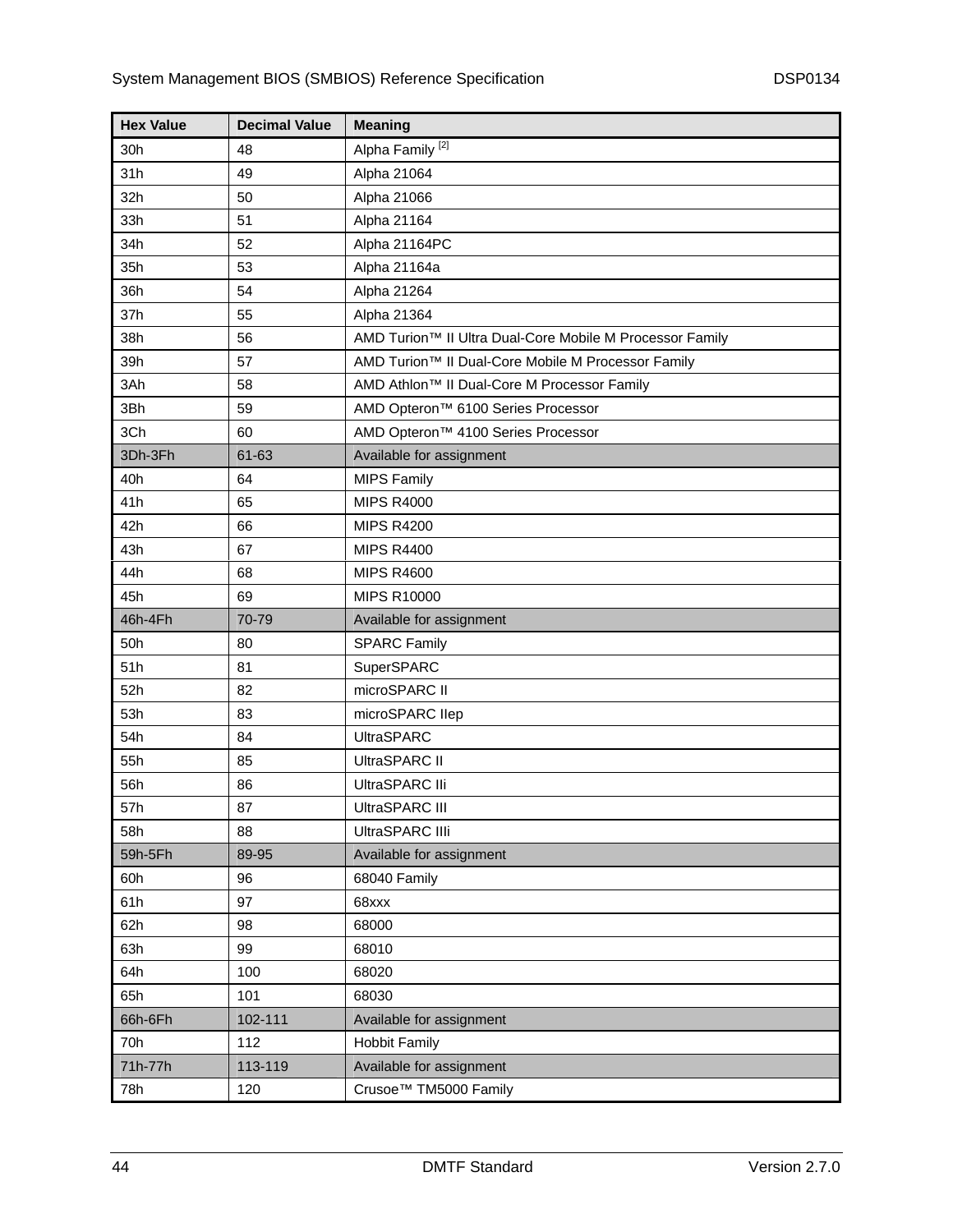| Hex Value | Decimal Value | Meaning |
| --- | --- | --- |
| 30h | 48 | Alpha Family [2] |
| 31h | 49 | Alpha 21064 |
| 32h | 50 | Alpha 21066 |
| 33h | 51 | Alpha 21164 |
| 34h | 52 | Alpha 21164PC |
| 35h | 53 | Alpha 21164a |
| 36h | 54 | Alpha 21264 |
| 37h | 55 | Alpha 21364 |
| 38h | 56 | AMD Turion™ II Ultra Dual-Core Mobile M Processor Family |
| 39h | 57 | AMD Turion™ II Dual-Core Mobile M Processor Family |
| 3Ah | 58 | AMD Athlon™ II Dual-Core M Processor Family |
| 3Bh | 59 | AMD Opteron™ 6100 Series Processor |
| 3Ch | 60 | AMD Opteron™ 4100 Series Processor |
| 3Dh-3Fh | 61-63 | Available for assignment |
| 40h | 64 | MIPS Family |
| 41h | 65 | MIPS R4000 |
| 42h | 66 | MIPS R4200 |
| 43h | 67 | MIPS R4400 |
| 44h | 68 | MIPS R4600 |
| 45h | 69 | MIPS R10000 |
| 46h-4Fh | 70-79 | Available for assignment |
| 50h | 80 | SPARC Family |
| 51h | 81 | SuperSPARC |
| 52h | 82 | microSPARC II |
| 53h | 83 | microSPARC IIep |
| 54h | 84 | UltraSPARC |
| 55h | 85 | UltraSPARC II |
| 56h | 86 | UltraSPARC IIi |
| 57h | 87 | UltraSPARC III |
| 58h | 88 | UltraSPARC IIIi |
| 59h-5Fh | 89-95 | Available for assignment |
| 60h | 96 | 68040 Family |
| 61h | 97 | 68xxx |
| 62h | 98 | 68000 |
| 63h | 99 | 68010 |
| 64h | 100 | 68020 |
| 65h | 101 | 68030 |
| 66h-6Fh | 102-111 | Available for assignment |
| 70h | 112 | Hobbit Family |
| 71h-77h | 113-119 | Available for assignment |
| 78h | 120 | Crusoe™ TM5000 Family |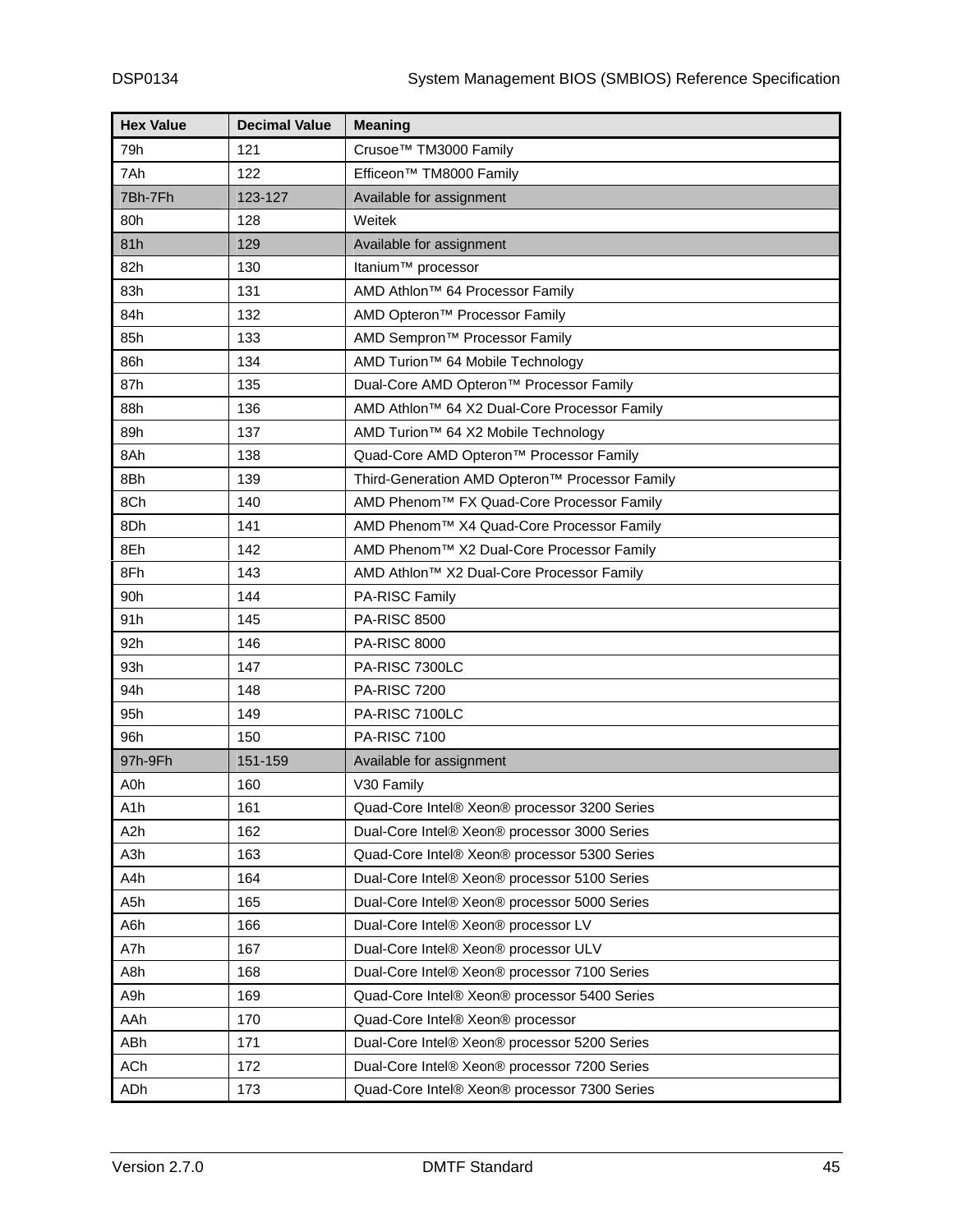| Hex Value | Decimal Value | Meaning |
|---|---|---|
| 79h | 121 | Crusoe™ TM3000 Family |
| 7Ah | 122 | Efficeon™ TM8000 Family |
| 7Bh-7Fh | 123-127 | Available for assignment |
| 80h | 128 | Weitek |
| 81h | 129 | Available for assignment |
| 82h | 130 | Itanium™ processor |
| 83h | 131 | AMD Athlon™ 64 Processor Family |
| 84h | 132 | AMD Opteron™ Processor Family |
| 85h | 133 | AMD Sempron™ Processor Family |
| 86h | 134 | AMD Turion™ 64 Mobile Technology |
| 87h | 135 | Dual-Core AMD Opteron™ Processor Family |
| 88h | 136 | AMD Athlon™ 64 X2 Dual-Core Processor Family |
| 89h | 137 | AMD Turion™ 64 X2 Mobile Technology |
| 8Ah | 138 | Quad-Core AMD Opteron™ Processor Family |
| 8Bh | 139 | Third-Generation AMD Opteron™ Processor Family |
| 8Ch | 140 | AMD Phenom™ FX Quad-Core Processor Family |
| 8Dh | 141 | AMD Phenom™ X4 Quad-Core Processor Family |
| 8Eh | 142 | AMD Phenom™ X2 Dual-Core Processor Family |
| 8Fh | 143 | AMD Athlon™ X2 Dual-Core Processor Family |
| 90h | 144 | PA-RISC Family |
| 91h | 145 | PA-RISC 8500 |
| 92h | 146 | PA-RISC 8000 |
| 93h | 147 | PA-RISC 7300LC |
| 94h | 148 | PA-RISC 7200 |
| 95h | 149 | PA-RISC 7100LC |
| 96h | 150 | PA-RISC 7100 |
| 97h-9Fh | 151-159 | Available for assignment |
| A0h | 160 | V30 Family |
| A1h | 161 | Quad-Core Intel® Xeon® processor 3200 Series |
| A2h | 162 | Dual-Core Intel® Xeon® processor 3000 Series |
| A3h | 163 | Quad-Core Intel® Xeon® processor 5300 Series |
| A4h | 164 | Dual-Core Intel® Xeon® processor 5100 Series |
| A5h | 165 | Dual-Core Intel® Xeon® processor 5000 Series |
| A6h | 166 | Dual-Core Intel® Xeon® processor LV |
| A7h | 167 | Dual-Core Intel® Xeon® processor ULV |
| A8h | 168 | Dual-Core Intel® Xeon® processor 7100 Series |
| A9h | 169 | Quad-Core Intel® Xeon® processor 5400 Series |
| AAh | 170 | Quad-Core Intel® Xeon® processor |
| ABh | 171 | Dual-Core Intel® Xeon® processor 5200 Series |
| ACh | 172 | Dual-Core Intel® Xeon® processor 7200 Series |
| ADh | 173 | Quad-Core Intel® Xeon® processor 7300 Series |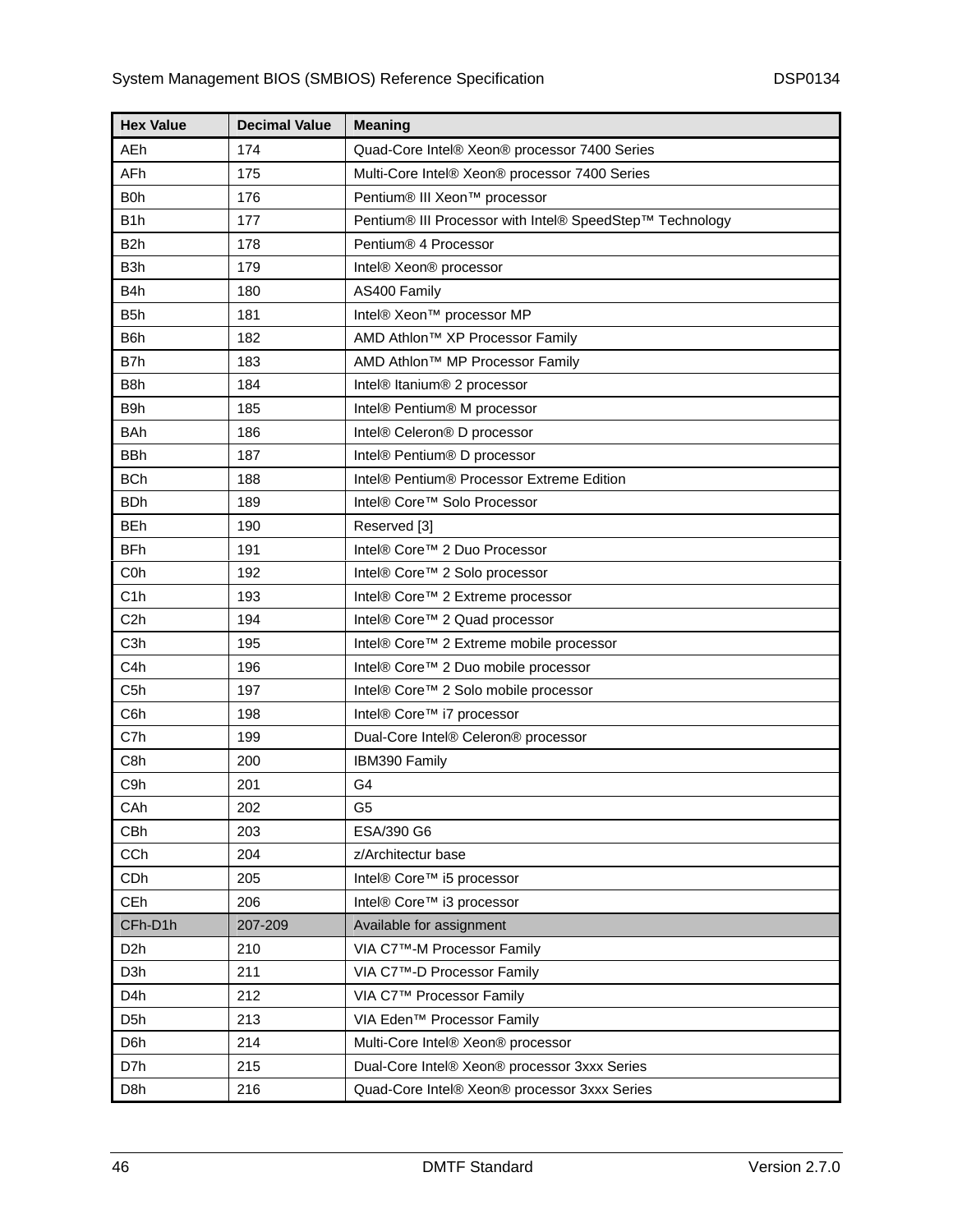| Hex Value | Decimal Value | Meaning |
|---|---|---|
| AEh | 174 | Quad-Core Intel® Xeon® processor 7400 Series |
| AFh | 175 | Multi-Core Intel® Xeon® processor 7400 Series |
| B0h | 176 | Pentium® III Xeon™ processor |
| B1h | 177 | Pentium® III Processor with Intel® SpeedStep™ Technology |
| B2h | 178 | Pentium® 4 Processor |
| B3h | 179 | Intel® Xeon® processor |
| B4h | 180 | AS400 Family |
| B5h | 181 | Intel® Xeon™ processor MP |
| B6h | 182 | AMD Athlon™ XP Processor Family |
| B7h | 183 | AMD Athlon™ MP Processor Family |
| B8h | 184 | Intel® Itanium® 2 processor |
| B9h | 185 | Intel® Pentium® M processor |
| BAh | 186 | Intel® Celeron® D processor |
| BBh | 187 | Intel® Pentium® D processor |
| BCh | 188 | Intel® Pentium® Processor Extreme Edition |
| BDh | 189 | Intel® Core™ Solo Processor |
| BEh | 190 | Reserved [3] |
| BFh | 191 | Intel® Core™ 2 Duo Processor |
| C0h | 192 | Intel® Core™ 2 Solo processor |
| C1h | 193 | Intel® Core™ 2 Extreme processor |
| C2h | 194 | Intel® Core™ 2 Quad processor |
| C3h | 195 | Intel® Core™ 2 Extreme mobile processor |
| C4h | 196 | Intel® Core™ 2 Duo mobile processor |
| C5h | 197 | Intel® Core™ 2 Solo mobile processor |
| C6h | 198 | Intel® Core™ i7 processor |
| C7h | 199 | Dual-Core Intel® Celeron® processor |
| C8h | 200 | IBM390 Family |
| C9h | 201 | G4 |
| CAh | 202 | G5 |
| CBh | 203 | ESA/390 G6 |
| CCh | 204 | z/Architectur base |
| CDh | 205 | Intel® Core™ i5 processor |
| CEh | 206 | Intel® Core™ i3 processor |
| CFh-D1h | 207-209 | Available for assignment |
| D2h | 210 | VIA C7™-M Processor Family |
| D3h | 211 | VIA C7™-D Processor Family |
| D4h | 212 | VIA C7™ Processor Family |
| D5h | 213 | VIA Eden™ Processor Family |
| D6h | 214 | Multi-Core Intel® Xeon® processor |
| D7h | 215 | Dual-Core Intel® Xeon® processor 3xxx Series |
| D8h | 216 | Quad-Core Intel® Xeon® processor 3xxx Series |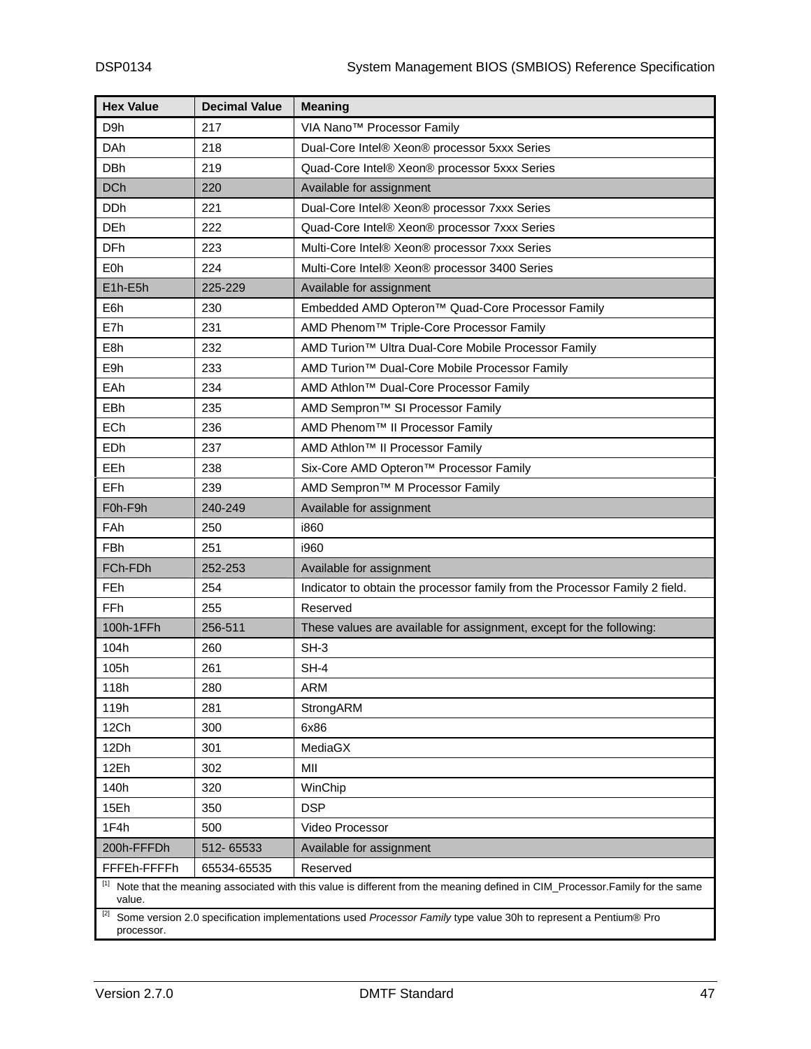| Hex Value | Decimal Value | Meaning |
|---|---|---|
| D9h | 217 | VIA Nano™ Processor Family |
| DAh | 218 | Dual-Core Intel® Xeon® processor 5xxx Series |
| DBh | 219 | Quad-Core Intel® Xeon® processor 5xxx Series |
| DCh | 220 | Available for assignment |
| DDh | 221 | Dual-Core Intel® Xeon® processor 7xxx Series |
| DEh | 222 | Quad-Core Intel® Xeon® processor 7xxx Series |
| DFh | 223 | Multi-Core Intel® Xeon® processor 7xxx Series |
| E0h | 224 | Multi-Core Intel® Xeon® processor 3400 Series |
| E1h-E5h | 225-229 | Available for assignment |
| E6h | 230 | Embedded AMD Opteron™ Quad-Core Processor Family |
| E7h | 231 | AMD Phenom™ Triple-Core Processor Family |
| E8h | 232 | AMD Turion™ Ultra Dual-Core Mobile Processor Family |
| E9h | 233 | AMD Turion™ Dual-Core Mobile Processor Family |
| EAh | 234 | AMD Athlon™ Dual-Core Processor Family |
| EBh | 235 | AMD Sempron™ SI Processor Family |
| ECh | 236 | AMD Phenom™ II Processor Family |
| EDh | 237 | AMD Athlon™ II Processor Family |
| EEh | 238 | Six-Core AMD Opteron™ Processor Family |
| EFh | 239 | AMD Sempron™ M Processor Family |
| F0h-F9h | 240-249 | Available for assignment |
| FAh | 250 | i860 |
| FBh | 251 | i960 |
| FCh-FDh | 252-253 | Available for assignment |
| FEh | 254 | Indicator to obtain the processor family from the Processor Family 2 field. |
| FFh | 255 | Reserved |
| 100h-1FFh | 256-511 | These values are available for assignment, except for the following: |
| 104h | 260 | SH-3 |
| 105h | 261 | SH-4 |
| 118h | 280 | ARM |
| 119h | 281 | StrongARM |
| 12Ch | 300 | 6x86 |
| 12Dh | 301 | MediaGX |
| 12Eh | 302 | MII |
| 140h | 320 | WinChip |
| 15Eh | 350 | DSP |
| 1F4h | 500 | Video Processor |
| 200h-FFFDh | 512- 65533 | Available for assignment |
| FFFEh-FFFFh | 65534-65535 | Reserved |

[1] Note that the meaning associated with this value is different from the meaning defined in CIM_Processor.Family for the same value.

[2] Some version 2.0 specification implementations used *Processor Family* type value 30h to represent a Pentium® Pro processor.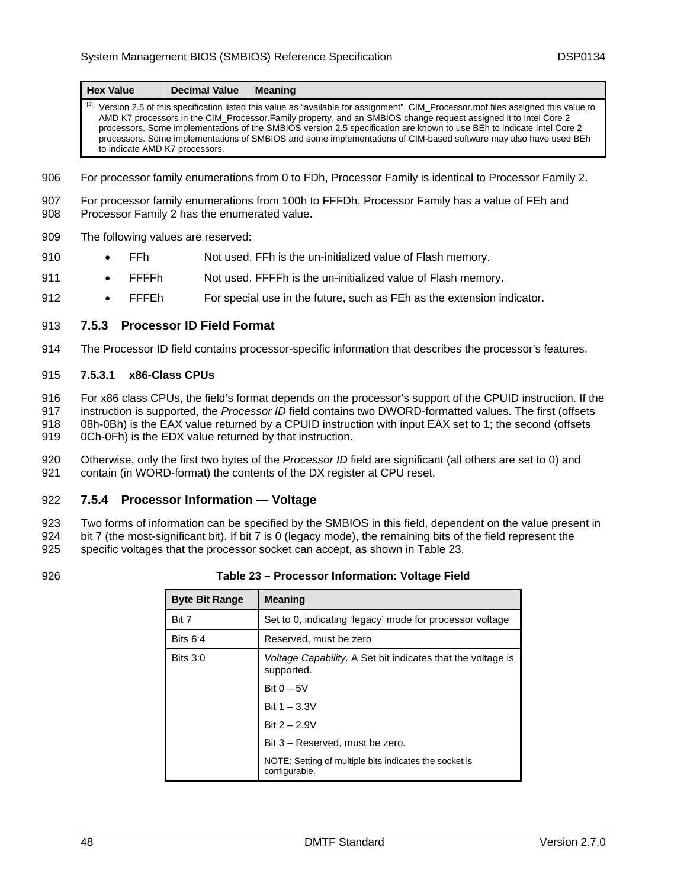| Hex Value | Decimal Value | Meaning |
| --- | --- | --- |
| [3] Version 2.5 of this specification listed this value as “available for assignment”. CIM_Processor.mof files assigned this value to AMD K7 processors in the CIM_Processor.Family property, and an SMBIOS change request assigned it to Intel Core 2 processors. Some implementations of the SMBIOS version 2.5 specification are known to use BEh to indicate Intel Core 2 processors. Some implementations of SMBIOS and some implementations of CIM-based software may also have used BEh to indicate AMD K7 processors. | | |

For processor family enumerations from 0 to FDh, Processor Family is identical to Processor Family 2.

For processor family enumerations from 100h to FFFDh, Processor Family has a value of FEh and Processor Family 2 has the enumerated value.

The following values are reserved:

- FFh Not used. FFh is the un-initialized value of Flash memory.
- FFFFh Not used. FFFFh is the un-initialized value of Flash memory.
- FFFEh For special use in the future, such as FEh as the extension indicator.

### 7.5.3 Processor ID Field Format

The Processor ID field contains processor-specific information that describes the processor’s features.

#### 7.5.3.1 x86-Class CPUs

For x86 class CPUs, the field’s format depends on the processor’s support of the CPUID instruction. If the instruction is supported, the *Processor ID* field contains two DWORD-formatted values. The first (offsets 08h-0Bh) is the EAX value returned by a CPUID instruction with input EAX set to 1; the second (offsets 0Ch-0Fh) is the EDX value returned by that instruction.

Otherwise, only the first two bytes of the *Processor ID* field are significant (all others are set to 0) and contain (in WORD-format) the contents of the DX register at CPU reset.

### 7.5.4 Processor Information — Voltage

Two forms of information can be specified by the SMBIOS in this field, dependent on the value present in bit 7 (the most-significant bit). If bit 7 is 0 (legacy mode), the remaining bits of the field represent the specific voltages that the processor socket can accept, as shown in Table 23.

**Table 23 – Processor Information: Voltage Field**

| Byte Bit Range | Meaning |
| --- | --- |
| Bit 7 | Set to 0, indicating ‘legacy’ mode for processor voltage |
| Bits 6:4 | Reserved, must be zero |
| Bits 3:0 | *Voltage Capability.* A Set bit indicates that the voltage is supported.<br>Bit 0 – 5V<br>Bit 1 – 3.3V<br>Bit 2 – 2.9V<br>Bit 3 – Reserved, must be zero.<br>NOTE: Setting of multiple bits indicates the socket is configurable. |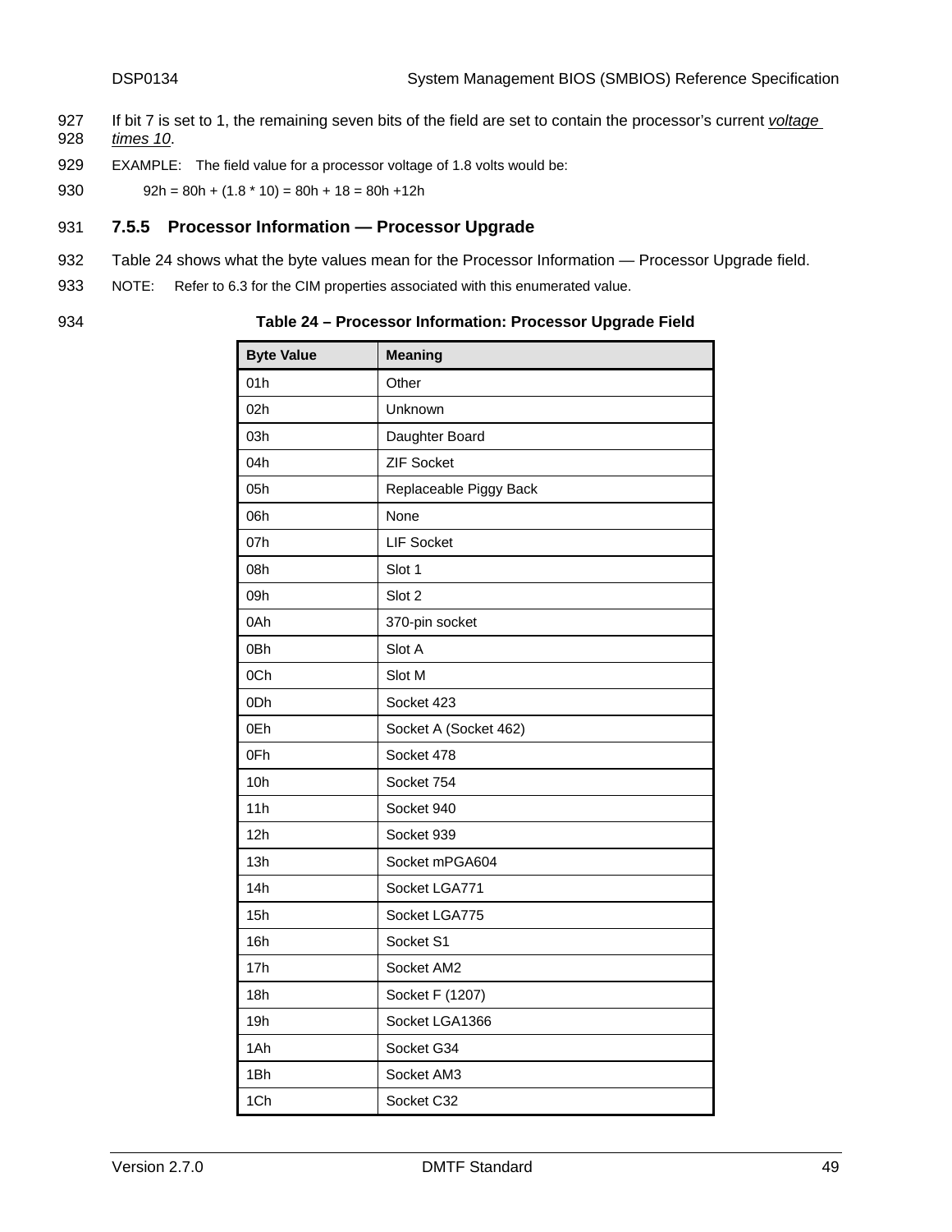If bit 7 is set to 1, the remaining seven bits of the field are set to contain the processor's current *voltage times 10*.

EXAMPLE: The field value for a processor voltage of 1.8 volts would be:

92h = 80h + (1.8 * 10) = 80h + 18 = 80h +12h

### 7.5.5 Processor Information — Processor Upgrade

Table 24 shows what the byte values mean for the Processor Information — Processor Upgrade field.

NOTE: Refer to 6.3 for the CIM properties associated with this enumerated value.

**Table 24 – Processor Information: Processor Upgrade Field**

| Byte Value | Meaning |
|---|---|
| 01h | Other |
| 02h | Unknown |
| 03h | Daughter Board |
| 04h | ZIF Socket |
| 05h | Replaceable Piggy Back |
| 06h | None |
| 07h | LIF Socket |
| 08h | Slot 1 |
| 09h | Slot 2 |
| 0Ah | 370-pin socket |
| 0Bh | Slot A |
| 0Ch | Slot M |
| 0Dh | Socket 423 |
| 0Eh | Socket A (Socket 462) |
| 0Fh | Socket 478 |
| 10h | Socket 754 |
| 11h | Socket 940 |
| 12h | Socket 939 |
| 13h | Socket mPGA604 |
| 14h | Socket LGA771 |
| 15h | Socket LGA775 |
| 16h | Socket S1 |
| 17h | Socket AM2 |
| 18h | Socket F (1207) |
| 19h | Socket LGA1366 |
| 1Ah | Socket G34 |
| 1Bh | Socket AM3 |
| 1Ch | Socket C32 |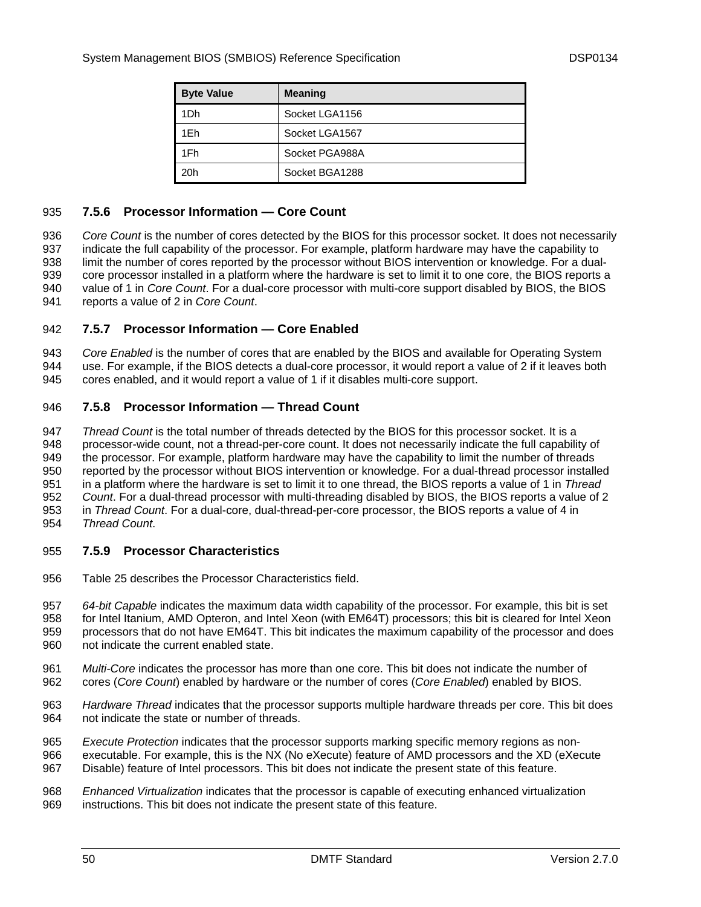| Byte Value | Meaning |
| --- | --- |
| 1Dh | Socket LGA1156 |
| 1Eh | Socket LGA1567 |
| 1Fh | Socket PGA988A |
| 20h | Socket BGA1288 |

### 7.5.6 Processor Information — Core Count

*Core Count* is the number of cores detected by the BIOS for this processor socket. It does not necessarily indicate the full capability of the processor. For example, platform hardware may have the capability to limit the number of cores reported by the processor without BIOS intervention or knowledge. For a dual-core processor installed in a platform where the hardware is set to limit it to one core, the BIOS reports a value of 1 in *Core Count*. For a dual-core processor with multi-core support disabled by BIOS, the BIOS reports a value of 2 in *Core Count*.

### 7.5.7 Processor Information — Core Enabled

*Core Enabled* is the number of cores that are enabled by the BIOS and available for Operating System use. For example, if the BIOS detects a dual-core processor, it would report a value of 2 if it leaves both cores enabled, and it would report a value of 1 if it disables multi-core support.

### 7.5.8 Processor Information — Thread Count

*Thread Count* is the total number of threads detected by the BIOS for this processor socket. It is a processor-wide count, not a thread-per-core count. It does not necessarily indicate the full capability of the processor. For example, platform hardware may have the capability to limit the number of threads reported by the processor without BIOS intervention or knowledge. For a dual-thread processor installed in a platform where the hardware is set to limit it to one thread, the BIOS reports a value of 1 in *Thread Count*. For a dual-thread processor with multi-threading disabled by BIOS, the BIOS reports a value of 2 in *Thread Count*. For a dual-core, dual-thread-per-core processor, the BIOS reports a value of 4 in *Thread Count*.

### 7.5.9 Processor Characteristics

Table 25 describes the Processor Characteristics field.

*64-bit Capable* indicates the maximum data width capability of the processor. For example, this bit is set for Intel Itanium, AMD Opteron, and Intel Xeon (with EM64T) processors; this bit is cleared for Intel Xeon processors that do not have EM64T. This bit indicates the maximum capability of the processor and does not indicate the current enabled state.

*Multi-Core* indicates the processor has more than one core. This bit does not indicate the number of cores (*Core Count*) enabled by hardware or the number of cores (*Core Enabled*) enabled by BIOS.

*Hardware Thread* indicates that the processor supports multiple hardware threads per core. This bit does not indicate the state or number of threads.

*Execute Protection* indicates that the processor supports marking specific memory regions as non-executable. For example, this is the NX (No eXecute) feature of AMD processors and the XD (eXecute Disable) feature of Intel processors. This bit does not indicate the present state of this feature.

*Enhanced Virtualization* indicates that the processor is capable of executing enhanced virtualization instructions. This bit does not indicate the present state of this feature.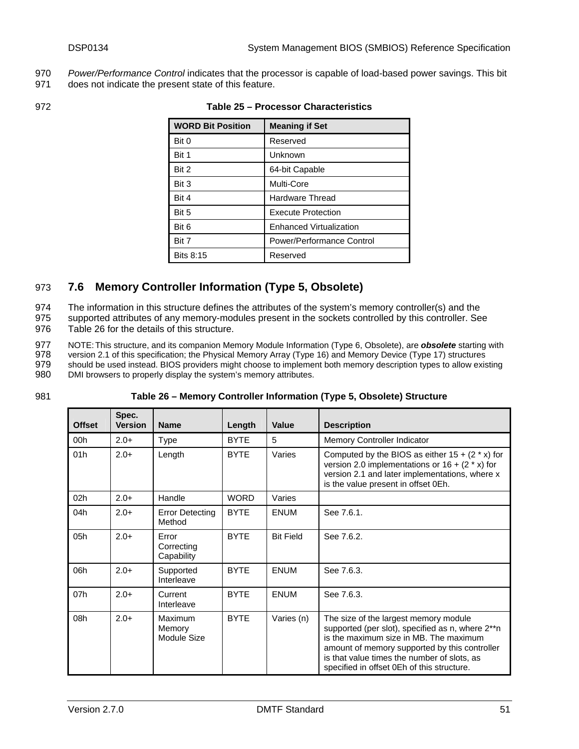*Power/Performance Control* indicates that the processor is capable of load-based power savings. This bit does not indicate the present state of this feature.

**Table 25 – Processor Characteristics**

| WORD Bit Position | Meaning if Set |
|---|---|
| Bit 0 | Reserved |
| Bit 1 | Unknown |
| Bit 2 | 64-bit Capable |
| Bit 3 | Multi-Core |
| Bit 4 | Hardware Thread |
| Bit 5 | Execute Protection |
| Bit 6 | Enhanced Virtualization |
| Bit 7 | Power/Performance Control |
| Bits 8:15 | Reserved |

## 7.6 Memory Controller Information (Type 5, Obsolete)

The information in this structure defines the attributes of the system's memory controller(s) and the supported attributes of any memory-modules present in the sockets controlled by this controller. See Table 26 for the details of this structure.

NOTE: This structure, and its companion Memory Module Information (Type 6, Obsolete), are ***obsolete*** starting with version 2.1 of this specification; the Physical Memory Array (Type 16) and Memory Device (Type 17) structures should be used instead. BIOS providers might choose to implement both memory description types to allow existing DMI browsers to properly display the system's memory attributes.

**Table 26 – Memory Controller Information (Type 5, Obsolete) Structure**

| Offset | Spec. Version | Name | Length | Value | Description |
|---|---|---|---|---|---|
| 00h | 2.0+ | Type | BYTE | 5 | Memory Controller Indicator |
| 01h | 2.0+ | Length | BYTE | Varies | Computed by the BIOS as either 15 + (2 * x) for version 2.0 implementations or 16 + (2 * x) for version 2.1 and later implementations, where x is the value present in offset 0Eh. |
| 02h | 2.0+ | Handle | WORD | Varies | |
| 04h | 2.0+ | Error Detecting Method | BYTE | ENUM | See 7.6.1. |
| 05h | 2.0+ | Error Correcting Capability | BYTE | Bit Field | See 7.6.2. |
| 06h | 2.0+ | Supported Interleave | BYTE | ENUM | See 7.6.3. |
| 07h | 2.0+ | Current Interleave | BYTE | ENUM | See 7.6.3. |
| 08h | 2.0+ | Maximum Memory Module Size | BYTE | Varies (n) | The size of the largest memory module supported (per slot), specified as n, where 2**n is the maximum size in MB. The maximum amount of memory supported by this controller is that value times the number of slots, as specified in offset 0Eh of this structure. |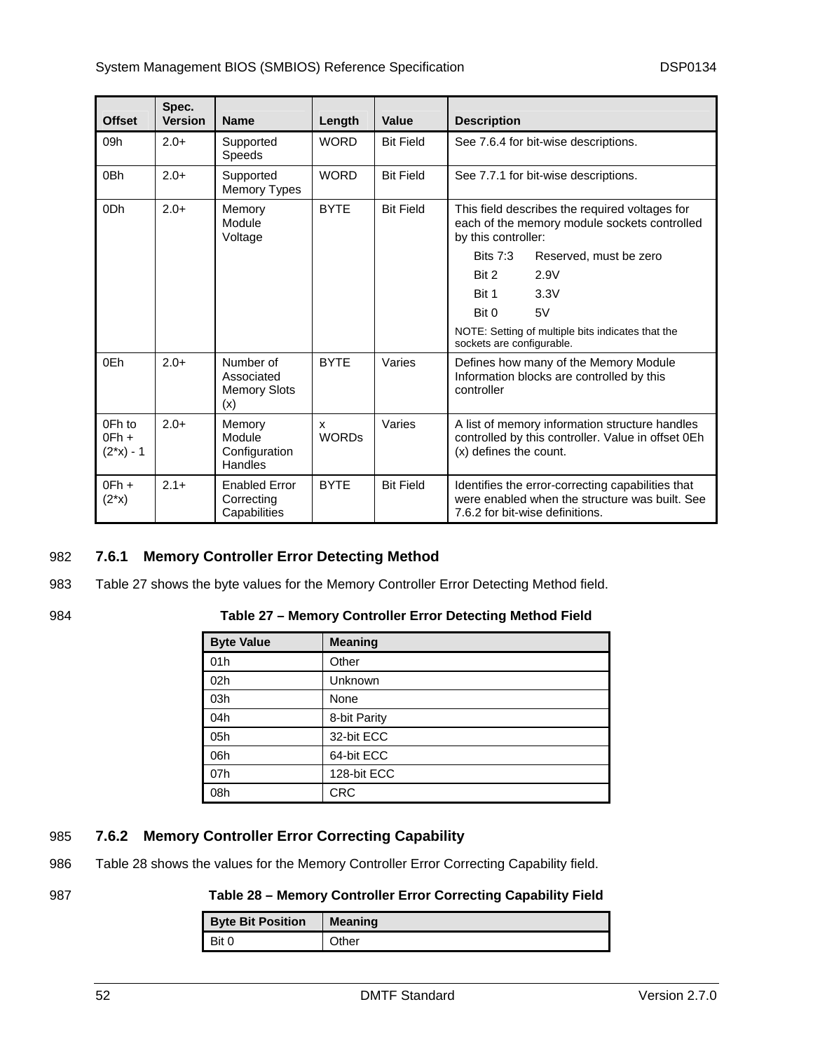| Offset | Spec. Version | Name | Length | Value | Description |
|---|---|---|---|---|---|
| 09h | 2.0+ | Supported Speeds | WORD | Bit Field | See 7.6.4 for bit-wise descriptions. |
| 0Bh | 2.0+ | Supported Memory Types | WORD | Bit Field | See 7.7.1 for bit-wise descriptions. |
| 0Dh | 2.0+ | Memory Module Voltage | BYTE | Bit Field | This field describes the required voltages for each of the memory module sockets controlled by this controller:<br>Bits 7:3 Reserved, must be zero<br>Bit 2 2.9V<br>Bit 1 3.3V<br>Bit 0 5V<br>NOTE: Setting of multiple bits indicates that the sockets are configurable. |
| 0Eh | 2.0+ | Number of Associated Memory Slots (x) | BYTE | Varies | Defines how many of the Memory Module Information blocks are controlled by this controller |
| 0Fh to 0Fh + (2*x) - 1 | 2.0+ | Memory Module Configuration Handles | x WORDs | Varies | A list of memory information structure handles controlled by this controller. Value in offset 0Eh (x) defines the count. |
| 0Fh + (2*x) | 2.1+ | Enabled Error Correcting Capabilities | BYTE | Bit Field | Identifies the error-correcting capabilities that were enabled when the structure was built. See 7.6.2 for bit-wise definitions. |

### 7.6.1 Memory Controller Error Detecting Method

Table 27 shows the byte values for the Memory Controller Error Detecting Method field.

**Table 27 – Memory Controller Error Detecting Method Field**

| Byte Value | Meaning |
|---|---|
| 01h | Other |
| 02h | Unknown |
| 03h | None |
| 04h | 8-bit Parity |
| 05h | 32-bit ECC |
| 06h | 64-bit ECC |
| 07h | 128-bit ECC |
| 08h | CRC |

### 7.6.2 Memory Controller Error Correcting Capability

Table 28 shows the values for the Memory Controller Error Correcting Capability field.

**Table 28 – Memory Controller Error Correcting Capability Field**

| Byte Bit Position | Meaning |
|---|---|
| Bit 0 | Other |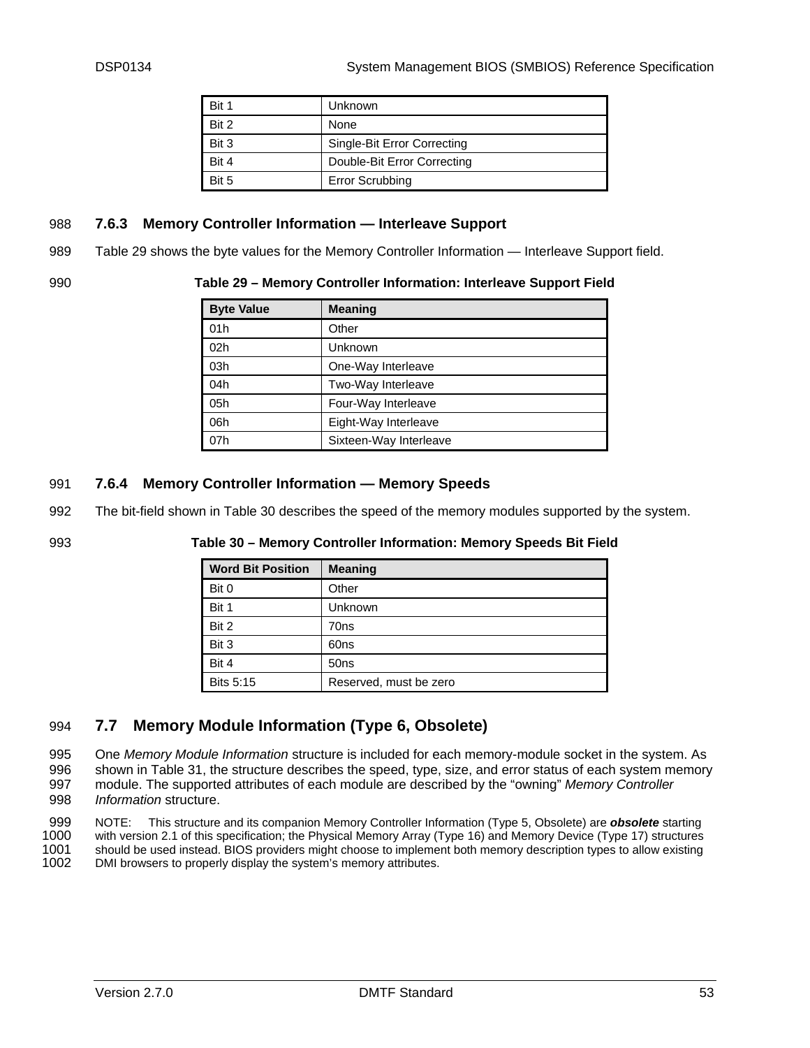| Bit 1 | Unknown |
|---|---|
| Bit 2 | None |
| Bit 3 | Single-Bit Error Correcting |
| Bit 4 | Double-Bit Error Correcting |
| Bit 5 | Error Scrubbing |

### 7.6.3 Memory Controller Information — Interleave Support

Table 29 shows the byte values for the Memory Controller Information — Interleave Support field.

**Table 29 – Memory Controller Information: Interleave Support Field**

| Byte Value | Meaning |
|---|---|
| 01h | Other |
| 02h | Unknown |
| 03h | One-Way Interleave |
| 04h | Two-Way Interleave |
| 05h | Four-Way Interleave |
| 06h | Eight-Way Interleave |
| 07h | Sixteen-Way Interleave |

### 7.6.4 Memory Controller Information — Memory Speeds

The bit-field shown in Table 30 describes the speed of the memory modules supported by the system.

**Table 30 – Memory Controller Information: Memory Speeds Bit Field**

| Word Bit Position | Meaning |
|---|---|
| Bit 0 | Other |
| Bit 1 | Unknown |
| Bit 2 | 70ns |
| Bit 3 | 60ns |
| Bit 4 | 50ns |
| Bits 5:15 | Reserved, must be zero |

## 7.7 Memory Module Information (Type 6, Obsolete)

One *Memory Module Information* structure is included for each memory-module socket in the system. As shown in Table 31, the structure describes the speed, type, size, and error status of each system memory module. The supported attributes of each module are described by the "owning" *Memory Controller Information* structure.

NOTE: This structure and its companion Memory Controller Information (Type 5, Obsolete) are ***obsolete*** starting with version 2.1 of this specification; the Physical Memory Array (Type 16) and Memory Device (Type 17) structures should be used instead. BIOS providers might choose to implement both memory description types to allow existing DMI browsers to properly display the system's memory attributes.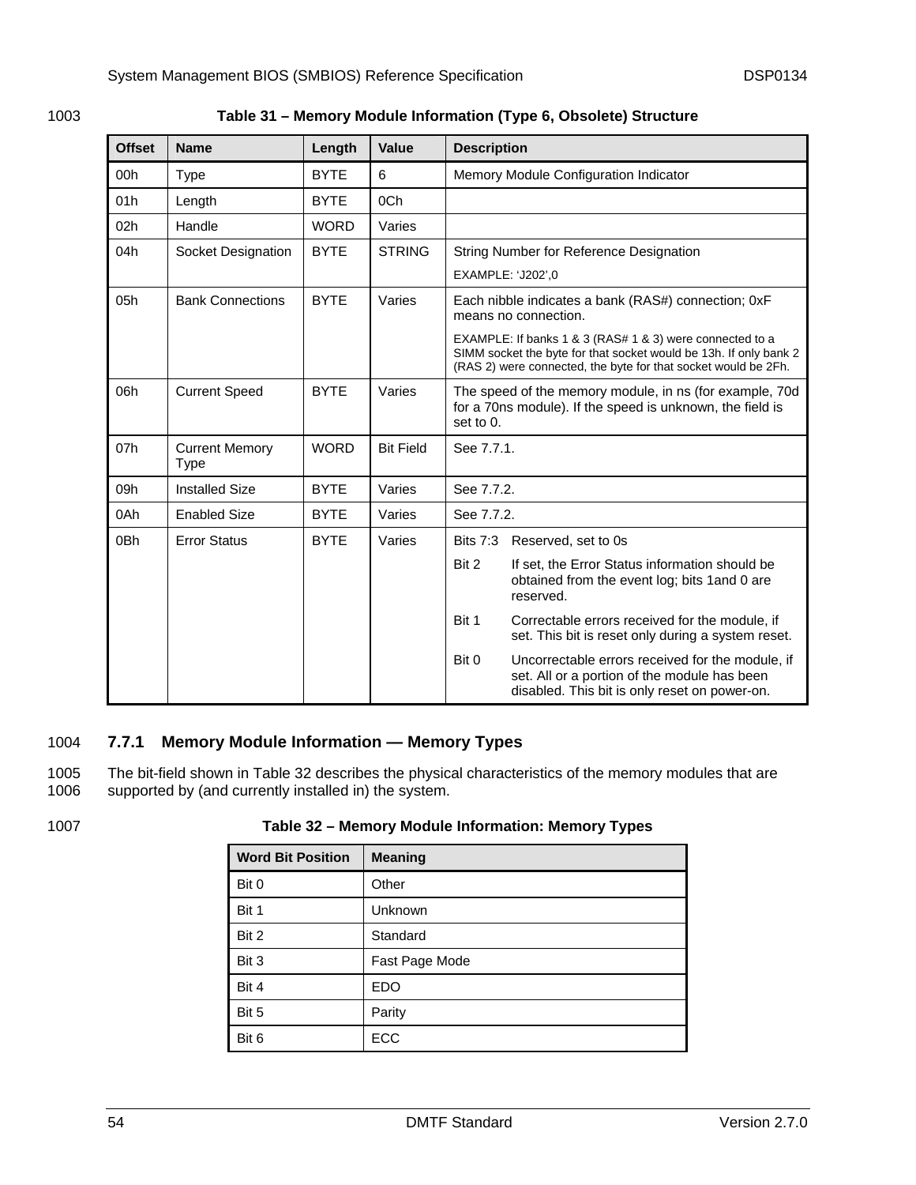Table 31 – Memory Module Information (Type 6, Obsolete) Structure

| Offset | Name | Length | Value | Description |
|---|---|---|---|---|
| 00h | Type | BYTE | 6 | Memory Module Configuration Indicator |
| 01h | Length | BYTE | 0Ch | |
| 02h | Handle | WORD | Varies | |
| 04h | Socket Designation | BYTE | STRING | String Number for Reference Designation<br>EXAMPLE: 'J202',0 |
| 05h | Bank Connections | BYTE | Varies | Each nibble indicates a bank (RAS#) connection; 0xF means no connection.<br>EXAMPLE: If banks 1 & 3 (RAS# 1 & 3) were connected to a SIMM socket the byte for that socket would be 13h. If only bank 2 (RAS 2) were connected, the byte for that socket would be 2Fh. |
| 06h | Current Speed | BYTE | Varies | The speed of the memory module, in ns (for example, 70d for a 70ns module). If the speed is unknown, the field is set to 0. |
| 07h | Current Memory Type | WORD | Bit Field | See 7.7.1. |
| 09h | Installed Size | BYTE | Varies | See 7.7.2. |
| 0Ah | Enabled Size | BYTE | Varies | See 7.7.2. |
| 0Bh | Error Status | BYTE | Varies | Bits 7:3 Reserved, set to 0s<br>Bit 2 If set, the Error Status information should be obtained from the event log; bits 1and 0 are reserved.<br>Bit 1 Correctable errors received for the module, if set. This bit is reset only during a system reset.<br>Bit 0 Uncorrectable errors received for the module, if set. All or a portion of the module has been disabled. This bit is only reset on power-on. |

### 7.7.1 Memory Module Information — Memory Types

The bit-field shown in Table 32 describes the physical characteristics of the memory modules that are supported by (and currently installed in) the system.

Table 32 – Memory Module Information: Memory Types

| Word Bit Position | Meaning |
|---|---|
| Bit 0 | Other |
| Bit 1 | Unknown |
| Bit 2 | Standard |
| Bit 3 | Fast Page Mode |
| Bit 4 | EDO |
| Bit 5 | Parity |
| Bit 6 | ECC |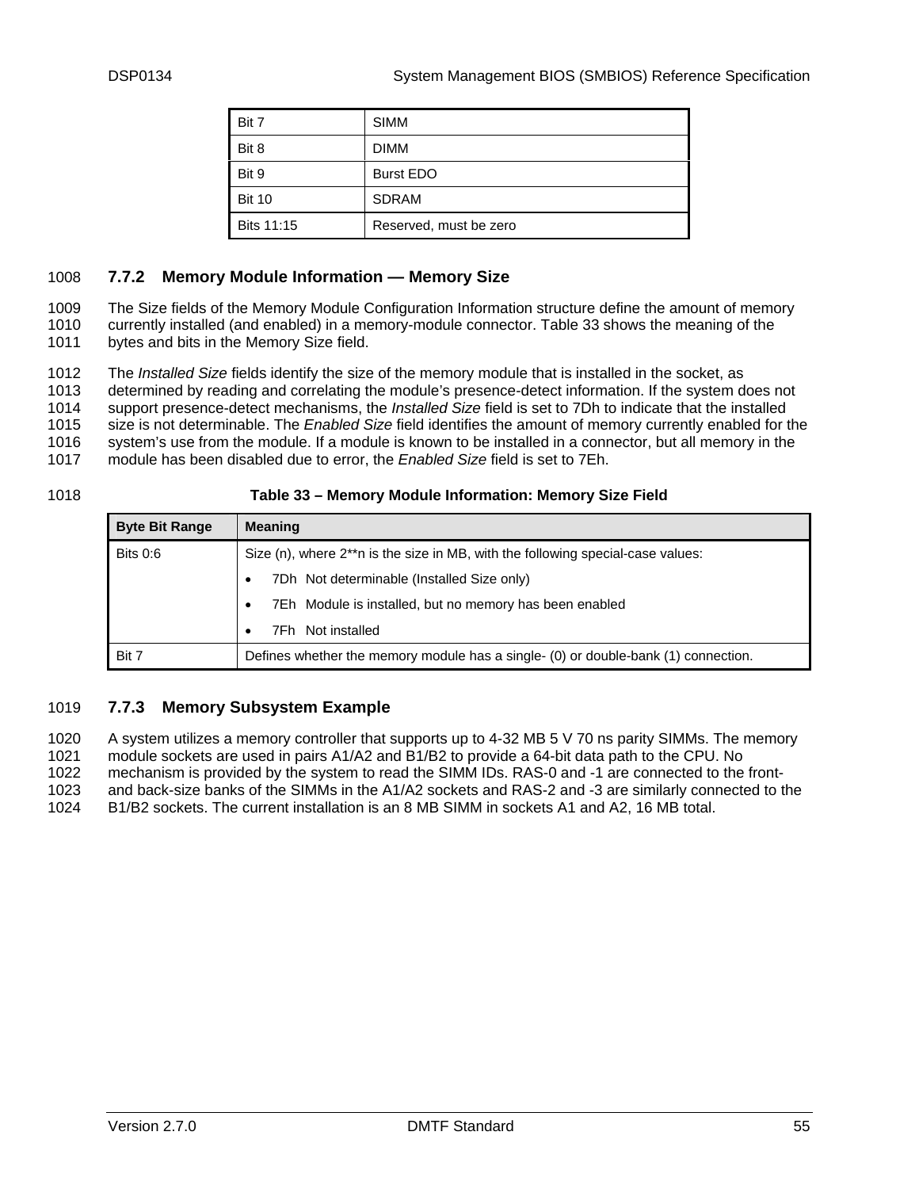| Bit 7 | SIMM |
|---|---|
| Bit 8 | DIMM |
| Bit 9 | Burst EDO |
| Bit 10 | SDRAM |
| Bits 11:15 | Reserved, must be zero |

### 7.7.2 Memory Module Information — Memory Size

The Size fields of the Memory Module Configuration Information structure define the amount of memory currently installed (and enabled) in a memory-module connector. Table 33 shows the meaning of the bytes and bits in the Memory Size field.

The *Installed Size* fields identify the size of the memory module that is installed in the socket, as determined by reading and correlating the module's presence-detect information. If the system does not support presence-detect mechanisms, the *Installed Size* field is set to 7Dh to indicate that the installed size is not determinable. The *Enabled Size* field identifies the amount of memory currently enabled for the system's use from the module. If a module is known to be installed in a connector, but all memory in the module has been disabled due to error, the *Enabled Size* field is set to 7Eh.

**Table 33 – Memory Module Information: Memory Size Field**

| Byte Bit Range | Meaning |
|---|---|
| Bits 0:6 | Size (n), where 2**n is the size in MB, with the following special-case values:<br>• 7Dh Not determinable (Installed Size only)<br>• 7Eh Module is installed, but no memory has been enabled<br>• 7Fh Not installed |
| Bit 7 | Defines whether the memory module has a single- (0) or double-bank (1) connection. |

### 7.7.3 Memory Subsystem Example

A system utilizes a memory controller that supports up to 4-32 MB 5 V 70 ns parity SIMMs. The memory module sockets are used in pairs A1/A2 and B1/B2 to provide a 64-bit data path to the CPU. No mechanism is provided by the system to read the SIMM IDs. RAS-0 and -1 are connected to the front- and back-size banks of the SIMMs in the A1/A2 sockets and RAS-2 and -3 are similarly connected to the B1/B2 sockets. The current installation is an 8 MB SIMM in sockets A1 and A2, 16 MB total.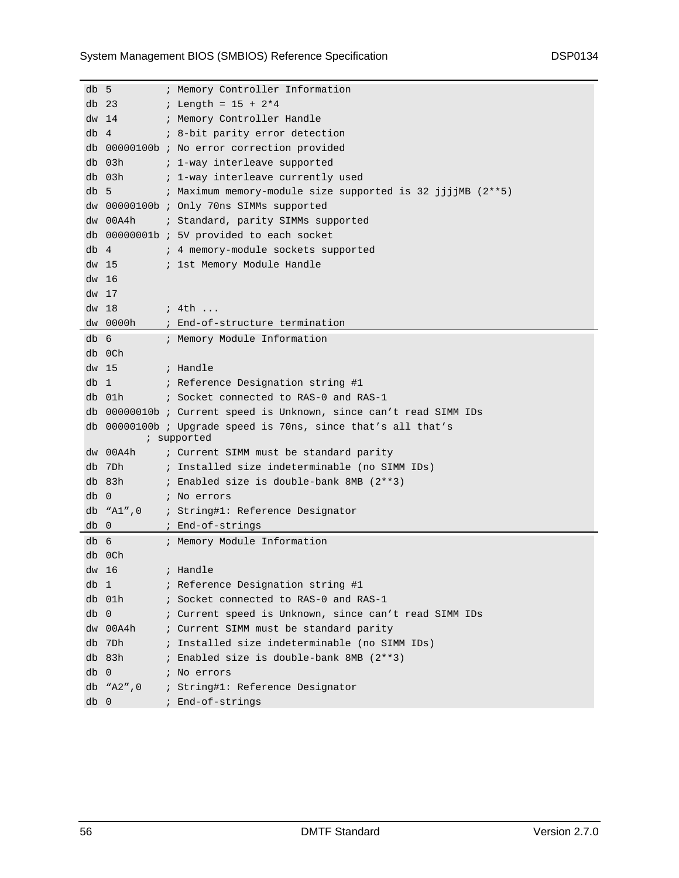```
db 5         ; Memory Controller Information
db 23        ; Length = 15 + 2*4
dw 14        ; Memory Controller Handle
db 4         ; 8-bit parity error detection
db 00000100b ; No error correction provided
db 03h       ; 1-way interleave supported
db 03h       ; 1-way interleave currently used
db 5         ; Maximum memory-module size supported is 32 jjjjMB (2**5)
dw 00000100b ; Only 70ns SIMMs supported
dw 00A4h     ; Standard, parity SIMMs supported
db 00000001b ; 5V provided to each socket
db 4         ; 4 memory-module sockets supported
dw 15        ; 1st Memory Module Handle
dw 16
dw 17
dw 18        ; 4th ...
dw 0000h     ; End-of-structure termination
```

```
db 6         ; Memory Module Information
db 0Ch
dw 15        ; Handle
db 1         ; Reference Designation string #1
db 01h       ; Socket connected to RAS-0 and RAS-1
db 00000010b ; Current speed is Unknown, since can’t read SIMM IDs
db 00000100b ; Upgrade speed is 70ns, since that’s all that’s
        ; supported
dw 00A4h     ; Current SIMM must be standard parity
db 7Dh       ; Installed size indeterminable (no SIMM IDs)
db 83h       ; Enabled size is double-bank 8MB (2**3)
db 0         ; No errors
db “A1”,0    ; String#1: Reference Designator
db 0         ; End-of-strings
```

```
db 6         ; Memory Module Information
db 0Ch
dw 16        ; Handle
db 1         ; Reference Designation string #1
db 01h       ; Socket connected to RAS-0 and RAS-1
db 0         ; Current speed is Unknown, since can’t read SIMM IDs
dw 00A4h     ; Current SIMM must be standard parity
db 7Dh       ; Installed size indeterminable (no SIMM IDs)
db 83h       ; Enabled size is double-bank 8MB (2**3)
db 0         ; No errors
db “A2”,0    ; String#1: Reference Designator
db 0         ; End-of-strings
```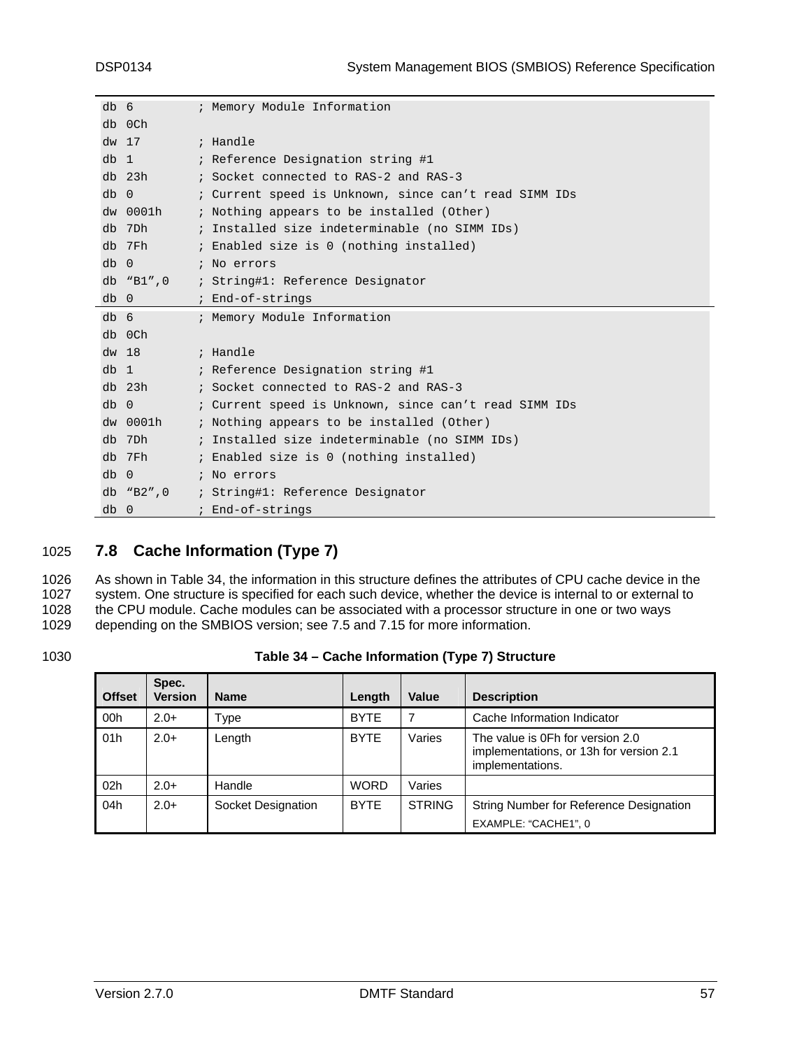```
db 6        ; Memory Module Information
db 0Ch
dw 17       ; Handle
db 1        ; Reference Designation string #1
db 23h      ; Socket connected to RAS-2 and RAS-3
db 0        ; Current speed is Unknown, since can't read SIMM IDs
dw 0001h    ; Nothing appears to be installed (Other)
db 7Dh      ; Installed size indeterminable (no SIMM IDs)
db 7Fh      ; Enabled size is 0 (nothing installed)
db 0        ; No errors
db "B1",0   ; String#1: Reference Designator
db 0        ; End-of-strings
```

```
db 6        ; Memory Module Information
db 0Ch
dw 18       ; Handle
db 1        ; Reference Designation string #1
db 23h      ; Socket connected to RAS-2 and RAS-3
db 0        ; Current speed is Unknown, since can't read SIMM IDs
dw 0001h    ; Nothing appears to be installed (Other)
db 7Dh      ; Installed size indeterminable (no SIMM IDs)
db 7Fh      ; Enabled size is 0 (nothing installed)
db 0        ; No errors
db "B2",0   ; String#1: Reference Designator
db 0        ; End-of-strings
```

## 7.8 Cache Information (Type 7)

As shown in Table 34, the information in this structure defines the attributes of CPU cache device in the system. One structure is specified for each such device, whether the device is internal to or external to the CPU module. Cache modules can be associated with a processor structure in one or two ways depending on the SMBIOS version; see 7.5 and 7.15 for more information.

**Table 34 – Cache Information (Type 7) Structure**

| Offset | Spec. Version | Name | Length | Value | Description |
|---|---|---|---|---|---|
| 00h | 2.0+ | Type | BYTE | 7 | Cache Information Indicator |
| 01h | 2.0+ | Length | BYTE | Varies | The value is 0Fh for version 2.0 implementations, or 13h for version 2.1 implementations. |
| 02h | 2.0+ | Handle | WORD | Varies | |
| 04h | 2.0+ | Socket Designation | BYTE | STRING | String Number for Reference Designation<br>EXAMPLE: "CACHE1", 0 |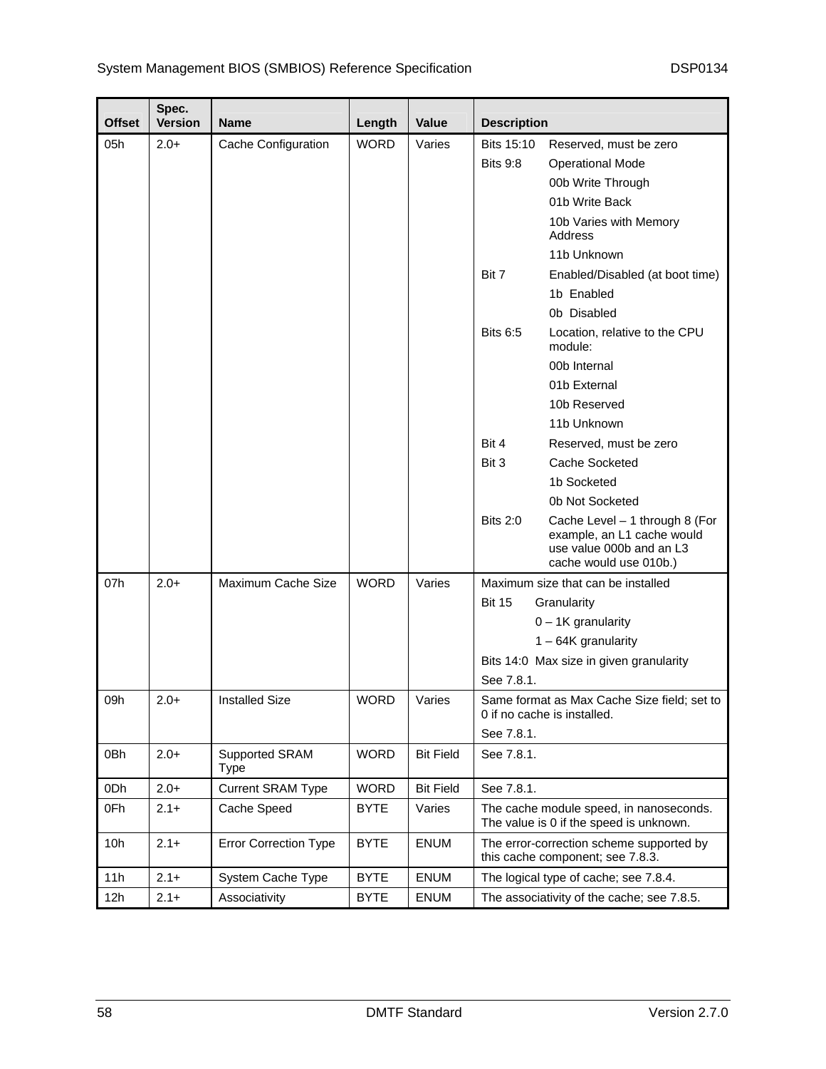| Offset | Spec. Version | Name | Length | Value | Description |
|---|---|---|---|---|---|
| 05h | 2.0+ | Cache Configuration | WORD | Varies | Bits 15:10 Reserved, must be zero<br>Bits 9:8 Operational Mode<br>00b Write Through<br>01b Write Back<br>10b Varies with Memory Address<br>11b Unknown<br>Bit 7 Enabled/Disabled (at boot time)<br>1b Enabled<br>0b Disabled<br>Bits 6:5 Location, relative to the CPU module:<br>00b Internal<br>01b External<br>10b Reserved<br>11b Unknown<br>Bit 4 Reserved, must be zero<br>Bit 3 Cache Socketed<br>1b Socketed<br>0b Not Socketed<br>Bits 2:0 Cache Level – 1 through 8 (For example, an L1 cache would use value 000b and an L3 cache would use 010b.) |
| 07h | 2.0+ | Maximum Cache Size | WORD | Varies | Maximum size that can be installed<br>Bit 15 Granularity<br>0 – 1K granularity<br>1 – 64K granularity<br>Bits 14:0 Max size in given granularity<br>See 7.8.1. |
| 09h | 2.0+ | Installed Size | WORD | Varies | Same format as Max Cache Size field; set to 0 if no cache is installed.<br>See 7.8.1. |
| 0Bh | 2.0+ | Supported SRAM Type | WORD | Bit Field | See 7.8.1. |
| 0Dh | 2.0+ | Current SRAM Type | WORD | Bit Field | See 7.8.1. |
| 0Fh | 2.1+ | Cache Speed | BYTE | Varies | The cache module speed, in nanoseconds. The value is 0 if the speed is unknown. |
| 10h | 2.1+ | Error Correction Type | BYTE | ENUM | The error-correction scheme supported by this cache component; see 7.8.3. |
| 11h | 2.1+ | System Cache Type | BYTE | ENUM | The logical type of cache; see 7.8.4. |
| 12h | 2.1+ | Associativity | BYTE | ENUM | The associativity of the cache; see 7.8.5. |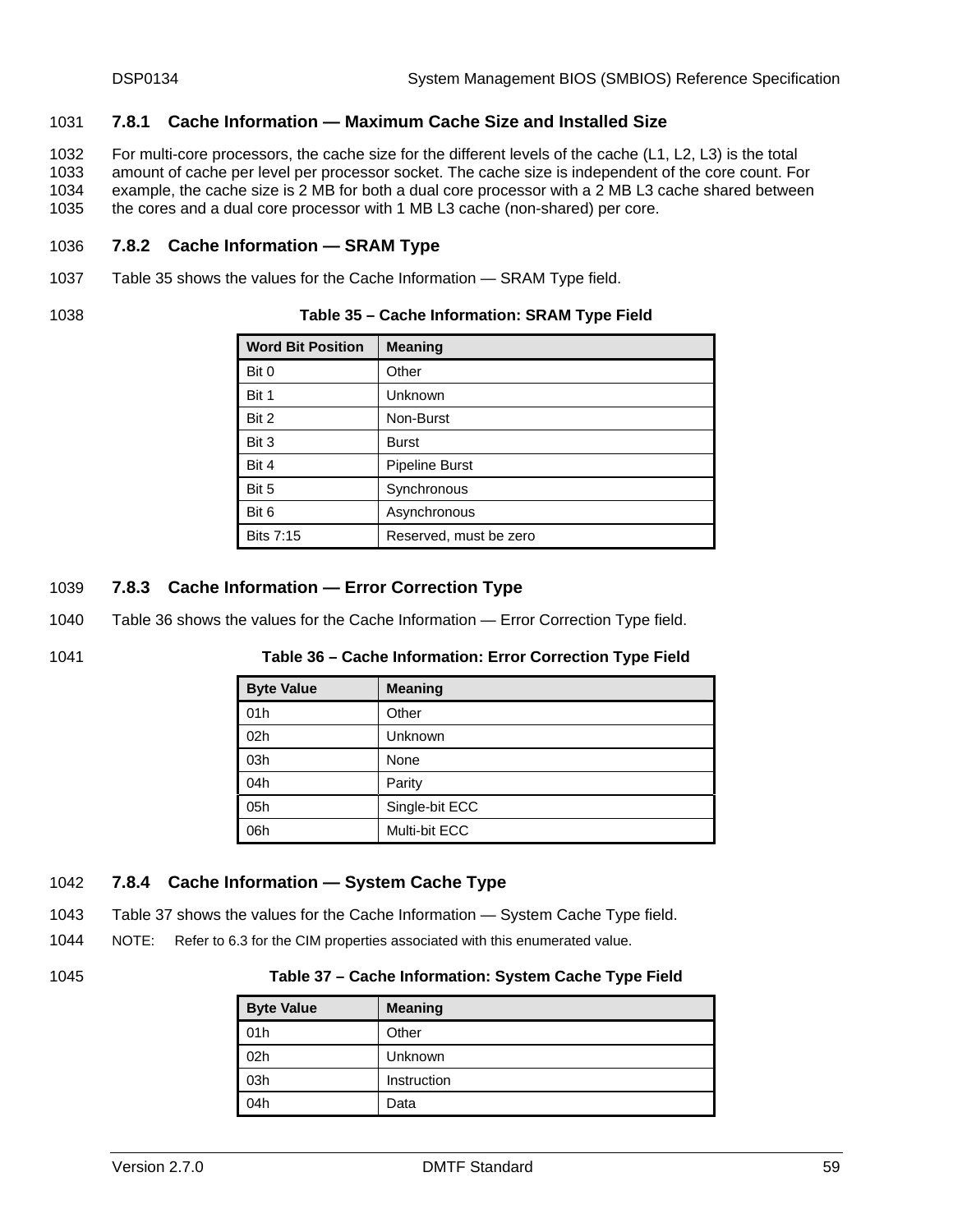### 7.8.1 Cache Information — Maximum Cache Size and Installed Size

For multi-core processors, the cache size for the different levels of the cache (L1, L2, L3) is the total amount of cache per level per processor socket. The cache size is independent of the core count. For example, the cache size is 2 MB for both a dual core processor with a 2 MB L3 cache shared between the cores and a dual core processor with 1 MB L3 cache (non-shared) per core.

### 7.8.2 Cache Information — SRAM Type

Table 35 shows the values for the Cache Information — SRAM Type field.

**Table 35 – Cache Information: SRAM Type Field**

| Word Bit Position | Meaning |
|---|---|
| Bit 0 | Other |
| Bit 1 | Unknown |
| Bit 2 | Non-Burst |
| Bit 3 | Burst |
| Bit 4 | Pipeline Burst |
| Bit 5 | Synchronous |
| Bit 6 | Asynchronous |
| Bits 7:15 | Reserved, must be zero |

### 7.8.3 Cache Information — Error Correction Type

Table 36 shows the values for the Cache Information — Error Correction Type field.

**Table 36 – Cache Information: Error Correction Type Field**

| Byte Value | Meaning |
|---|---|
| 01h | Other |
| 02h | Unknown |
| 03h | None |
| 04h | Parity |
| 05h | Single-bit ECC |
| 06h | Multi-bit ECC |

### 7.8.4 Cache Information — System Cache Type

Table 37 shows the values for the Cache Information — System Cache Type field.

NOTE: Refer to 6.3 for the CIM properties associated with this enumerated value.

**Table 37 – Cache Information: System Cache Type Field**

| Byte Value | Meaning |
|---|---|
| 01h | Other |
| 02h | Unknown |
| 03h | Instruction |
| 04h | Data |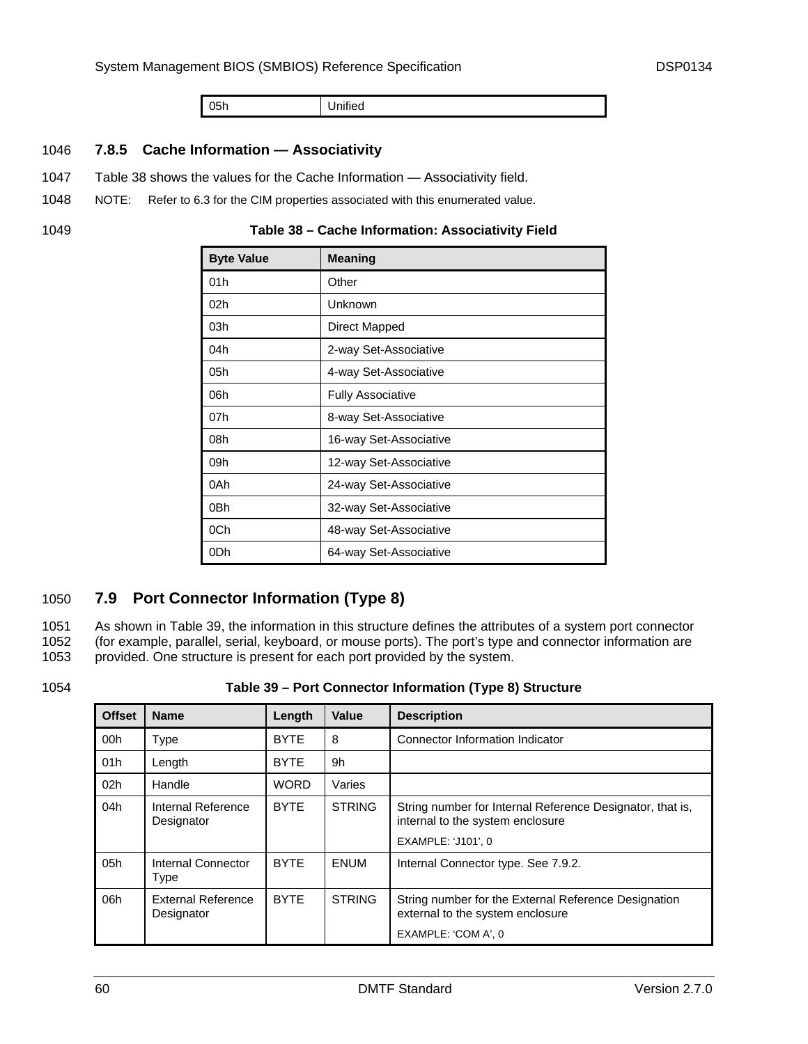| 05h | Unified |
|---|---|

### 7.8.5 Cache Information — Associativity

Table 38 shows the values for the Cache Information — Associativity field.

NOTE: Refer to 6.3 for the CIM properties associated with this enumerated value.

**Table 38 – Cache Information: Associativity Field**

| Byte Value | Meaning |
|---|---|
| 01h | Other |
| 02h | Unknown |
| 03h | Direct Mapped |
| 04h | 2-way Set-Associative |
| 05h | 4-way Set-Associative |
| 06h | Fully Associative |
| 07h | 8-way Set-Associative |
| 08h | 16-way Set-Associative |
| 09h | 12-way Set-Associative |
| 0Ah | 24-way Set-Associative |
| 0Bh | 32-way Set-Associative |
| 0Ch | 48-way Set-Associative |
| 0Dh | 64-way Set-Associative |

## 7.9 Port Connector Information (Type 8)

As shown in Table 39, the information in this structure defines the attributes of a system port connector (for example, parallel, serial, keyboard, or mouse ports). The port's type and connector information are provided. One structure is present for each port provided by the system.

**Table 39 – Port Connector Information (Type 8) Structure**

| Offset | Name | Length | Value | Description |
|---|---|---|---|---|
| 00h | Type | BYTE | 8 | Connector Information Indicator |
| 01h | Length | BYTE | 9h | |
| 02h | Handle | WORD | Varies | |
| 04h | Internal Reference Designator | BYTE | STRING | String number for Internal Reference Designator, that is, internal to the system enclosure<br>EXAMPLE: 'J101', 0 |
| 05h | Internal Connector Type | BYTE | ENUM | Internal Connector type. See 7.9.2. |
| 06h | External Reference Designator | BYTE | STRING | String number for the External Reference Designation external to the system enclosure<br>EXAMPLE: 'COM A', 0 |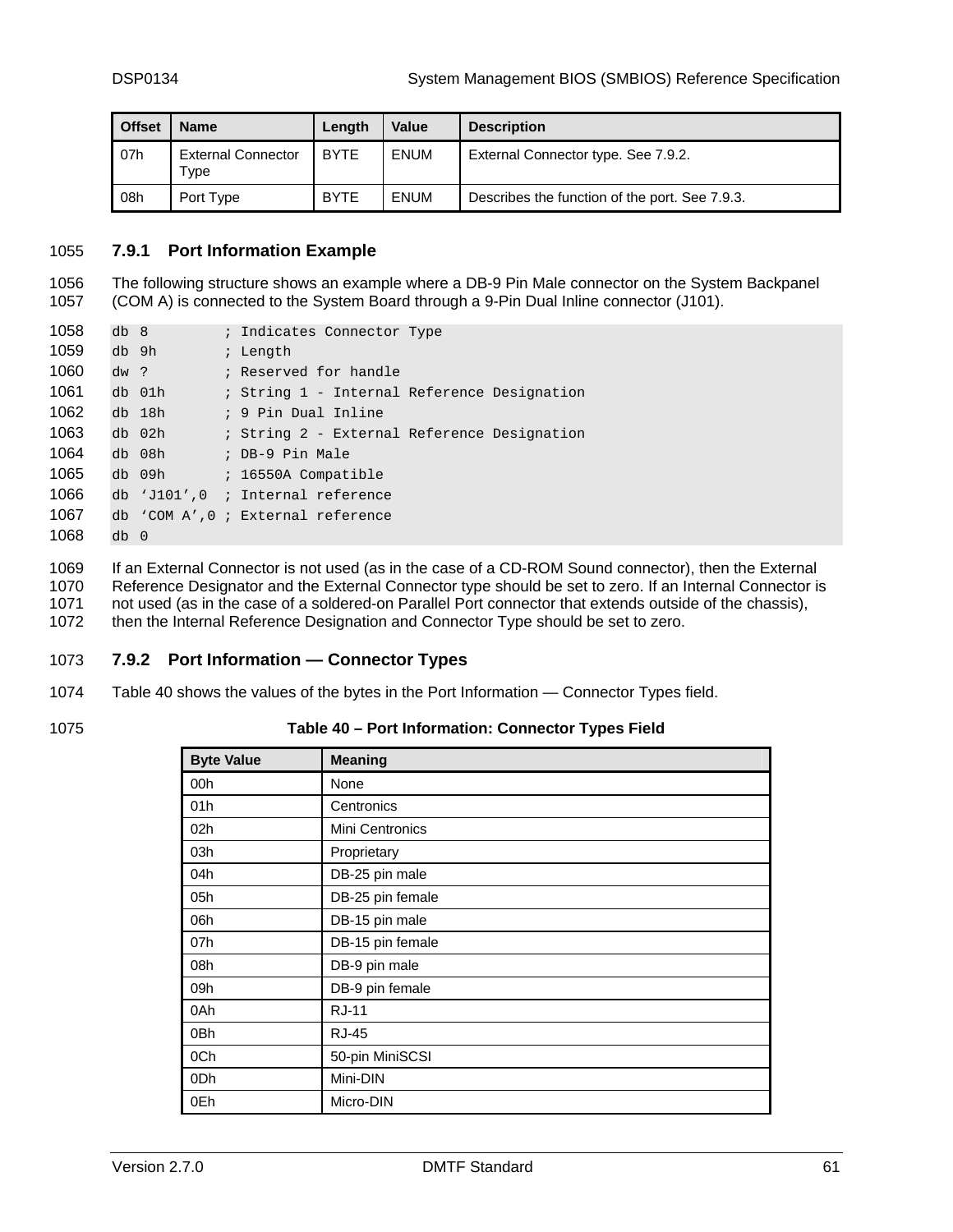| Offset | Name | Length | Value | Description |
|---|---|---|---|---|
| 07h | External Connector Type | BYTE | ENUM | External Connector type. See 7.9.2. |
| 08h | Port Type | BYTE | ENUM | Describes the function of the port. See 7.9.3. |

### 7.9.1 Port Information Example

The following structure shows an example where a DB-9 Pin Male connector on the System Backpanel (COM A) is connected to the System Board through a 9-Pin Dual Inline connector (J101).

```
db 8         ; Indicates Connector Type
db 9h        ; Length
dw ?         ; Reserved for handle
db 01h       ; String 1 - Internal Reference Designation
db 18h       ; 9 Pin Dual Inline
db 02h       ; String 2 - External Reference Designation
db 08h       ; DB-9 Pin Male
db 09h       ; 16550A Compatible
db 'J101',0  ; Internal reference
db 'COM A',0 ; External reference
db 0
```

If an External Connector is not used (as in the case of a CD-ROM Sound connector), then the External Reference Designator and the External Connector type should be set to zero. If an Internal Connector is not used (as in the case of a soldered-on Parallel Port connector that extends outside of the chassis), then the Internal Reference Designation and Connector Type should be set to zero.

### 7.9.2 Port Information — Connector Types

Table 40 shows the values of the bytes in the Port Information — Connector Types field.

**Table 40 – Port Information: Connector Types Field**

| Byte Value | Meaning |
|---|---|
| 00h | None |
| 01h | Centronics |
| 02h | Mini Centronics |
| 03h | Proprietary |
| 04h | DB-25 pin male |
| 05h | DB-25 pin female |
| 06h | DB-15 pin male |
| 07h | DB-15 pin female |
| 08h | DB-9 pin male |
| 09h | DB-9 pin female |
| 0Ah | RJ-11 |
| 0Bh | RJ-45 |
| 0Ch | 50-pin MiniSCSI |
| 0Dh | Mini-DIN |
| 0Eh | Micro-DIN |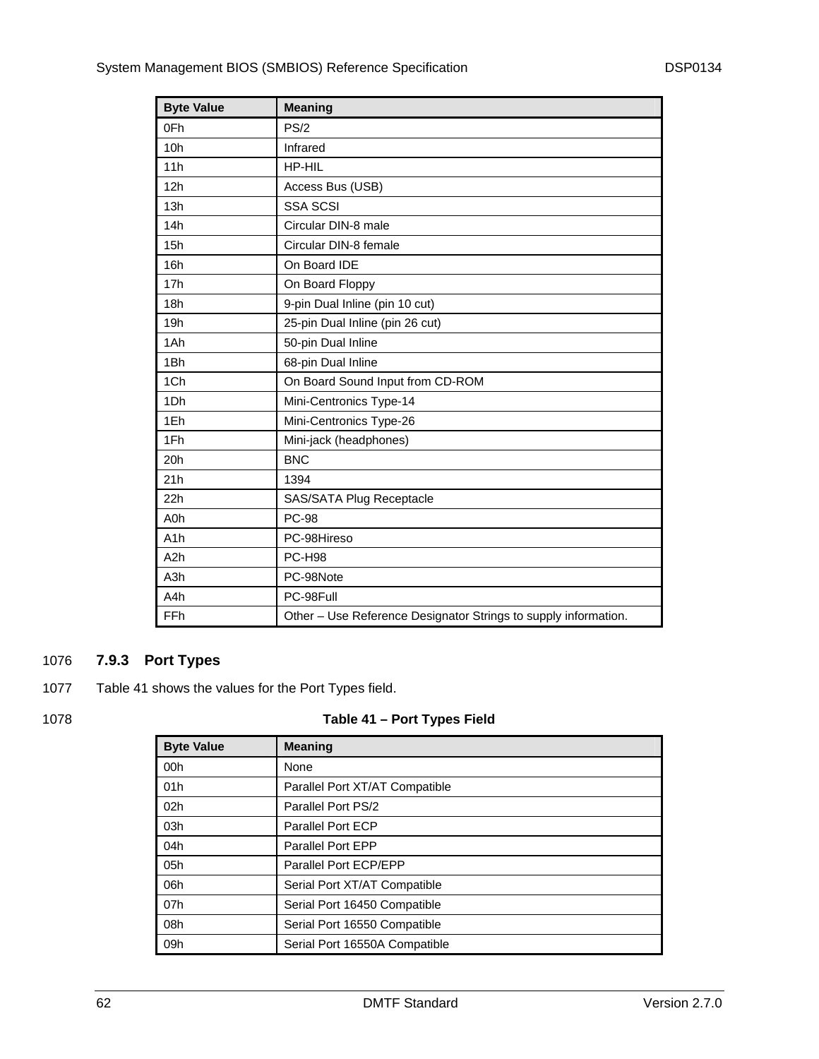| Byte Value | Meaning |
|---|---|
| 0Fh | PS/2 |
| 10h | Infrared |
| 11h | HP-HIL |
| 12h | Access Bus (USB) |
| 13h | SSA SCSI |
| 14h | Circular DIN-8 male |
| 15h | Circular DIN-8 female |
| 16h | On Board IDE |
| 17h | On Board Floppy |
| 18h | 9-pin Dual Inline (pin 10 cut) |
| 19h | 25-pin Dual Inline (pin 26 cut) |
| 1Ah | 50-pin Dual Inline |
| 1Bh | 68-pin Dual Inline |
| 1Ch | On Board Sound Input from CD-ROM |
| 1Dh | Mini-Centronics Type-14 |
| 1Eh | Mini-Centronics Type-26 |
| 1Fh | Mini-jack (headphones) |
| 20h | BNC |
| 21h | 1394 |
| 22h | SAS/SATA Plug Receptacle |
| A0h | PC-98 |
| A1h | PC-98Hireso |
| A2h | PC-H98 |
| A3h | PC-98Note |
| A4h | PC-98Full |
| FFh | Other – Use Reference Designator Strings to supply information. |

1076 **7.9.3 Port Types**

1077 Table 41 shows the values for the Port Types field.

1078 **Table 41 – Port Types Field**

| Byte Value | Meaning |
|---|---|
| 00h | None |
| 01h | Parallel Port XT/AT Compatible |
| 02h | Parallel Port PS/2 |
| 03h | Parallel Port ECP |
| 04h | Parallel Port EPP |
| 05h | Parallel Port ECP/EPP |
| 06h | Serial Port XT/AT Compatible |
| 07h | Serial Port 16450 Compatible |
| 08h | Serial Port 16550 Compatible |
| 09h | Serial Port 16550A Compatible |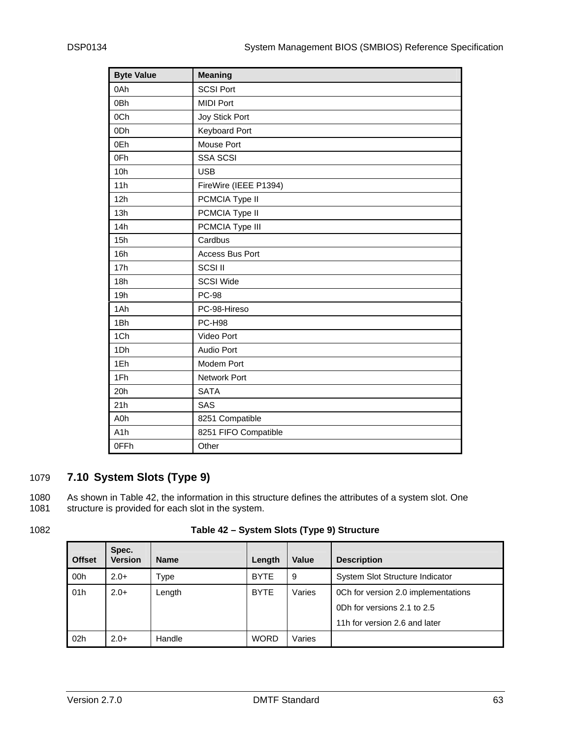| Byte Value | Meaning |
|---|---|
| 0Ah | SCSI Port |
| 0Bh | MIDI Port |
| 0Ch | Joy Stick Port |
| 0Dh | Keyboard Port |
| 0Eh | Mouse Port |
| 0Fh | SSA SCSI |
| 10h | USB |
| 11h | FireWire (IEEE P1394) |
| 12h | PCMCIA Type II |
| 13h | PCMCIA Type II |
| 14h | PCMCIA Type III |
| 15h | Cardbus |
| 16h | Access Bus Port |
| 17h | SCSI II |
| 18h | SCSI Wide |
| 19h | PC-98 |
| 1Ah | PC-98-Hireso |
| 1Bh | PC-H98 |
| 1Ch | Video Port |
| 1Dh | Audio Port |
| 1Eh | Modem Port |
| 1Fh | Network Port |
| 20h | SATA |
| 21h | SAS |
| A0h | 8251 Compatible |
| A1h | 8251 FIFO Compatible |
| 0FFh | Other |

1079 **7.10 System Slots (Type 9)**

1080 As shown in Table 42, the information in this structure defines the attributes of a system slot. One
1081 structure is provided for each slot in the system.

1082 **Table 42 – System Slots (Type 9) Structure**

| Offset | Spec. Version | Name | Length | Value | Description |
|---|---|---|---|---|---|
| 00h | 2.0+ | Type | BYTE | 9 | System Slot Structure Indicator |
| 01h | 2.0+ | Length | BYTE | Varies | 0Ch for version 2.0 implementations<br>0Dh for versions 2.1 to 2.5<br>11h for version 2.6 and later |
| 02h | 2.0+ | Handle | WORD | Varies | |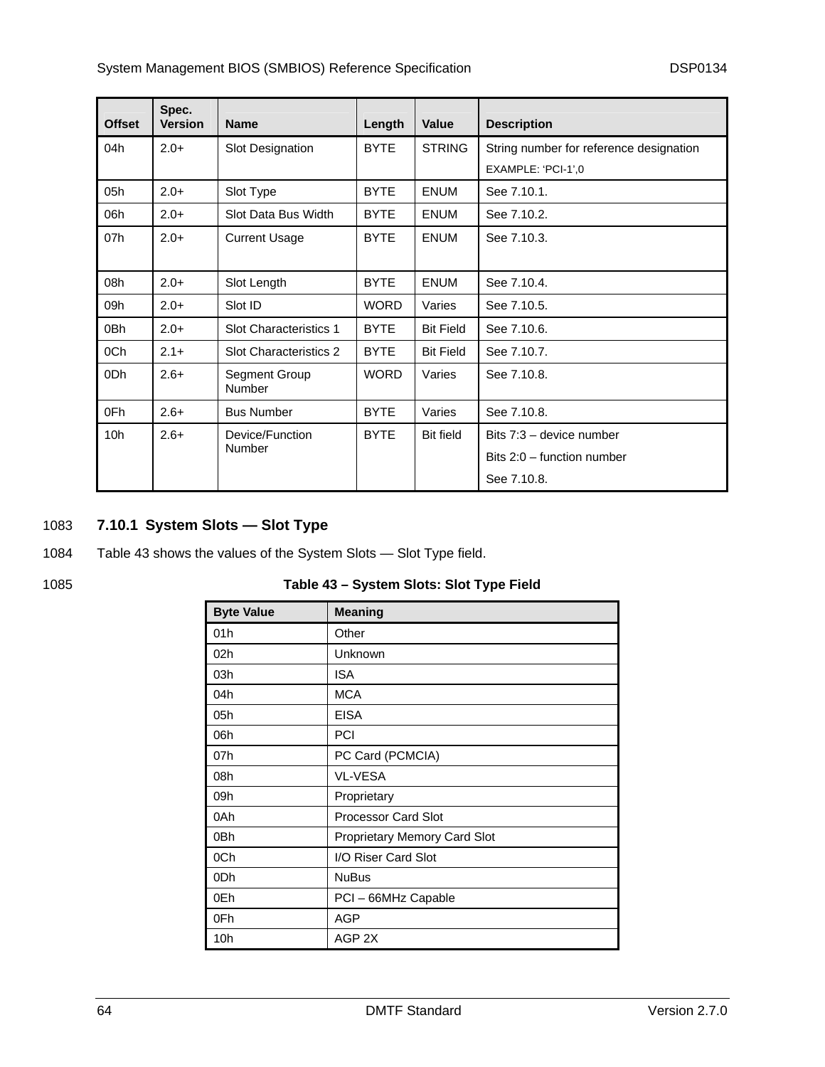| Offset | Spec. Version | Name | Length | Value | Description |
|---|---|---|---|---|---|
| 04h | 2.0+ | Slot Designation | BYTE | STRING | String number for reference designation<br>EXAMPLE: 'PCI-1',0 |
| 05h | 2.0+ | Slot Type | BYTE | ENUM | See 7.10.1. |
| 06h | 2.0+ | Slot Data Bus Width | BYTE | ENUM | See 7.10.2. |
| 07h | 2.0+ | Current Usage | BYTE | ENUM | See 7.10.3. |
| 08h | 2.0+ | Slot Length | BYTE | ENUM | See 7.10.4. |
| 09h | 2.0+ | Slot ID | WORD | Varies | See 7.10.5. |
| 0Bh | 2.0+ | Slot Characteristics 1 | BYTE | Bit Field | See 7.10.6. |
| 0Ch | 2.1+ | Slot Characteristics 2 | BYTE | Bit Field | See 7.10.7. |
| 0Dh | 2.6+ | Segment Group Number | WORD | Varies | See 7.10.8. |
| 0Fh | 2.6+ | Bus Number | BYTE | Varies | See 7.10.8. |
| 10h | 2.6+ | Device/Function Number | BYTE | Bit field | Bits 7:3 – device number<br>Bits 2:0 – function number<br>See 7.10.8. |

1083 **7.10.1 System Slots — Slot Type**

1084 Table 43 shows the values of the System Slots — Slot Type field.

1085 **Table 43 – System Slots: Slot Type Field**

| Byte Value | Meaning |
|---|---|
| 01h | Other |
| 02h | Unknown |
| 03h | ISA |
| 04h | MCA |
| 05h | EISA |
| 06h | PCI |
| 07h | PC Card (PCMCIA) |
| 08h | VL-VESA |
| 09h | Proprietary |
| 0Ah | Processor Card Slot |
| 0Bh | Proprietary Memory Card Slot |
| 0Ch | I/O Riser Card Slot |
| 0Dh | NuBus |
| 0Eh | PCI – 66MHz Capable |
| 0Fh | AGP |
| 10h | AGP 2X |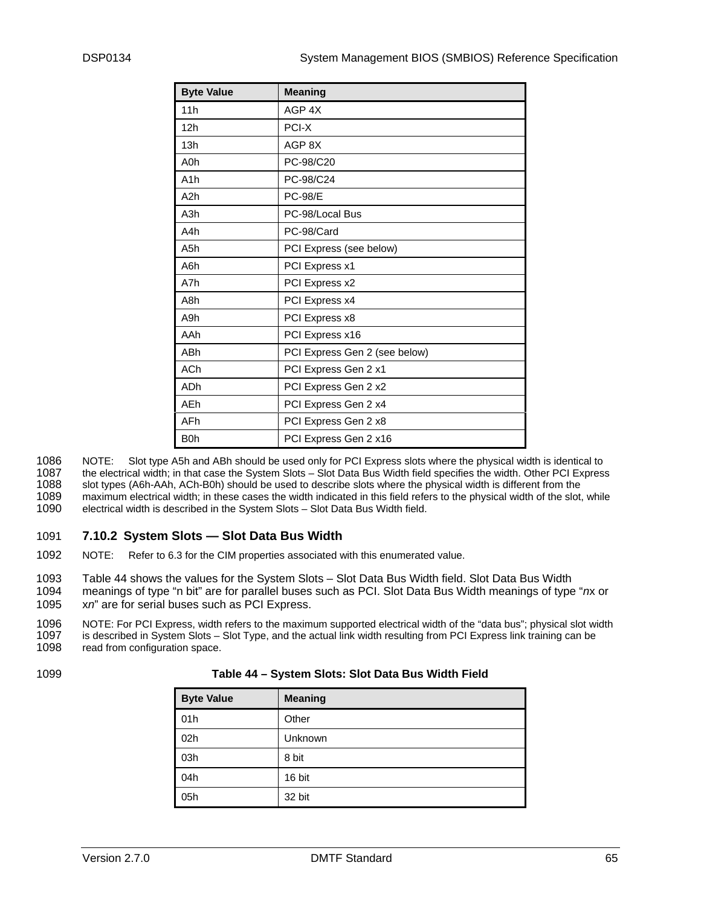| Byte Value | Meaning |
|---|---|
| 11h | AGP 4X |
| 12h | PCI-X |
| 13h | AGP 8X |
| A0h | PC-98/C20 |
| A1h | PC-98/C24 |
| A2h | PC-98/E |
| A3h | PC-98/Local Bus |
| A4h | PC-98/Card |
| A5h | PCI Express (see below) |
| A6h | PCI Express x1 |
| A7h | PCI Express x2 |
| A8h | PCI Express x4 |
| A9h | PCI Express x8 |
| AAh | PCI Express x16 |
| ABh | PCI Express Gen 2 (see below) |
| ACh | PCI Express Gen 2 x1 |
| ADh | PCI Express Gen 2 x2 |
| AEh | PCI Express Gen 2 x4 |
| AFh | PCI Express Gen 2 x8 |
| B0h | PCI Express Gen 2 x16 |

NOTE: Slot type A5h and ABh should be used only for PCI Express slots where the physical width is identical to the electrical width; in that case the System Slots – Slot Data Bus Width field specifies the width. Other PCI Express slot types (A6h-AAh, ACh-B0h) should be used to describe slots where the physical width is different from the maximum electrical width; in these cases the width indicated in this field refers to the physical width of the slot, while electrical width is described in the System Slots – Slot Data Bus Width field.

### 7.10.2 System Slots — Slot Data Bus Width

NOTE: Refer to 6.3 for the CIM properties associated with this enumerated value.

Table 44 shows the values for the System Slots – Slot Data Bus Width field. Slot Data Bus Width meanings of type "n bit" are for parallel buses such as PCI. Slot Data Bus Width meanings of type "*n*x or x*n*" are for serial buses such as PCI Express.

NOTE: For PCI Express, width refers to the maximum supported electrical width of the "data bus"; physical slot width is described in System Slots – Slot Type, and the actual link width resulting from PCI Express link training can be read from configuration space.

**Table 44 – System Slots: Slot Data Bus Width Field**

| Byte Value | Meaning |
|---|---|
| 01h | Other |
| 02h | Unknown |
| 03h | 8 bit |
| 04h | 16 bit |
| 05h | 32 bit |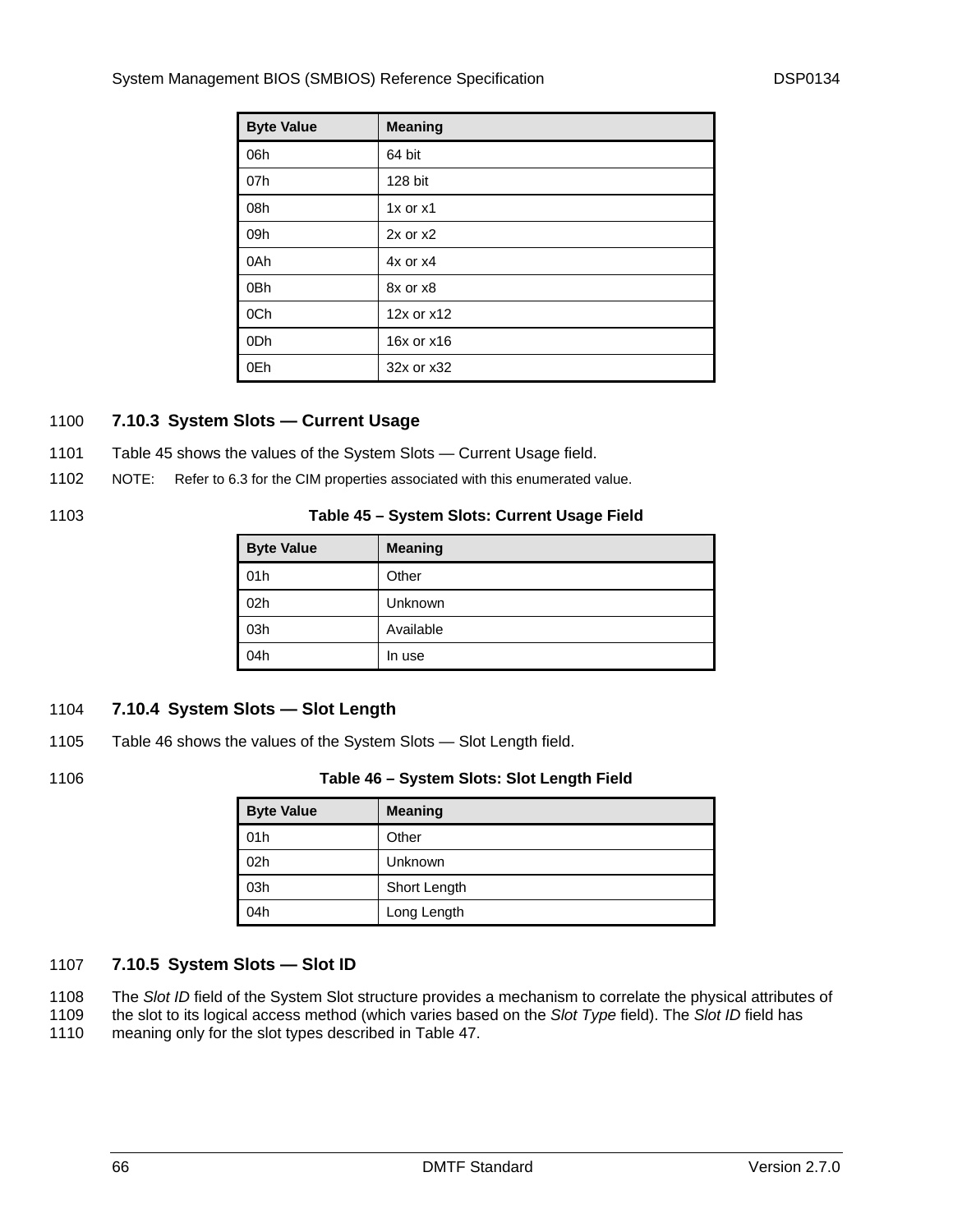| Byte Value | Meaning |
|---|---|
| 06h | 64 bit |
| 07h | 128 bit |
| 08h | 1x or x1 |
| 09h | 2x or x2 |
| 0Ah | 4x or x4 |
| 0Bh | 8x or x8 |
| 0Ch | 12x or x12 |
| 0Dh | 16x or x16 |
| 0Eh | 32x or x32 |

### 7.10.3 System Slots — Current Usage

Table 45 shows the values of the System Slots — Current Usage field.

NOTE: Refer to 6.3 for the CIM properties associated with this enumerated value.

**Table 45 – System Slots: Current Usage Field**

| Byte Value | Meaning |
|---|---|
| 01h | Other |
| 02h | Unknown |
| 03h | Available |
| 04h | In use |

### 7.10.4 System Slots — Slot Length

Table 46 shows the values of the System Slots — Slot Length field.

**Table 46 – System Slots: Slot Length Field**

| Byte Value | Meaning |
|---|---|
| 01h | Other |
| 02h | Unknown |
| 03h | Short Length |
| 04h | Long Length |

### 7.10.5 System Slots — Slot ID

The *Slot ID* field of the System Slot structure provides a mechanism to correlate the physical attributes of the slot to its logical access method (which varies based on the *Slot Type* field). The *Slot ID* field has meaning only for the slot types described in Table 47.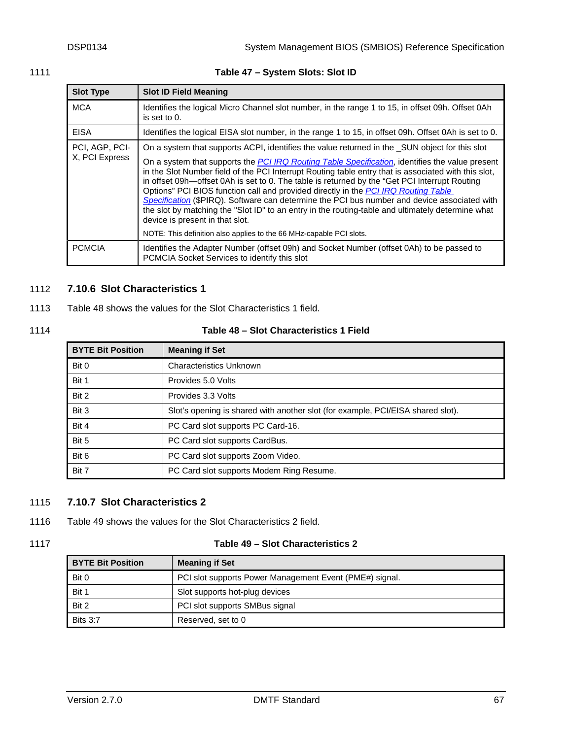**Table 47 – System Slots: Slot ID**

| Slot Type | Slot ID Field Meaning |
| --- | --- |
| MCA | Identifies the logical Micro Channel slot number, in the range 1 to 15, in offset 09h. Offset 0Ah is set to 0. |
| EISA | Identifies the logical EISA slot number, in the range 1 to 15, in offset 09h. Offset 0Ah is set to 0. |
| PCI, AGP, PCI-X, PCI Express | On a system that supports ACPI, identifies the value returned in the _SUN object for this slot<br><br>On a system that supports the *PCI IRQ Routing Table Specification*, identifies the value present in the Slot Number field of the PCI Interrupt Routing table entry that is associated with this slot, in offset 09h—offset 0Ah is set to 0. The table is returned by the "Get PCI Interrupt Routing Options" PCI BIOS function call and provided directly in the *PCI IRQ Routing Table Specification* ($PIRQ). Software can determine the PCI bus number and device associated with the slot by matching the "Slot ID" to an entry in the routing-table and ultimately determine what device is present in that slot.<br><br>NOTE: This definition also applies to the 66 MHz-capable PCI slots. |
| PCMCIA | Identifies the Adapter Number (offset 09h) and Socket Number (offset 0Ah) to be passed to PCMCIA Socket Services to identify this slot |

### 7.10.6 Slot Characteristics 1

Table 48 shows the values for the Slot Characteristics 1 field.

**Table 48 – Slot Characteristics 1 Field**

| BYTE Bit Position | Meaning if Set |
| --- | --- |
| Bit 0 | Characteristics Unknown |
| Bit 1 | Provides 5.0 Volts |
| Bit 2 | Provides 3.3 Volts |
| Bit 3 | Slot's opening is shared with another slot (for example, PCI/EISA shared slot). |
| Bit 4 | PC Card slot supports PC Card-16. |
| Bit 5 | PC Card slot supports CardBus. |
| Bit 6 | PC Card slot supports Zoom Video. |
| Bit 7 | PC Card slot supports Modem Ring Resume. |

### 7.10.7 Slot Characteristics 2

Table 49 shows the values for the Slot Characteristics 2 field.

**Table 49 – Slot Characteristics 2**

| BYTE Bit Position | Meaning if Set |
| --- | --- |
| Bit 0 | PCI slot supports Power Management Event (PME#) signal. |
| Bit 1 | Slot supports hot-plug devices |
| Bit 2 | PCI slot supports SMBus signal |
| Bits 3:7 | Reserved, set to 0 |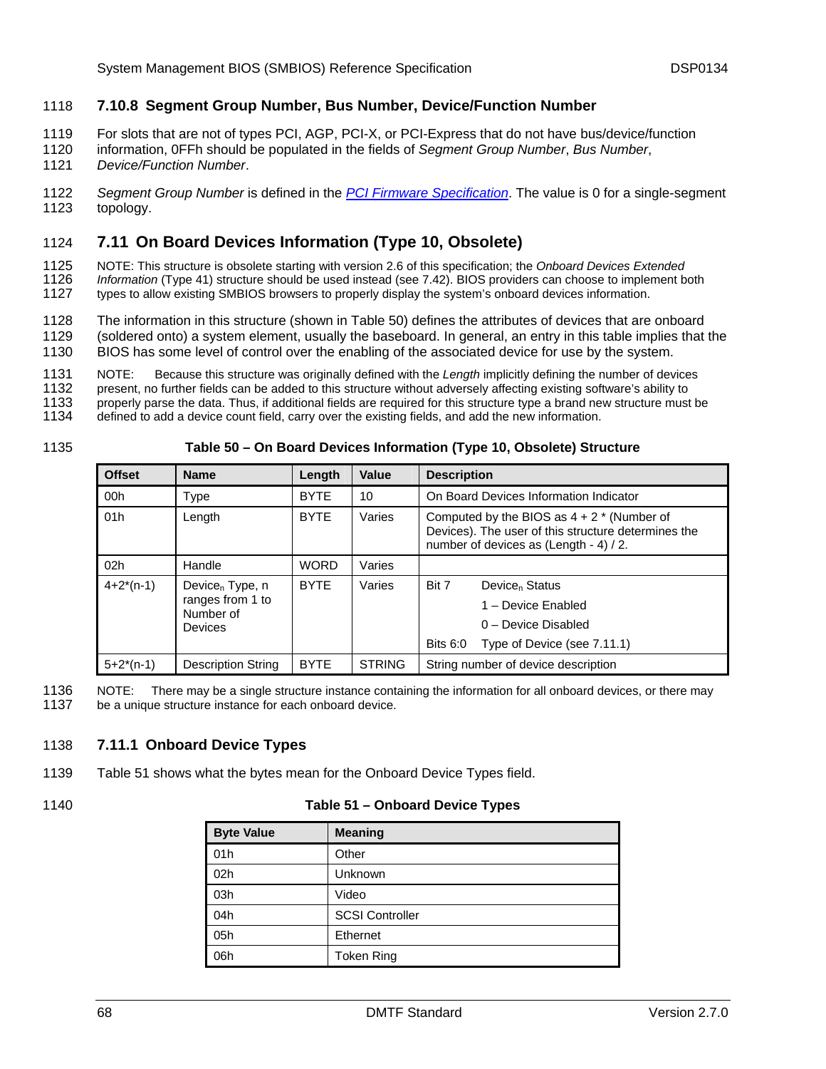### 7.10.8 Segment Group Number, Bus Number, Device/Function Number

For slots that are not of types PCI, AGP, PCI-X, or PCI-Express that do not have bus/device/function information, 0FFh should be populated in the fields of *Segment Group Number*, *Bus Number*, *Device/Function Number*.

*Segment Group Number* is defined in the [PCI Firmware Specification](). The value is 0 for a single-segment topology.

## 7.11 On Board Devices Information (Type 10, Obsolete)

NOTE: This structure is obsolete starting with version 2.6 of this specification; the *Onboard Devices Extended Information* (Type 41) structure should be used instead (see 7.42). BIOS providers can choose to implement both types to allow existing SMBIOS browsers to properly display the system's onboard devices information.

The information in this structure (shown in Table 50) defines the attributes of devices that are onboard (soldered onto) a system element, usually the baseboard. In general, an entry in this table implies that the BIOS has some level of control over the enabling of the associated device for use by the system.

NOTE: Because this structure was originally defined with the *Length* implicitly defining the number of devices present, no further fields can be added to this structure without adversely affecting existing software's ability to properly parse the data. Thus, if additional fields are required for this structure type a brand new structure must be defined to add a device count field, carry over the existing fields, and add the new information.

**Table 50 – On Board Devices Information (Type 10, Obsolete) Structure**

| Offset | Name | Length | Value | Description |
|---|---|---|---|---|
| 00h | Type | BYTE | 10 | On Board Devices Information Indicator |
| 01h | Length | BYTE | Varies | Computed by the BIOS as 4 + 2 * (Number of Devices). The user of this structure determines the number of devices as (Length - 4) / 2. |
| 02h | Handle | WORD | Varies | |
| 4+2*(n-1) | $Device_n$ Type, n ranges from 1 to Number of Devices | BYTE | Varies | Bit 7 $Device_n$ Status<br>1 – Device Enabled<br>0 – Device Disabled<br>Bits 6:0 Type of Device (see 7.11.1) |
| 5+2*(n-1) | Description String | BYTE | STRING | String number of device description |

NOTE: There may be a single structure instance containing the information for all onboard devices, or there may be a unique structure instance for each onboard device.

### 7.11.1 Onboard Device Types

Table 51 shows what the bytes mean for the Onboard Device Types field.

**Table 51 – Onboard Device Types**

| Byte Value | Meaning |
|---|---|
| 01h | Other |
| 02h | Unknown |
| 03h | Video |
| 04h | SCSI Controller |
| 05h | Ethernet |
| 06h | Token Ring |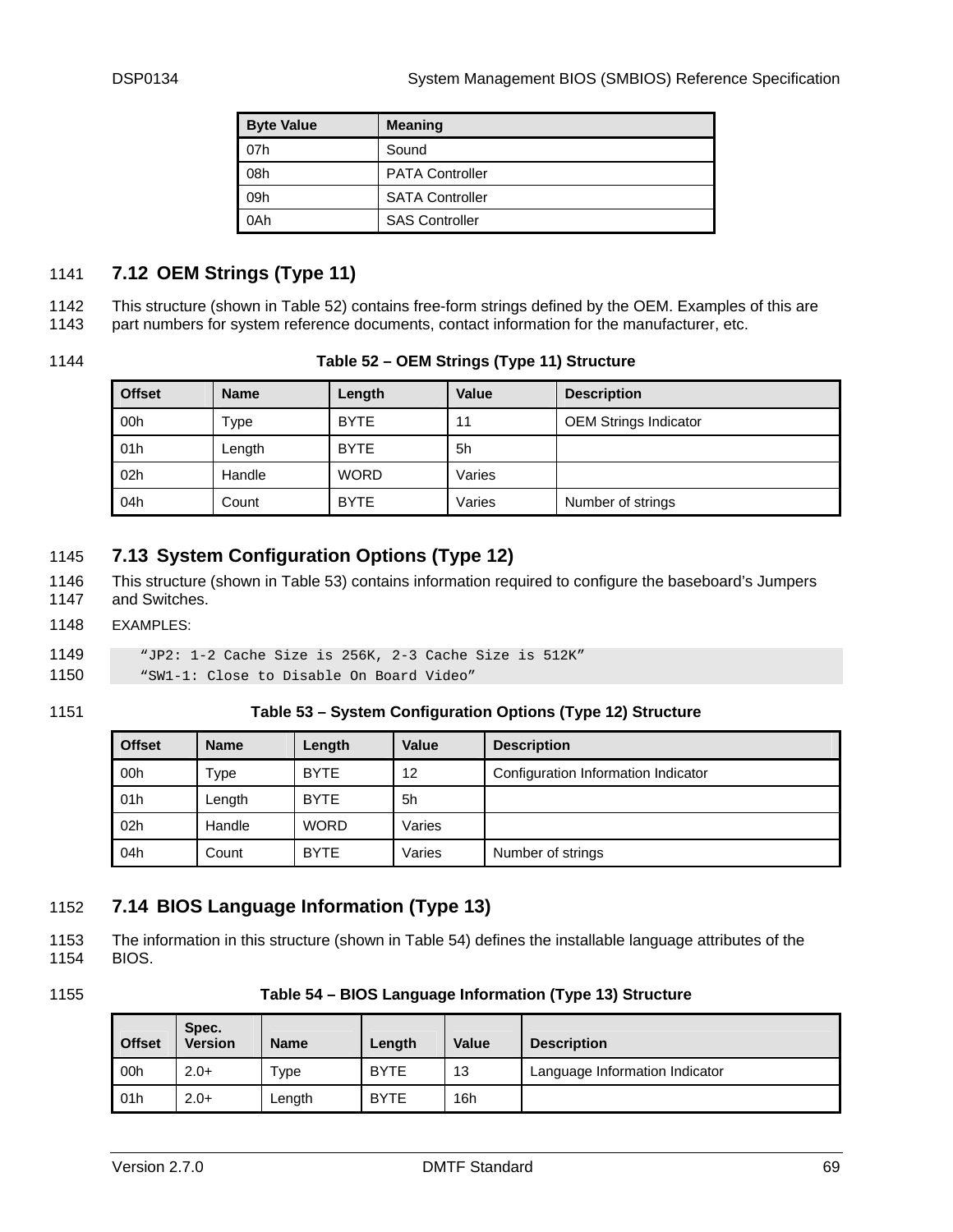| Byte Value | Meaning |
|---|---|
| 07h | Sound |
| 08h | PATA Controller |
| 09h | SATA Controller |
| 0Ah | SAS Controller |

## 7.12 OEM Strings (Type 11)

This structure (shown in Table 52) contains free-form strings defined by the OEM. Examples of this are part numbers for system reference documents, contact information for the manufacturer, etc.

**Table 52 – OEM Strings (Type 11) Structure**

| Offset | Name | Length | Value | Description |
|---|---|---|---|---|
| 00h | Type | BYTE | 11 | OEM Strings Indicator |
| 01h | Length | BYTE | 5h | |
| 02h | Handle | WORD | Varies | |
| 04h | Count | BYTE | Varies | Number of strings |

## 7.13 System Configuration Options (Type 12)

This structure (shown in Table 53) contains information required to configure the baseboard's Jumpers and Switches.

EXAMPLES:

```
“JP2: 1-2 Cache Size is 256K, 2-3 Cache Size is 512K”
“SW1-1: Close to Disable On Board Video”
```

**Table 53 – System Configuration Options (Type 12) Structure**

| Offset | Name | Length | Value | Description |
|---|---|---|---|---|
| 00h | Type | BYTE | 12 | Configuration Information Indicator |
| 01h | Length | BYTE | 5h | |
| 02h | Handle | WORD | Varies | |
| 04h | Count | BYTE | Varies | Number of strings |

## 7.14 BIOS Language Information (Type 13)

The information in this structure (shown in Table 54) defines the installable language attributes of the BIOS.

**Table 54 – BIOS Language Information (Type 13) Structure**

| Offset | Spec. Version | Name | Length | Value | Description |
|---|---|---|---|---|---|
| 00h | 2.0+ | Type | BYTE | 13 | Language Information Indicator |
| 01h | 2.0+ | Length | BYTE | 16h | |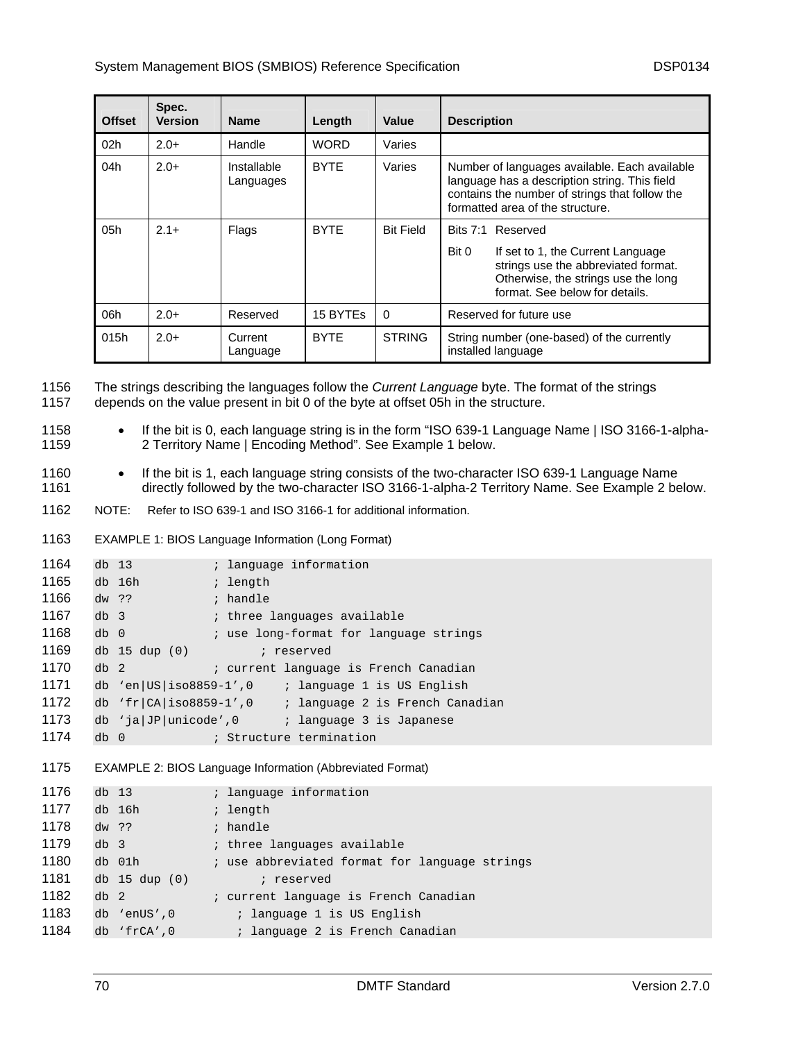| Offset | Spec. Version | Name | Length | Value | Description |
|---|---|---|---|---|---|
| 02h | 2.0+ | Handle | WORD | Varies | |
| 04h | 2.0+ | Installable Languages | BYTE | Varies | Number of languages available. Each available language has a description string. This field contains the number of strings that follow the formatted area of the structure. |
| 05h | 2.1+ | Flags | BYTE | Bit Field | Bits 7:1 Reserved<br>Bit 0 If set to 1, the Current Language strings use the abbreviated format. Otherwise, the strings use the long format. See below for details. |
| 06h | 2.0+ | Reserved | 15 BYTEs | 0 | Reserved for future use |
| 015h | 2.0+ | Current Language | BYTE | STRING | String number (one-based) of the currently installed language |

The strings describing the languages follow the *Current Language* byte. The format of the strings depends on the value present in bit 0 of the byte at offset 05h in the structure.

- If the bit is 0, each language string is in the form "ISO 639-1 Language Name | ISO 3166-1-alpha-2 Territory Name | Encoding Method". See Example 1 below.
- If the bit is 1, each language string consists of the two-character ISO 639-1 Language Name directly followed by the two-character ISO 3166-1-alpha-2 Territory Name. See Example 2 below.

NOTE: Refer to ISO 639-1 and ISO 3166-1 for additional information.

EXAMPLE 1: BIOS Language Information (Long Format)

```
db 13           ; language information
db 16h          ; length
dw ??           ; handle
db 3            ; three languages available
db 0            ; use long-format for language strings
db 15 dup (0)          ; reserved
db 2            ; current language is French Canadian
db 'en|US|iso8859-1',0    ; language 1 is US English
db 'fr|CA|iso8859-1',0    ; language 2 is French Canadian
db 'ja|JP|unicode',0      ; language 3 is Japanese
db 0            ; Structure termination
```

EXAMPLE 2: BIOS Language Information (Abbreviated Format)

```
db 13           ; language information
db 16h          ; length
dw ??           ; handle
db 3            ; three languages available
db 01h          ; use abbreviated format for language strings
db 15 dup (0)          ; reserved
db 2            ; current language is French Canadian
db 'enUS',0        ; language 1 is US English
db 'frCA',0        ; language 2 is French Canadian
```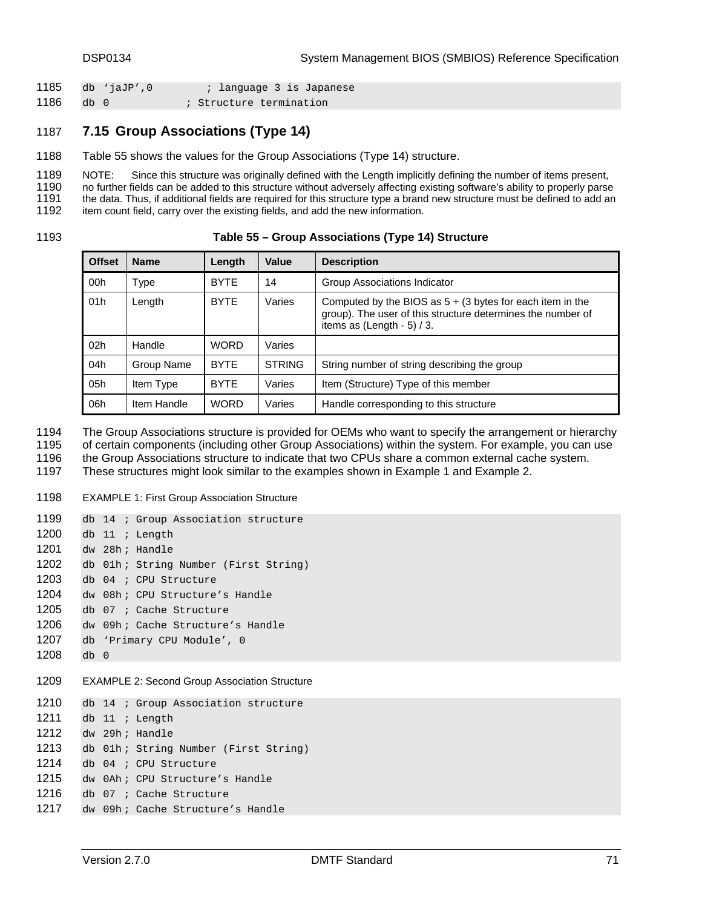```
db 'jaJP',0        ; language 3 is Japanese
db 0            ; Structure termination
```

## 7.15 Group Associations (Type 14)

Table 55 shows the values for the Group Associations (Type 14) structure.

NOTE: Since this structure was originally defined with the Length implicitly defining the number of items present, no further fields can be added to this structure without adversely affecting existing software's ability to properly parse the data. Thus, if additional fields are required for this structure type a brand new structure must be defined to add an item count field, carry over the existing fields, and add the new information.

**Table 55 – Group Associations (Type 14) Structure**

| Offset | Name | Length | Value | Description |
|---|---|---|---|---|
| 00h | Type | BYTE | 14 | Group Associations Indicator |
| 01h | Length | BYTE | Varies | Computed by the BIOS as 5 + (3 bytes for each item in the group). The user of this structure determines the number of items as (Length - 5) / 3. |
| 02h | Handle | WORD | Varies | |
| 04h | Group Name | BYTE | STRING | String number of string describing the group |
| 05h | Item Type | BYTE | Varies | Item (Structure) Type of this member |
| 06h | Item Handle | WORD | Varies | Handle corresponding to this structure |

The Group Associations structure is provided for OEMs who want to specify the arrangement or hierarchy of certain components (including other Group Associations) within the system. For example, you can use the Group Associations structure to indicate that two CPUs share a common external cache system. These structures might look similar to the examples shown in Example 1 and Example 2.

EXAMPLE 1: First Group Association Structure

```
db 14  ; Group Association structure
db 11  ; Length
dw 28h ; Handle
db 01h ; String Number (First String)
db 04  ; CPU Structure
dw 08h ; CPU Structure's Handle
db 07  ; Cache Structure
dw 09h ; Cache Structure's Handle
db 'Primary CPU Module', 0
db 0
```

EXAMPLE 2: Second Group Association Structure

```
db 14  ; Group Association structure
db 11  ; Length
dw 29h ; Handle
db 01h ; String Number (First String)
db 04  ; CPU Structure
dw 0Ah ; CPU Structure's Handle
db 07  ; Cache Structure
dw 09h ; Cache Structure's Handle
```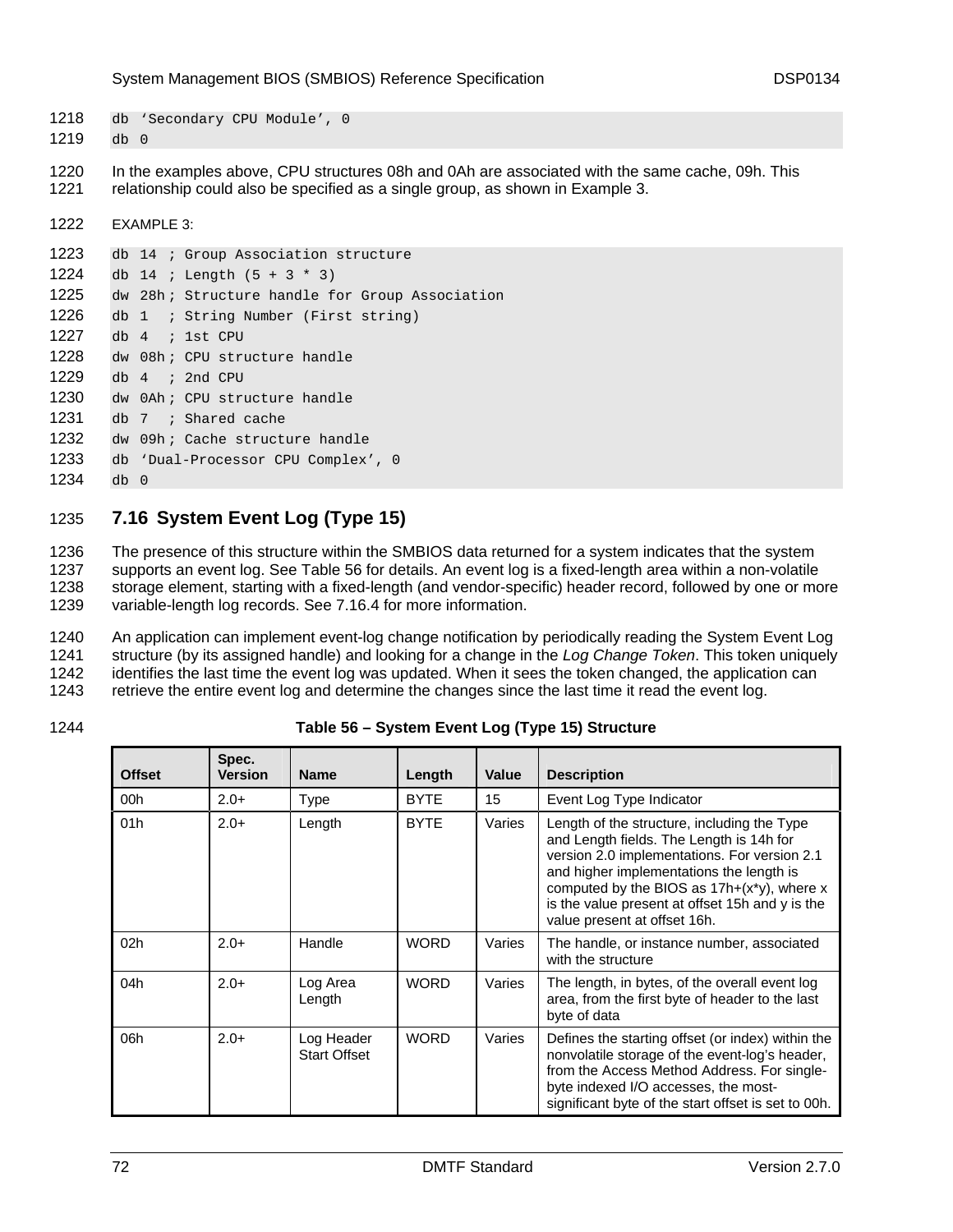```
db 'Secondary CPU Module', 0
db 0
```

In the examples above, CPU structures 08h and 0Ah are associated with the same cache, 09h. This relationship could also be specified as a single group, as shown in Example 3.

EXAMPLE 3:

```
db 14  ; Group Association structure
db 14  ; Length (5 + 3 * 3)
dw 28h ; Structure handle for Group Association
db 1   ; String Number (First string)
db 4   ; 1st CPU
dw 08h ; CPU structure handle
db 4   ; 2nd CPU
dw 0Ah ; CPU structure handle
db 7   ; Shared cache
dw 09h ; Cache structure handle
db 'Dual-Processor CPU Complex', 0
db 0
```

## 7.16 System Event Log (Type 15)

The presence of this structure within the SMBIOS data returned for a system indicates that the system supports an event log. See Table 56 for details. An event log is a fixed-length area within a non-volatile storage element, starting with a fixed-length (and vendor-specific) header record, followed by one or more variable-length log records. See 7.16.4 for more information.

An application can implement event-log change notification by periodically reading the System Event Log structure (by its assigned handle) and looking for a change in the *Log Change Token*. This token uniquely identifies the last time the event log was updated. When it sees the token changed, the application can retrieve the entire event log and determine the changes since the last time it read the event log.

**Table 56 – System Event Log (Type 15) Structure**

| Offset | Spec. Version | Name | Length | Value | Description |
|---|---|---|---|---|---|
| 00h | 2.0+ | Type | BYTE | 15 | Event Log Type Indicator |
| 01h | 2.0+ | Length | BYTE | Varies | Length of the structure, including the Type and Length fields. The Length is 14h for version 2.0 implementations. For version 2.1 and higher implementations the length is computed by the BIOS as 17h+(x*y), where x is the value present at offset 15h and y is the value present at offset 16h. |
| 02h | 2.0+ | Handle | WORD | Varies | The handle, or instance number, associated with the structure |
| 04h | 2.0+ | Log Area Length | WORD | Varies | The length, in bytes, of the overall event log area, from the first byte of header to the last byte of data |
| 06h | 2.0+ | Log Header Start Offset | WORD | Varies | Defines the starting offset (or index) within the nonvolatile storage of the event-log's header, from the Access Method Address. For single-byte indexed I/O accesses, the most-significant byte of the start offset is set to 00h. |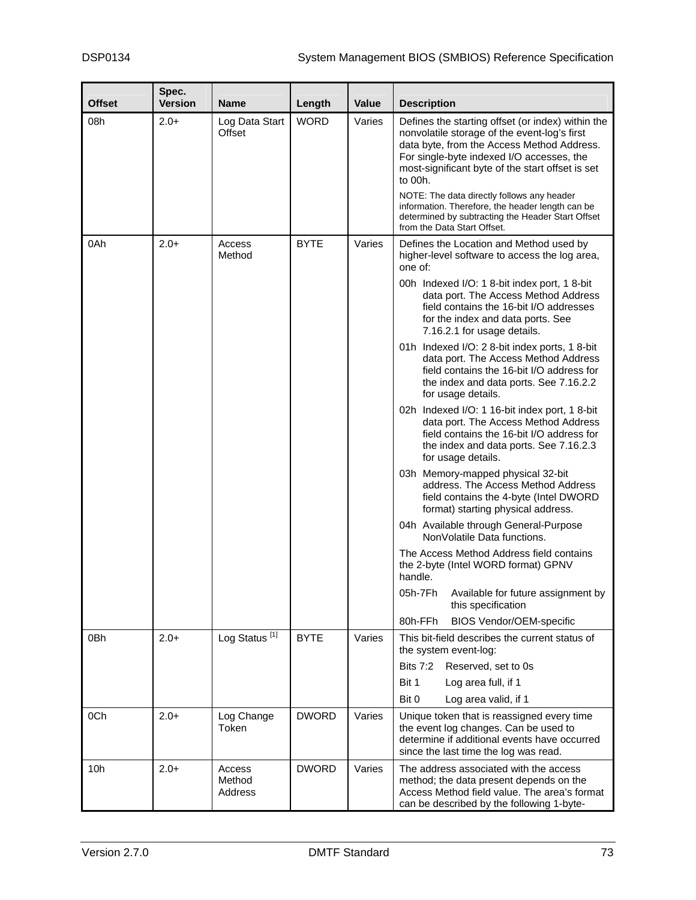| Offset | Spec. Version | Name | Length | Value | Description |
| --- | --- | --- | --- | --- | --- |
| 08h | 2.0+ | Log Data Start Offset | WORD | Varies | Defines the starting offset (or index) within the nonvolatile storage of the event-log's first data byte, from the Access Method Address. For single-byte indexed I/O accesses, the most-significant byte of the start offset is set to 00h.<br>NOTE: The data directly follows any header information. Therefore, the header length can be determined by subtracting the Header Start Offset from the Data Start Offset. |
| 0Ah | 2.0+ | Access Method | BYTE | Varies | Defines the Location and Method used by higher-level software to access the log area, one of:<br>00h Indexed I/O: 1 8-bit index port, 1 8-bit data port. The Access Method Address field contains the 16-bit I/O addresses for the index and data ports. See 7.16.2.1 for usage details.<br>01h Indexed I/O: 2 8-bit index ports, 1 8-bit data port. The Access Method Address field contains the 16-bit I/O address for the index and data ports. See 7.16.2.2 for usage details.<br>02h Indexed I/O: 1 16-bit index port, 1 8-bit data port. The Access Method Address field contains the 16-bit I/O address for the index and data ports. See 7.16.2.3 for usage details.<br>03h Memory-mapped physical 32-bit address. The Access Method Address field contains the 4-byte (Intel DWORD format) starting physical address.<br>04h Available through General-Purpose NonVolatile Data functions.<br>The Access Method Address field contains the 2-byte (Intel WORD format) GPNV handle.<br>05h-7Fh Available for future assignment by this specification<br>80h-FFh BIOS Vendor/OEM-specific |
| 0Bh | 2.0+ | Log Status [1] | BYTE | Varies | This bit-field describes the current status of the system event-log:<br>Bits 7:2 Reserved, set to 0s<br>Bit 1 Log area full, if 1<br>Bit 0 Log area valid, if 1 |
| 0Ch | 2.0+ | Log Change Token | DWORD | Varies | Unique token that is reassigned every time the event log changes. Can be used to determine if additional events have occurred since the last time the log was read. |
| 10h | 2.0+ | Access Method Address | DWORD | Varies | The address associated with the access method; the data present depends on the Access Method field value. The area's format can be described by the following 1-byte- |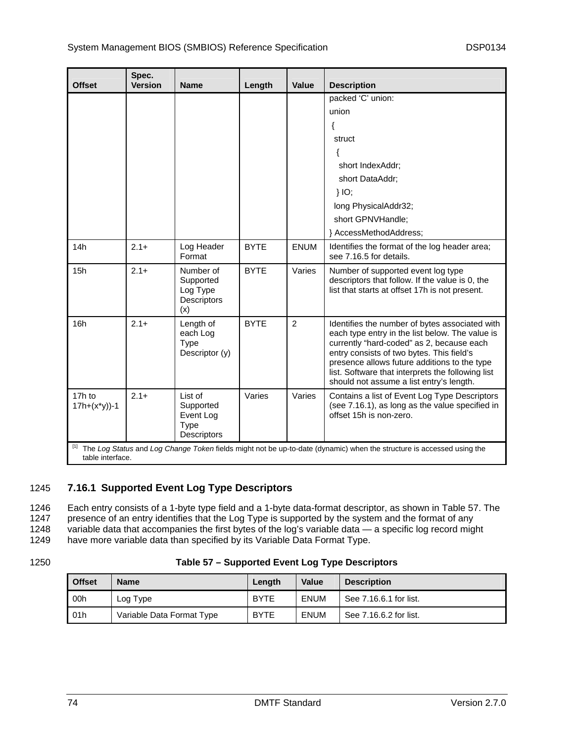| Offset | Spec. Version | Name | Length | Value | Description |
|---|---|---|---|---|---|
| | | | | | packed ‘C’ union:<br>union<br>{<br>struct<br>{<br>short IndexAddr;<br>short DataAddr;<br>} IO;<br>long PhysicalAddr32;<br>short GPNVHandle;<br>} AccessMethodAddress; |
| 14h | 2.1+ | Log Header Format | BYTE | ENUM | Identifies the format of the log header area; see 7.16.5 for details. |
| 15h | 2.1+ | Number of Supported Log Type Descriptors (x) | BYTE | Varies | Number of supported event log type descriptors that follow. If the value is 0, the list that starts at offset 17h is not present. |
| 16h | 2.1+ | Length of each Log Type Descriptor (y) | BYTE | 2 | Identifies the number of bytes associated with each type entry in the list below. The value is currently “hard-coded” as 2, because each entry consists of two bytes. This field’s presence allows future additions to the type list. Software that interprets the following list should not assume a list entry’s length. |
| 17h to 17h+(x*y))-1 | 2.1+ | List of Supported Event Log Type Descriptors | Varies | Varies | Contains a list of Event Log Type Descriptors (see 7.16.1), as long as the value specified in offset 15h is non-zero. |

[1] The *Log Status* and *Log Change Token* fields might not be up-to-date (dynamic) when the structure is accessed using the table interface.

1245 **7.16.1 Supported Event Log Type Descriptors**

1246 Each entry consists of a 1-byte type field and a 1-byte data-format descriptor, as shown in Table 57. The
1247 presence of an entry identifies that the Log Type is supported by the system and the format of any
1248 variable data that accompanies the first bytes of the log’s variable data — a specific log record might
1249 have more variable data than specified by its Variable Data Format Type.

1250 **Table 57 – Supported Event Log Type Descriptors**

| Offset | Name | Length | Value | Description |
|---|---|---|---|---|
| 00h | Log Type | BYTE | ENUM | See 7.16.6.1 for list. |
| 01h | Variable Data Format Type | BYTE | ENUM | See 7.16.6.2 for list. |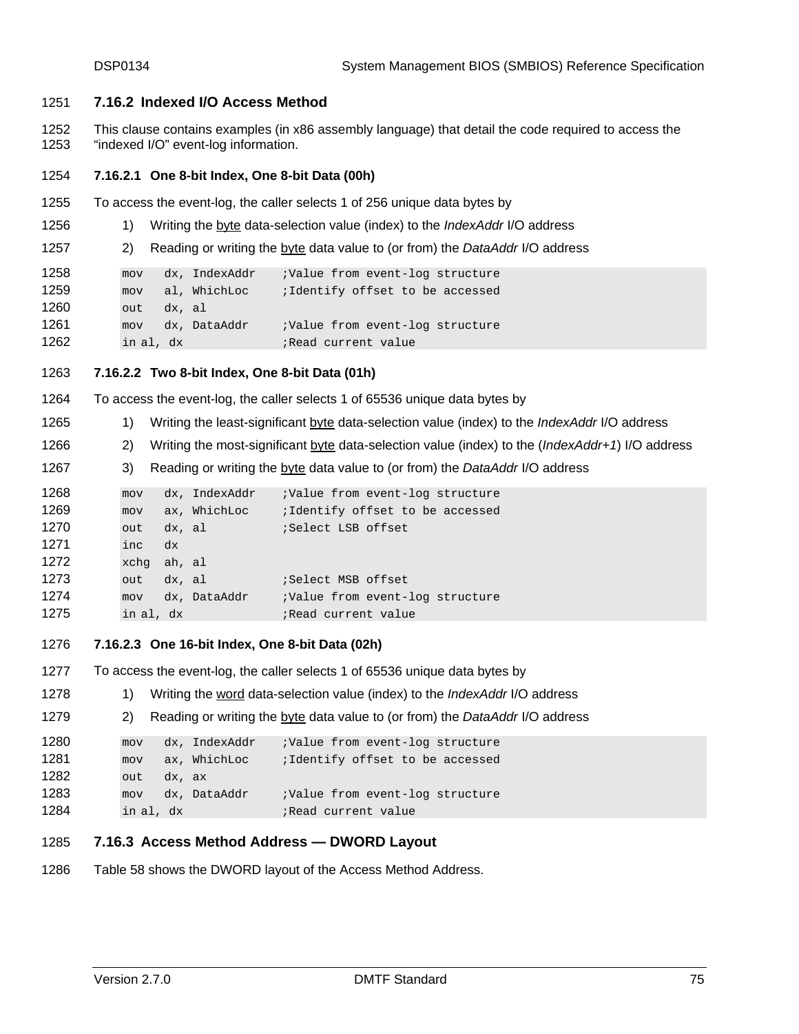### 7.16.2 Indexed I/O Access Method

This clause contains examples (in x86 assembly language) that detail the code required to access the "indexed I/O" event-log information.

#### 7.16.2.1 One 8-bit Index, One 8-bit Data (00h)

To access the event-log, the caller selects 1 of 256 unique data bytes by

1) Writing the byte data-selection value (index) to the *IndexAddr* I/O address
2) Reading or writing the byte data value to (or from) the *DataAddr* I/O address

```
mov   dx, IndexAddr    ;Value from event-log structure
mov   al, WhichLoc     ;Identify offset to be accessed
out   dx, al
mov   dx, DataAddr     ;Value from event-log structure
in al, dx              ;Read current value
```

#### 7.16.2.2 Two 8-bit Index, One 8-bit Data (01h)

To access the event-log, the caller selects 1 of 65536 unique data bytes by

1) Writing the least-significant byte data-selection value (index) to the *IndexAddr* I/O address
2) Writing the most-significant byte data-selection value (index) to the (*IndexAddr+1*) I/O address
3) Reading or writing the byte data value to (or from) the *DataAddr* I/O address

```
mov   dx, IndexAddr    ;Value from event-log structure
mov   ax, WhichLoc     ;Identify offset to be accessed
out   dx, al           ;Select LSB offset
inc   dx
xchg  ah, al
out   dx, al           ;Select MSB offset
mov   dx, DataAddr     ;Value from event-log structure
in al, dx              ;Read current value
```

#### 7.16.2.3 One 16-bit Index, One 8-bit Data (02h)

To access the event-log, the caller selects 1 of 65536 unique data bytes by

1) Writing the word data-selection value (index) to the *IndexAddr* I/O address
2) Reading or writing the byte data value to (or from) the *DataAddr* I/O address

```
mov   dx, IndexAddr    ;Value from event-log structure
mov   ax, WhichLoc     ;Identify offset to be accessed
out   dx, ax
mov   dx, DataAddr     ;Value from event-log structure
in al, dx              ;Read current value
```

### 7.16.3 Access Method Address — DWORD Layout

Table 58 shows the DWORD layout of the Access Method Address.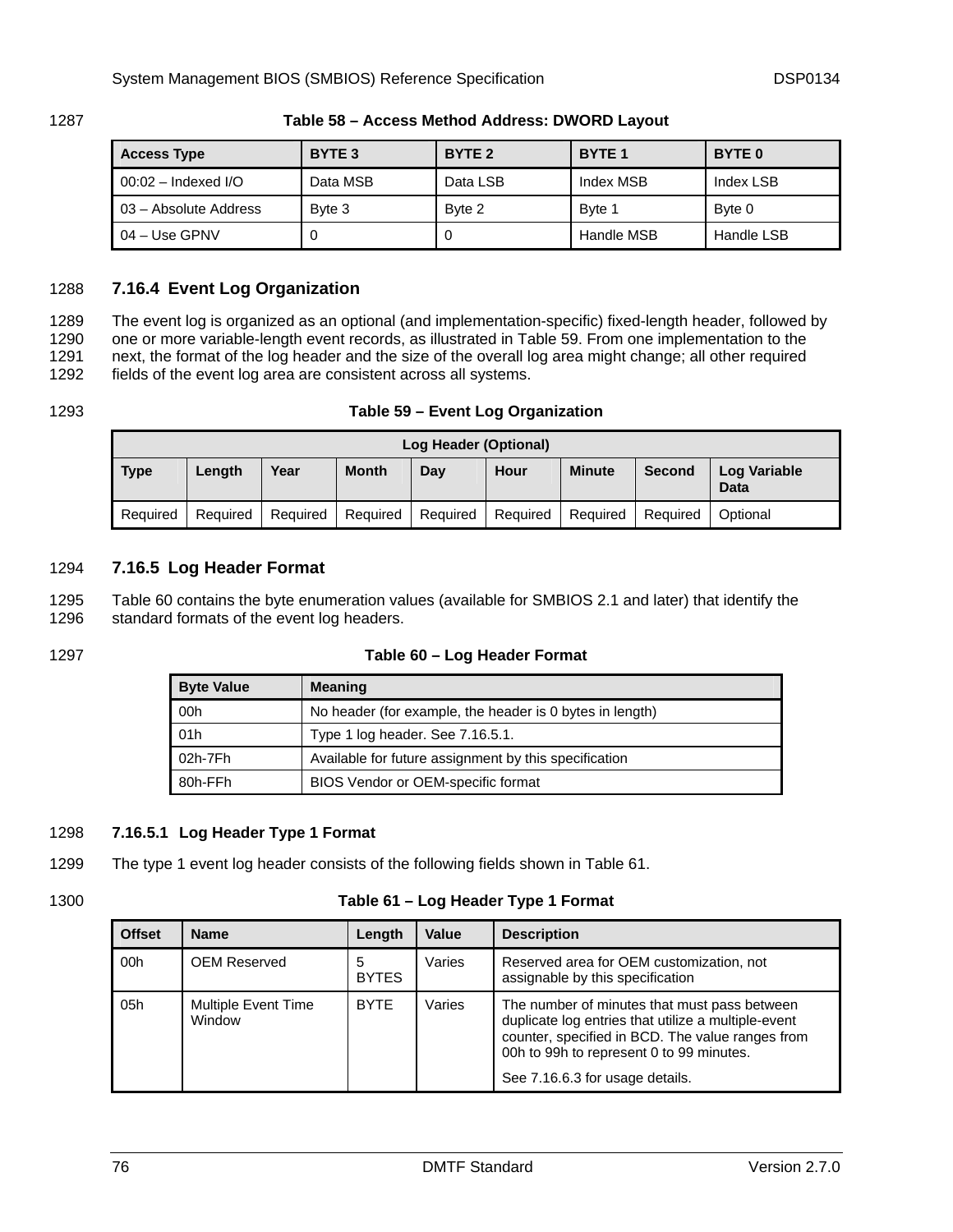**Table 58 – Access Method Address: DWORD Layout**

| Access Type | BYTE 3 | BYTE 2 | BYTE 1 | BYTE 0 |
|---|---|---|---|---|
| 00:02 – Indexed I/O | Data MSB | Data LSB | Index MSB | Index LSB |
| 03 – Absolute Address | Byte 3 | Byte 2 | Byte 1 | Byte 0 |
| 04 – Use GPNV | 0 | 0 | Handle MSB | Handle LSB |

### 7.16.4 Event Log Organization

The event log is organized as an optional (and implementation-specific) fixed-length header, followed by one or more variable-length event records, as illustrated in Table 59. From one implementation to the next, the format of the log header and the size of the overall log area might change; all other required fields of the event log area are consistent across all systems.

**Table 59 – Event Log Organization**

| Log Header (Optional) | | | | | | | | |
|---|---|---|---|---|---|---|---|---|
| **Type** | **Length** | **Year** | **Month** | **Day** | **Hour** | **Minute** | **Second** | **Log Variable Data** |
| Required | Required | Required | Required | Required | Required | Required | Required | Optional |

### 7.16.5 Log Header Format

Table 60 contains the byte enumeration values (available for SMBIOS 2.1 and later) that identify the standard formats of the event log headers.

**Table 60 – Log Header Format**

| Byte Value | Meaning |
|---|---|
| 00h | No header (for example, the header is 0 bytes in length) |
| 01h | Type 1 log header. See 7.16.5.1. |
| 02h-7Fh | Available for future assignment by this specification |
| 80h-FFh | BIOS Vendor or OEM-specific format |

#### 7.16.5.1 Log Header Type 1 Format

The type 1 event log header consists of the following fields shown in Table 61.

**Table 61 – Log Header Type 1 Format**

| Offset | Name | Length | Value | Description |
|---|---|---|---|---|
| 00h | OEM Reserved | 5 BYTES | Varies | Reserved area for OEM customization, not assignable by this specification |
| 05h | Multiple Event Time Window | BYTE | Varies | The number of minutes that must pass between duplicate log entries that utilize a multiple-event counter, specified in BCD. The value ranges from 00h to 99h to represent 0 to 99 minutes.<br><br>See 7.16.6.3 for usage details. |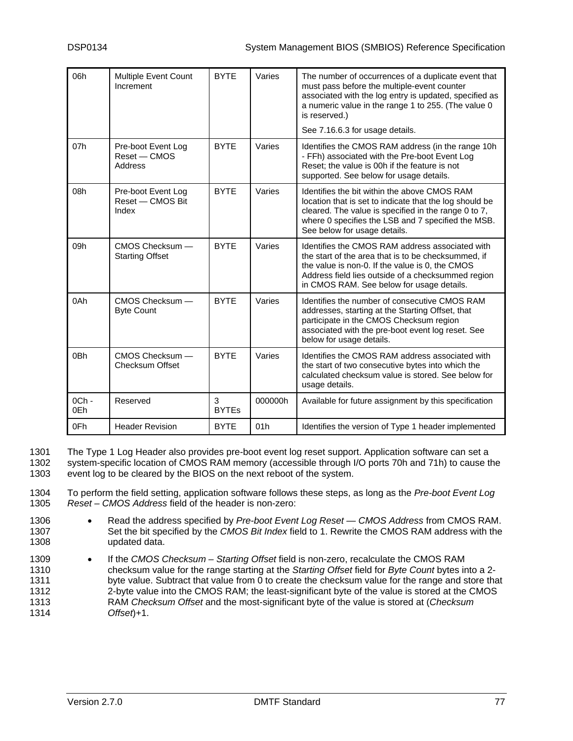| 06h | Multiple Event Count Increment | BYTE | Varies | The number of occurrences of a duplicate event that must pass before the multiple-event counter associated with the log entry is updated, specified as a numeric value in the range 1 to 255. (The value 0 is reserved.)<br><br>See 7.16.6.3 for usage details. |
|---|---|---|---|---|
| 07h | Pre-boot Event Log Reset — CMOS Address | BYTE | Varies | Identifies the CMOS RAM address (in the range 10h - FFh) associated with the Pre-boot Event Log Reset; the value is 00h if the feature is not supported. See below for usage details. |
| 08h | Pre-boot Event Log Reset — CMOS Bit Index | BYTE | Varies | Identifies the bit within the above CMOS RAM location that is set to indicate that the log should be cleared. The value is specified in the range 0 to 7, where 0 specifies the LSB and 7 specified the MSB. See below for usage details. |
| 09h | CMOS Checksum — Starting Offset | BYTE | Varies | Identifies the CMOS RAM address associated with the start of the area that is to be checksummed, if the value is non-0. If the value is 0, the CMOS Address field lies outside of a checksummed region in CMOS RAM. See below for usage details. |
| 0Ah | CMOS Checksum — Byte Count | BYTE | Varies | Identifies the number of consecutive CMOS RAM addresses, starting at the Starting Offset, that participate in the CMOS Checksum region associated with the pre-boot event log reset. See below for usage details. |
| 0Bh | CMOS Checksum — Checksum Offset | BYTE | Varies | Identifies the CMOS RAM address associated with the start of two consecutive bytes into which the calculated checksum value is stored. See below for usage details. |
| 0Ch - 0Eh | Reserved | 3 BYTEs | 000000h | Available for future assignment by this specification |
| 0Fh | Header Revision | BYTE | 01h | Identifies the version of Type 1 header implemented |

1301 The Type 1 Log Header also provides pre-boot event log reset support. Application software can set a
1302 system-specific location of CMOS RAM memory (accessible through I/O ports 70h and 71h) to cause the
1303 event log to be cleared by the BIOS on the next reboot of the system.

1304 To perform the field setting, application software follows these steps, as long as the *Pre-boot Event Log*
1305 *Reset – CMOS Address* field of the header is non-zero:

1306 • Read the address specified by *Pre-boot Event Log Reset — CMOS Address* from CMOS RAM.
1307 Set the bit specified by the *CMOS Bit Index* field to 1. Rewrite the CMOS RAM address with the
1308 updated data.

1309 • If the *CMOS Checksum – Starting Offset* field is non-zero, recalculate the CMOS RAM
1310 checksum value for the range starting at the *Starting Offset* field for *Byte Count* bytes into a 2-
1311 byte value. Subtract that value from 0 to create the checksum value for the range and store that
1312 2-byte value into the CMOS RAM; the least-significant byte of the value is stored at the CMOS
1313 RAM *Checksum Offset* and the most-significant byte of the value is stored at (*Checksum*
1314 *Offset*)+1.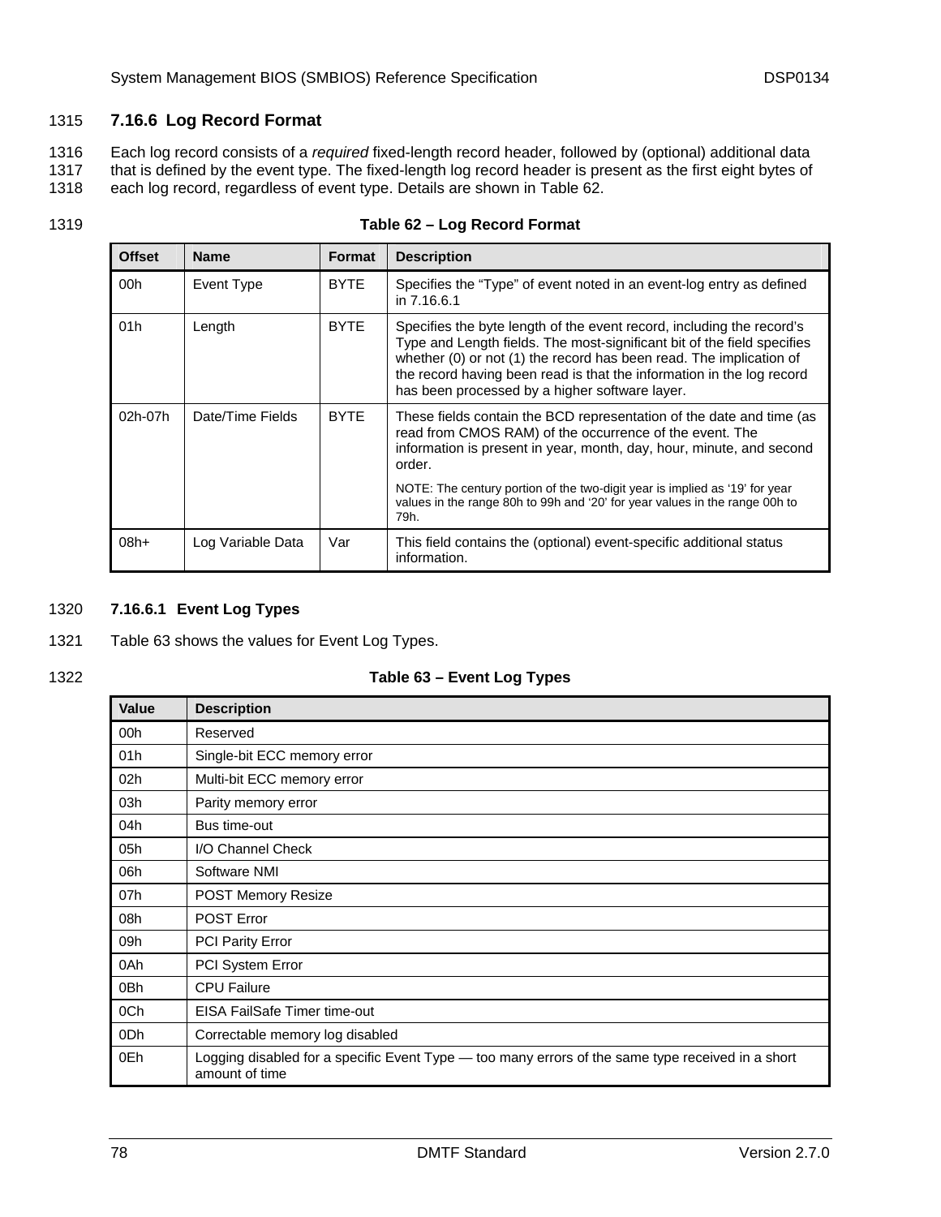### 7.16.6 Log Record Format

Each log record consists of a *required* fixed-length record header, followed by (optional) additional data that is defined by the event type. The fixed-length log record header is present as the first eight bytes of each log record, regardless of event type. Details are shown in Table 62.

**Table 62 – Log Record Format**

| Offset | Name | Format | Description |
|---|---|---|---|
| 00h | Event Type | BYTE | Specifies the "Type" of event noted in an event-log entry as defined in 7.16.6.1 |
| 01h | Length | BYTE | Specifies the byte length of the event record, including the record's Type and Length fields. The most-significant bit of the field specifies whether (0) or not (1) the record has been read. The implication of the record having been read is that the information in the log record has been processed by a higher software layer. |
| 02h-07h | Date/Time Fields | BYTE | These fields contain the BCD representation of the date and time (as read from CMOS RAM) of the occurrence of the event. The information is present in year, month, day, hour, minute, and second order. NOTE: The century portion of the two-digit year is implied as '19' for year values in the range 80h to 99h and '20' for year values in the range 00h to 79h. |
| 08h+ | Log Variable Data | Var | This field contains the (optional) event-specific additional status information. |

#### 7.16.6.1 Event Log Types

Table 63 shows the values for Event Log Types.

**Table 63 – Event Log Types**

| Value | Description |
|---|---|
| 00h | Reserved |
| 01h | Single-bit ECC memory error |
| 02h | Multi-bit ECC memory error |
| 03h | Parity memory error |
| 04h | Bus time-out |
| 05h | I/O Channel Check |
| 06h | Software NMI |
| 07h | POST Memory Resize |
| 08h | POST Error |
| 09h | PCI Parity Error |
| 0Ah | PCI System Error |
| 0Bh | CPU Failure |
| 0Ch | EISA FailSafe Timer time-out |
| 0Dh | Correctable memory log disabled |
| 0Eh | Logging disabled for a specific Event Type — too many errors of the same type received in a short amount of time |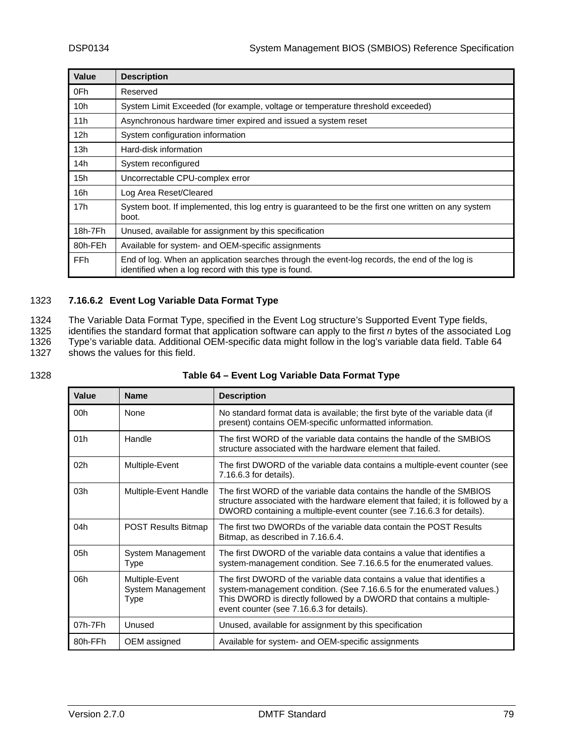| Value | Description |
| --- | --- |
| 0Fh | Reserved |
| 10h | System Limit Exceeded (for example, voltage or temperature threshold exceeded) |
| 11h | Asynchronous hardware timer expired and issued a system reset |
| 12h | System configuration information |
| 13h | Hard-disk information |
| 14h | System reconfigured |
| 15h | Uncorrectable CPU-complex error |
| 16h | Log Area Reset/Cleared |
| 17h | System boot. If implemented, this log entry is guaranteed to be the first one written on any system boot. |
| 18h-7Fh | Unused, available for assignment by this specification |
| 80h-FEh | Available for system- and OEM-specific assignments |
| FFh | End of log. When an application searches through the event-log records, the end of the log is identified when a log record with this type is found. |

#### 7.16.6.2 Event Log Variable Data Format Type

The Variable Data Format Type, specified in the Event Log structure's Supported Event Type fields, identifies the standard format that application software can apply to the first *n* bytes of the associated Log Type's variable data. Additional OEM-specific data might follow in the log's variable data field. Table 64 shows the values for this field.

**Table 64 – Event Log Variable Data Format Type**

| Value | Name | Description |
| --- | --- | --- |
| 00h | None | No standard format data is available; the first byte of the variable data (if present) contains OEM-specific unformatted information. |
| 01h | Handle | The first WORD of the variable data contains the handle of the SMBIOS structure associated with the hardware element that failed. |
| 02h | Multiple-Event | The first DWORD of the variable data contains a multiple-event counter (see 7.16.6.3 for details). |
| 03h | Multiple-Event Handle | The first WORD of the variable data contains the handle of the SMBIOS structure associated with the hardware element that failed; it is followed by a DWORD containing a multiple-event counter (see 7.16.6.3 for details). |
| 04h | POST Results Bitmap | The first two DWORDs of the variable data contain the POST Results Bitmap, as described in 7.16.6.4. |
| 05h | System Management Type | The first DWORD of the variable data contains a value that identifies a system-management condition. See 7.16.6.5 for the enumerated values. |
| 06h | Multiple-Event System Management Type | The first DWORD of the variable data contains a value that identifies a system-management condition. (See 7.16.6.5 for the enumerated values.) This DWORD is directly followed by a DWORD that contains a multiple-event counter (see 7.16.6.3 for details). |
| 07h-7Fh | Unused | Unused, available for assignment by this specification |
| 80h-FFh | OEM assigned | Available for system- and OEM-specific assignments |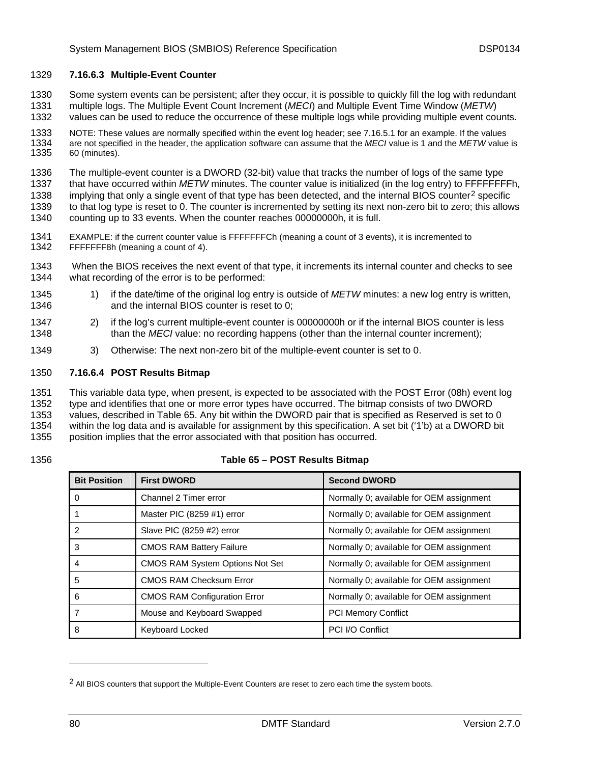#### 7.16.6.3 Multiple-Event Counter

Some system events can be persistent; after they occur, it is possible to quickly fill the log with redundant multiple logs. The Multiple Event Count Increment (*MECI*) and Multiple Event Time Window (*METW*) values can be used to reduce the occurrence of these multiple logs while providing multiple event counts.

NOTE: These values are normally specified within the event log header; see 7.16.5.1 for an example. If the values are not specified in the header, the application software can assume that the *MECI* value is 1 and the *METW* value is 60 (minutes).

The multiple-event counter is a DWORD (32-bit) value that tracks the number of logs of the same type that have occurred within *METW* minutes. The counter value is initialized (in the log entry) to FFFFFFFFh, implying that only a single event of that type has been detected, and the internal BIOS counter[2] specific to that log type is reset to 0. The counter is incremented by setting its next non-zero bit to zero; this allows counting up to 33 events. When the counter reaches 00000000h, it is full.

EXAMPLE: if the current counter value is FFFFFFFCh (meaning a count of 3 events), it is incremented to FFFFFFF8h (meaning a count of 4).

When the BIOS receives the next event of that type, it increments its internal counter and checks to see what recording of the error is to be performed:

1) if the date/time of the original log entry is outside of *METW* minutes: a new log entry is written, and the internal BIOS counter is reset to 0;
2) if the log's current multiple-event counter is 00000000h or if the internal BIOS counter is less than the *MECI* value: no recording happens (other than the internal counter increment);
3) Otherwise: The next non-zero bit of the multiple-event counter is set to 0.

#### 7.16.6.4 POST Results Bitmap

This variable data type, when present, is expected to be associated with the POST Error (08h) event log type and identifies that one or more error types have occurred. The bitmap consists of two DWORD values, described in Table 65. Any bit within the DWORD pair that is specified as Reserved is set to 0 within the log data and is available for assignment by this specification. A set bit ('1'b) at a DWORD bit position implies that the error associated with that position has occurred.

**Table 65 – POST Results Bitmap**

| Bit Position | First DWORD | Second DWORD |
|---|---|---|
| 0 | Channel 2 Timer error | Normally 0; available for OEM assignment |
| 1 | Master PIC (8259 #1) error | Normally 0; available for OEM assignment |
| 2 | Slave PIC (8259 #2) error | Normally 0; available for OEM assignment |
| 3 | CMOS RAM Battery Failure | Normally 0; available for OEM assignment |
| 4 | CMOS RAM System Options Not Set | Normally 0; available for OEM assignment |
| 5 | CMOS RAM Checksum Error | Normally 0; available for OEM assignment |
| 6 | CMOS RAM Configuration Error | Normally 0; available for OEM assignment |
| 7 | Mouse and Keyboard Swapped | PCI Memory Conflict |
| 8 | Keyboard Locked | PCI I/O Conflict |

[2] All BIOS counters that support the Multiple-Event Counters are reset to zero each time the system boots.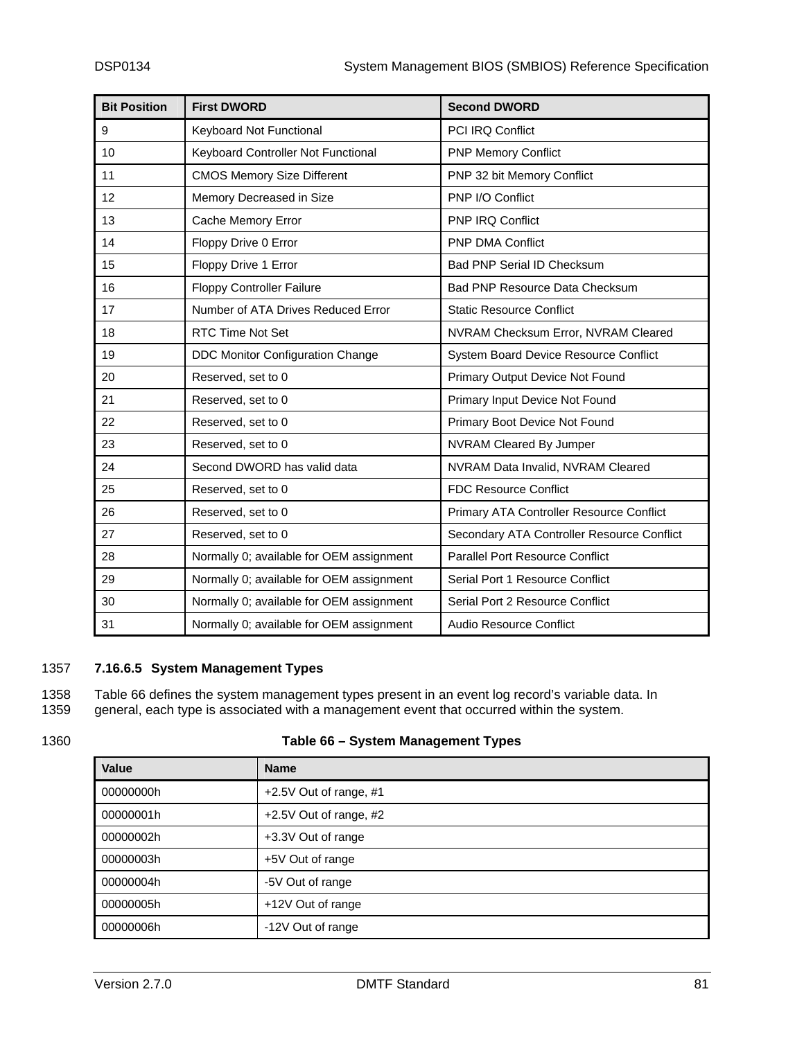| Bit Position | First DWORD | Second DWORD |
|---|---|---|
| 9 | Keyboard Not Functional | PCI IRQ Conflict |
| 10 | Keyboard Controller Not Functional | PNP Memory Conflict |
| 11 | CMOS Memory Size Different | PNP 32 bit Memory Conflict |
| 12 | Memory Decreased in Size | PNP I/O Conflict |
| 13 | Cache Memory Error | PNP IRQ Conflict |
| 14 | Floppy Drive 0 Error | PNP DMA Conflict |
| 15 | Floppy Drive 1 Error | Bad PNP Serial ID Checksum |
| 16 | Floppy Controller Failure | Bad PNP Resource Data Checksum |
| 17 | Number of ATA Drives Reduced Error | Static Resource Conflict |
| 18 | RTC Time Not Set | NVRAM Checksum Error, NVRAM Cleared |
| 19 | DDC Monitor Configuration Change | System Board Device Resource Conflict |
| 20 | Reserved, set to 0 | Primary Output Device Not Found |
| 21 | Reserved, set to 0 | Primary Input Device Not Found |
| 22 | Reserved, set to 0 | Primary Boot Device Not Found |
| 23 | Reserved, set to 0 | NVRAM Cleared By Jumper |
| 24 | Second DWORD has valid data | NVRAM Data Invalid, NVRAM Cleared |
| 25 | Reserved, set to 0 | FDC Resource Conflict |
| 26 | Reserved, set to 0 | Primary ATA Controller Resource Conflict |
| 27 | Reserved, set to 0 | Secondary ATA Controller Resource Conflict |
| 28 | Normally 0; available for OEM assignment | Parallel Port Resource Conflict |
| 29 | Normally 0; available for OEM assignment | Serial Port 1 Resource Conflict |
| 30 | Normally 0; available for OEM assignment | Serial Port 2 Resource Conflict |
| 31 | Normally 0; available for OEM assignment | Audio Resource Conflict |

#### 7.16.6.5 System Management Types

Table 66 defines the system management types present in an event log record's variable data. In general, each type is associated with a management event that occurred within the system.

**Table 66 – System Management Types**

| Value | Name |
|---|---|
| 00000000h | +2.5V Out of range, #1 |
| 00000001h | +2.5V Out of range, #2 |
| 00000002h | +3.3V Out of range |
| 00000003h | +5V Out of range |
| 00000004h | -5V Out of range |
| 00000005h | +12V Out of range |
| 00000006h | -12V Out of range |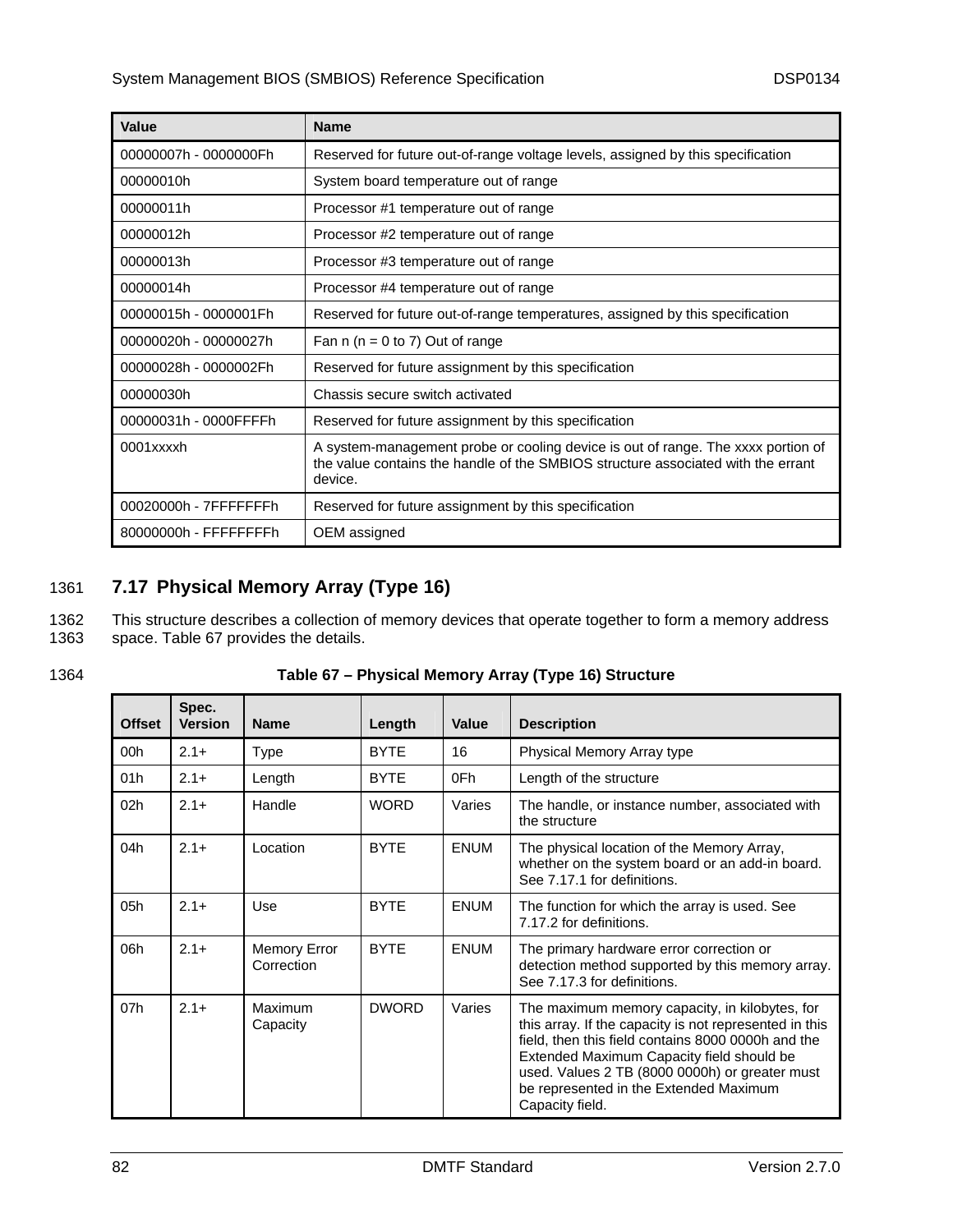| Value | Name |
| --- | --- |
| 00000007h - 0000000Fh | Reserved for future out-of-range voltage levels, assigned by this specification |
| 00000010h | System board temperature out of range |
| 00000011h | Processor #1 temperature out of range |
| 00000012h | Processor #2 temperature out of range |
| 00000013h | Processor #3 temperature out of range |
| 00000014h | Processor #4 temperature out of range |
| 00000015h - 0000001Fh | Reserved for future out-of-range temperatures, assigned by this specification |
| 00000020h - 00000027h | Fan n (n = 0 to 7) Out of range |
| 00000028h - 0000002Fh | Reserved for future assignment by this specification |
| 00000030h | Chassis secure switch activated |
| 00000031h - 0000FFFFh | Reserved for future assignment by this specification |
| 0001xxxxh | A system-management probe or cooling device is out of range. The xxxx portion of the value contains the handle of the SMBIOS structure associated with the errant device. |
| 00020000h - 7FFFFFFFh | Reserved for future assignment by this specification |
| 80000000h - FFFFFFFFh | OEM assigned |

## 7.17 Physical Memory Array (Type 16)

This structure describes a collection of memory devices that operate together to form a memory address space. Table 67 provides the details.

**Table 67 – Physical Memory Array (Type 16) Structure**

| Offset | Spec. Version | Name | Length | Value | Description |
| --- | --- | --- | --- | --- | --- |
| 00h | 2.1+ | Type | BYTE | 16 | Physical Memory Array type |
| 01h | 2.1+ | Length | BYTE | 0Fh | Length of the structure |
| 02h | 2.1+ | Handle | WORD | Varies | The handle, or instance number, associated with the structure |
| 04h | 2.1+ | Location | BYTE | ENUM | The physical location of the Memory Array, whether on the system board or an add-in board. See 7.17.1 for definitions. |
| 05h | 2.1+ | Use | BYTE | ENUM | The function for which the array is used. See 7.17.2 for definitions. |
| 06h | 2.1+ | Memory Error Correction | BYTE | ENUM | The primary hardware error correction or detection method supported by this memory array. See 7.17.3 for definitions. |
| 07h | 2.1+ | Maximum Capacity | DWORD | Varies | The maximum memory capacity, in kilobytes, for this array. If the capacity is not represented in this field, then this field contains 8000 0000h and the Extended Maximum Capacity field should be used. Values 2 TB (8000 0000h) or greater must be represented in the Extended Maximum Capacity field. |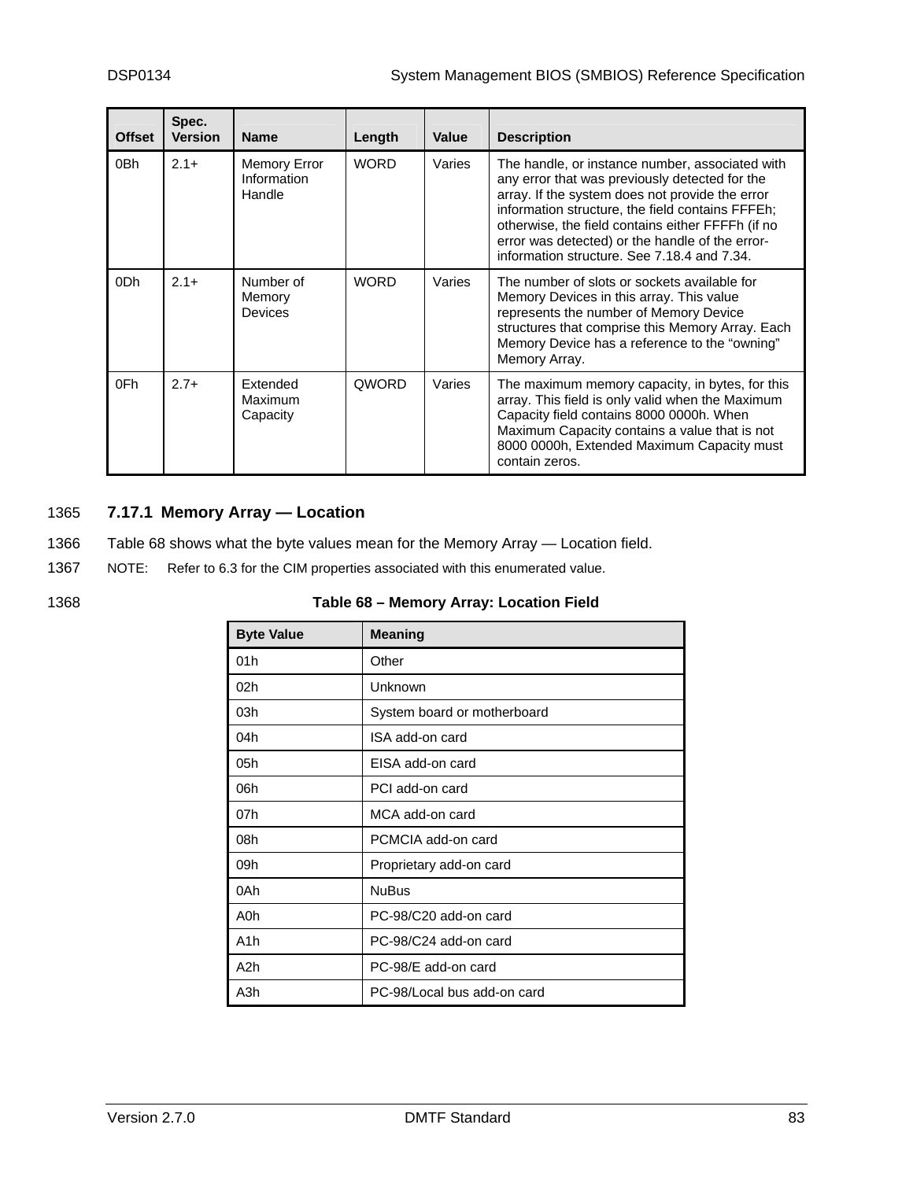| Offset | Spec. Version | Name | Length | Value | Description |
|---|---|---|---|---|---|
| 0Bh | 2.1+ | Memory Error Information Handle | WORD | Varies | The handle, or instance number, associated with any error that was previously detected for the array. If the system does not provide the error information structure, the field contains FFFEh; otherwise, the field contains either FFFFh (if no error was detected) or the handle of the error-information structure. See 7.18.4 and 7.34. |
| 0Dh | 2.1+ | Number of Memory Devices | WORD | Varies | The number of slots or sockets available for Memory Devices in this array. This value represents the number of Memory Device structures that comprise this Memory Array. Each Memory Device has a reference to the “owning” Memory Array. |
| 0Fh | 2.7+ | Extended Maximum Capacity | QWORD | Varies | The maximum memory capacity, in bytes, for this array. This field is only valid when the Maximum Capacity field contains 8000 0000h. When Maximum Capacity contains a value that is not 8000 0000h, Extended Maximum Capacity must contain zeros. |

### 7.17.1 Memory Array — Location

Table 68 shows what the byte values mean for the Memory Array — Location field.

NOTE: Refer to 6.3 for the CIM properties associated with this enumerated value.

**Table 68 – Memory Array: Location Field**

| Byte Value | Meaning |
|---|---|
| 01h | Other |
| 02h | Unknown |
| 03h | System board or motherboard |
| 04h | ISA add-on card |
| 05h | EISA add-on card |
| 06h | PCI add-on card |
| 07h | MCA add-on card |
| 08h | PCMCIA add-on card |
| 09h | Proprietary add-on card |
| 0Ah | NuBus |
| A0h | PC-98/C20 add-on card |
| A1h | PC-98/C24 add-on card |
| A2h | PC-98/E add-on card |
| A3h | PC-98/Local bus add-on card |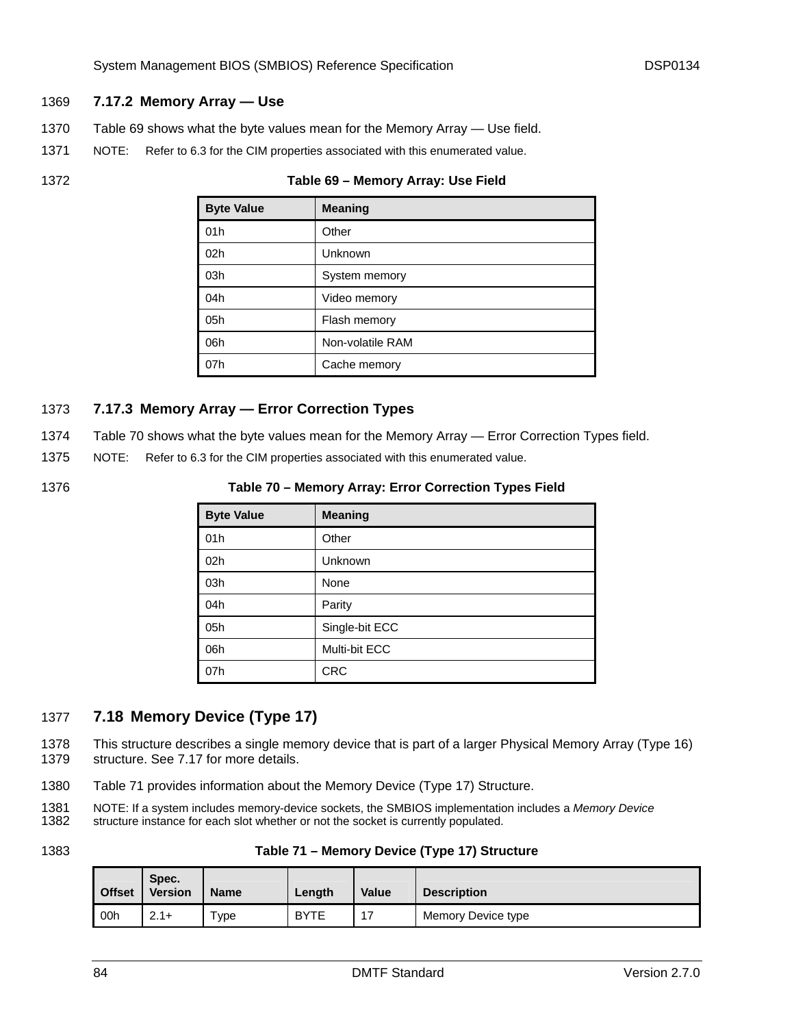### 7.17.2 Memory Array — Use

Table 69 shows what the byte values mean for the Memory Array — Use field.

NOTE: Refer to 6.3 for the CIM properties associated with this enumerated value.

**Table 69 – Memory Array: Use Field**

| Byte Value | Meaning |
|---|---|
| 01h | Other |
| 02h | Unknown |
| 03h | System memory |
| 04h | Video memory |
| 05h | Flash memory |
| 06h | Non-volatile RAM |
| 07h | Cache memory |

### 7.17.3 Memory Array — Error Correction Types

Table 70 shows what the byte values mean for the Memory Array — Error Correction Types field.

NOTE: Refer to 6.3 for the CIM properties associated with this enumerated value.

**Table 70 – Memory Array: Error Correction Types Field**

| Byte Value | Meaning |
|---|---|
| 01h | Other |
| 02h | Unknown |
| 03h | None |
| 04h | Parity |
| 05h | Single-bit ECC |
| 06h | Multi-bit ECC |
| 07h | CRC |

## 7.18 Memory Device (Type 17)

This structure describes a single memory device that is part of a larger Physical Memory Array (Type 16) structure. See 7.17 for more details.

Table 71 provides information about the Memory Device (Type 17) Structure.

NOTE: If a system includes memory-device sockets, the SMBIOS implementation includes a *Memory Device* structure instance for each slot whether or not the socket is currently populated.

**Table 71 – Memory Device (Type 17) Structure**

| Offset | Spec. Version | Name | Length | Value | Description |
|---|---|---|---|---|---|
| 00h | 2.1+ | Type | BYTE | 17 | Memory Device type |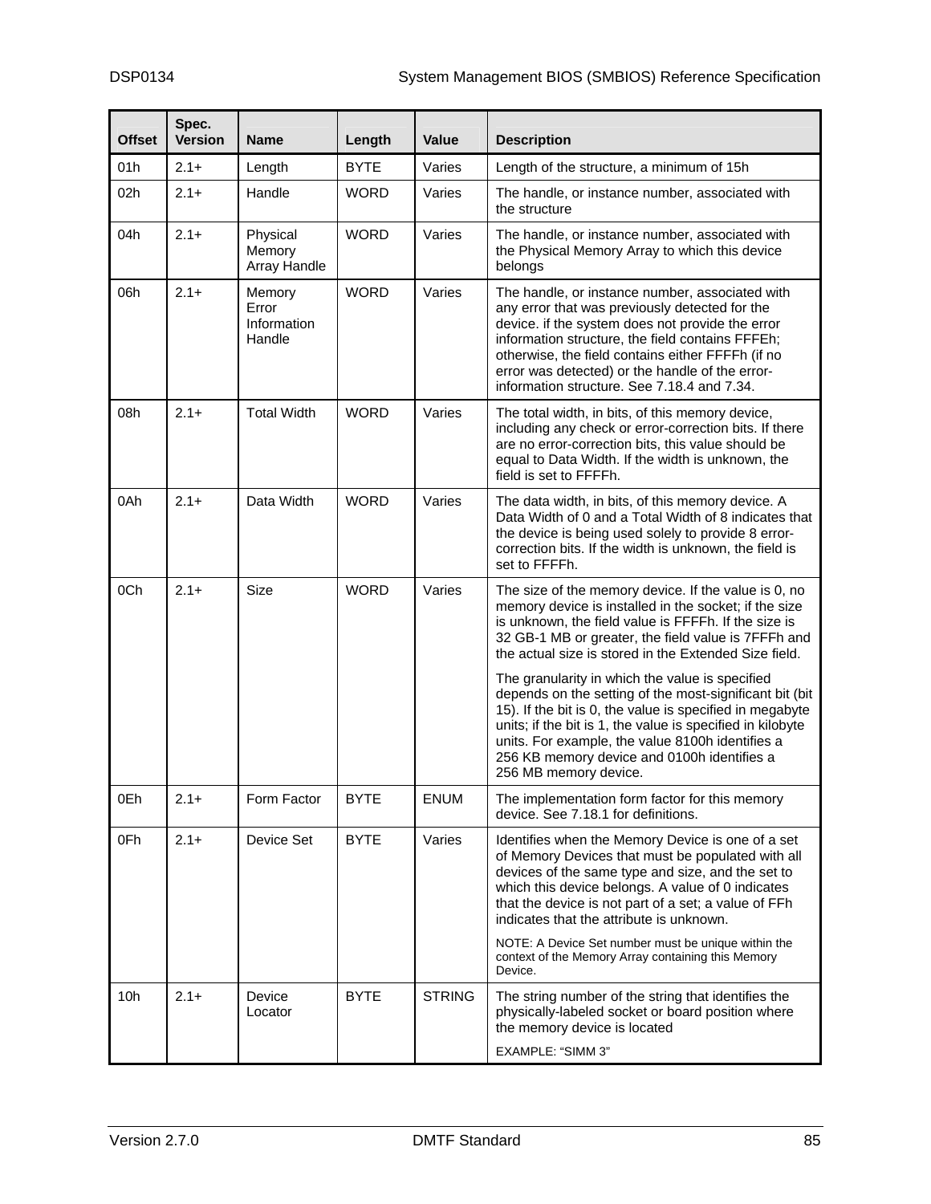| Offset | Spec. Version | Name | Length | Value | Description |
|---|---|---|---|---|---|
| 01h | 2.1+ | Length | BYTE | Varies | Length of the structure, a minimum of 15h |
| 02h | 2.1+ | Handle | WORD | Varies | The handle, or instance number, associated with the structure |
| 04h | 2.1+ | Physical Memory Array Handle | WORD | Varies | The handle, or instance number, associated with the Physical Memory Array to which this device belongs |
| 06h | 2.1+ | Memory Error Information Handle | WORD | Varies | The handle, or instance number, associated with any error that was previously detected for the device. if the system does not provide the error information structure, the field contains FFFEh; otherwise, the field contains either FFFFh (if no error was detected) or the handle of the error-information structure. See 7.18.4 and 7.34. |
| 08h | 2.1+ | Total Width | WORD | Varies | The total width, in bits, of this memory device, including any check or error-correction bits. If there are no error-correction bits, this value should be equal to Data Width. If the width is unknown, the field is set to FFFFh. |
| 0Ah | 2.1+ | Data Width | WORD | Varies | The data width, in bits, of this memory device. A Data Width of 0 and a Total Width of 8 indicates that the device is being used solely to provide 8 error-correction bits. If the width is unknown, the field is set to FFFFh. |
| 0Ch | 2.1+ | Size | WORD | Varies | The size of the memory device. If the value is 0, no memory device is installed in the socket; if the size is unknown, the field value is FFFFh. If the size is 32 GB-1 MB or greater, the field value is 7FFFh and the actual size is stored in the Extended Size field.<br><br>The granularity in which the value is specified depends on the setting of the most-significant bit (bit 15). If the bit is 0, the value is specified in megabyte units; if the bit is 1, the value is specified in kilobyte units. For example, the value 8100h identifies a 256 KB memory device and 0100h identifies a 256 MB memory device. |
| 0Eh | 2.1+ | Form Factor | BYTE | ENUM | The implementation form factor for this memory device. See 7.18.1 for definitions. |
| 0Fh | 2.1+ | Device Set | BYTE | Varies | Identifies when the Memory Device is one of a set of Memory Devices that must be populated with all devices of the same type and size, and the set to which this device belongs. A value of 0 indicates that the device is not part of a set; a value of FFh indicates that the attribute is unknown.<br><br>NOTE: A Device Set number must be unique within the context of the Memory Array containing this Memory Device. |
| 10h | 2.1+ | Device Locator | BYTE | STRING | The string number of the string that identifies the physically-labeled socket or board position where the memory device is located<br><br>EXAMPLE: "SIMM 3" |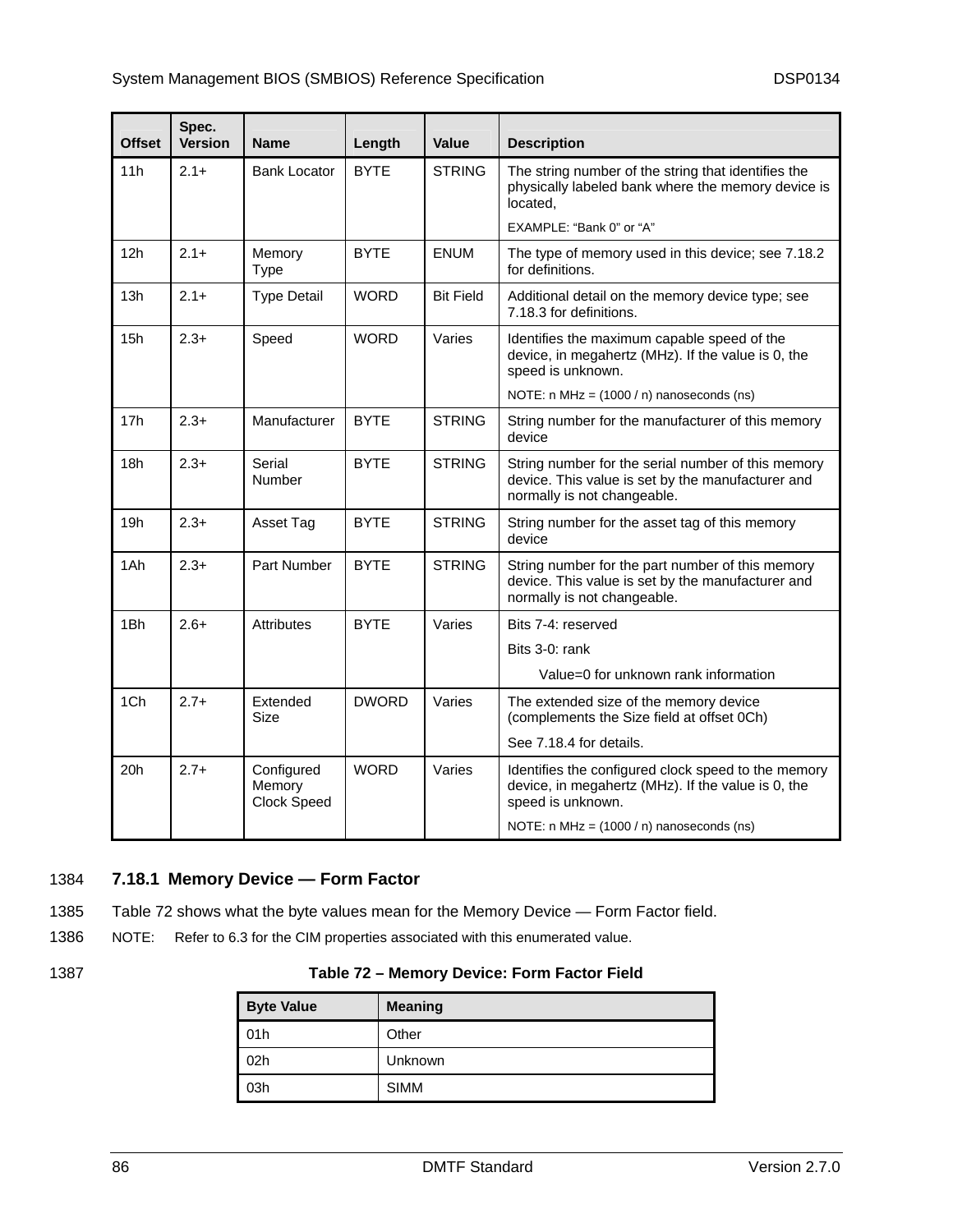| Offset | Spec. Version | Name | Length | Value | Description |
|---|---|---|---|---|---|
| 11h | 2.1+ | Bank Locator | BYTE | STRING | The string number of the string that identifies the physically labeled bank where the memory device is located,<br><br>EXAMPLE: "Bank 0" or "A" |
| 12h | 2.1+ | Memory Type | BYTE | ENUM | The type of memory used in this device; see 7.18.2 for definitions. |
| 13h | 2.1+ | Type Detail | WORD | Bit Field | Additional detail on the memory device type; see 7.18.3 for definitions. |
| 15h | 2.3+ | Speed | WORD | Varies | Identifies the maximum capable speed of the device, in megahertz (MHz). If the value is 0, the speed is unknown.<br><br>NOTE: n MHz = (1000 / n) nanoseconds (ns) |
| 17h | 2.3+ | Manufacturer | BYTE | STRING | String number for the manufacturer of this memory device |
| 18h | 2.3+ | Serial Number | BYTE | STRING | String number for the serial number of this memory device. This value is set by the manufacturer and normally is not changeable. |
| 19h | 2.3+ | Asset Tag | BYTE | STRING | String number for the asset tag of this memory device |
| 1Ah | 2.3+ | Part Number | BYTE | STRING | String number for the part number of this memory device. This value is set by the manufacturer and normally is not changeable. |
| 1Bh | 2.6+ | Attributes | BYTE | Varies | Bits 7-4: reserved<br><br>Bits 3-0: rank<br><br>Value=0 for unknown rank information |
| 1Ch | 2.7+ | Extended Size | DWORD | Varies | The extended size of the memory device (complements the Size field at offset 0Ch)<br><br>See 7.18.4 for details. |
| 20h | 2.7+ | Configured Memory Clock Speed | WORD | Varies | Identifies the configured clock speed to the memory device, in megahertz (MHz). If the value is 0, the speed is unknown.<br><br>NOTE: n MHz = (1000 / n) nanoseconds (ns) |

1384 **7.18.1 Memory Device — Form Factor**

1385 Table 72 shows what the byte values mean for the Memory Device — Form Factor field.

1386 NOTE: Refer to 6.3 for the CIM properties associated with this enumerated value.

1387 **Table 72 – Memory Device: Form Factor Field**

| Byte Value | Meaning |
|---|---|
| 01h | Other |
| 02h | Unknown |
| 03h | SIMM |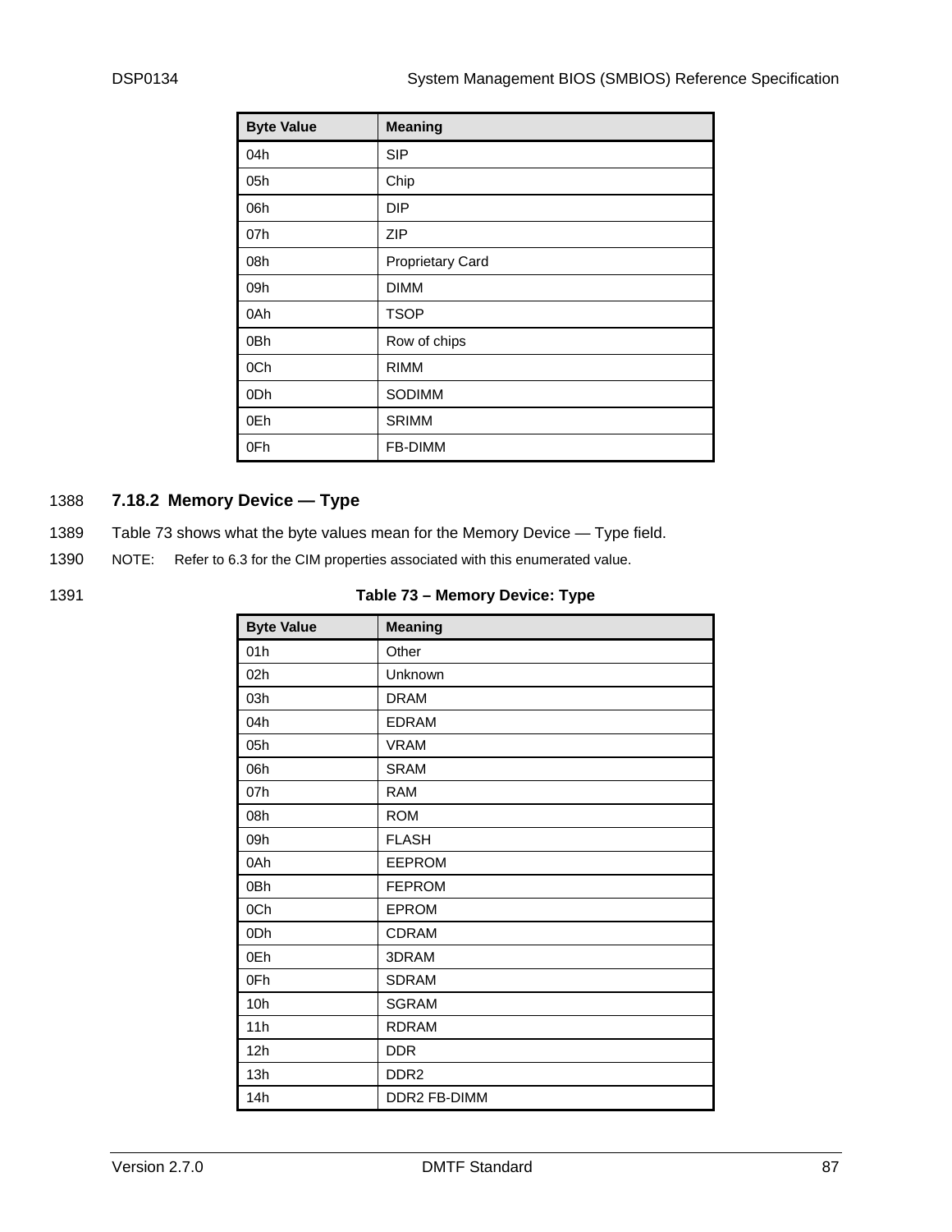| Byte Value | Meaning |
|---|---|
| 04h | SIP |
| 05h | Chip |
| 06h | DIP |
| 07h | ZIP |
| 08h | Proprietary Card |
| 09h | DIMM |
| 0Ah | TSOP |
| 0Bh | Row of chips |
| 0Ch | RIMM |
| 0Dh | SODIMM |
| 0Eh | SRIMM |
| 0Fh | FB-DIMM |

### 7.18.2 Memory Device — Type

Table 73 shows what the byte values mean for the Memory Device — Type field.

NOTE: Refer to 6.3 for the CIM properties associated with this enumerated value.

**Table 73 – Memory Device: Type**

| Byte Value | Meaning |
|---|---|
| 01h | Other |
| 02h | Unknown |
| 03h | DRAM |
| 04h | EDRAM |
| 05h | VRAM |
| 06h | SRAM |
| 07h | RAM |
| 08h | ROM |
| 09h | FLASH |
| 0Ah | EEPROM |
| 0Bh | FEPROM |
| 0Ch | EPROM |
| 0Dh | CDRAM |
| 0Eh | 3DRAM |
| 0Fh | SDRAM |
| 10h | SGRAM |
| 11h | RDRAM |
| 12h | DDR |
| 13h | DDR2 |
| 14h | DDR2 FB-DIMM |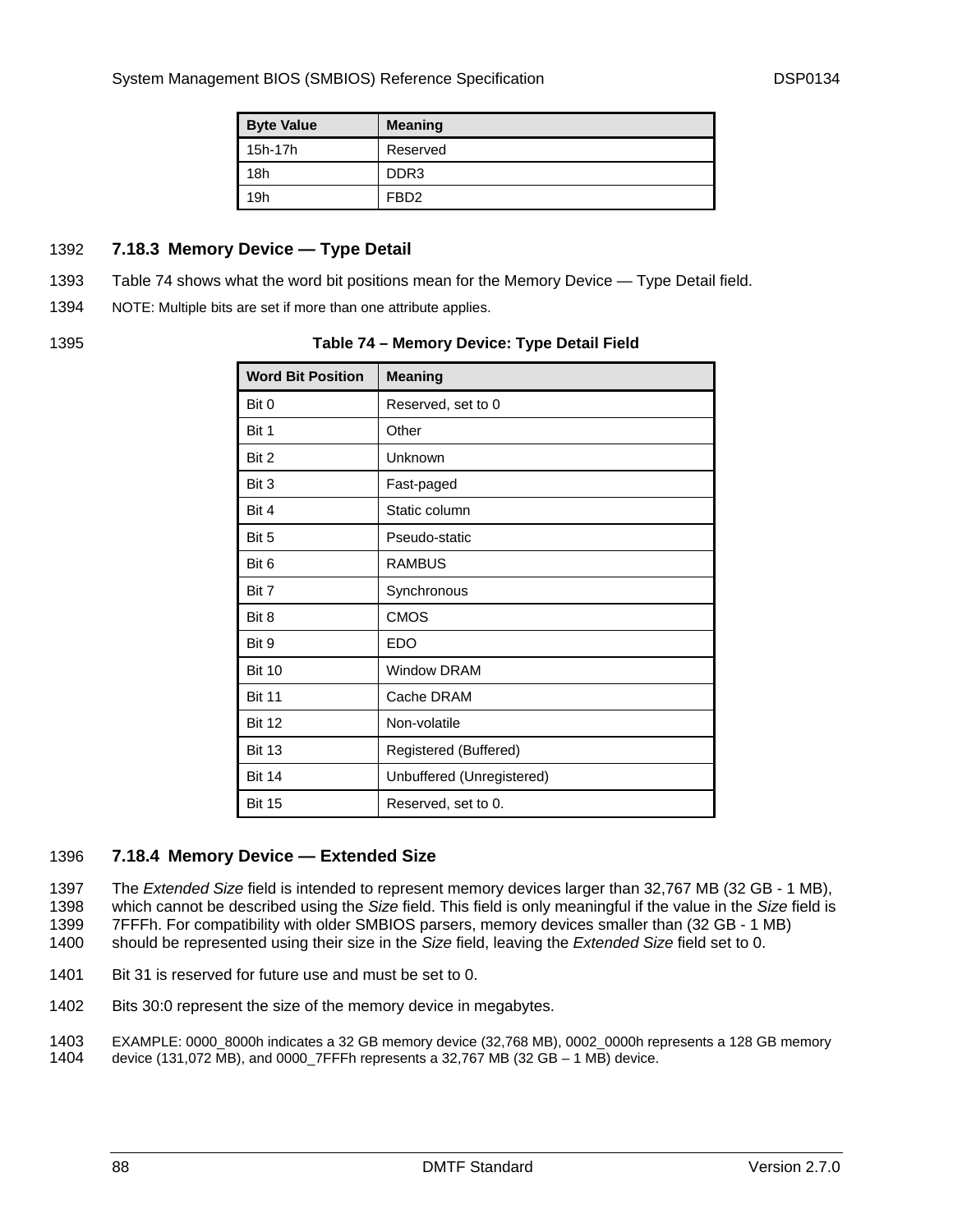| Byte Value | Meaning |
|---|---|
| 15h-17h | Reserved |
| 18h | DDR3 |
| 19h | FBD2 |

### 7.18.3 Memory Device — Type Detail

Table 74 shows what the word bit positions mean for the Memory Device — Type Detail field.

NOTE: Multiple bits are set if more than one attribute applies.

**Table 74 – Memory Device: Type Detail Field**

| Word Bit Position | Meaning |
|---|---|
| Bit 0 | Reserved, set to 0 |
| Bit 1 | Other |
| Bit 2 | Unknown |
| Bit 3 | Fast-paged |
| Bit 4 | Static column |
| Bit 5 | Pseudo-static |
| Bit 6 | RAMBUS |
| Bit 7 | Synchronous |
| Bit 8 | CMOS |
| Bit 9 | EDO |
| Bit 10 | Window DRAM |
| Bit 11 | Cache DRAM |
| Bit 12 | Non-volatile |
| Bit 13 | Registered (Buffered) |
| Bit 14 | Unbuffered (Unregistered) |
| Bit 15 | Reserved, set to 0. |

### 7.18.4 Memory Device — Extended Size

The *Extended Size* field is intended to represent memory devices larger than 32,767 MB (32 GB - 1 MB), which cannot be described using the *Size* field. This field is only meaningful if the value in the *Size* field is 7FFFh. For compatibility with older SMBIOS parsers, memory devices smaller than (32 GB - 1 MB) should be represented using their size in the *Size* field, leaving the *Extended Size* field set to 0.

Bit 31 is reserved for future use and must be set to 0.

Bits 30:0 represent the size of the memory device in megabytes.

EXAMPLE: 0000_8000h indicates a 32 GB memory device (32,768 MB), 0002_0000h represents a 128 GB memory device (131,072 MB), and 0000_7FFFh represents a 32,767 MB (32 GB – 1 MB) device.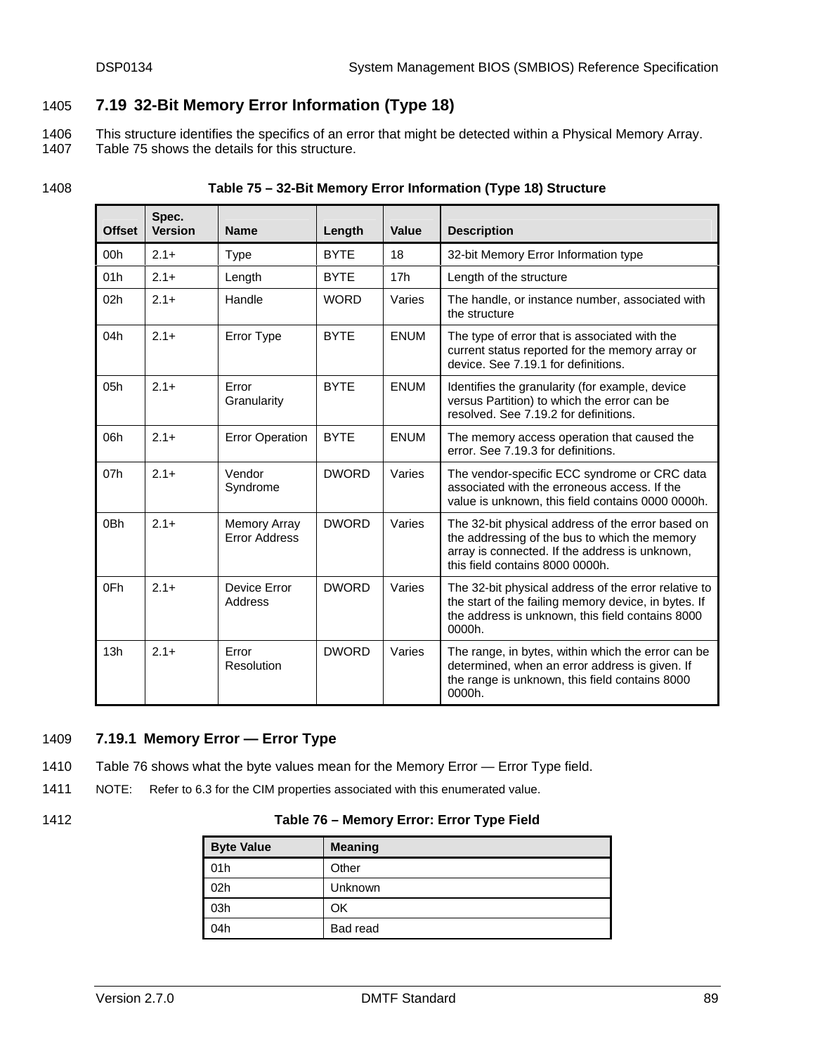## 7.19 32-Bit Memory Error Information (Type 18)

This structure identifies the specifics of an error that might be detected within a Physical Memory Array. Table 75 shows the details for this structure.

**Table 75 – 32-Bit Memory Error Information (Type 18) Structure**

| Offset | Spec. Version | Name | Length | Value | Description |
|---|---|---|---|---|---|
| 00h | 2.1+ | Type | BYTE | 18 | 32-bit Memory Error Information type |
| 01h | 2.1+ | Length | BYTE | 17h | Length of the structure |
| 02h | 2.1+ | Handle | WORD | Varies | The handle, or instance number, associated with the structure |
| 04h | 2.1+ | Error Type | BYTE | ENUM | The type of error that is associated with the current status reported for the memory array or device. See 7.19.1 for definitions. |
| 05h | 2.1+ | Error Granularity | BYTE | ENUM | Identifies the granularity (for example, device versus Partition) to which the error can be resolved. See 7.19.2 for definitions. |
| 06h | 2.1+ | Error Operation | BYTE | ENUM | The memory access operation that caused the error. See 7.19.3 for definitions. |
| 07h | 2.1+ | Vendor Syndrome | DWORD | Varies | The vendor-specific ECC syndrome or CRC data associated with the erroneous access. If the value is unknown, this field contains 0000 0000h. |
| 0Bh | 2.1+ | Memory Array Error Address | DWORD | Varies | The 32-bit physical address of the error based on the addressing of the bus to which the memory array is connected. If the address is unknown, this field contains 8000 0000h. |
| 0Fh | 2.1+ | Device Error Address | DWORD | Varies | The 32-bit physical address of the error relative to the start of the failing memory device, in bytes. If the address is unknown, this field contains 8000 0000h. |
| 13h | 2.1+ | Error Resolution | DWORD | Varies | The range, in bytes, within which the error can be determined, when an error address is given. If the range is unknown, this field contains 8000 0000h. |

### 7.19.1 Memory Error — Error Type

Table 76 shows what the byte values mean for the Memory Error — Error Type field.

NOTE: Refer to 6.3 for the CIM properties associated with this enumerated value.

**Table 76 – Memory Error: Error Type Field**

| Byte Value | Meaning |
|---|---|
| 01h | Other |
| 02h | Unknown |
| 03h | OK |
| 04h | Bad read |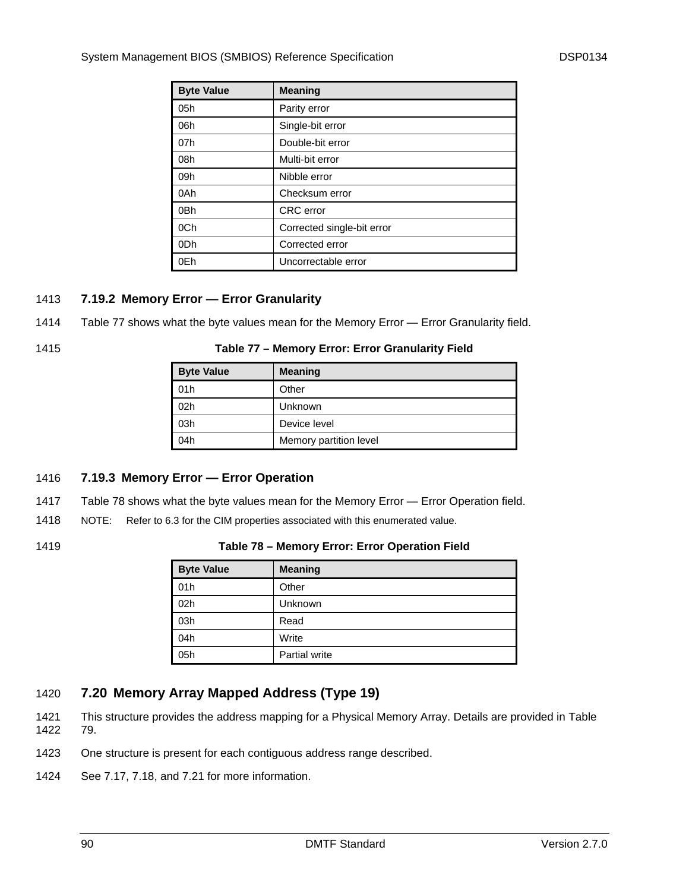| Byte Value | Meaning |
|---|---|
| 05h | Parity error |
| 06h | Single-bit error |
| 07h | Double-bit error |
| 08h | Multi-bit error |
| 09h | Nibble error |
| 0Ah | Checksum error |
| 0Bh | CRC error |
| 0Ch | Corrected single-bit error |
| 0Dh | Corrected error |
| 0Eh | Uncorrectable error |

### 7.19.2 Memory Error — Error Granularity

Table 77 shows what the byte values mean for the Memory Error — Error Granularity field.

**Table 77 – Memory Error: Error Granularity Field**

| Byte Value | Meaning |
|---|---|
| 01h | Other |
| 02h | Unknown |
| 03h | Device level |
| 04h | Memory partition level |

### 7.19.3 Memory Error — Error Operation

Table 78 shows what the byte values mean for the Memory Error — Error Operation field.

NOTE: Refer to 6.3 for the CIM properties associated with this enumerated value.

**Table 78 – Memory Error: Error Operation Field**

| Byte Value | Meaning |
|---|---|
| 01h | Other |
| 02h | Unknown |
| 03h | Read |
| 04h | Write |
| 05h | Partial write |

## 7.20 Memory Array Mapped Address (Type 19)

This structure provides the address mapping for a Physical Memory Array. Details are provided in Table 79.

One structure is present for each contiguous address range described.

See 7.17, 7.18, and 7.21 for more information.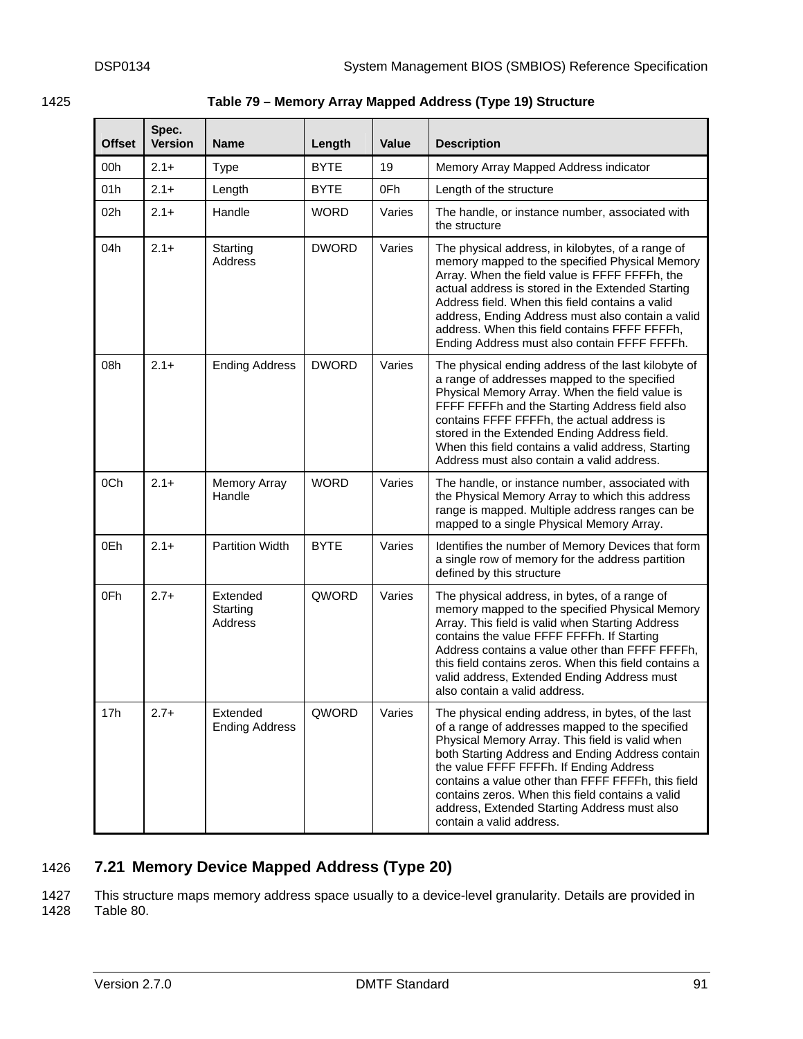**Table 79 – Memory Array Mapped Address (Type 19) Structure**

| Offset | Spec. Version | Name | Length | Value | Description |
|---|---|---|---|---|---|
| 00h | 2.1+ | Type | BYTE | 19 | Memory Array Mapped Address indicator |
| 01h | 2.1+ | Length | BYTE | 0Fh | Length of the structure |
| 02h | 2.1+ | Handle | WORD | Varies | The handle, or instance number, associated with the structure |
| 04h | 2.1+ | Starting Address | DWORD | Varies | The physical address, in kilobytes, of a range of memory mapped to the specified Physical Memory Array. When the field value is FFFF FFFFh, the actual address is stored in the Extended Starting Address field. When this field contains a valid address, Ending Address must also contain a valid address. When this field contains FFFF FFFFh, Ending Address must also contain FFFF FFFFh. |
| 08h | 2.1+ | Ending Address | DWORD | Varies | The physical ending address of the last kilobyte of a range of addresses mapped to the specified Physical Memory Array. When the field value is FFFF FFFFh and the Starting Address field also contains FFFF FFFFh, the actual address is stored in the Extended Ending Address field. When this field contains a valid address, Starting Address must also contain a valid address. |
| 0Ch | 2.1+ | Memory Array Handle | WORD | Varies | The handle, or instance number, associated with the Physical Memory Array to which this address range is mapped. Multiple address ranges can be mapped to a single Physical Memory Array. |
| 0Eh | 2.1+ | Partition Width | BYTE | Varies | Identifies the number of Memory Devices that form a single row of memory for the address partition defined by this structure |
| 0Fh | 2.7+ | Extended Starting Address | QWORD | Varies | The physical address, in bytes, of a range of memory mapped to the specified Physical Memory Array. This field is valid when Starting Address contains the value FFFF FFFFh. If Starting Address contains a value other than FFFF FFFFh, this field contains zeros. When this field contains a valid address, Extended Ending Address must also contain a valid address. |
| 17h | 2.7+ | Extended Ending Address | QWORD | Varies | The physical ending address, in bytes, of the last of a range of addresses mapped to the specified Physical Memory Array. This field is valid when both Starting Address and Ending Address contain the value FFFF FFFFh. If Ending Address contains a value other than FFFF FFFFh, this field contains zeros. When this field contains a valid address, Extended Starting Address must also contain a valid address. |

## 7.21 Memory Device Mapped Address (Type 20)

This structure maps memory address space usually to a device-level granularity. Details are provided in Table 80.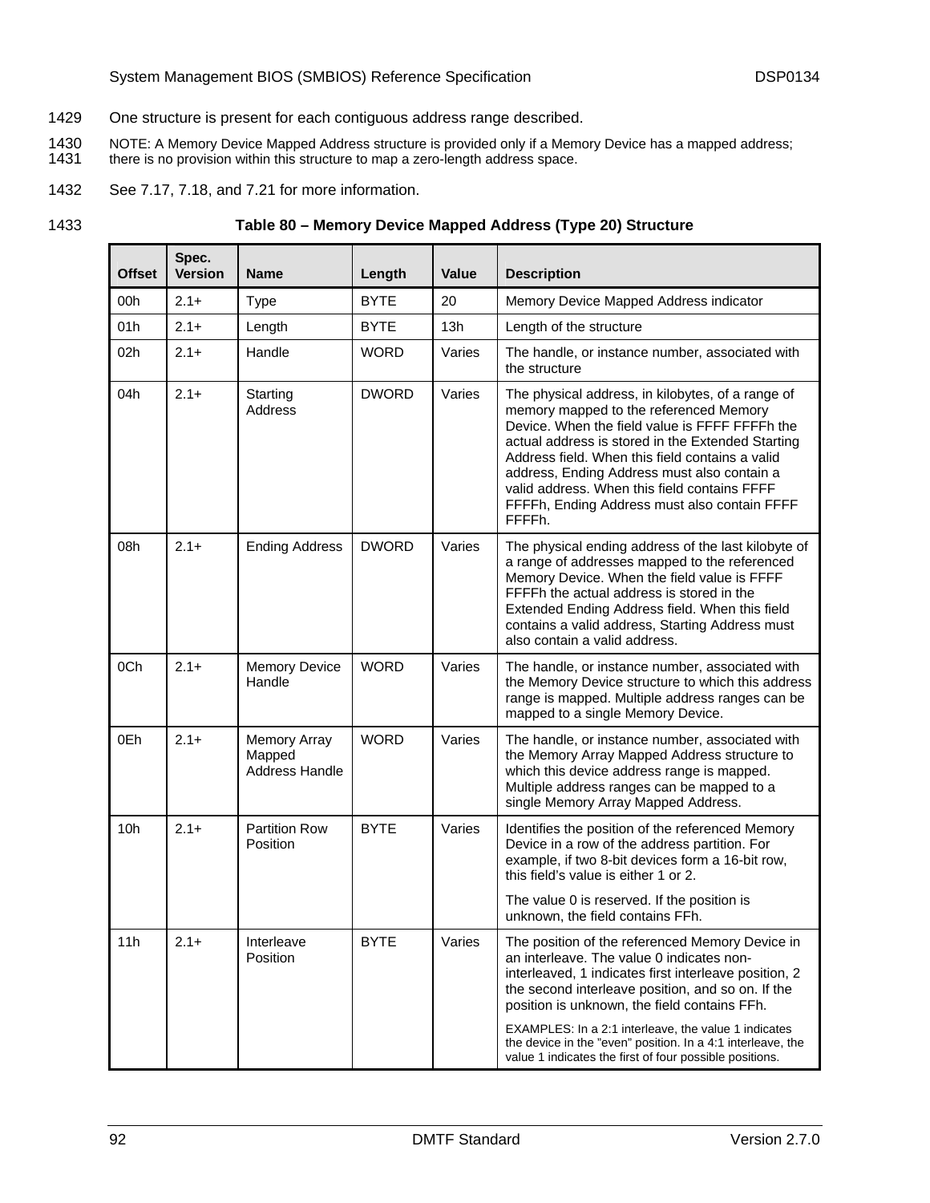One structure is present for each contiguous address range described.

NOTE: A Memory Device Mapped Address structure is provided only if a Memory Device has a mapped address; there is no provision within this structure to map a zero-length address space.

See 7.17, 7.18, and 7.21 for more information.

**Table 80 – Memory Device Mapped Address (Type 20) Structure**

| Offset | Spec. Version | Name | Length | Value | Description |
|---|---|---|---|---|---|
| 00h | 2.1+ | Type | BYTE | 20 | Memory Device Mapped Address indicator |
| 01h | 2.1+ | Length | BYTE | 13h | Length of the structure |
| 02h | 2.1+ | Handle | WORD | Varies | The handle, or instance number, associated with the structure |
| 04h | 2.1+ | Starting Address | DWORD | Varies | The physical address, in kilobytes, of a range of memory mapped to the referenced Memory Device. When the field value is FFFF FFFFh the actual address is stored in the Extended Starting Address field. When this field contains a valid address, Ending Address must also contain a valid address. When this field contains FFFF FFFFh, Ending Address must also contain FFFF FFFFh. |
| 08h | 2.1+ | Ending Address | DWORD | Varies | The physical ending address of the last kilobyte of a range of addresses mapped to the referenced Memory Device. When the field value is FFFF FFFFh the actual address is stored in the Extended Ending Address field. When this field contains a valid address, Starting Address must also contain a valid address. |
| 0Ch | 2.1+ | Memory Device Handle | WORD | Varies | The handle, or instance number, associated with the Memory Device structure to which this address range is mapped. Multiple address ranges can be mapped to a single Memory Device. |
| 0Eh | 2.1+ | Memory Array Mapped Address Handle | WORD | Varies | The handle, or instance number, associated with the Memory Array Mapped Address structure to which this device address range is mapped. Multiple address ranges can be mapped to a single Memory Array Mapped Address. |
| 10h | 2.1+ | Partition Row Position | BYTE | Varies | Identifies the position of the referenced Memory Device in a row of the address partition. For example, if two 8-bit devices form a 16-bit row, this field's value is either 1 or 2.<br><br>The value 0 is reserved. If the position is unknown, the field contains FFh. |
| 11h | 2.1+ | Interleave Position | BYTE | Varies | The position of the referenced Memory Device in an interleave. The value 0 indicates non-interleaved, 1 indicates first interleave position, 2 the second interleave position, and so on. If the position is unknown, the field contains FFh.<br><br>EXAMPLES: In a 2:1 interleave, the value 1 indicates the device in the "even" position. In a 4:1 interleave, the value 1 indicates the first of four possible positions. |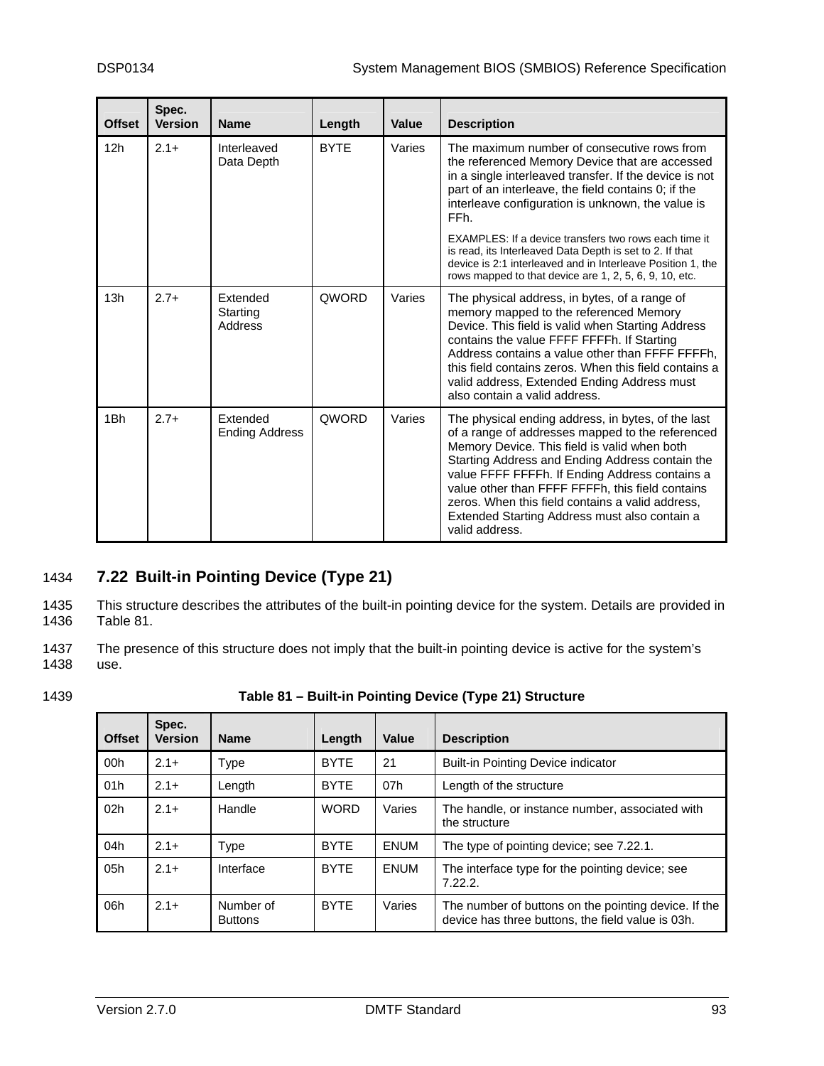| Offset | Spec. Version | Name | Length | Value | Description |
|---|---|---|---|---|---|
| 12h | 2.1+ | Interleaved Data Depth | BYTE | Varies | The maximum number of consecutive rows from the referenced Memory Device that are accessed in a single interleaved transfer. If the device is not part of an interleave, the field contains 0; if the interleave configuration is unknown, the value is FFh.<br><br>EXAMPLES: If a device transfers two rows each time it is read, its Interleaved Data Depth is set to 2. If that device is 2:1 interleaved and in Interleave Position 1, the rows mapped to that device are 1, 2, 5, 6, 9, 10, etc. |
| 13h | 2.7+ | Extended Starting Address | QWORD | Varies | The physical address, in bytes, of a range of memory mapped to the referenced Memory Device. This field is valid when Starting Address contains the value FFFF FFFFh. If Starting Address contains a value other than FFFF FFFFh, this field contains zeros. When this field contains a valid address, Extended Ending Address must also contain a valid address. |
| 1Bh | 2.7+ | Extended Ending Address | QWORD | Varies | The physical ending address, in bytes, of the last of a range of addresses mapped to the referenced Memory Device. This field is valid when both Starting Address and Ending Address contain the value FFFF FFFFh. If Ending Address contains a value other than FFFF FFFFh, this field contains zeros. When this field contains a valid address, Extended Starting Address must also contain a valid address. |

## 7.22 Built-in Pointing Device (Type 21)

This structure describes the attributes of the built-in pointing device for the system. Details are provided in Table 81.

The presence of this structure does not imply that the built-in pointing device is active for the system's use.

**Table 81 – Built-in Pointing Device (Type 21) Structure**

| Offset | Spec. Version | Name | Length | Value | Description |
|---|---|---|---|---|---|
| 00h | 2.1+ | Type | BYTE | 21 | Built-in Pointing Device indicator |
| 01h | 2.1+ | Length | BYTE | 07h | Length of the structure |
| 02h | 2.1+ | Handle | WORD | Varies | The handle, or instance number, associated with the structure |
| 04h | 2.1+ | Type | BYTE | ENUM | The type of pointing device; see 7.22.1. |
| 05h | 2.1+ | Interface | BYTE | ENUM | The interface type for the pointing device; see 7.22.2. |
| 06h | 2.1+ | Number of Buttons | BYTE | Varies | The number of buttons on the pointing device. If the device has three buttons, the field value is 03h. |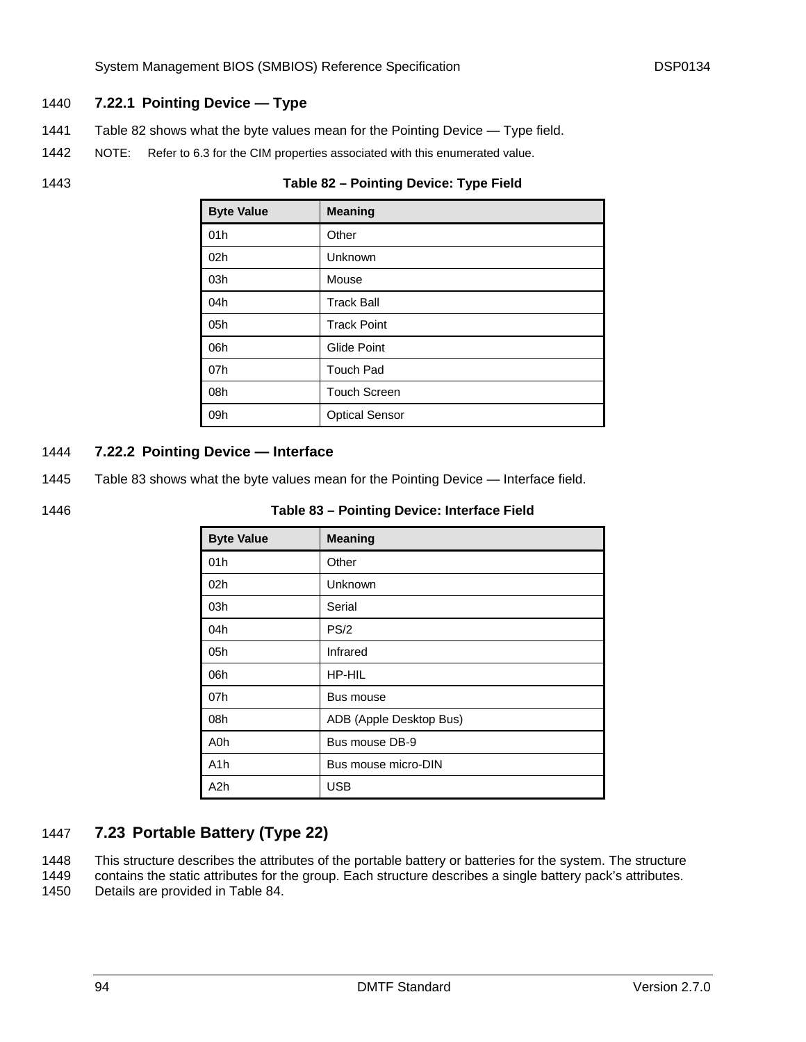### 7.22.1 Pointing Device — Type

Table 82 shows what the byte values mean for the Pointing Device — Type field.

NOTE: Refer to 6.3 for the CIM properties associated with this enumerated value.

**Table 82 – Pointing Device: Type Field**

| Byte Value | Meaning |
|---|---|
| 01h | Other |
| 02h | Unknown |
| 03h | Mouse |
| 04h | Track Ball |
| 05h | Track Point |
| 06h | Glide Point |
| 07h | Touch Pad |
| 08h | Touch Screen |
| 09h | Optical Sensor |

### 7.22.2 Pointing Device — Interface

Table 83 shows what the byte values mean for the Pointing Device — Interface field.

**Table 83 – Pointing Device: Interface Field**

| Byte Value | Meaning |
|---|---|
| 01h | Other |
| 02h | Unknown |
| 03h | Serial |
| 04h | PS/2 |
| 05h | Infrared |
| 06h | HP-HIL |
| 07h | Bus mouse |
| 08h | ADB (Apple Desktop Bus) |
| A0h | Bus mouse DB-9 |
| A1h | Bus mouse micro-DIN |
| A2h | USB |

## 7.23 Portable Battery (Type 22)

This structure describes the attributes of the portable battery or batteries for the system. The structure contains the static attributes for the group. Each structure describes a single battery pack's attributes. Details are provided in Table 84.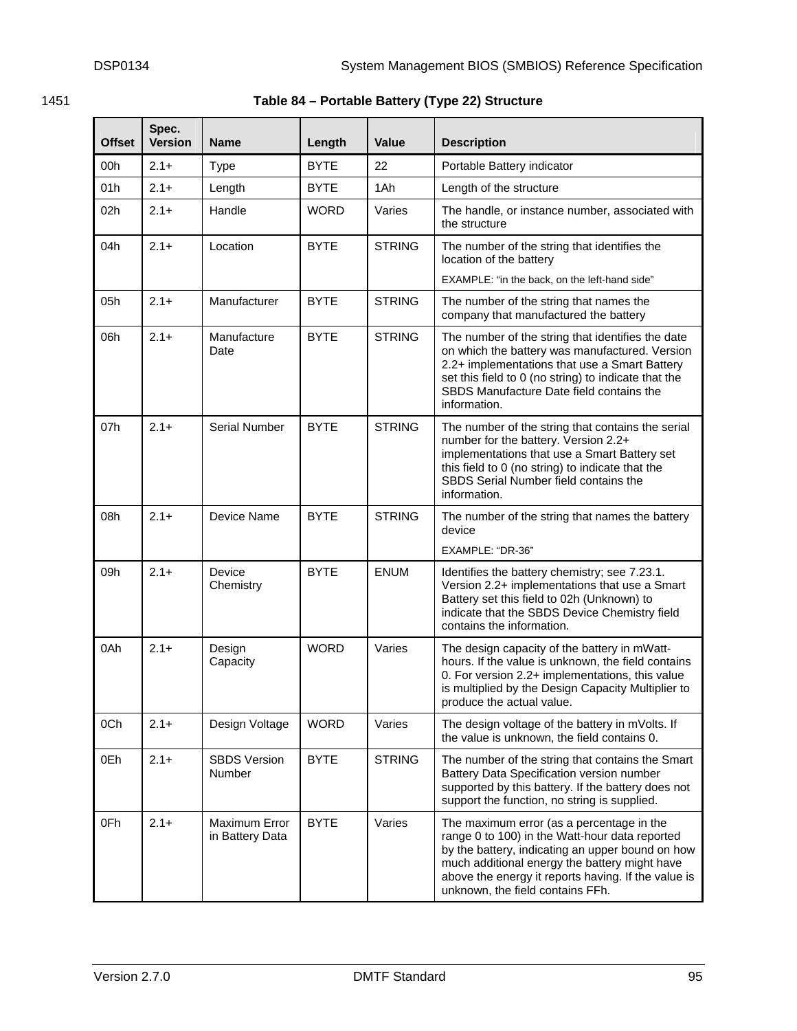1451 **Table 84 – Portable Battery (Type 22) Structure**

| Offset | Spec. Version | Name | Length | Value | Description |
|---|---|---|---|---|---|
| 00h | 2.1+ | Type | BYTE | 22 | Portable Battery indicator |
| 01h | 2.1+ | Length | BYTE | 1Ah | Length of the structure |
| 02h | 2.1+ | Handle | WORD | Varies | The handle, or instance number, associated with the structure |
| 04h | 2.1+ | Location | BYTE | STRING | The number of the string that identifies the location of the battery<br>EXAMPLE: "in the back, on the left-hand side" |
| 05h | 2.1+ | Manufacturer | BYTE | STRING | The number of the string that names the company that manufactured the battery |
| 06h | 2.1+ | Manufacture Date | BYTE | STRING | The number of the string that identifies the date on which the battery was manufactured. Version 2.2+ implementations that use a Smart Battery set this field to 0 (no string) to indicate that the SBDS Manufacture Date field contains the information. |
| 07h | 2.1+ | Serial Number | BYTE | STRING | The number of the string that contains the serial number for the battery. Version 2.2+ implementations that use a Smart Battery set this field to 0 (no string) to indicate that the SBDS Serial Number field contains the information. |
| 08h | 2.1+ | Device Name | BYTE | STRING | The number of the string that names the battery device<br>EXAMPLE: "DR-36" |
| 09h | 2.1+ | Device Chemistry | BYTE | ENUM | Identifies the battery chemistry; see 7.23.1. Version 2.2+ implementations that use a Smart Battery set this field to 02h (Unknown) to indicate that the SBDS Device Chemistry field contains the information. |
| 0Ah | 2.1+ | Design Capacity | WORD | Varies | The design capacity of the battery in mWatt-hours. If the value is unknown, the field contains 0. For version 2.2+ implementations, this value is multiplied by the Design Capacity Multiplier to produce the actual value. |
| 0Ch | 2.1+ | Design Voltage | WORD | Varies | The design voltage of the battery in mVolts. If the value is unknown, the field contains 0. |
| 0Eh | 2.1+ | SBDS Version Number | BYTE | STRING | The number of the string that contains the Smart Battery Data Specification version number supported by this battery. If the battery does not support the function, no string is supplied. |
| 0Fh | 2.1+ | Maximum Error in Battery Data | BYTE | Varies | The maximum error (as a percentage in the range 0 to 100) in the Watt-hour data reported by the battery, indicating an upper bound on how much additional energy the battery might have above the energy it reports having. If the value is unknown, the field contains FFh. |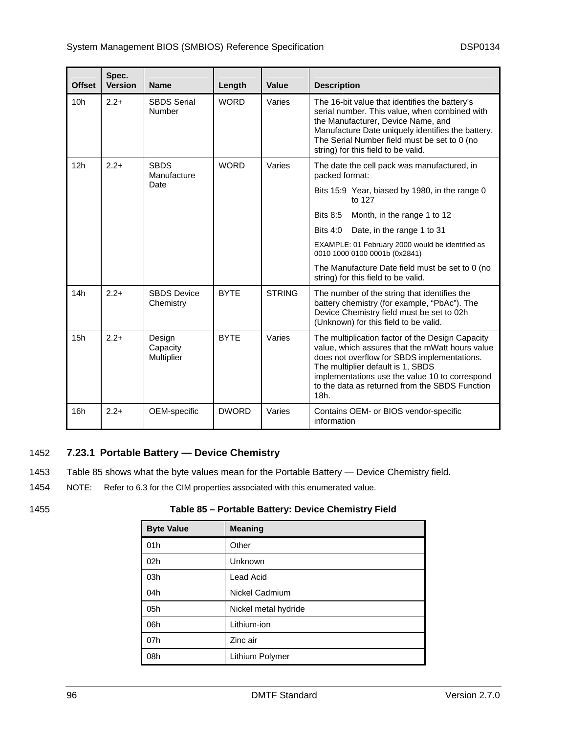| Offset | Spec. Version | Name | Length | Value | Description |
|---|---|---|---|---|---|
| 10h | 2.2+ | SBDS Serial Number | WORD | Varies | The 16-bit value that identifies the battery's serial number. This value, when combined with the Manufacturer, Device Name, and Manufacture Date uniquely identifies the battery. The Serial Number field must be set to 0 (no string) for this field to be valid. |
| 12h | 2.2+ | SBDS Manufacture Date | WORD | Varies | The date the cell pack was manufactured, in packed format:<br>Bits 15:9 Year, biased by 1980, in the range 0 to 127<br>Bits 8:5 Month, in the range 1 to 12<br>Bits 4:0 Date, in the range 1 to 31<br>EXAMPLE: 01 February 2000 would be identified as 0010 1000 0100 0001b (0x2841)<br>The Manufacture Date field must be set to 0 (no string) for this field to be valid. |
| 14h | 2.2+ | SBDS Device Chemistry | BYTE | STRING | The number of the string that identifies the battery chemistry (for example, "PbAc"). The Device Chemistry field must be set to 02h (Unknown) for this field to be valid. |
| 15h | 2.2+ | Design Capacity Multiplier | BYTE | Varies | The multiplication factor of the Design Capacity value, which assures that the mWatt hours value does not overflow for SBDS implementations. The multiplier default is 1, SBDS implementations use the value 10 to correspond to the data as returned from the SBDS Function 18h. |
| 16h | 2.2+ | OEM-specific | DWORD | Varies | Contains OEM- or BIOS vendor-specific information |

### 7.23.1 Portable Battery — Device Chemistry

Table 85 shows what the byte values mean for the Portable Battery — Device Chemistry field.

NOTE: Refer to 6.3 for the CIM properties associated with this enumerated value.

**Table 85 – Portable Battery: Device Chemistry Field**

| Byte Value | Meaning |
|---|---|
| 01h | Other |
| 02h | Unknown |
| 03h | Lead Acid |
| 04h | Nickel Cadmium |
| 05h | Nickel metal hydride |
| 06h | Lithium-ion |
| 07h | Zinc air |
| 08h | Lithium Polymer |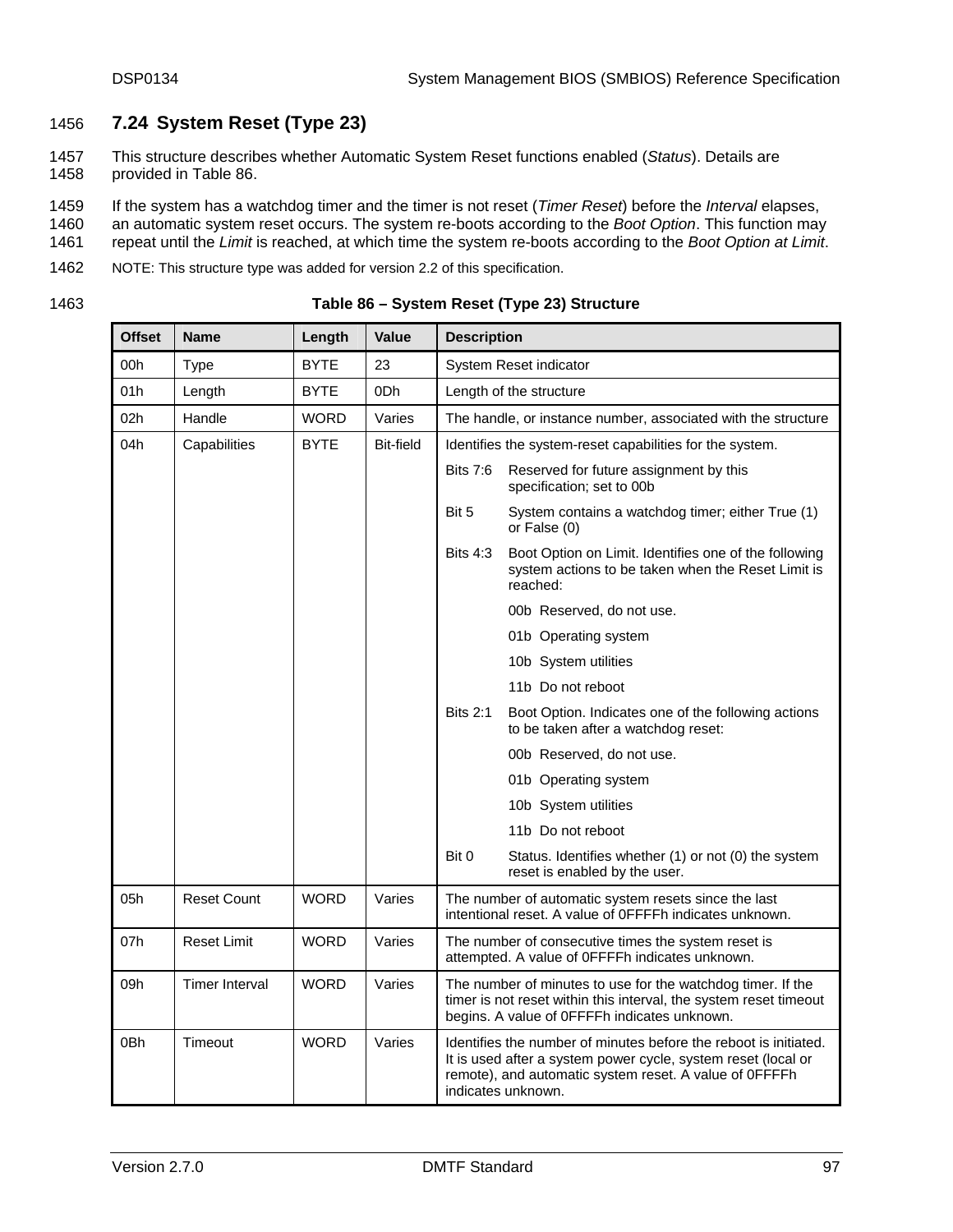## 7.24 System Reset (Type 23)

This structure describes whether Automatic System Reset functions enabled (*Status*). Details are provided in Table 86.

If the system has a watchdog timer and the timer is not reset (*Timer Reset*) before the *Interval* elapses, an automatic system reset occurs. The system re-boots according to the *Boot Option*. This function may repeat until the *Limit* is reached, at which time the system re-boots according to the *Boot Option at Limit*.

NOTE: This structure type was added for version 2.2 of this specification.

**Table 86 – System Reset (Type 23) Structure**

| Offset | Name | Length | Value | Description |
|---|---|---|---|---|
| 00h | Type | BYTE | 23 | System Reset indicator |
| 01h | Length | BYTE | 0Dh | Length of the structure |
| 02h | Handle | WORD | Varies | The handle, or instance number, associated with the structure |
| 04h | Capabilities | BYTE | Bit-field | Identifies the system-reset capabilities for the system.<br>Bits 7:6 Reserved for future assignment by this specification; set to 00b<br>Bit 5 System contains a watchdog timer; either True (1) or False (0)<br>Bits 4:3 Boot Option on Limit. Identifies one of the following system actions to be taken when the Reset Limit is reached:<br>00b Reserved, do not use.<br>01b Operating system<br>10b System utilities<br>11b Do not reboot<br>Bits 2:1 Boot Option. Indicates one of the following actions to be taken after a watchdog reset:<br>00b Reserved, do not use.<br>01b Operating system<br>10b System utilities<br>11b Do not reboot<br>Bit 0 Status. Identifies whether (1) or not (0) the system reset is enabled by the user. |
| 05h | Reset Count | WORD | Varies | The number of automatic system resets since the last intentional reset. A value of 0FFFFh indicates unknown. |
| 07h | Reset Limit | WORD | Varies | The number of consecutive times the system reset is attempted. A value of 0FFFFh indicates unknown. |
| 09h | Timer Interval | WORD | Varies | The number of minutes to use for the watchdog timer. If the timer is not reset within this interval, the system reset timeout begins. A value of 0FFFFh indicates unknown. |
| 0Bh | Timeout | WORD | Varies | Identifies the number of minutes before the reboot is initiated. It is used after a system power cycle, system reset (local or remote), and automatic system reset. A value of 0FFFFh indicates unknown. |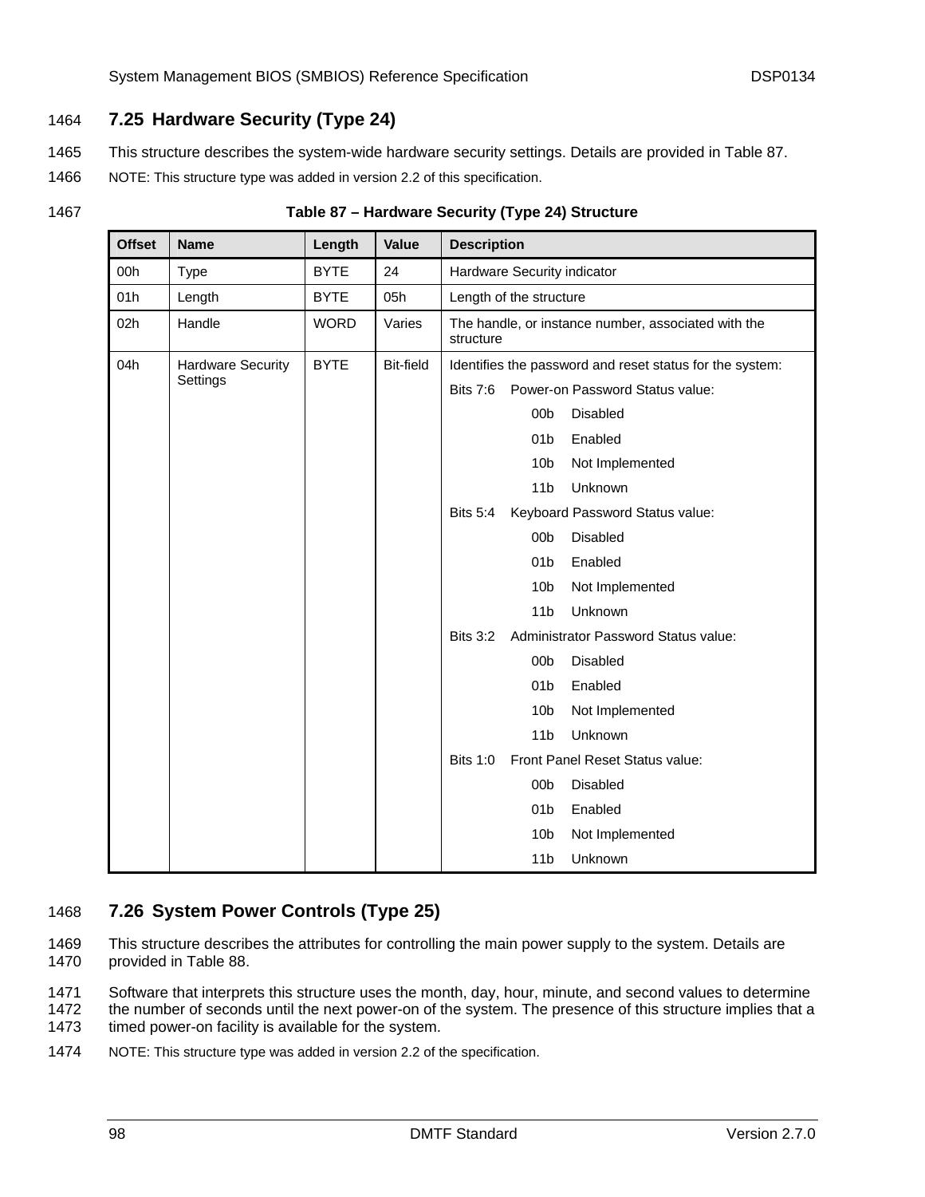## 7.25 Hardware Security (Type 24)

This structure describes the system-wide hardware security settings. Details are provided in Table 87.

NOTE: This structure type was added in version 2.2 of this specification.

**Table 87 – Hardware Security (Type 24) Structure**

| Offset | Name | Length | Value | Description |
|---|---|---|---|---|
| 00h | Type | BYTE | 24 | Hardware Security indicator |
| 01h | Length | BYTE | 05h | Length of the structure |
| 02h | Handle | WORD | Varies | The handle, or instance number, associated with the structure |
| 04h | Hardware Security Settings | BYTE | Bit-field | Identifies the password and reset status for the system:<br>Bits 7:6 Power-on Password Status value:<br>00b Disabled<br>01b Enabled<br>10b Not Implemented<br>11b Unknown<br>Bits 5:4 Keyboard Password Status value:<br>00b Disabled<br>01b Enabled<br>10b Not Implemented<br>11b Unknown<br>Bits 3:2 Administrator Password Status value:<br>00b Disabled<br>01b Enabled<br>10b Not Implemented<br>11b Unknown<br>Bits 1:0 Front Panel Reset Status value:<br>00b Disabled<br>01b Enabled<br>10b Not Implemented<br>11b Unknown |

## 7.26 System Power Controls (Type 25)

This structure describes the attributes for controlling the main power supply to the system. Details are provided in Table 88.

Software that interprets this structure uses the month, day, hour, minute, and second values to determine the number of seconds until the next power-on of the system. The presence of this structure implies that a timed power-on facility is available for the system.

NOTE: This structure type was added in version 2.2 of the specification.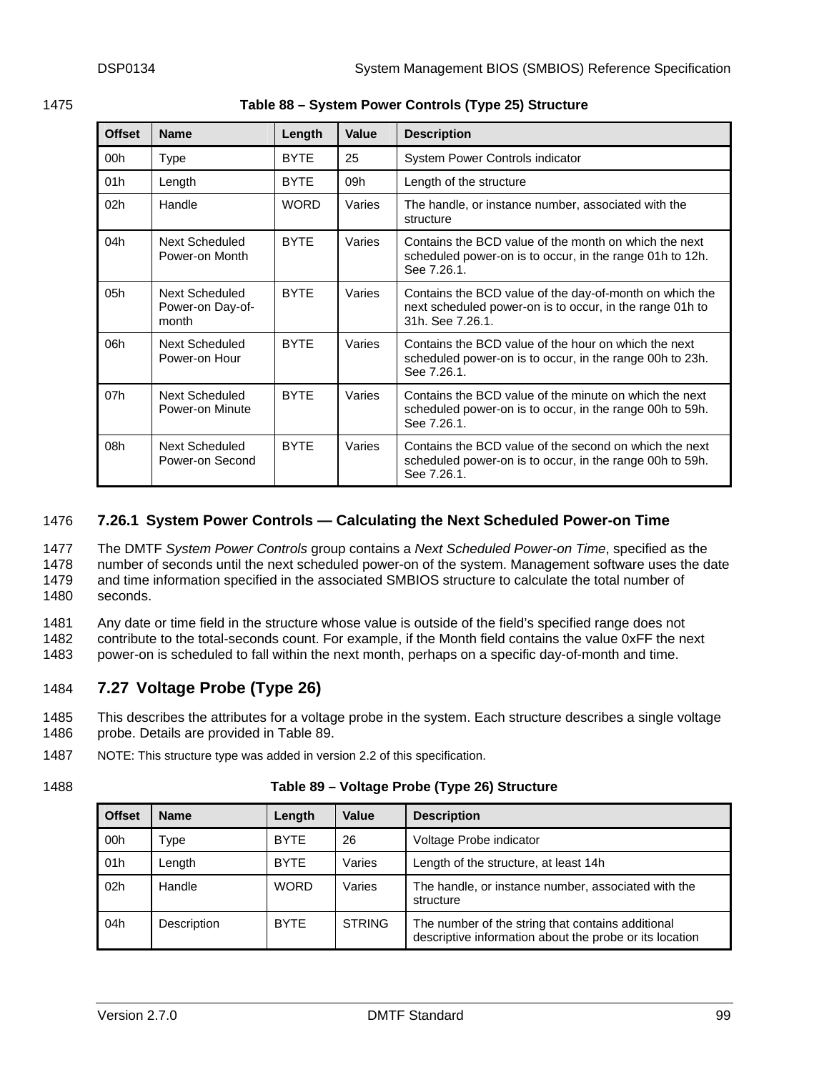**Table 88 – System Power Controls (Type 25) Structure**

| Offset | Name | Length | Value | Description |
|---|---|---|---|---|
| 00h | Type | BYTE | 25 | System Power Controls indicator |
| 01h | Length | BYTE | 09h | Length of the structure |
| 02h | Handle | WORD | Varies | The handle, or instance number, associated with the structure |
| 04h | Next Scheduled Power-on Month | BYTE | Varies | Contains the BCD value of the month on which the next scheduled power-on is to occur, in the range 01h to 12h. See 7.26.1. |
| 05h | Next Scheduled Power-on Day-of-month | BYTE | Varies | Contains the BCD value of the day-of-month on which the next scheduled power-on is to occur, in the range 01h to 31h. See 7.26.1. |
| 06h | Next Scheduled Power-on Hour | BYTE | Varies | Contains the BCD value of the hour on which the next scheduled power-on is to occur, in the range 00h to 23h. See 7.26.1. |
| 07h | Next Scheduled Power-on Minute | BYTE | Varies | Contains the BCD value of the minute on which the next scheduled power-on is to occur, in the range 00h to 59h. See 7.26.1. |
| 08h | Next Scheduled Power-on Second | BYTE | Varies | Contains the BCD value of the second on which the next scheduled power-on is to occur, in the range 00h to 59h. See 7.26.1. |

### 7.26.1 System Power Controls — Calculating the Next Scheduled Power-on Time

The DMTF *System Power Controls* group contains a *Next Scheduled Power-on Time*, specified as the number of seconds until the next scheduled power-on of the system. Management software uses the date and time information specified in the associated SMBIOS structure to calculate the total number of seconds.

Any date or time field in the structure whose value is outside of the field's specified range does not contribute to the total-seconds count. For example, if the Month field contains the value 0xFF the next power-on is scheduled to fall within the next month, perhaps on a specific day-of-month and time.

## 7.27 Voltage Probe (Type 26)

This describes the attributes for a voltage probe in the system. Each structure describes a single voltage probe. Details are provided in Table 89.

NOTE: This structure type was added in version 2.2 of this specification.

**Table 89 – Voltage Probe (Type 26) Structure**

| Offset | Name | Length | Value | Description |
|---|---|---|---|---|
| 00h | Type | BYTE | 26 | Voltage Probe indicator |
| 01h | Length | BYTE | Varies | Length of the structure, at least 14h |
| 02h | Handle | WORD | Varies | The handle, or instance number, associated with the structure |
| 04h | Description | BYTE | STRING | The number of the string that contains additional descriptive information about the probe or its location |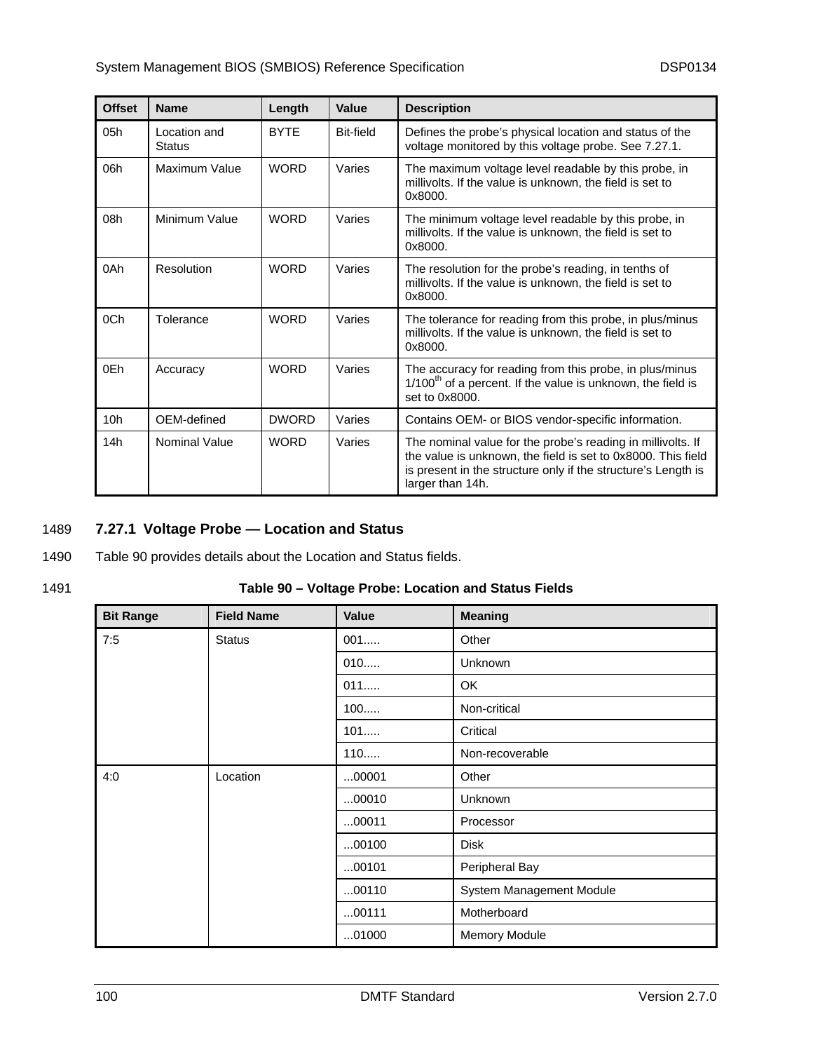| Offset | Name | Length | Value | Description |
|---|---|---|---|---|
| 05h | Location and Status | BYTE | Bit-field | Defines the probe's physical location and status of the voltage monitored by this voltage probe. See 7.27.1. |
| 06h | Maximum Value | WORD | Varies | The maximum voltage level readable by this probe, in millivolts. If the value is unknown, the field is set to 0x8000. |
| 08h | Minimum Value | WORD | Varies | The minimum voltage level readable by this probe, in millivolts. If the value is unknown, the field is set to 0x8000. |
| 0Ah | Resolution | WORD | Varies | The resolution for the probe's reading, in tenths of millivolts. If the value is unknown, the field is set to 0x8000. |
| 0Ch | Tolerance | WORD | Varies | The tolerance for reading from this probe, in plus/minus millivolts. If the value is unknown, the field is set to 0x8000. |
| 0Eh | Accuracy | WORD | Varies | The accuracy for reading from this probe, in plus/minus 1/100th of a percent. If the value is unknown, the field is set to 0x8000. |
| 10h | OEM-defined | DWORD | Varies | Contains OEM- or BIOS vendor-specific information. |
| 14h | Nominal Value | WORD | Varies | The nominal value for the probe's reading in millivolts. If the value is unknown, the field is set to 0x8000. This field is present in the structure only if the structure's Length is larger than 14h. |

1489 **7.27.1 Voltage Probe — Location and Status**

1490 Table 90 provides details about the Location and Status fields.

1491 **Table 90 – Voltage Probe: Location and Status Fields**

| Bit Range | Field Name | Value | Meaning |
|---|---|---|---|
| 7:5 | Status | 001..... | Other |
| | | 010..... | Unknown |
| | | 011..... | OK |
| | | 100..... | Non-critical |
| | | 101..... | Critical |
| | | 110..... | Non-recoverable |
| 4:0 | Location | ...00001 | Other |
| | | ...00010 | Unknown |
| | | ...00011 | Processor |
| | | ...00100 | Disk |
| | | ...00101 | Peripheral Bay |
| | | ...00110 | System Management Module |
| | | ...00111 | Motherboard |
| | | ...01000 | Memory Module |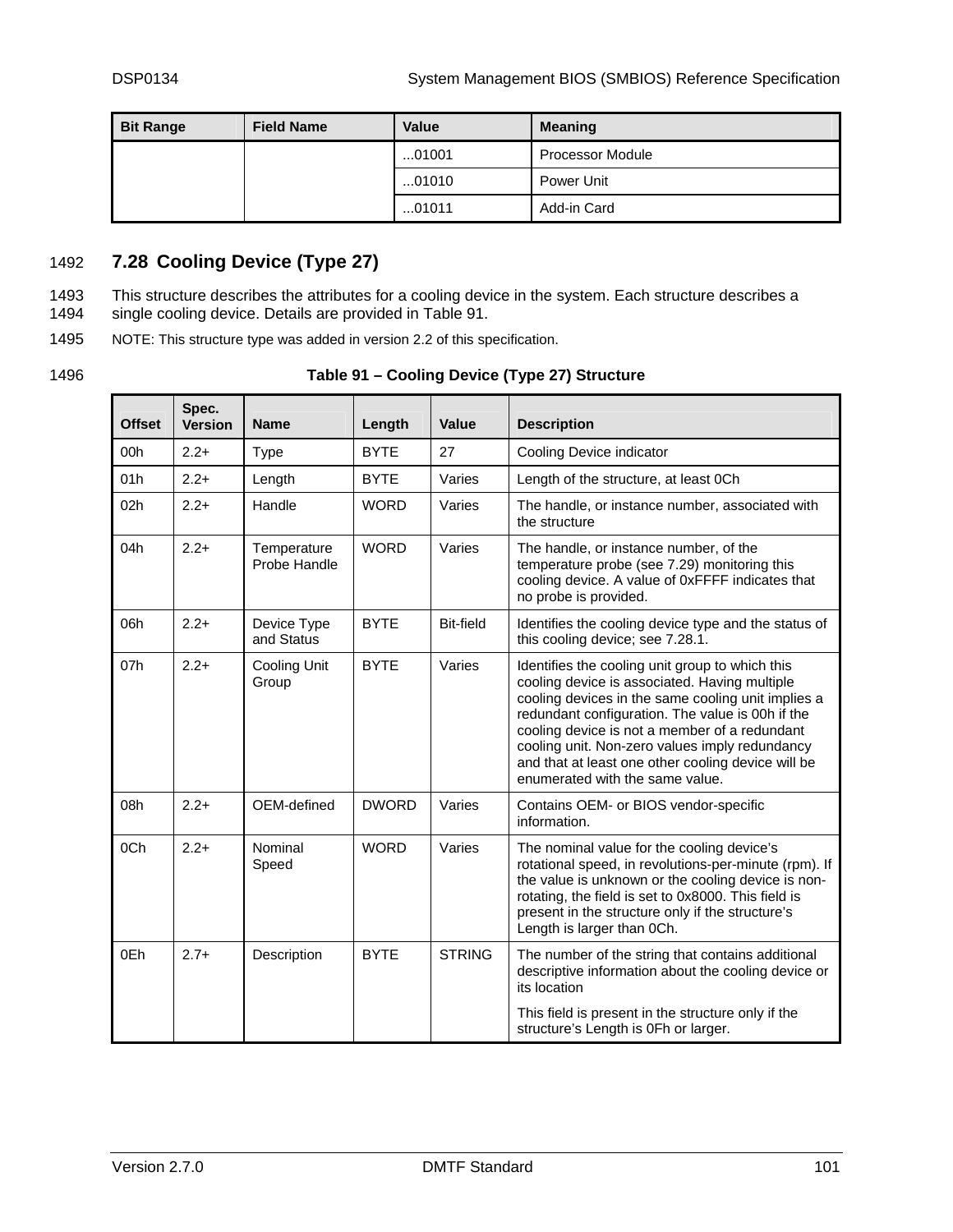| Bit Range | Field Name | Value | Meaning |
| --- | --- | --- | --- |
| | | ...01001 | Processor Module |
| | | ...01010 | Power Unit |
| | | ...01011 | Add-in Card |

1492

## 7.28 Cooling Device (Type 27)

1493 This structure describes the attributes for a cooling device in the system. Each structure describes a
1494 single cooling device. Details are provided in Table 91.

1495 NOTE: This structure type was added in version 2.2 of this specification.

1496

**Table 91 – Cooling Device (Type 27) Structure**

| Offset | Spec. Version | Name | Length | Value | Description |
| --- | --- | --- | --- | --- | --- |
| 00h | 2.2+ | Type | BYTE | 27 | Cooling Device indicator |
| 01h | 2.2+ | Length | BYTE | Varies | Length of the structure, at least 0Ch |
| 02h | 2.2+ | Handle | WORD | Varies | The handle, or instance number, associated with the structure |
| 04h | 2.2+ | Temperature Probe Handle | WORD | Varies | The handle, or instance number, of the temperature probe (see 7.29) monitoring this cooling device. A value of 0xFFFF indicates that no probe is provided. |
| 06h | 2.2+ | Device Type and Status | BYTE | Bit-field | Identifies the cooling device type and the status of this cooling device; see 7.28.1. |
| 07h | 2.2+ | Cooling Unit Group | BYTE | Varies | Identifies the cooling unit group to which this cooling device is associated. Having multiple cooling devices in the same cooling unit implies a redundant configuration. The value is 00h if the cooling device is not a member of a redundant cooling unit. Non-zero values imply redundancy and that at least one other cooling device will be enumerated with the same value. |
| 08h | 2.2+ | OEM-defined | DWORD | Varies | Contains OEM- or BIOS vendor-specific information. |
| 0Ch | 2.2+ | Nominal Speed | WORD | Varies | The nominal value for the cooling device's rotational speed, in revolutions-per-minute (rpm). If the value is unknown or the cooling device is non-rotating, the field is set to 0x8000. This field is present in the structure only if the structure's Length is larger than 0Ch. |
| 0Eh | 2.7+ | Description | BYTE | STRING | The number of the string that contains additional descriptive information about the cooling device or its location<br><br>This field is present in the structure only if the structure's Length is 0Fh or larger. |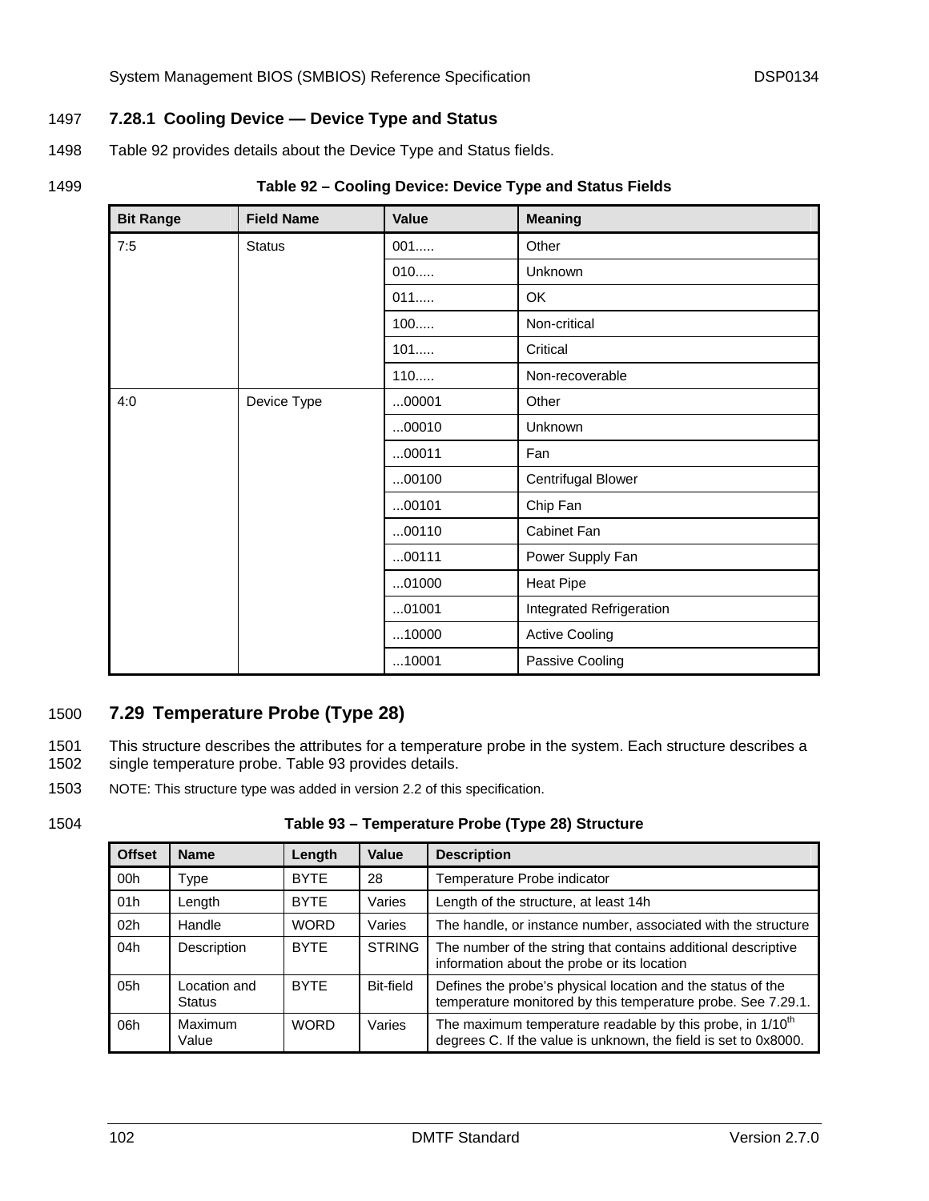### 7.28.1 Cooling Device — Device Type and Status

Table 92 provides details about the Device Type and Status fields.

**Table 92 – Cooling Device: Device Type and Status Fields**

| Bit Range | Field Name | Value | Meaning |
|---|---|---|---|
| 7:5 | Status | 001..... | Other |
| | | 010..... | Unknown |
| | | 011..... | OK |
| | | 100..... | Non-critical |
| | | 101..... | Critical |
| | | 110..... | Non-recoverable |
| 4:0 | Device Type | ...00001 | Other |
| | | ...00010 | Unknown |
| | | ...00011 | Fan |
| | | ...00100 | Centrifugal Blower |
| | | ...00101 | Chip Fan |
| | | ...00110 | Cabinet Fan |
| | | ...00111 | Power Supply Fan |
| | | ...01000 | Heat Pipe |
| | | ...01001 | Integrated Refrigeration |
| | | ...10000 | Active Cooling |
| | | ...10001 | Passive Cooling |

## 7.29 Temperature Probe (Type 28)

This structure describes the attributes for a temperature probe in the system. Each structure describes a single temperature probe. Table 93 provides details.

NOTE: This structure type was added in version 2.2 of this specification.

**Table 93 – Temperature Probe (Type 28) Structure**

| Offset | Name | Length | Value | Description |
|---|---|---|---|---|
| 00h | Type | BYTE | 28 | Temperature Probe indicator |
| 01h | Length | BYTE | Varies | Length of the structure, at least 14h |
| 02h | Handle | WORD | Varies | The handle, or instance number, associated with the structure |
| 04h | Description | BYTE | STRING | The number of the string that contains additional descriptive information about the probe or its location |
| 05h | Location and Status | BYTE | Bit-field | Defines the probe's physical location and the status of the temperature monitored by this temperature probe. See 7.29.1. |
| 06h | Maximum Value | WORD | Varies | The maximum temperature readable by this probe, in 1/10th degrees C. If the value is unknown, the field is set to 0x8000. |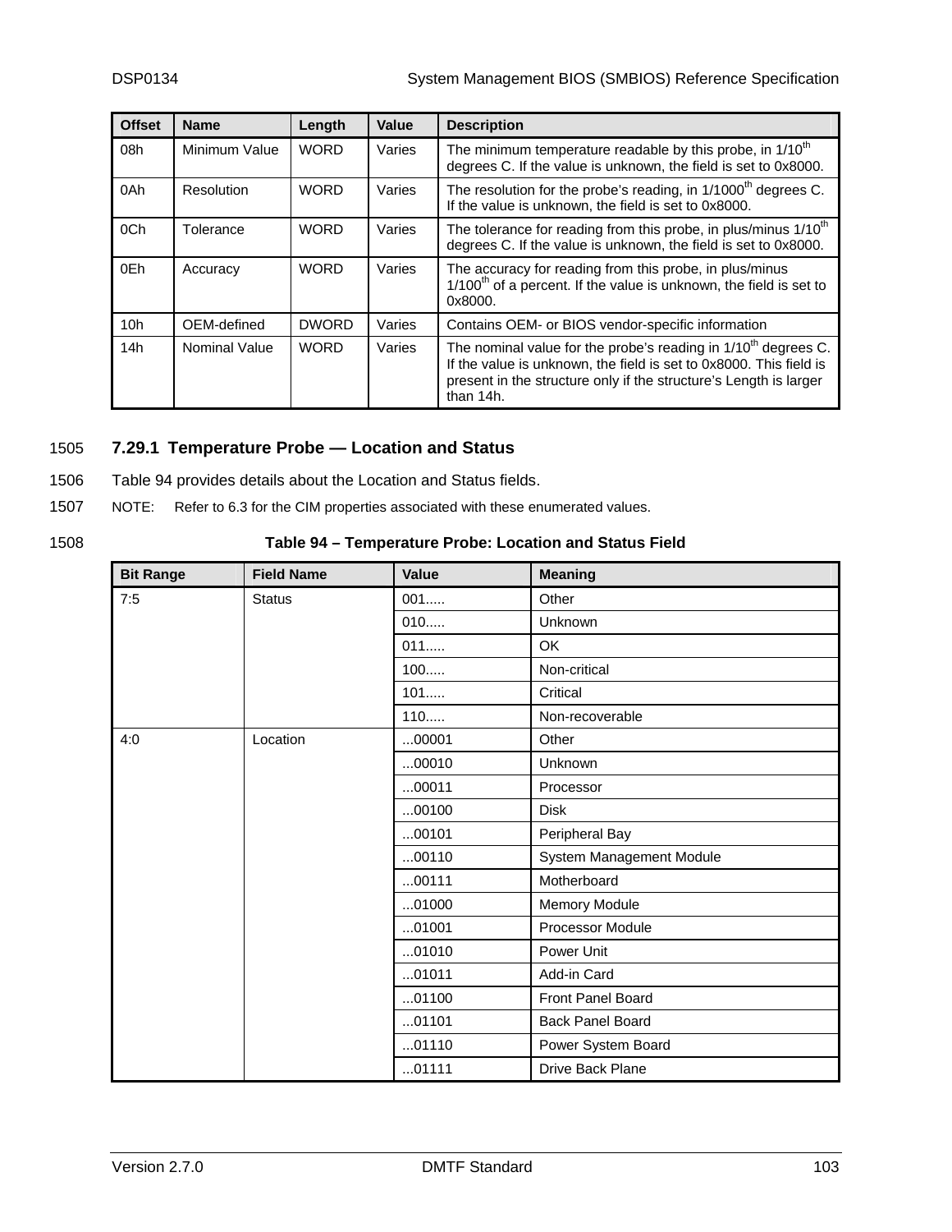| Offset | Name | Length | Value | Description |
|---|---|---|---|---|
| 08h | Minimum Value | WORD | Varies | The minimum temperature readable by this probe, in 1/10th degrees C. If the value is unknown, the field is set to 0x8000. |
| 0Ah | Resolution | WORD | Varies | The resolution for the probe's reading, in 1/1000th degrees C. If the value is unknown, the field is set to 0x8000. |
| 0Ch | Tolerance | WORD | Varies | The tolerance for reading from this probe, in plus/minus 1/10th degrees C. If the value is unknown, the field is set to 0x8000. |
| 0Eh | Accuracy | WORD | Varies | The accuracy for reading from this probe, in plus/minus 1/100th of a percent. If the value is unknown, the field is set to 0x8000. |
| 10h | OEM-defined | DWORD | Varies | Contains OEM- or BIOS vendor-specific information |
| 14h | Nominal Value | WORD | Varies | The nominal value for the probe's reading in 1/10th degrees C. If the value is unknown, the field is set to 0x8000. This field is present in the structure only if the structure's Length is larger than 14h. |

1505 ### 7.29.1 Temperature Probe — Location and Status

1506 Table 94 provides details about the Location and Status fields.

1507 NOTE: Refer to 6.3 for the CIM properties associated with these enumerated values.

1508 **Table 94 – Temperature Probe: Location and Status Field**

| Bit Range | Field Name | Value | Meaning |
|---|---|---|---|
| 7:5 | Status | 001..... | Other |
| | | 010..... | Unknown |
| | | 011..... | OK |
| | | 100..... | Non-critical |
| | | 101..... | Critical |
| | | 110..... | Non-recoverable |
| 4:0 | Location | ...00001 | Other |
| | | ...00010 | Unknown |
| | | ...00011 | Processor |
| | | ...00100 | Disk |
| | | ...00101 | Peripheral Bay |
| | | ...00110 | System Management Module |
| | | ...00111 | Motherboard |
| | | ...01000 | Memory Module |
| | | ...01001 | Processor Module |
| | | ...01010 | Power Unit |
| | | ...01011 | Add-in Card |
| | | ...01100 | Front Panel Board |
| | | ...01101 | Back Panel Board |
| | | ...01110 | Power System Board |
| | | ...01111 | Drive Back Plane |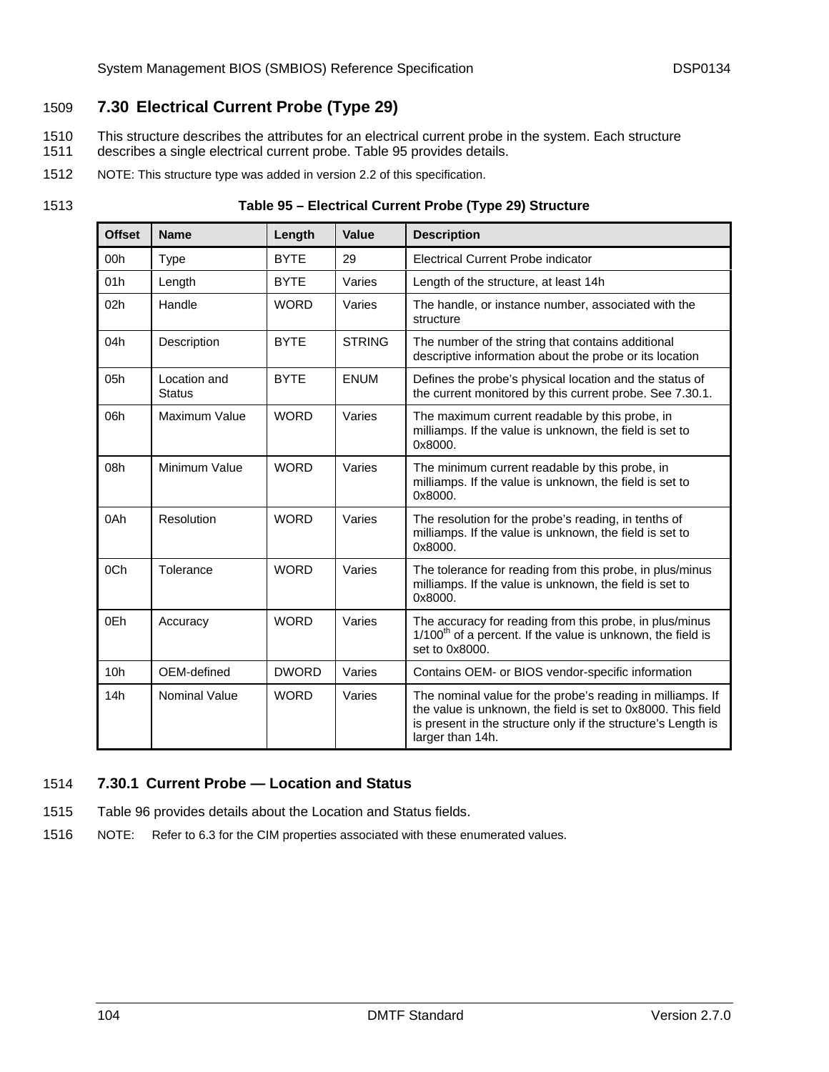## 7.30 Electrical Current Probe (Type 29)

This structure describes the attributes for an electrical current probe in the system. Each structure describes a single electrical current probe. Table 95 provides details.

NOTE: This structure type was added in version 2.2 of this specification.

**Table 95 – Electrical Current Probe (Type 29) Structure**

| Offset | Name | Length | Value | Description |
|---|---|---|---|---|
| 00h | Type | BYTE | 29 | Electrical Current Probe indicator |
| 01h | Length | BYTE | Varies | Length of the structure, at least 14h |
| 02h | Handle | WORD | Varies | The handle, or instance number, associated with the structure |
| 04h | Description | BYTE | STRING | The number of the string that contains additional descriptive information about the probe or its location |
| 05h | Location and Status | BYTE | ENUM | Defines the probe's physical location and the status of the current monitored by this current probe. See 7.30.1. |
| 06h | Maximum Value | WORD | Varies | The maximum current readable by this probe, in milliamps. If the value is unknown, the field is set to 0x8000. |
| 08h | Minimum Value | WORD | Varies | The minimum current readable by this probe, in milliamps. If the value is unknown, the field is set to 0x8000. |
| 0Ah | Resolution | WORD | Varies | The resolution for the probe's reading, in tenths of milliamps. If the value is unknown, the field is set to 0x8000. |
| 0Ch | Tolerance | WORD | Varies | The tolerance for reading from this probe, in plus/minus milliamps. If the value is unknown, the field is set to 0x8000. |
| 0Eh | Accuracy | WORD | Varies | The accuracy for reading from this probe, in plus/minus 1/100th of a percent. If the value is unknown, the field is set to 0x8000. |
| 10h | OEM-defined | DWORD | Varies | Contains OEM- or BIOS vendor-specific information |
| 14h | Nominal Value | WORD | Varies | The nominal value for the probe's reading in milliamps. If the value is unknown, the field is set to 0x8000. This field is present in the structure only if the structure's Length is larger than 14h. |

### 7.30.1 Current Probe — Location and Status

Table 96 provides details about the Location and Status fields.

NOTE: Refer to 6.3 for the CIM properties associated with these enumerated values.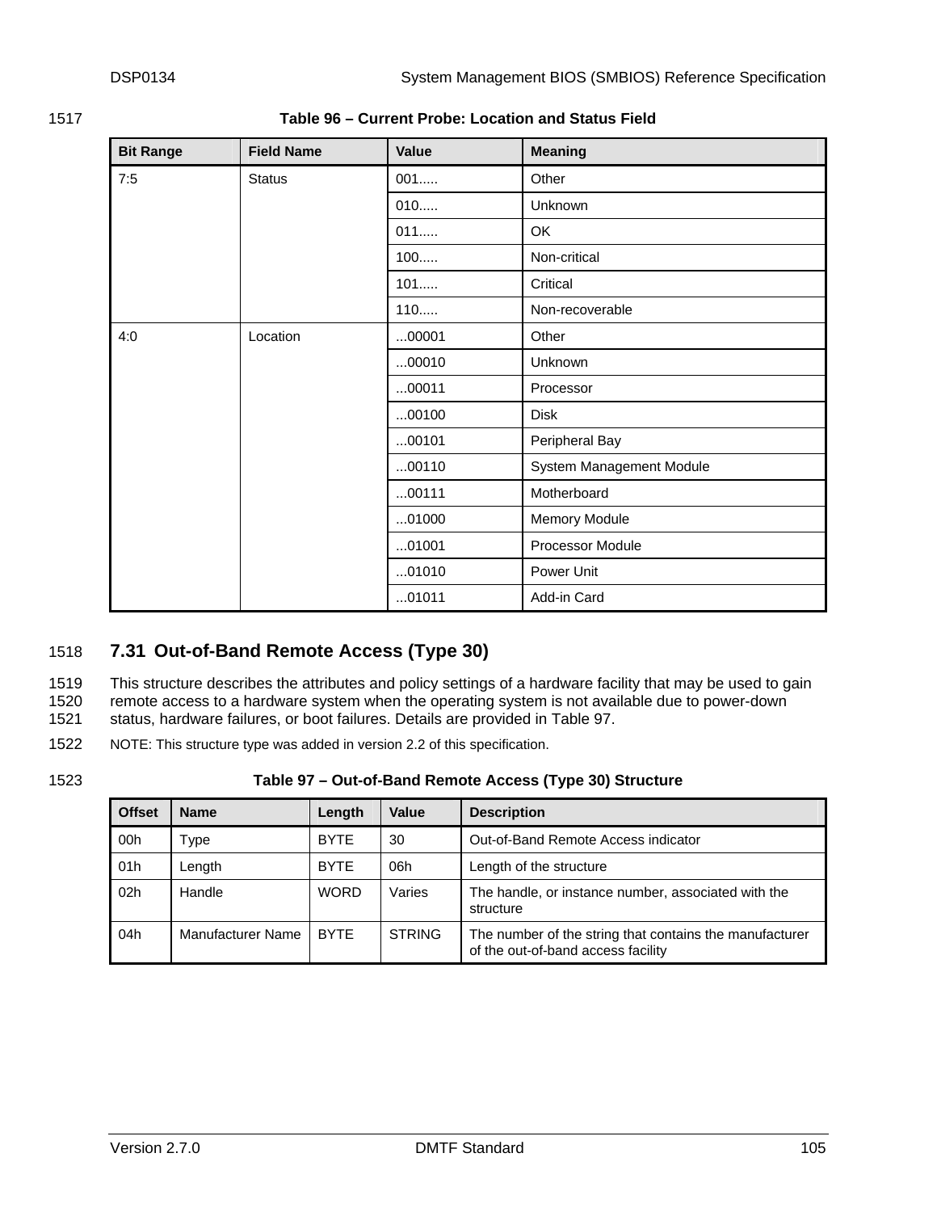**Table 96 – Current Probe: Location and Status Field**

| Bit Range | Field Name | Value | Meaning |
|---|---|---|---|
| 7:5 | Status | 001..... | Other |
| | | 010..... | Unknown |
| | | 011..... | OK |
| | | 100..... | Non-critical |
| | | 101..... | Critical |
| | | 110..... | Non-recoverable |
| 4:0 | Location | ...00001 | Other |
| | | ...00010 | Unknown |
| | | ...00011 | Processor |
| | | ...00100 | Disk |
| | | ...00101 | Peripheral Bay |
| | | ...00110 | System Management Module |
| | | ...00111 | Motherboard |
| | | ...01000 | Memory Module |
| | | ...01001 | Processor Module |
| | | ...01010 | Power Unit |
| | | ...01011 | Add-in Card |

## 7.31 Out-of-Band Remote Access (Type 30)

This structure describes the attributes and policy settings of a hardware facility that may be used to gain remote access to a hardware system when the operating system is not available due to power-down status, hardware failures, or boot failures. Details are provided in Table 97.

NOTE: This structure type was added in version 2.2 of this specification.

**Table 97 – Out-of-Band Remote Access (Type 30) Structure**

| Offset | Name | Length | Value | Description |
|---|---|---|---|---|
| 00h | Type | BYTE | 30 | Out-of-Band Remote Access indicator |
| 01h | Length | BYTE | 06h | Length of the structure |
| 02h | Handle | WORD | Varies | The handle, or instance number, associated with the structure |
| 04h | Manufacturer Name | BYTE | STRING | The number of the string that contains the manufacturer of the out-of-band access facility |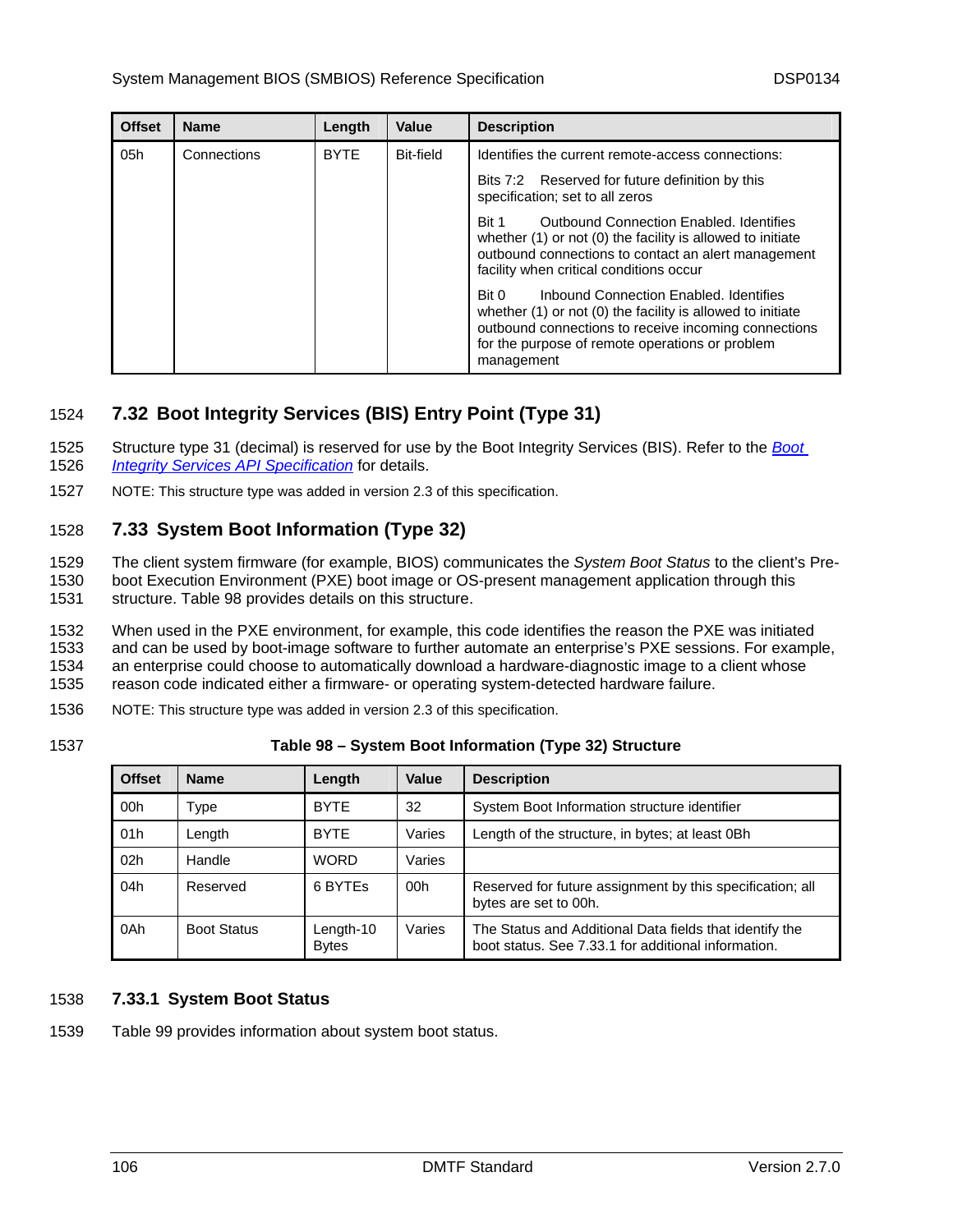| Offset | Name | Length | Value | Description |
|---|---|---|---|---|
| 05h | Connections | BYTE | Bit-field | Identifies the current remote-access connections:<br><br>Bits 7:2 Reserved for future definition by this specification; set to all zeros<br><br>Bit 1 Outbound Connection Enabled. Identifies whether (1) or not (0) the facility is allowed to initiate outbound connections to contact an alert management facility when critical conditions occur<br><br>Bit 0 Inbound Connection Enabled. Identifies whether (1) or not (0) the facility is allowed to initiate outbound connections to receive incoming connections for the purpose of remote operations or problem management |

## 7.32 Boot Integrity Services (BIS) Entry Point (Type 31)

Structure type 31 (decimal) is reserved for use by the Boot Integrity Services (BIS). Refer to the *Boot Integrity Services API Specification* for details.

NOTE: This structure type was added in version 2.3 of this specification.

## 7.33 System Boot Information (Type 32)

The client system firmware (for example, BIOS) communicates the *System Boot Status* to the client's Pre-boot Execution Environment (PXE) boot image or OS-present management application through this structure. Table 98 provides details on this structure.

When used in the PXE environment, for example, this code identifies the reason the PXE was initiated and can be used by boot-image software to further automate an enterprise's PXE sessions. For example, an enterprise could choose to automatically download a hardware-diagnostic image to a client whose reason code indicated either a firmware- or operating system-detected hardware failure.

NOTE: This structure type was added in version 2.3 of this specification.

**Table 98 – System Boot Information (Type 32) Structure**

| Offset | Name | Length | Value | Description |
|---|---|---|---|---|
| 00h | Type | BYTE | 32 | System Boot Information structure identifier |
| 01h | Length | BYTE | Varies | Length of the structure, in bytes; at least 0Bh |
| 02h | Handle | WORD | Varies | |
| 04h | Reserved | 6 BYTEs | 00h | Reserved for future assignment by this specification; all bytes are set to 00h. |
| 0Ah | Boot Status | Length-10 Bytes | Varies | The Status and Additional Data fields that identify the boot status. See 7.33.1 for additional information. |

### 7.33.1 System Boot Status

Table 99 provides information about system boot status.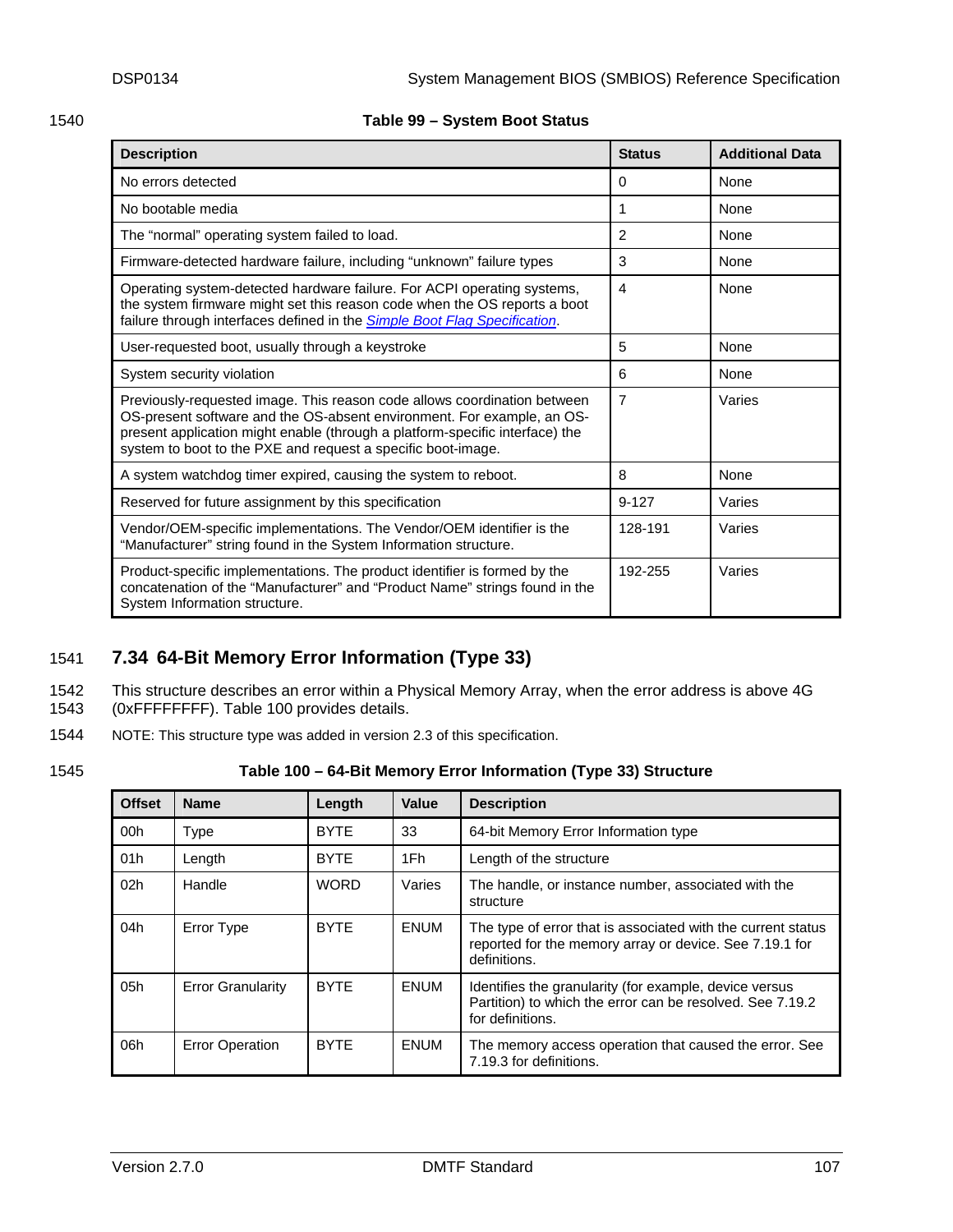**Table 99 – System Boot Status**

| Description | Status | Additional Data |
|---|---|---|
| No errors detected | 0 | None |
| No bootable media | 1 | None |
| The “normal” operating system failed to load. | 2 | None |
| Firmware-detected hardware failure, including “unknown” failure types | 3 | None |
| Operating system-detected hardware failure. For ACPI operating systems, the system firmware might set this reason code when the OS reports a boot failure through interfaces defined in the *Simple Boot Flag Specification*. | 4 | None |
| User-requested boot, usually through a keystroke | 5 | None |
| System security violation | 6 | None |
| Previously-requested image. This reason code allows coordination between OS-present software and the OS-absent environment. For example, an OS-present application might enable (through a platform-specific interface) the system to boot to the PXE and request a specific boot-image. | 7 | Varies |
| A system watchdog timer expired, causing the system to reboot. | 8 | None |
| Reserved for future assignment by this specification | 9-127 | Varies |
| Vendor/OEM-specific implementations. The Vendor/OEM identifier is the “Manufacturer” string found in the System Information structure. | 128-191 | Varies |
| Product-specific implementations. The product identifier is formed by the concatenation of the “Manufacturer” and “Product Name” strings found in the System Information structure. | 192-255 | Varies |

## 7.34 64-Bit Memory Error Information (Type 33)

This structure describes an error within a Physical Memory Array, when the error address is above 4G (0xFFFFFFFF). Table 100 provides details.

NOTE: This structure type was added in version 2.3 of this specification.

**Table 100 – 64-Bit Memory Error Information (Type 33) Structure**

| Offset | Name | Length | Value | Description |
|---|---|---|---|---|
| 00h | Type | BYTE | 33 | 64-bit Memory Error Information type |
| 01h | Length | BYTE | 1Fh | Length of the structure |
| 02h | Handle | WORD | Varies | The handle, or instance number, associated with the structure |
| 04h | Error Type | BYTE | ENUM | The type of error that is associated with the current status reported for the memory array or device. See 7.19.1 for definitions. |
| 05h | Error Granularity | BYTE | ENUM | Identifies the granularity (for example, device versus Partition) to which the error can be resolved. See 7.19.2 for definitions. |
| 06h | Error Operation | BYTE | ENUM | The memory access operation that caused the error. See 7.19.3 for definitions. |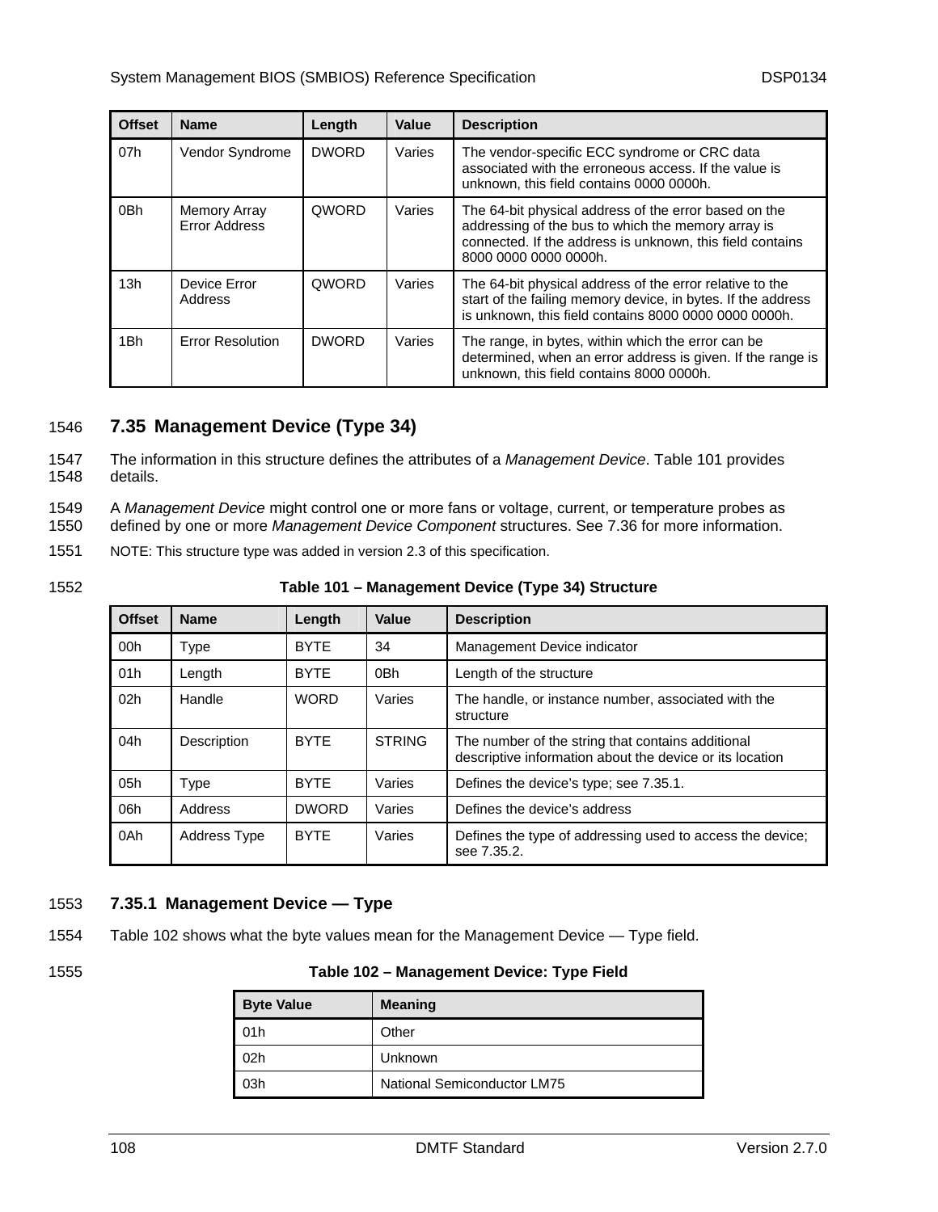| Offset | Name | Length | Value | Description |
|---|---|---|---|---|
| 07h | Vendor Syndrome | DWORD | Varies | The vendor-specific ECC syndrome or CRC data associated with the erroneous access. If the value is unknown, this field contains 0000 0000h. |
| 0Bh | Memory Array Error Address | QWORD | Varies | The 64-bit physical address of the error based on the addressing of the bus to which the memory array is connected. If the address is unknown, this field contains 8000 0000 0000 0000h. |
| 13h | Device Error Address | QWORD | Varies | The 64-bit physical address of the error relative to the start of the failing memory device, in bytes. If the address is unknown, this field contains 8000 0000 0000 0000h. |
| 1Bh | Error Resolution | DWORD | Varies | The range, in bytes, within which the error can be determined, when an error address is given. If the range is unknown, this field contains 8000 0000h. |

## 7.35 Management Device (Type 34)

The information in this structure defines the attributes of a *Management Device*. Table 101 provides details.

A *Management Device* might control one or more fans or voltage, current, or temperature probes as defined by one or more *Management Device Component* structures. See 7.36 for more information.

NOTE: This structure type was added in version 2.3 of this specification.

**Table 101 – Management Device (Type 34) Structure**

| Offset | Name | Length | Value | Description |
|---|---|---|---|---|
| 00h | Type | BYTE | 34 | Management Device indicator |
| 01h | Length | BYTE | 0Bh | Length of the structure |
| 02h | Handle | WORD | Varies | The handle, or instance number, associated with the structure |
| 04h | Description | BYTE | STRING | The number of the string that contains additional descriptive information about the device or its location |
| 05h | Type | BYTE | Varies | Defines the device's type; see 7.35.1. |
| 06h | Address | DWORD | Varies | Defines the device's address |
| 0Ah | Address Type | BYTE | Varies | Defines the type of addressing used to access the device; see 7.35.2. |

### 7.35.1 Management Device — Type

Table 102 shows what the byte values mean for the Management Device — Type field.

**Table 102 – Management Device: Type Field**

| Byte Value | Meaning |
|---|---|
| 01h | Other |
| 02h | Unknown |
| 03h | National Semiconductor LM75 |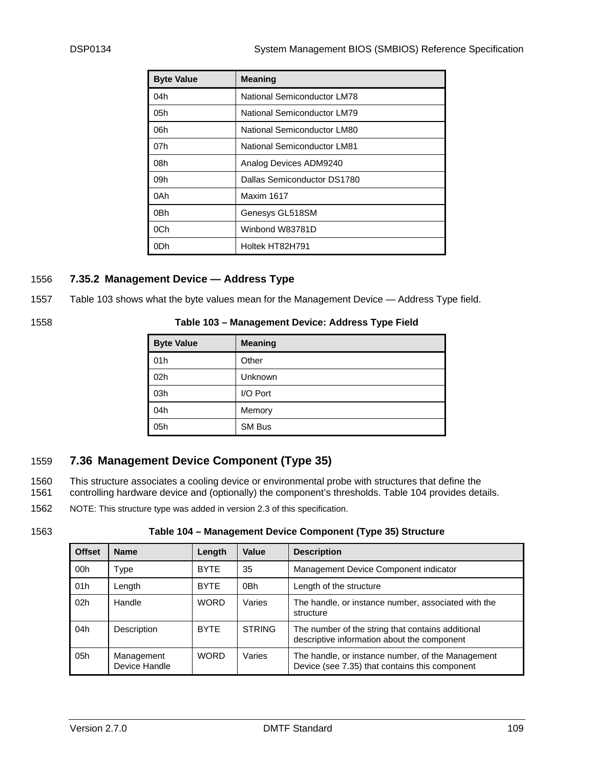| Byte Value | Meaning |
|---|---|
| 04h | National Semiconductor LM78 |
| 05h | National Semiconductor LM79 |
| 06h | National Semiconductor LM80 |
| 07h | National Semiconductor LM81 |
| 08h | Analog Devices ADM9240 |
| 09h | Dallas Semiconductor DS1780 |
| 0Ah | Maxim 1617 |
| 0Bh | Genesys GL518SM |
| 0Ch | Winbond W83781D |
| 0Dh | Holtek HT82H791 |

### 7.35.2 Management Device — Address Type

Table 103 shows what the byte values mean for the Management Device — Address Type field.

**Table 103 – Management Device: Address Type Field**

| Byte Value | Meaning |
|---|---|
| 01h | Other |
| 02h | Unknown |
| 03h | I/O Port |
| 04h | Memory |
| 05h | SM Bus |

## 7.36 Management Device Component (Type 35)

This structure associates a cooling device or environmental probe with structures that define the controlling hardware device and (optionally) the component's thresholds. Table 104 provides details.

NOTE: This structure type was added in version 2.3 of this specification.

**Table 104 – Management Device Component (Type 35) Structure**

| Offset | Name | Length | Value | Description |
|---|---|---|---|---|
| 00h | Type | BYTE | 35 | Management Device Component indicator |
| 01h | Length | BYTE | 0Bh | Length of the structure |
| 02h | Handle | WORD | Varies | The handle, or instance number, associated with the structure |
| 04h | Description | BYTE | STRING | The number of the string that contains additional descriptive information about the component |
| 05h | Management Device Handle | WORD | Varies | The handle, or instance number, of the Management Device (see 7.35) that contains this component |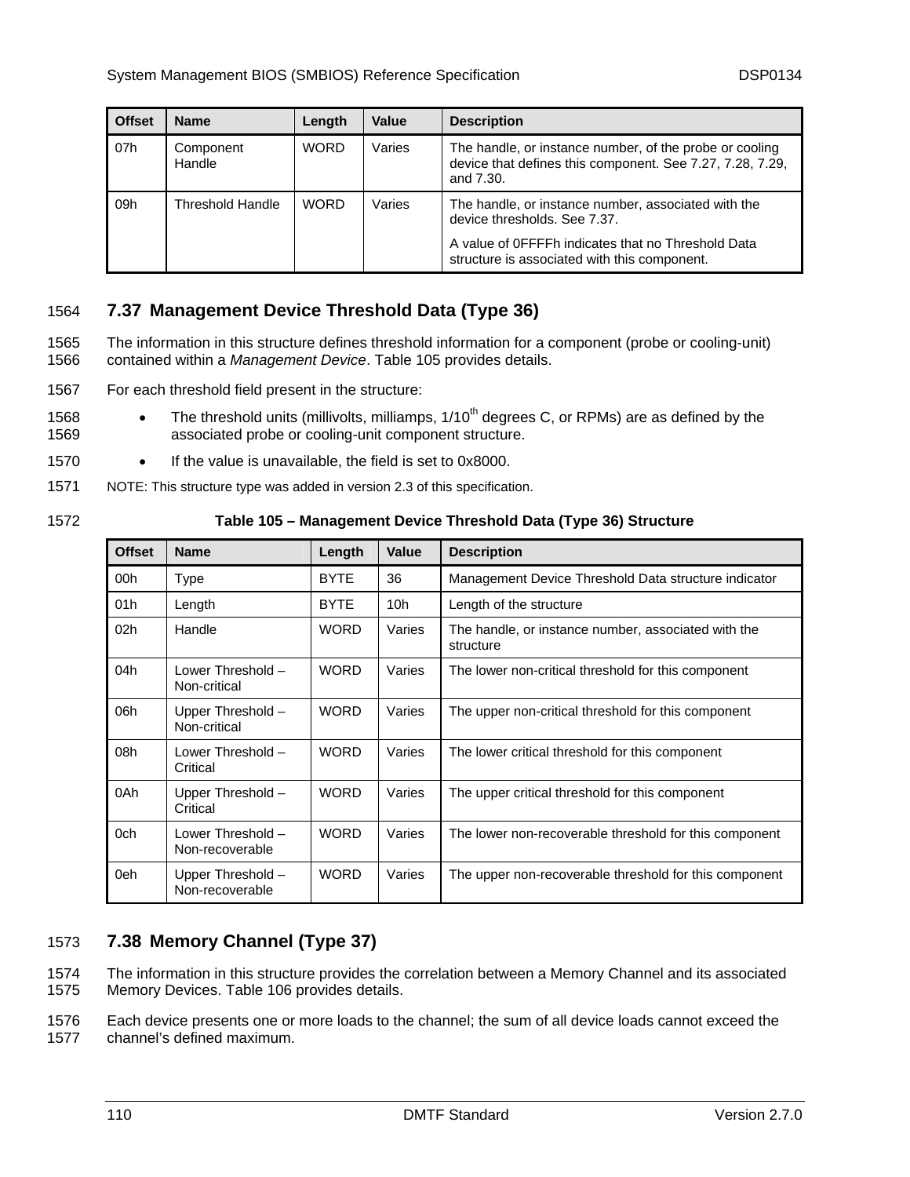| Offset | Name | Length | Value | Description |
|---|---|---|---|---|
| 07h | Component Handle | WORD | Varies | The handle, or instance number, of the probe or cooling device that defines this component. See 7.27, 7.28, 7.29, and 7.30. |
| 09h | Threshold Handle | WORD | Varies | The handle, or instance number, associated with the device thresholds. See 7.37.<br><br>A value of 0FFFFh indicates that no Threshold Data structure is associated with this component. |

## 7.37 Management Device Threshold Data (Type 36)

The information in this structure defines threshold information for a component (probe or cooling-unit) contained within a *Management Device*. Table 105 provides details.

For each threshold field present in the structure:

- The threshold units (millivolts, milliamps, 1/10th degrees C, or RPMs) are as defined by the associated probe or cooling-unit component structure.
- If the value is unavailable, the field is set to 0x8000.

NOTE: This structure type was added in version 2.3 of this specification.

**Table 105 – Management Device Threshold Data (Type 36) Structure**

| Offset | Name | Length | Value | Description |
|---|---|---|---|---|
| 00h | Type | BYTE | 36 | Management Device Threshold Data structure indicator |
| 01h | Length | BYTE | 10h | Length of the structure |
| 02h | Handle | WORD | Varies | The handle, or instance number, associated with the structure |
| 04h | Lower Threshold – Non-critical | WORD | Varies | The lower non-critical threshold for this component |
| 06h | Upper Threshold – Non-critical | WORD | Varies | The upper non-critical threshold for this component |
| 08h | Lower Threshold – Critical | WORD | Varies | The lower critical threshold for this component |
| 0Ah | Upper Threshold – Critical | WORD | Varies | The upper critical threshold for this component |
| 0ch | Lower Threshold – Non-recoverable | WORD | Varies | The lower non-recoverable threshold for this component |
| 0eh | Upper Threshold – Non-recoverable | WORD | Varies | The upper non-recoverable threshold for this component |

## 7.38 Memory Channel (Type 37)

The information in this structure provides the correlation between a Memory Channel and its associated Memory Devices. Table 106 provides details.

Each device presents one or more loads to the channel; the sum of all device loads cannot exceed the channel's defined maximum.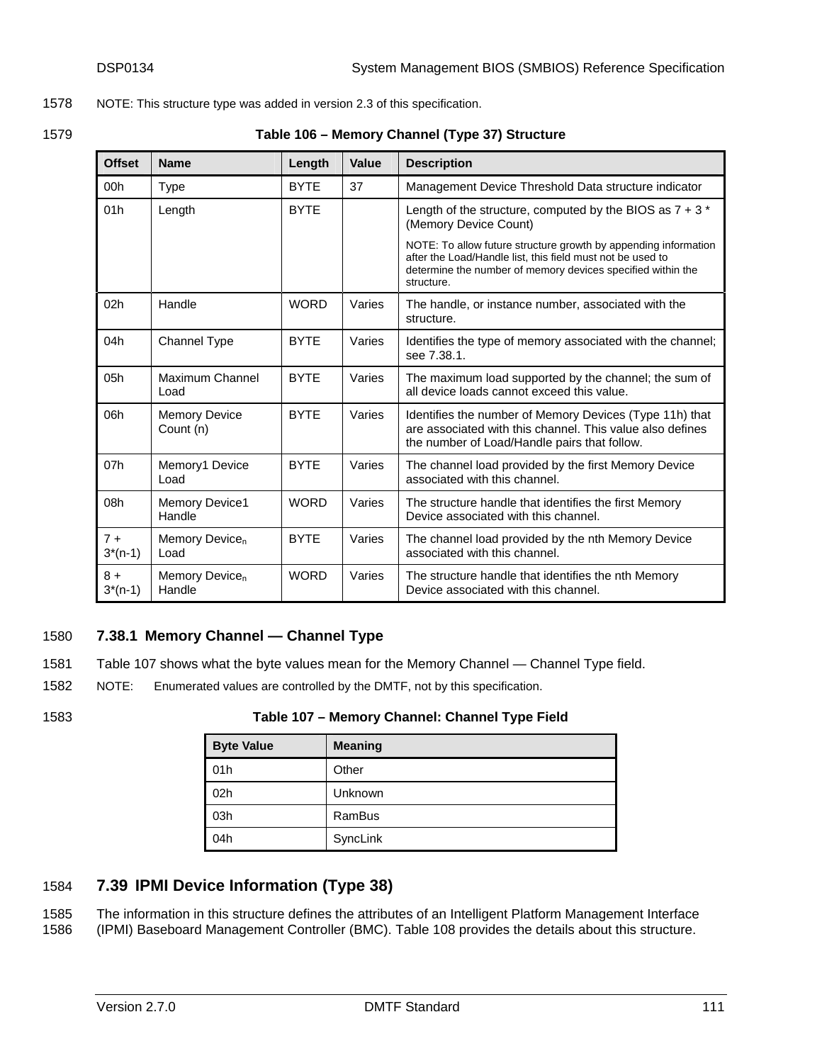NOTE: This structure type was added in version 2.3 of this specification.

**Table 106 – Memory Channel (Type 37) Structure**

| Offset | Name | Length | Value | Description |
|---|---|---|---|---|
| 00h | Type | BYTE | 37 | Management Device Threshold Data structure indicator |
| 01h | Length | BYTE | | Length of the structure, computed by the BIOS as 7 + 3 * (Memory Device Count)<br><br>NOTE: To allow future structure growth by appending information after the Load/Handle list, this field must not be used to determine the number of memory devices specified within the structure. |
| 02h | Handle | WORD | Varies | The handle, or instance number, associated with the structure. |
| 04h | Channel Type | BYTE | Varies | Identifies the type of memory associated with the channel; see 7.38.1. |
| 05h | Maximum Channel Load | BYTE | Varies | The maximum load supported by the channel; the sum of all device loads cannot exceed this value. |
| 06h | Memory Device Count (n) | BYTE | Varies | Identifies the number of Memory Devices (Type 11h) that are associated with this channel. This value also defines the number of Load/Handle pairs that follow. |
| 07h | Memory1 Device Load | BYTE | Varies | The channel load provided by the first Memory Device associated with this channel. |
| 08h | Memory Device1 Handle | WORD | Varies | The structure handle that identifies the first Memory Device associated with this channel. |
| 7 + 3*(n-1) | Memory Device$_n$ Load | BYTE | Varies | The channel load provided by the nth Memory Device associated with this channel. |
| 8 + 3*(n-1) | Memory Device$_n$ Handle | WORD | Varies | The structure handle that identifies the nth Memory Device associated with this channel. |

### 7.38.1 Memory Channel — Channel Type

Table 107 shows what the byte values mean for the Memory Channel — Channel Type field.

NOTE: Enumerated values are controlled by the DMTF, not by this specification.

**Table 107 – Memory Channel: Channel Type Field**

| Byte Value | Meaning |
|---|---|
| 01h | Other |
| 02h | Unknown |
| 03h | RamBus |
| 04h | SyncLink |

## 7.39 IPMI Device Information (Type 38)

The information in this structure defines the attributes of an Intelligent Platform Management Interface (IPMI) Baseboard Management Controller (BMC). Table 108 provides the details about this structure.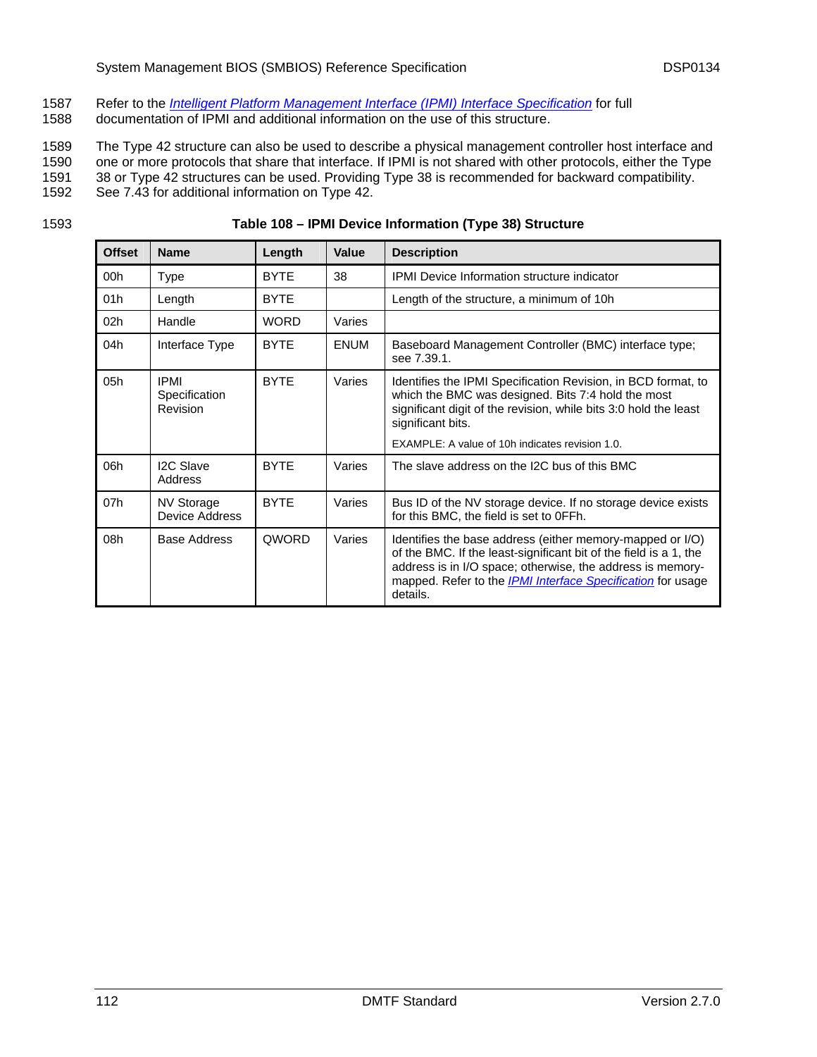Refer to the *Intelligent Platform Management Interface (IPMI) Interface Specification* for full documentation of IPMI and additional information on the use of this structure.

The Type 42 structure can also be used to describe a physical management controller host interface and one or more protocols that share that interface. If IPMI is not shared with other protocols, either the Type 38 or Type 42 structures can be used. Providing Type 38 is recommended for backward compatibility. See 7.43 for additional information on Type 42.

**Table 108 – IPMI Device Information (Type 38) Structure**

| Offset | Name | Length | Value | Description |
|---|---|---|---|---|
| 00h | Type | BYTE | 38 | IPMI Device Information structure indicator |
| 01h | Length | BYTE | | Length of the structure, a minimum of 10h |
| 02h | Handle | WORD | Varies | |
| 04h | Interface Type | BYTE | ENUM | Baseboard Management Controller (BMC) interface type; see 7.39.1. |
| 05h | IPMI Specification Revision | BYTE | Varies | Identifies the IPMI Specification Revision, in BCD format, to which the BMC was designed. Bits 7:4 hold the most significant digit of the revision, while bits 3:0 hold the least significant bits.<br><br>EXAMPLE: A value of 10h indicates revision 1.0. |
| 06h | I2C Slave Address | BYTE | Varies | The slave address on the I2C bus of this BMC |
| 07h | NV Storage Device Address | BYTE | Varies | Bus ID of the NV storage device. If no storage device exists for this BMC, the field is set to 0FFh. |
| 08h | Base Address | QWORD | Varies | Identifies the base address (either memory-mapped or I/O) of the BMC. If the least-significant bit of the field is a 1, the address is in I/O space; otherwise, the address is memory-mapped. Refer to the *IPMI Interface Specification* for usage details. |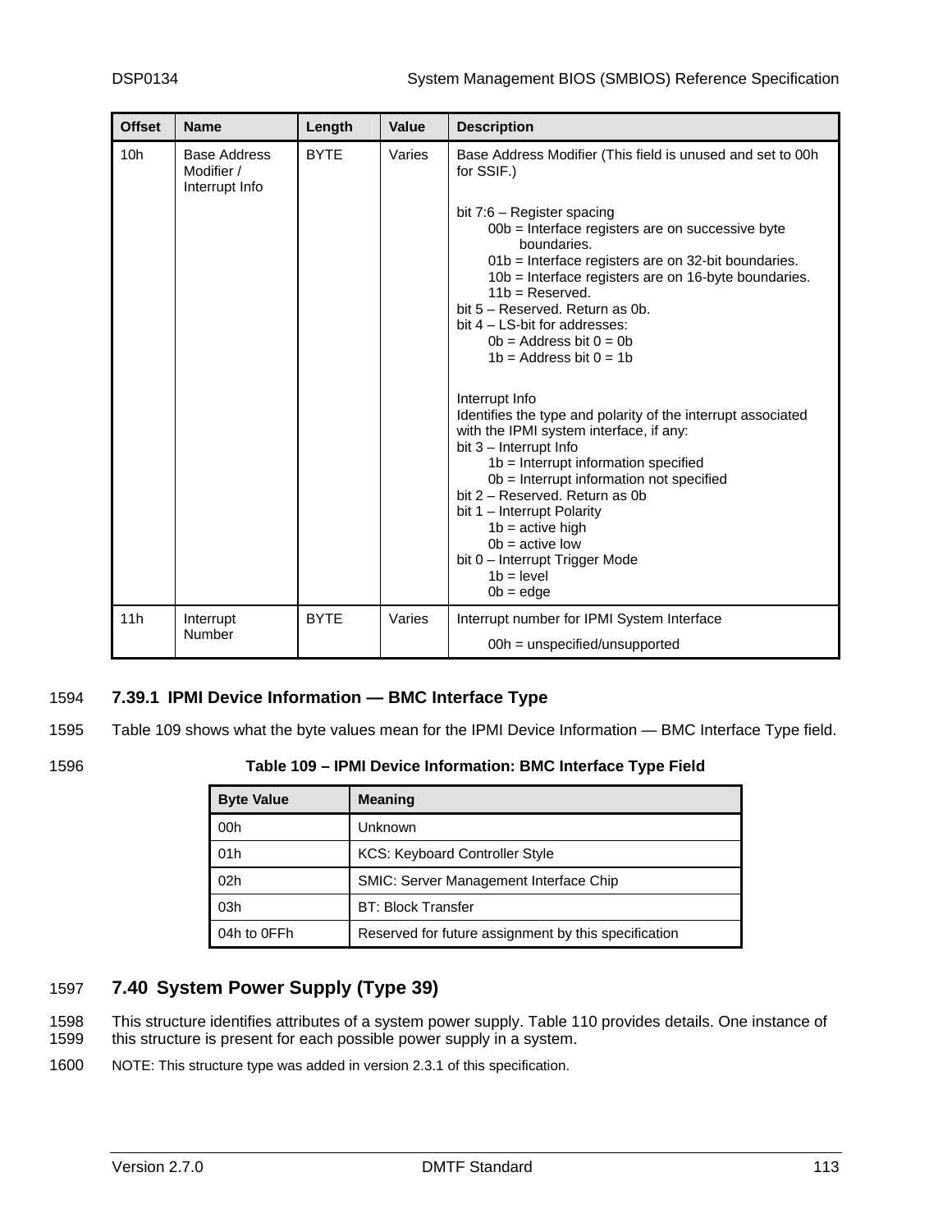| Offset | Name | Length | Value | Description |
|---|---|---|---|---|
| 10h | Base Address Modifier / Interrupt Info | BYTE | Varies | Base Address Modifier (This field is unused and set to 00h for SSIF.)<br><br>bit 7:6 – Register spacing<br>00b = Interface registers are on successive byte boundaries.<br>01b = Interface registers are on 32-bit boundaries.<br>10b = Interface registers are on 16-byte boundaries.<br>11b = Reserved.<br>bit 5 – Reserved. Return as 0b.<br>bit 4 – LS-bit for addresses:<br>0b = Address bit 0 = 0b<br>1b = Address bit 0 = 1b<br><br>Interrupt Info<br>Identifies the type and polarity of the interrupt associated with the IPMI system interface, if any:<br>bit 3 – Interrupt Info<br>1b = Interrupt information specified<br>0b = Interrupt information not specified<br>bit 2 – Reserved. Return as 0b<br>bit 1 – Interrupt Polarity<br>1b = active high<br>0b = active low<br>bit 0 – Interrupt Trigger Mode<br>1b = level<br>0b = edge |
| 11h | Interrupt Number | BYTE | Varies | Interrupt number for IPMI System Interface<br>00h = unspecified/unsupported |

### 7.39.1 IPMI Device Information — BMC Interface Type

Table 109 shows what the byte values mean for the IPMI Device Information — BMC Interface Type field.

**Table 109 – IPMI Device Information: BMC Interface Type Field**

| Byte Value | Meaning |
|---|---|
| 00h | Unknown |
| 01h | KCS: Keyboard Controller Style |
| 02h | SMIC: Server Management Interface Chip |
| 03h | BT: Block Transfer |
| 04h to 0FFh | Reserved for future assignment by this specification |

## 7.40 System Power Supply (Type 39)

This structure identifies attributes of a system power supply. Table 110 provides details. One instance of this structure is present for each possible power supply in a system.

NOTE: This structure type was added in version 2.3.1 of this specification.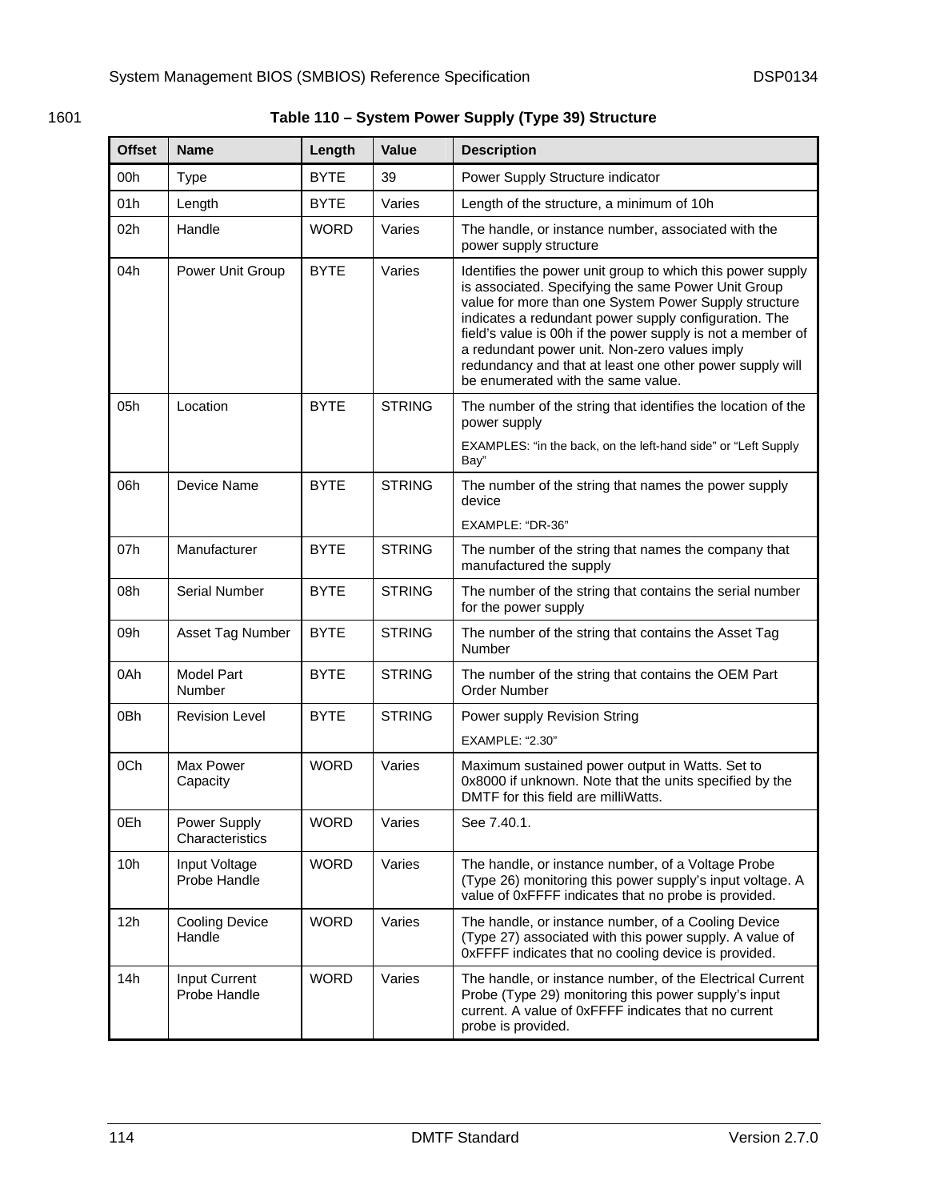1601

**Table 110 – System Power Supply (Type 39) Structure**

| Offset | Name | Length | Value | Description |
|---|---|---|---|---|
| 00h | Type | BYTE | 39 | Power Supply Structure indicator |
| 01h | Length | BYTE | Varies | Length of the structure, a minimum of 10h |
| 02h | Handle | WORD | Varies | The handle, or instance number, associated with the power supply structure |
| 04h | Power Unit Group | BYTE | Varies | Identifies the power unit group to which this power supply is associated. Specifying the same Power Unit Group value for more than one System Power Supply structure indicates a redundant power supply configuration. The field's value is 00h if the power supply is not a member of a redundant power unit. Non-zero values imply redundancy and that at least one other power supply will be enumerated with the same value. |
| 05h | Location | BYTE | STRING | The number of the string that identifies the location of the power supply<br>EXAMPLES: "in the back, on the left-hand side" or "Left Supply Bay" |
| 06h | Device Name | BYTE | STRING | The number of the string that names the power supply device<br>EXAMPLE: "DR-36" |
| 07h | Manufacturer | BYTE | STRING | The number of the string that names the company that manufactured the supply |
| 08h | Serial Number | BYTE | STRING | The number of the string that contains the serial number for the power supply |
| 09h | Asset Tag Number | BYTE | STRING | The number of the string that contains the Asset Tag Number |
| 0Ah | Model Part Number | BYTE | STRING | The number of the string that contains the OEM Part Order Number |
| 0Bh | Revision Level | BYTE | STRING | Power supply Revision String<br>EXAMPLE: "2.30" |
| 0Ch | Max Power Capacity | WORD | Varies | Maximum sustained power output in Watts. Set to 0x8000 if unknown. Note that the units specified by the DMTF for this field are milliWatts. |
| 0Eh | Power Supply Characteristics | WORD | Varies | See 7.40.1. |
| 10h | Input Voltage Probe Handle | WORD | Varies | The handle, or instance number, of a Voltage Probe (Type 26) monitoring this power supply's input voltage. A value of 0xFFFF indicates that no probe is provided. |
| 12h | Cooling Device Handle | WORD | Varies | The handle, or instance number, of a Cooling Device (Type 27) associated with this power supply. A value of 0xFFFF indicates that no cooling device is provided. |
| 14h | Input Current Probe Handle | WORD | Varies | The handle, or instance number, of the Electrical Current Probe (Type 29) monitoring this power supply's input current. A value of 0xFFFF indicates that no current probe is provided. |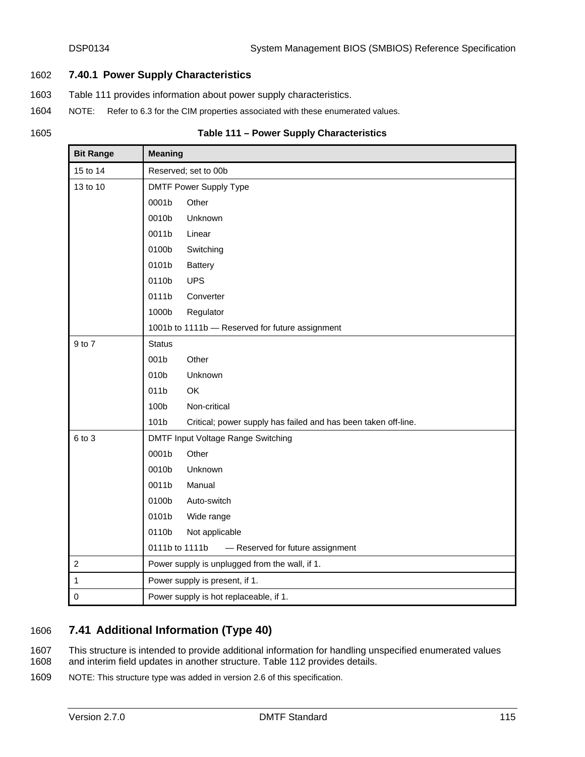### 7.40.1 Power Supply Characteristics

Table 111 provides information about power supply characteristics.

NOTE: Refer to 6.3 for the CIM properties associated with these enumerated values.

**Table 111 – Power Supply Characteristics**

| Bit Range | Meaning |
|---|---|
| 15 to 14 | Reserved; set to 00b |
| 13 to 10 | DMTF Power Supply Type<br>0001b Other<br>0010b Unknown<br>0011b Linear<br>0100b Switching<br>0101b Battery<br>0110b UPS<br>0111b Converter<br>1000b Regulator<br>1001b to 1111b — Reserved for future assignment |
| 9 to 7 | Status<br>001b Other<br>010b Unknown<br>011b OK<br>100b Non-critical<br>101b Critical; power supply has failed and has been taken off-line. |
| 6 to 3 | DMTF Input Voltage Range Switching<br>0001b Other<br>0010b Unknown<br>0011b Manual<br>0100b Auto-switch<br>0101b Wide range<br>0110b Not applicable<br>0111b to 1111b — Reserved for future assignment |
| 2 | Power supply is unplugged from the wall, if 1. |
| 1 | Power supply is present, if 1. |
| 0 | Power supply is hot replaceable, if 1. |

## 7.41 Additional Information (Type 40)

This structure is intended to provide additional information for handling unspecified enumerated values and interim field updates in another structure. Table 112 provides details.

NOTE: This structure type was added in version 2.6 of this specification.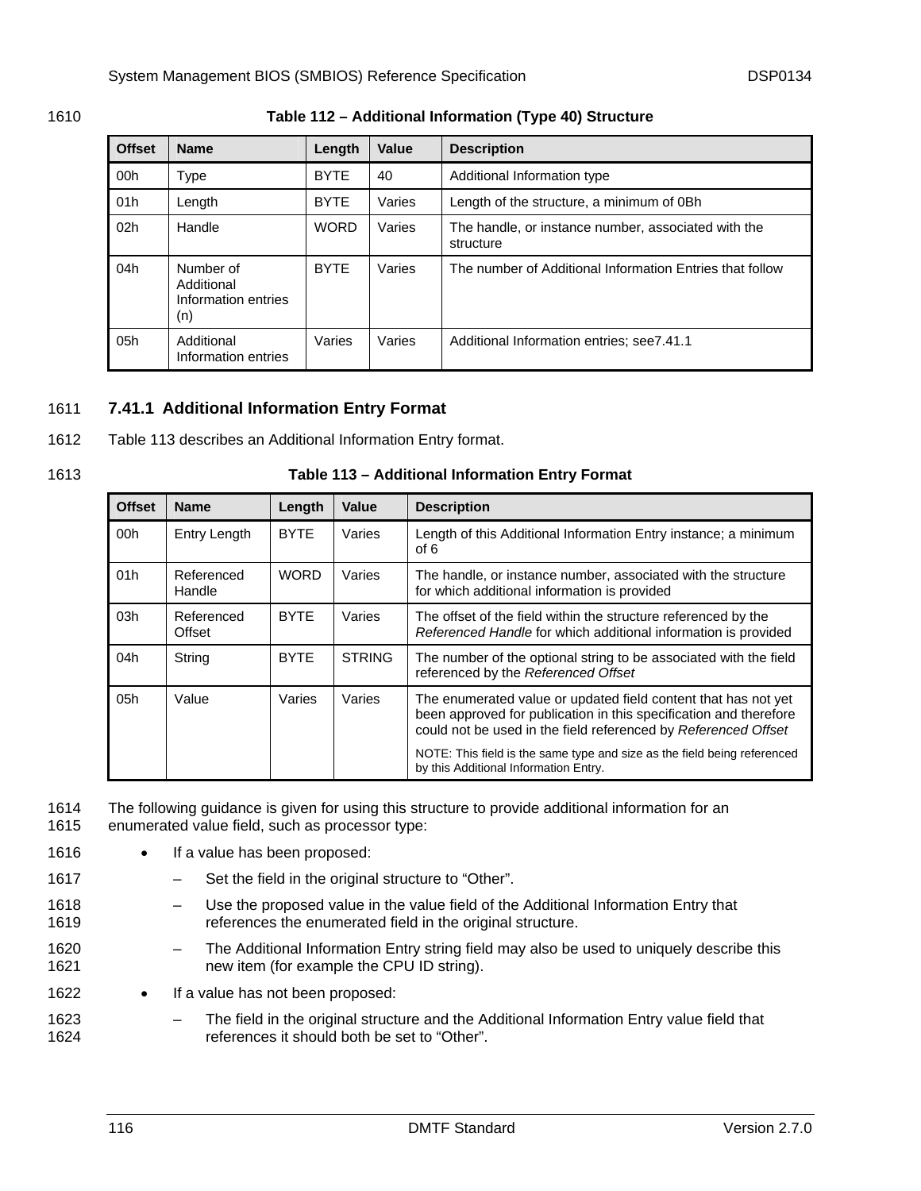**Table 112 – Additional Information (Type 40) Structure**

| Offset | Name | Length | Value | Description |
|---|---|---|---|---|
| 00h | Type | BYTE | 40 | Additional Information type |
| 01h | Length | BYTE | Varies | Length of the structure, a minimum of 0Bh |
| 02h | Handle | WORD | Varies | The handle, or instance number, associated with the structure |
| 04h | Number of Additional Information entries (n) | BYTE | Varies | The number of Additional Information Entries that follow |
| 05h | Additional Information entries | Varies | Varies | Additional Information entries; see7.41.1 |

### 7.41.1 Additional Information Entry Format

Table 113 describes an Additional Information Entry format.

**Table 113 – Additional Information Entry Format**

| Offset | Name | Length | Value | Description |
|---|---|---|---|---|
| 00h | Entry Length | BYTE | Varies | Length of this Additional Information Entry instance; a minimum of 6 |
| 01h | Referenced Handle | WORD | Varies | The handle, or instance number, associated with the structure for which additional information is provided |
| 03h | Referenced Offset | BYTE | Varies | The offset of the field within the structure referenced by the *Referenced Handle* for which additional information is provided |
| 04h | String | BYTE | STRING | The number of the optional string to be associated with the field referenced by the *Referenced Offset* |
| 05h | Value | Varies | Varies | The enumerated value or updated field content that has not yet been approved for publication in this specification and therefore could not be used in the field referenced by *Referenced Offset*<br><br>NOTE: This field is the same type and size as the field being referenced by this Additional Information Entry. |

The following guidance is given for using this structure to provide additional information for an enumerated value field, such as processor type:

- If a value has been proposed:
  - Set the field in the original structure to "Other".
  - Use the proposed value in the value field of the Additional Information Entry that references the enumerated field in the original structure.
  - The Additional Information Entry string field may also be used to uniquely describe this new item (for example the CPU ID string).
- If a value has not been proposed:
  - The field in the original structure and the Additional Information Entry value field that references it should both be set to "Other".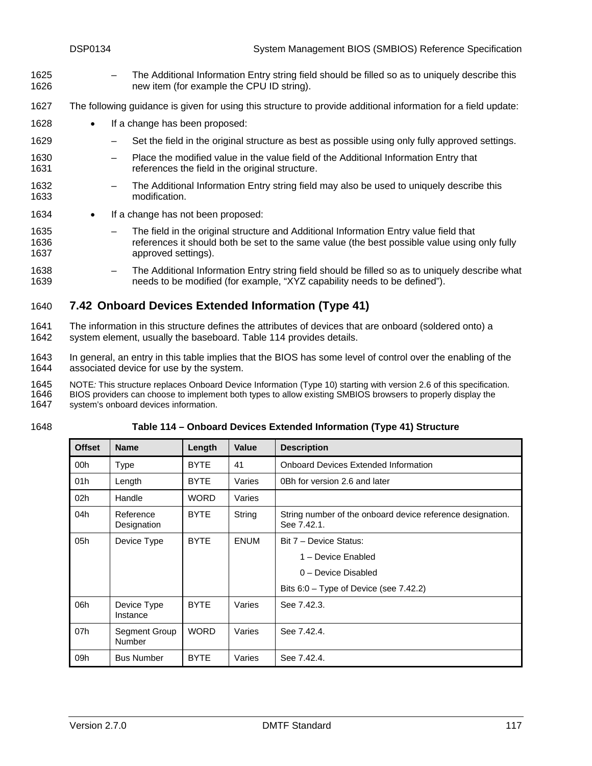– The Additional Information Entry string field should be filled so as to uniquely describe this new item (for example the CPU ID string).

The following guidance is given for using this structure to provide additional information for a field update:

- If a change has been proposed:
  - – Set the field in the original structure as best as possible using only fully approved settings.
  - – Place the modified value in the value field of the Additional Information Entry that references the field in the original structure.
  - – The Additional Information Entry string field may also be used to uniquely describe this modification.
- If a change has not been proposed:
  - – The field in the original structure and Additional Information Entry value field that references it should both be set to the same value (the best possible value using only fully approved settings).
  - – The Additional Information Entry string field should be filled so as to uniquely describe what needs to be modified (for example, "XYZ capability needs to be defined").

## 7.42 Onboard Devices Extended Information (Type 41)

The information in this structure defines the attributes of devices that are onboard (soldered onto) a system element, usually the baseboard. Table 114 provides details.

In general, an entry in this table implies that the BIOS has some level of control over the enabling of the associated device for use by the system.

NOTE*:* This structure replaces Onboard Device Information (Type 10) starting with version 2.6 of this specification. BIOS providers can choose to implement both types to allow existing SMBIOS browsers to properly display the system's onboard devices information.

**Table 114 – Onboard Devices Extended Information (Type 41) Structure**

| Offset | Name | Length | Value | Description |
|---|---|---|---|---|
| 00h | Type | BYTE | 41 | Onboard Devices Extended Information |
| 01h | Length | BYTE | Varies | 0Bh for version 2.6 and later |
| 02h | Handle | WORD | Varies | |
| 04h | Reference Designation | BYTE | String | String number of the onboard device reference designation. See 7.42.1. |
| 05h | Device Type | BYTE | ENUM | Bit 7 – Device Status:<br>1 – Device Enabled<br>0 – Device Disabled<br>Bits 6:0 – Type of Device (see 7.42.2) |
| 06h | Device Type Instance | BYTE | Varies | See 7.42.3. |
| 07h | Segment Group Number | WORD | Varies | See 7.42.4. |
| 09h | Bus Number | BYTE | Varies | See 7.42.4. |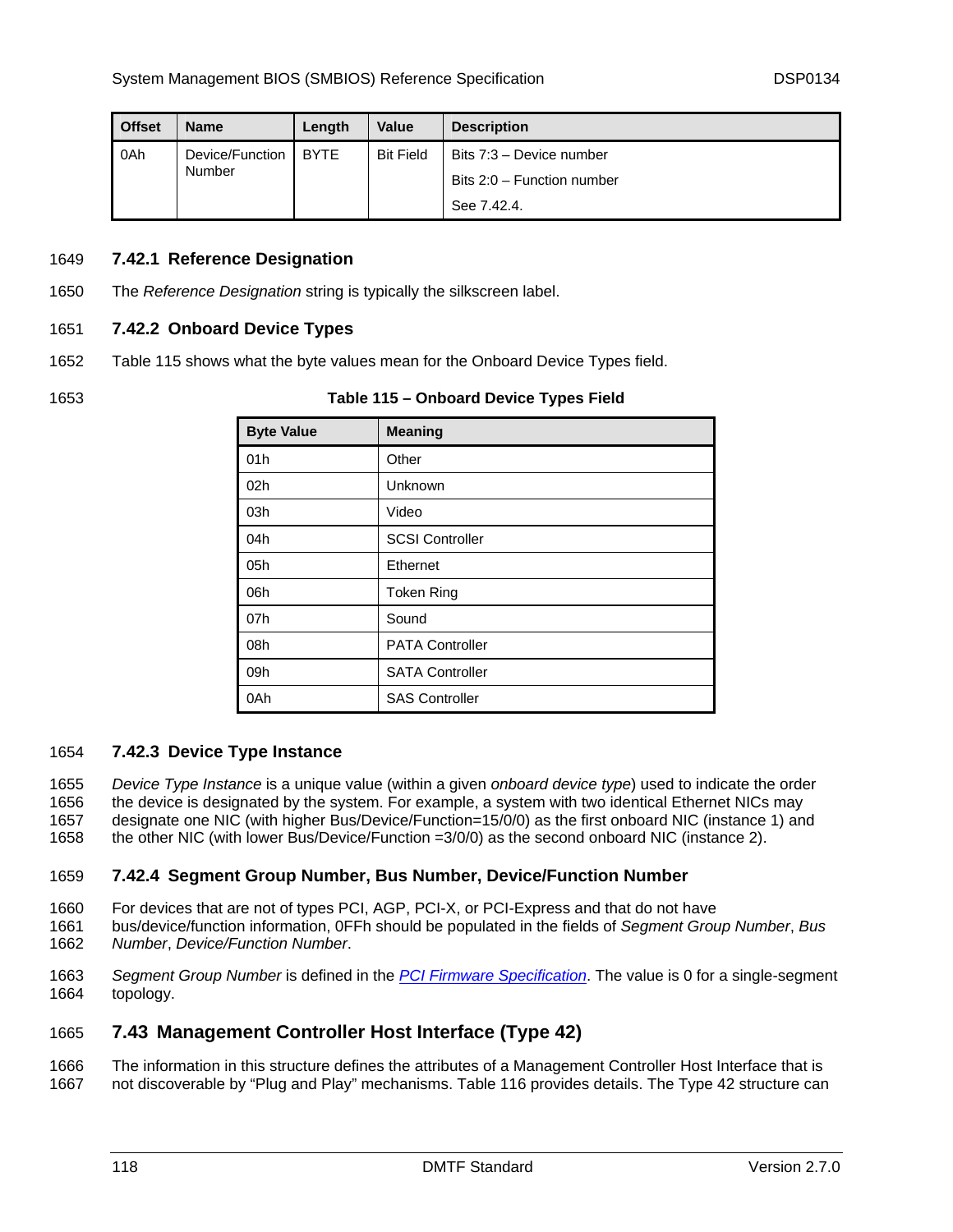| Offset | Name | Length | Value | Description |
|---|---|---|---|---|
| 0Ah | Device/Function Number | BYTE | Bit Field | Bits 7:3 – Device number<br>Bits 2:0 – Function number<br>See 7.42.4. |

### 7.42.1 Reference Designation

The *Reference Designation* string is typically the silkscreen label.

### 7.42.2 Onboard Device Types

Table 115 shows what the byte values mean for the Onboard Device Types field.

**Table 115 – Onboard Device Types Field**

| Byte Value | Meaning |
|---|---|
| 01h | Other |
| 02h | Unknown |
| 03h | Video |
| 04h | SCSI Controller |
| 05h | Ethernet |
| 06h | Token Ring |
| 07h | Sound |
| 08h | PATA Controller |
| 09h | SATA Controller |
| 0Ah | SAS Controller |

### 7.42.3 Device Type Instance

*Device Type Instance* is a unique value (within a given *onboard device type*) used to indicate the order the device is designated by the system. For example, a system with two identical Ethernet NICs may designate one NIC (with higher Bus/Device/Function=15/0/0) as the first onboard NIC (instance 1) and the other NIC (with lower Bus/Device/Function =3/0/0) as the second onboard NIC (instance 2).

### 7.42.4 Segment Group Number, Bus Number, Device/Function Number

For devices that are not of types PCI, AGP, PCI-X, or PCI-Express and that do not have bus/device/function information, 0FFh should be populated in the fields of *Segment Group Number*, *Bus Number*, *Device/Function Number*.

*Segment Group Number* is defined in the [PCI Firmware Specification](). The value is 0 for a single-segment topology.

## 7.43 Management Controller Host Interface (Type 42)

The information in this structure defines the attributes of a Management Controller Host Interface that is not discoverable by "Plug and Play" mechanisms. Table 116 provides details. The Type 42 structure can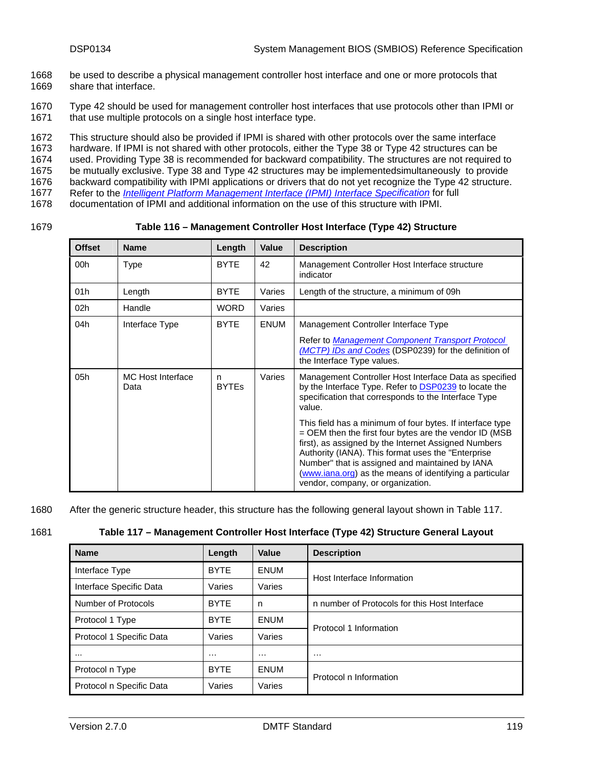be used to describe a physical management controller host interface and one or more protocols that share that interface.

Type 42 should be used for management controller host interfaces that use protocols other than IPMI or that use multiple protocols on a single host interface type.

This structure should also be provided if IPMI is shared with other protocols over the same interface hardware. If IPMI is not shared with other protocols, either the Type 38 or Type 42 structures can be used. Providing Type 38 is recommended for backward compatibility. The structures are not required to be mutually exclusive. Type 38 and Type 42 structures may be implementedsimultaneously to provide backward compatibility with IPMI applications or drivers that do not yet recognize the Type 42 structure. Refer to the *Intelligent Platform Management Interface (IPMI) Interface Specification* for full documentation of IPMI and additional information on the use of this structure with IPMI.

**Table 116 – Management Controller Host Interface (Type 42) Structure**

| Offset | Name | Length | Value | Description |
|---|---|---|---|---|
| 00h | Type | BYTE | 42 | Management Controller Host Interface structure indicator |
| 01h | Length | BYTE | Varies | Length of the structure, a minimum of 09h |
| 02h | Handle | WORD | Varies | |
| 04h | Interface Type | BYTE | ENUM | Management Controller Interface Type<br><br>Refer to *Management Component Transport Protocol (MCTP) IDs and Codes* (DSP0239) for the definition of the Interface Type values. |
| 05h | MC Host Interface Data | n BYTEs | Varies | Management Controller Host Interface Data as specified by the Interface Type. Refer to DSP0239 to locate the specification that corresponds to the Interface Type value.<br><br>This field has a minimum of four bytes. If interface type = OEM then the first four bytes are the vendor ID (MSB first), as assigned by the Internet Assigned Numbers Authority (IANA). This format uses the "Enterprise Number" that is assigned and maintained by IANA (www.iana.org) as the means of identifying a particular vendor, company, or organization. |

After the generic structure header, this structure has the following general layout shown in Table 117.

**Table 117 – Management Controller Host Interface (Type 42) Structure General Layout**

| Name | Length | Value | Description |
|---|---|---|---|
| Interface Type | BYTE | ENUM | Host Interface Information |
| Interface Specific Data | Varies | Varies | |
| Number of Protocols | BYTE | n | n number of Protocols for this Host Interface |
| Protocol 1 Type | BYTE | ENUM | Protocol 1 Information |
| Protocol 1 Specific Data | Varies | Varies | |
| … | … | … | … |
| Protocol n Type | BYTE | ENUM | Protocol n Information |
| Protocol n Specific Data | Varies | Varies | |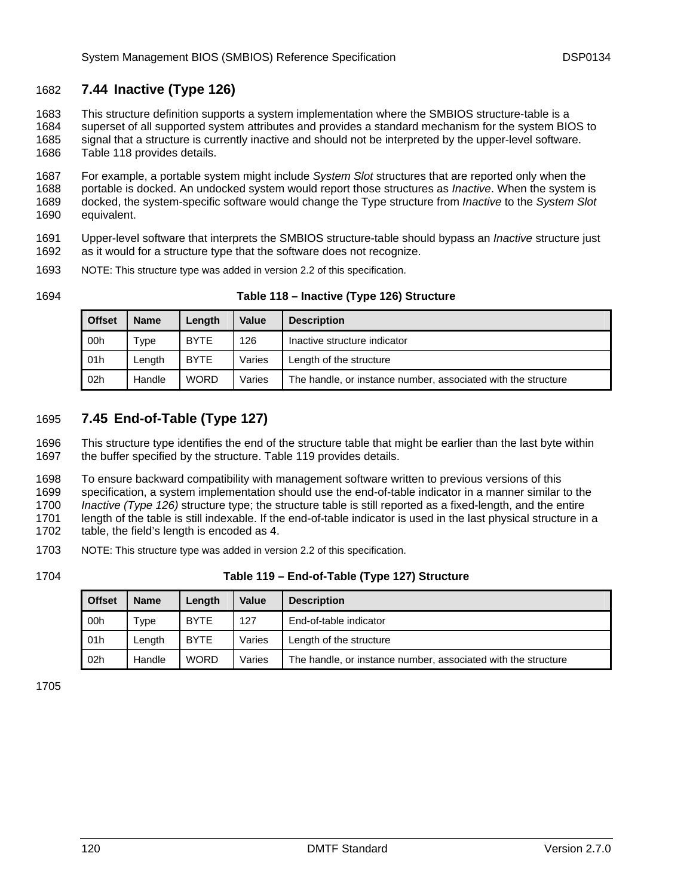## 7.44 Inactive (Type 126)

This structure definition supports a system implementation where the SMBIOS structure-table is a superset of all supported system attributes and provides a standard mechanism for the system BIOS to signal that a structure is currently inactive and should not be interpreted by the upper-level software. Table 118 provides details.

For example, a portable system might include *System Slot* structures that are reported only when the portable is docked. An undocked system would report those structures as *Inactive*. When the system is docked, the system-specific software would change the Type structure from *Inactive* to the *System Slot* equivalent.

Upper-level software that interprets the SMBIOS structure-table should bypass an *Inactive* structure just as it would for a structure type that the software does not recognize.

NOTE: This structure type was added in version 2.2 of this specification.

**Table 118 – Inactive (Type 126) Structure**

| Offset | Name | Length | Value | Description |
|---|---|---|---|---|
| 00h | Type | BYTE | 126 | Inactive structure indicator |
| 01h | Length | BYTE | Varies | Length of the structure |
| 02h | Handle | WORD | Varies | The handle, or instance number, associated with the structure |

## 7.45 End-of-Table (Type 127)

This structure type identifies the end of the structure table that might be earlier than the last byte within the buffer specified by the structure. Table 119 provides details.

To ensure backward compatibility with management software written to previous versions of this specification, a system implementation should use the end-of-table indicator in a manner similar to the *Inactive (Type 126)* structure type; the structure table is still reported as a fixed-length, and the entire length of the table is still indexable. If the end-of-table indicator is used in the last physical structure in a table, the field's length is encoded as 4.

NOTE: This structure type was added in version 2.2 of this specification.

**Table 119 – End-of-Table (Type 127) Structure**

| Offset | Name | Length | Value | Description |
|---|---|---|---|---|
| 00h | Type | BYTE | 127 | End-of-table indicator |
| 01h | Length | BYTE | Varies | Length of the structure |
| 02h | Handle | WORD | Varies | The handle, or instance number, associated with the structure |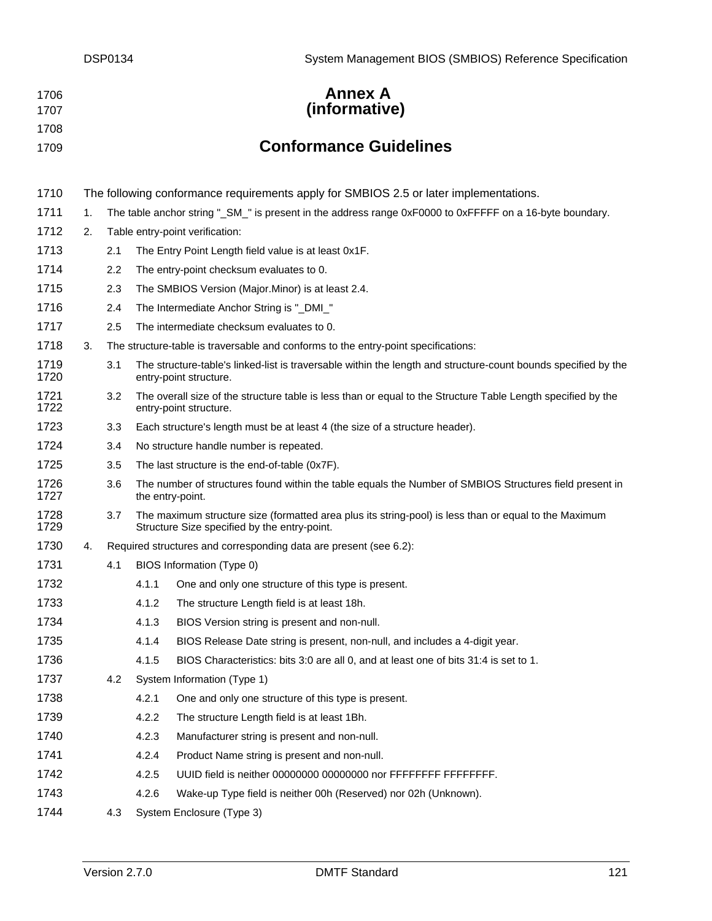# Annex A
# (informative)

# Conformance Guidelines

The following conformance requirements apply for SMBIOS 2.5 or later implementations.

1. The table anchor string "_SM_" is present in the address range 0xF0000 to 0xFFFFF on a 16-byte boundary.
2. Table entry-point verification:
   - 2.1 The Entry Point Length field value is at least 0x1F.
   - 2.2 The entry-point checksum evaluates to 0.
   - 2.3 The SMBIOS Version (Major.Minor) is at least 2.4.
   - 2.4 The Intermediate Anchor String is "_DMI_"
   - 2.5 The intermediate checksum evaluates to 0.
3. The structure-table is traversable and conforms to the entry-point specifications:
   - 3.1 The structure-table's linked-list is traversable within the length and structure-count bounds specified by the entry-point structure.
   - 3.2 The overall size of the structure table is less than or equal to the Structure Table Length specified by the entry-point structure.
   - 3.3 Each structure's length must be at least 4 (the size of a structure header).
   - 3.4 No structure handle number is repeated.
   - 3.5 The last structure is the end-of-table (0x7F).
   - 3.6 The number of structures found within the table equals the Number of SMBIOS Structures field present in the entry-point.
   - 3.7 The maximum structure size (formatted area plus its string-pool) is less than or equal to the Maximum Structure Size specified by the entry-point.
4. Required structures and corresponding data are present (see 6.2):
   - 4.1 BIOS Information (Type 0)
     - 4.1.1 One and only one structure of this type is present.
     - 4.1.2 The structure Length field is at least 18h.
     - 4.1.3 BIOS Version string is present and non-null.
     - 4.1.4 BIOS Release Date string is present, non-null, and includes a 4-digit year.
     - 4.1.5 BIOS Characteristics: bits 3:0 are all 0, and at least one of bits 31:4 is set to 1.
   - 4.2 System Information (Type 1)
     - 4.2.1 One and only one structure of this type is present.
     - 4.2.2 The structure Length field is at least 1Bh.
     - 4.2.3 Manufacturer string is present and non-null.
     - 4.2.4 Product Name string is present and non-null.
     - 4.2.5 UUID field is neither 00000000 00000000 nor FFFFFFFF FFFFFFFF.
     - 4.2.6 Wake-up Type field is neither 00h (Reserved) nor 02h (Unknown).
   - 4.3 System Enclosure (Type 3)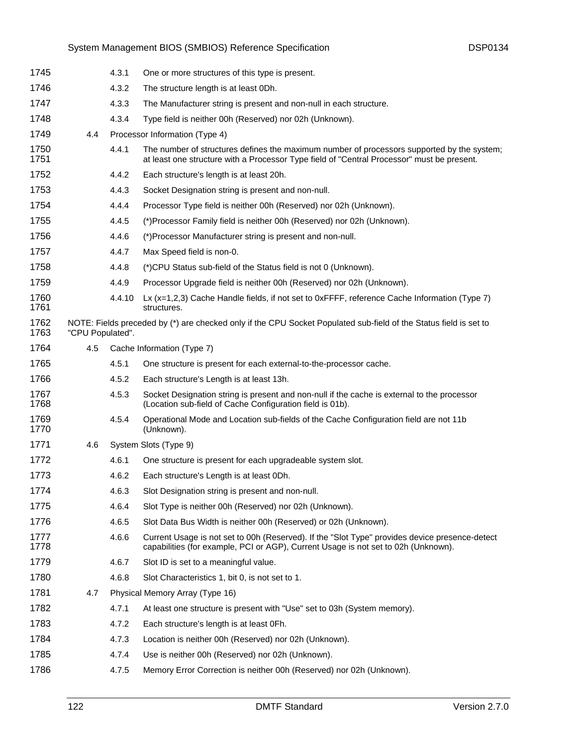4.3.1 One or more structures of this type is present.

4.3.2 The structure length is at least 0Dh.

4.3.3 The Manufacturer string is present and non-null in each structure.

4.3.4 Type field is neither 00h (Reserved) nor 02h (Unknown).

4.4 Processor Information (Type 4)

4.4.1 The number of structures defines the maximum number of processors supported by the system; at least one structure with a Processor Type field of "Central Processor" must be present.

4.4.2 Each structure's length is at least 20h.

4.4.3 Socket Designation string is present and non-null.

4.4.4 Processor Type field is neither 00h (Reserved) nor 02h (Unknown).

4.4.5 (*)Processor Family field is neither 00h (Reserved) nor 02h (Unknown).

4.4.6 (*)Processor Manufacturer string is present and non-null.

4.4.7 Max Speed field is non-0.

4.4.8 (*)CPU Status sub-field of the Status field is not 0 (Unknown).

4.4.9 Processor Upgrade field is neither 00h (Reserved) nor 02h (Unknown).

4.4.10 Lx (x=1,2,3) Cache Handle fields, if not set to 0xFFFF, reference Cache Information (Type 7) structures.

NOTE: Fields preceded by (*) are checked only if the CPU Socket Populated sub-field of the Status field is set to "CPU Populated".

4.5 Cache Information (Type 7)

4.5.1 One structure is present for each external-to-the-processor cache.

4.5.2 Each structure's Length is at least 13h.

4.5.3 Socket Designation string is present and non-null if the cache is external to the processor (Location sub-field of Cache Configuration field is 01b).

4.5.4 Operational Mode and Location sub-fields of the Cache Configuration field are not 11b (Unknown).

4.6 System Slots (Type 9)

4.6.1 One structure is present for each upgradeable system slot.

4.6.2 Each structure's Length is at least 0Dh.

4.6.3 Slot Designation string is present and non-null.

4.6.4 Slot Type is neither 00h (Reserved) nor 02h (Unknown).

4.6.5 Slot Data Bus Width is neither 00h (Reserved) or 02h (Unknown).

4.6.6 Current Usage is not set to 00h (Reserved). If the "Slot Type" provides device presence-detect capabilities (for example, PCI or AGP), Current Usage is not set to 02h (Unknown).

4.6.7 Slot ID is set to a meaningful value.

4.6.8 Slot Characteristics 1, bit 0, is not set to 1.

4.7 Physical Memory Array (Type 16)

4.7.1 At least one structure is present with "Use" set to 03h (System memory).

4.7.2 Each structure's length is at least 0Fh.

4.7.3 Location is neither 00h (Reserved) nor 02h (Unknown).

4.7.4 Use is neither 00h (Reserved) nor 02h (Unknown).

4.7.5 Memory Error Correction is neither 00h (Reserved) nor 02h (Unknown).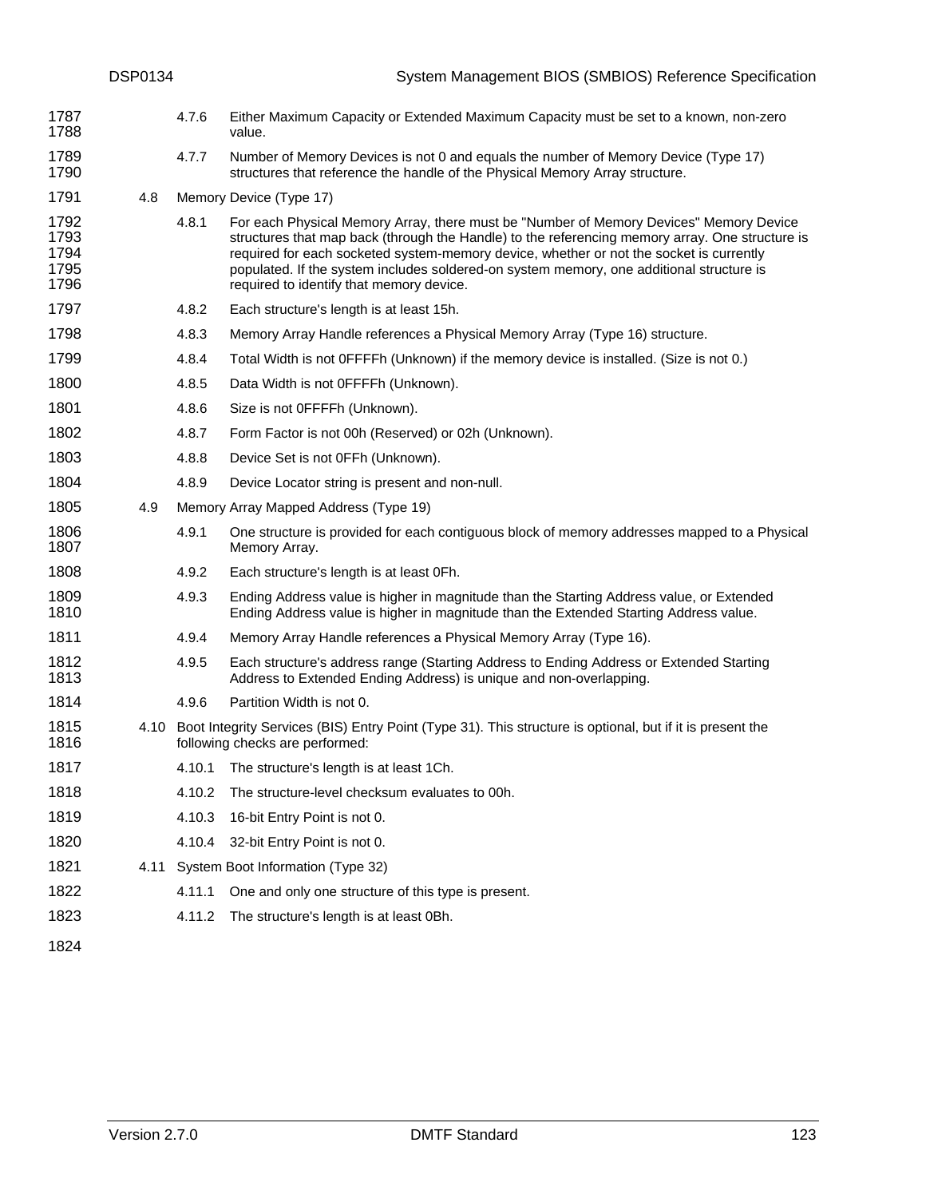4.7.6 Either Maximum Capacity or Extended Maximum Capacity must be set to a known, non-zero value.

4.7.7 Number of Memory Devices is not 0 and equals the number of Memory Device (Type 17) structures that reference the handle of the Physical Memory Array structure.

4.8 Memory Device (Type 17)

4.8.1 For each Physical Memory Array, there must be "Number of Memory Devices" Memory Device structures that map back (through the Handle) to the referencing memory array. One structure is required for each socketed system-memory device, whether or not the socket is currently populated. If the system includes soldered-on system memory, one additional structure is required to identify that memory device.

4.8.2 Each structure's length is at least 15h.

4.8.3 Memory Array Handle references a Physical Memory Array (Type 16) structure.

4.8.4 Total Width is not 0FFFFh (Unknown) if the memory device is installed. (Size is not 0.)

4.8.5 Data Width is not 0FFFFh (Unknown).

4.8.6 Size is not 0FFFFh (Unknown).

4.8.7 Form Factor is not 00h (Reserved) or 02h (Unknown).

4.8.8 Device Set is not 0FFh (Unknown).

4.8.9 Device Locator string is present and non-null.

4.9 Memory Array Mapped Address (Type 19)

4.9.1 One structure is provided for each contiguous block of memory addresses mapped to a Physical Memory Array.

4.9.2 Each structure's length is at least 0Fh.

4.9.3 Ending Address value is higher in magnitude than the Starting Address value, or Extended Ending Address value is higher in magnitude than the Extended Starting Address value.

4.9.4 Memory Array Handle references a Physical Memory Array (Type 16).

4.9.5 Each structure's address range (Starting Address to Ending Address or Extended Starting Address to Extended Ending Address) is unique and non-overlapping.

4.9.6 Partition Width is not 0.

4.10 Boot Integrity Services (BIS) Entry Point (Type 31). This structure is optional, but if it is present the following checks are performed:

4.10.1 The structure's length is at least 1Ch.

4.10.2 The structure-level checksum evaluates to 00h.

4.10.3 16-bit Entry Point is not 0.

4.10.4 32-bit Entry Point is not 0.

4.11 System Boot Information (Type 32)

4.11.1 One and only one structure of this type is present.

4.11.2 The structure's length is at least 0Bh.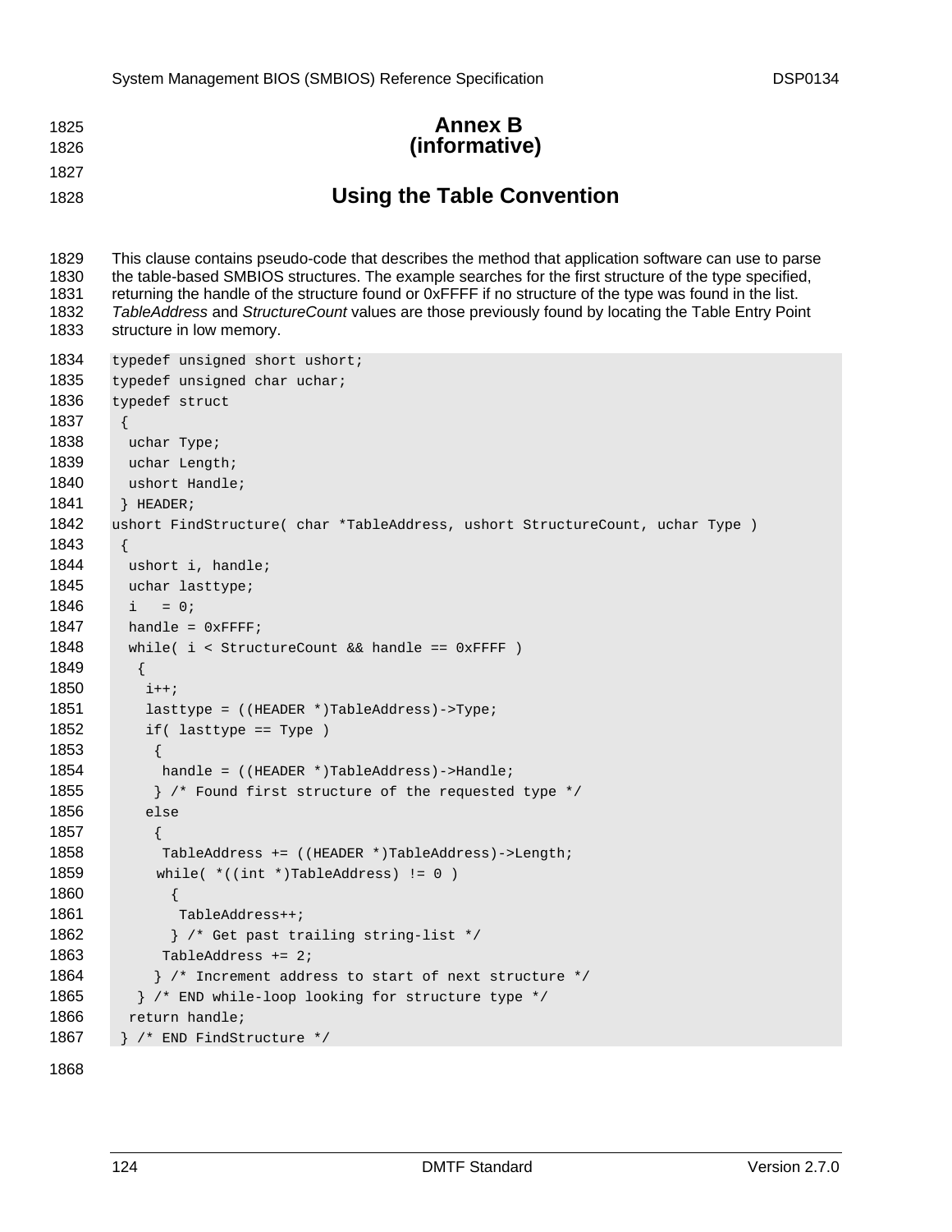# Annex B
# (informative)

## Using the Table Convention

This clause contains pseudo-code that describes the method that application software can use to parse the table-based SMBIOS structures. The example searches for the first structure of the type specified, returning the handle of the structure found or 0xFFFF if no structure of the type was found in the list. *TableAddress* and *StructureCount* values are those previously found by locating the Table Entry Point structure in low memory.

```
typedef unsigned short ushort;
typedef unsigned char uchar;
typedef struct
 {
  uchar Type;
  uchar Length;
  ushort Handle;
 } HEADER;
ushort FindStructure( char *TableAddress, ushort StructureCount, uchar Type )
 {
  ushort i, handle;
  uchar lasttype;
  i   = 0;
  handle = 0xFFFF;
  while( i < StructureCount && handle == 0xFFFF )
   {
    i++;
    lasttype = ((HEADER *)TableAddress)->Type;
    if( lasttype == Type )
     {
      handle = ((HEADER *)TableAddress)->Handle;
     } /* Found first structure of the requested type */
    else
     {
      TableAddress += ((HEADER *)TableAddress)->Length;
     while( *((int *)TableAddress) != 0 )
       {
        TableAddress++;
       } /* Get past trailing string-list */
      TableAddress += 2;
     } /* Increment address to start of next structure */
   } /* END while-loop looking for structure type */
  return handle;
 } /* END FindStructure */
```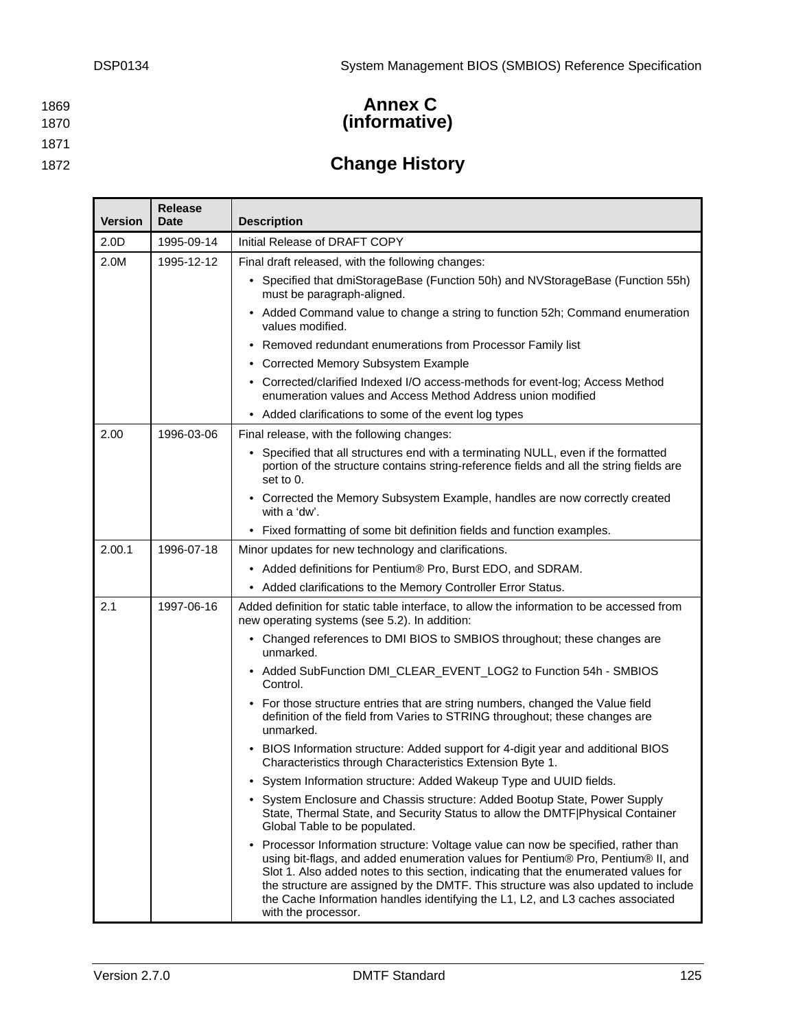# Annex C
(informative)

# Change History

| Version | Release Date | Description |
|---|---|---|
| 2.0D | 1995-09-14 | Initial Release of DRAFT COPY |
| 2.0M | 1995-12-12 | Final draft released, with the following changes:<br>• Specified that dmiStorageBase (Function 50h) and NVStorageBase (Function 55h) must be paragraph-aligned.<br>• Added Command value to change a string to function 52h; Command enumeration values modified.<br>• Removed redundant enumerations from Processor Family list<br>• Corrected Memory Subsystem Example<br>• Corrected/clarified Indexed I/O access-methods for event-log; Access Method enumeration values and Access Method Address union modified<br>• Added clarifications to some of the event log types |
| 2.00 | 1996-03-06 | Final release, with the following changes:<br>• Specified that all structures end with a terminating NULL, even if the formatted portion of the structure contains string-reference fields and all the string fields are set to 0.<br>• Corrected the Memory Subsystem Example, handles are now correctly created with a 'dw'.<br>• Fixed formatting of some bit definition fields and function examples. |
| 2.00.1 | 1996-07-18 | Minor updates for new technology and clarifications.<br>• Added definitions for Pentium® Pro, Burst EDO, and SDRAM.<br>• Added clarifications to the Memory Controller Error Status. |
| 2.1 | 1997-06-16 | Added definition for static table interface, to allow the information to be accessed from new operating systems (see 5.2). In addition:<br>• Changed references to DMI BIOS to SMBIOS throughout; these changes are unmarked.<br>• Added SubFunction DMI_CLEAR_EVENT_LOG2 to Function 54h - SMBIOS Control.<br>• For those structure entries that are string numbers, changed the Value field definition of the field from Varies to STRING throughout; these changes are unmarked.<br>• BIOS Information structure: Added support for 4-digit year and additional BIOS Characteristics through Characteristics Extension Byte 1.<br>• System Information structure: Added Wakeup Type and UUID fields.<br>• System Enclosure and Chassis structure: Added Bootup State, Power Supply State, Thermal State, and Security Status to allow the DMTF\|Physical Container Global Table to be populated.<br>• Processor Information structure: Voltage value can now be specified, rather than using bit-flags, and added enumeration values for Pentium® Pro, Pentium® II, and Slot 1. Also added notes to this section, indicating that the enumerated values for the structure are assigned by the DMTF. This structure was also updated to include the Cache Information handles identifying the L1, L2, and L3 caches associated with the processor. |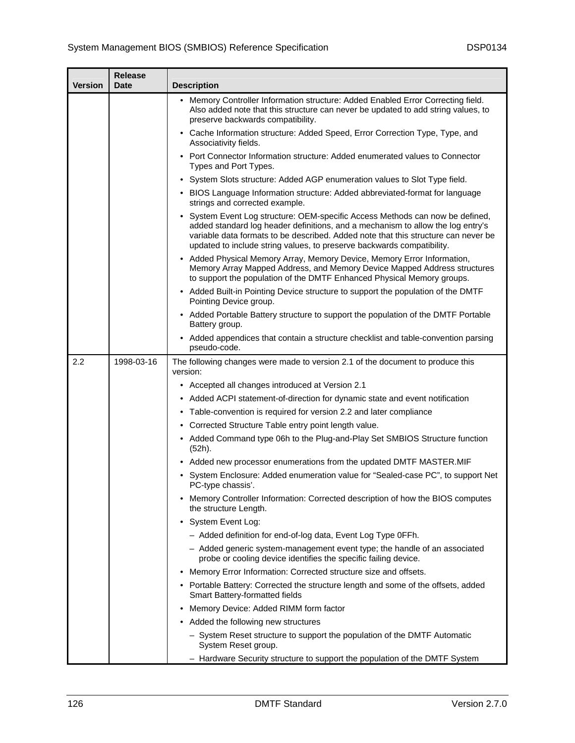| Version | Release Date | Description |
|---|---|---|
| | | • Memory Controller Information structure: Added Enabled Error Correcting field. Also added note that this structure can never be updated to add string values, to preserve backwards compatibility.<br>• Cache Information structure: Added Speed, Error Correction Type, Type, and Associativity fields.<br>• Port Connector Information structure: Added enumerated values to Connector Types and Port Types.<br>• System Slots structure: Added AGP enumeration values to Slot Type field.<br>• BIOS Language Information structure: Added abbreviated-format for language strings and corrected example.<br>• System Event Log structure: OEM-specific Access Methods can now be defined, added standard log header definitions, and a mechanism to allow the log entry's variable data formats to be described. Added note that this structure can never be updated to include string values, to preserve backwards compatibility.<br>• Added Physical Memory Array, Memory Device, Memory Error Information, Memory Array Mapped Address, and Memory Device Mapped Address structures to support the population of the DMTF Enhanced Physical Memory groups.<br>• Added Built-in Pointing Device structure to support the population of the DMTF Pointing Device group.<br>• Added Portable Battery structure to support the population of the DMTF Portable Battery group.<br>• Added appendices that contain a structure checklist and table-convention parsing pseudo-code. |
| 2.2 | 1998-03-16 | The following changes were made to version 2.1 of the document to produce this version:<br>• Accepted all changes introduced at Version 2.1<br>• Added ACPI statement-of-direction for dynamic state and event notification<br>• Table-convention is required for version 2.2 and later compliance<br>• Corrected Structure Table entry point length value.<br>• Added Command type 06h to the Plug-and-Play Set SMBIOS Structure function (52h).<br>• Added new processor enumerations from the updated DMTF MASTER.MIF<br>• System Enclosure: Added enumeration value for "Sealed-case PC", to support Net PC-type chassis'.<br>• Memory Controller Information: Corrected description of how the BIOS computes the structure Length.<br>• System Event Log:<br>– Added definition for end-of-log data, Event Log Type 0FFh.<br>– Added generic system-management event type; the handle of an associated probe or cooling device identifies the specific failing device.<br>• Memory Error Information: Corrected structure size and offsets.<br>• Portable Battery: Corrected the structure length and some of the offsets, added Smart Battery-formatted fields<br>• Memory Device: Added RIMM form factor<br>• Added the following new structures<br>– System Reset structure to support the population of the DMTF Automatic System Reset group.<br>– Hardware Security structure to support the population of the DMTF System |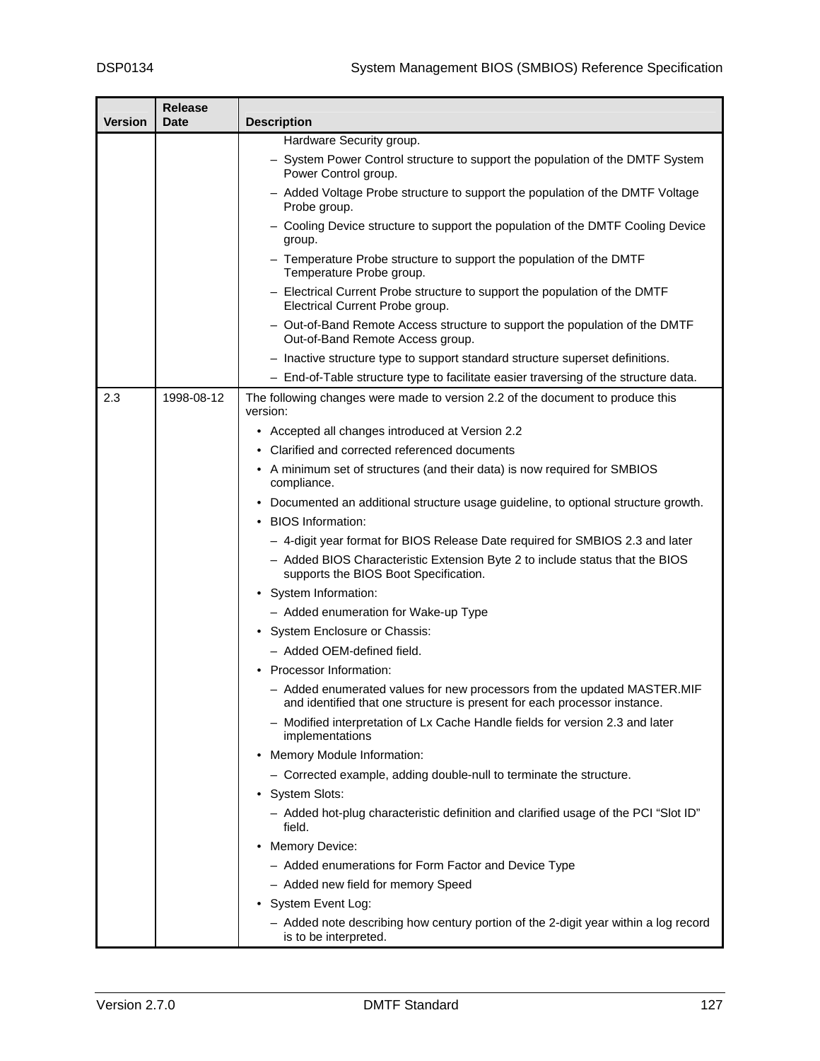| Version | Release Date | Description |
|---|---|---|
| | | Hardware Security group.<br>– System Power Control structure to support the population of the DMTF System Power Control group.<br>– Added Voltage Probe structure to support the population of the DMTF Voltage Probe group.<br>– Cooling Device structure to support the population of the DMTF Cooling Device group.<br>– Temperature Probe structure to support the population of the DMTF Temperature Probe group.<br>– Electrical Current Probe structure to support the population of the DMTF Electrical Current Probe group.<br>– Out-of-Band Remote Access structure to support the population of the DMTF Out-of-Band Remote Access group.<br>– Inactive structure type to support standard structure superset definitions.<br>– End-of-Table structure type to facilitate easier traversing of the structure data. |
| 2.3 | 1998-08-12 | The following changes were made to version 2.2 of the document to produce this version:<br>• Accepted all changes introduced at Version 2.2<br>• Clarified and corrected referenced documents<br>• A minimum set of structures (and their data) is now required for SMBIOS compliance.<br>• Documented an additional structure usage guideline, to optional structure growth.<br>• BIOS Information:<br>– 4-digit year format for BIOS Release Date required for SMBIOS 2.3 and later<br>– Added BIOS Characteristic Extension Byte 2 to include status that the BIOS supports the BIOS Boot Specification.<br>• System Information:<br>– Added enumeration for Wake-up Type<br>• System Enclosure or Chassis:<br>– Added OEM-defined field.<br>• Processor Information:<br>– Added enumerated values for new processors from the updated MASTER.MIF and identified that one structure is present for each processor instance.<br>– Modified interpretation of Lx Cache Handle fields for version 2.3 and later implementations<br>• Memory Module Information:<br>– Corrected example, adding double-null to terminate the structure.<br>• System Slots:<br>– Added hot-plug characteristic definition and clarified usage of the PCI "Slot ID" field.<br>• Memory Device:<br>– Added enumerations for Form Factor and Device Type<br>– Added new field for memory Speed<br>• System Event Log:<br>– Added note describing how century portion of the 2-digit year within a log record is to be interpreted. |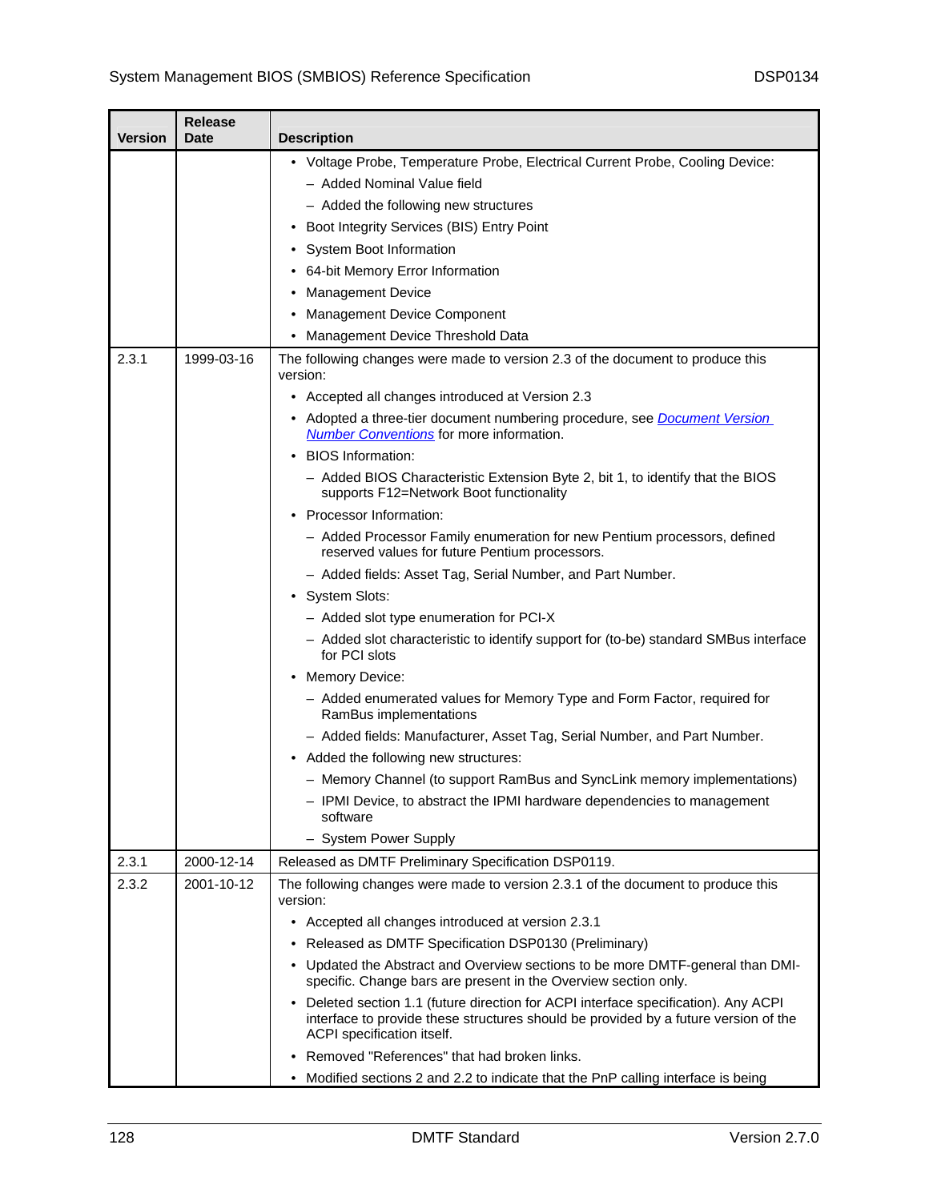| Version | Release Date | Description |
|---|---|---|
| | | • Voltage Probe, Temperature Probe, Electrical Current Probe, Cooling Device:<br>– Added Nominal Value field<br>– Added the following new structures<br>• Boot Integrity Services (BIS) Entry Point<br>• System Boot Information<br>• 64-bit Memory Error Information<br>• Management Device<br>• Management Device Component<br>• Management Device Threshold Data |
| 2.3.1 | 1999-03-16 | The following changes were made to version 2.3 of the document to produce this version:<br>• Accepted all changes introduced at Version 2.3<br>• Adopted a three-tier document numbering procedure, see Document Version Number Conventions for more information.<br>• BIOS Information:<br>– Added BIOS Characteristic Extension Byte 2, bit 1, to identify that the BIOS supports F12=Network Boot functionality<br>• Processor Information:<br>– Added Processor Family enumeration for new Pentium processors, defined reserved values for future Pentium processors.<br>– Added fields: Asset Tag, Serial Number, and Part Number.<br>• System Slots:<br>– Added slot type enumeration for PCI-X<br>– Added slot characteristic to identify support for (to-be) standard SMBus interface for PCI slots<br>• Memory Device:<br>– Added enumerated values for Memory Type and Form Factor, required for RamBus implementations<br>– Added fields: Manufacturer, Asset Tag, Serial Number, and Part Number.<br>• Added the following new structures:<br>– Memory Channel (to support RamBus and SyncLink memory implementations)<br>– IPMI Device, to abstract the IPMI hardware dependencies to management software<br>– System Power Supply |
| 2.3.1 | 2000-12-14 | Released as DMTF Preliminary Specification DSP0119. |
| 2.3.2 | 2001-10-12 | The following changes were made to version 2.3.1 of the document to produce this version:<br>• Accepted all changes introduced at version 2.3.1<br>• Released as DMTF Specification DSP0130 (Preliminary)<br>• Updated the Abstract and Overview sections to be more DMTF-general than DMI-specific. Change bars are present in the Overview section only.<br>• Deleted section 1.1 (future direction for ACPI interface specification). Any ACPI interface to provide these structures should be provided by a future version of the ACPI specification itself.<br>• Removed "References" that had broken links.<br>• Modified sections 2 and 2.2 to indicate that the PnP calling interface is being |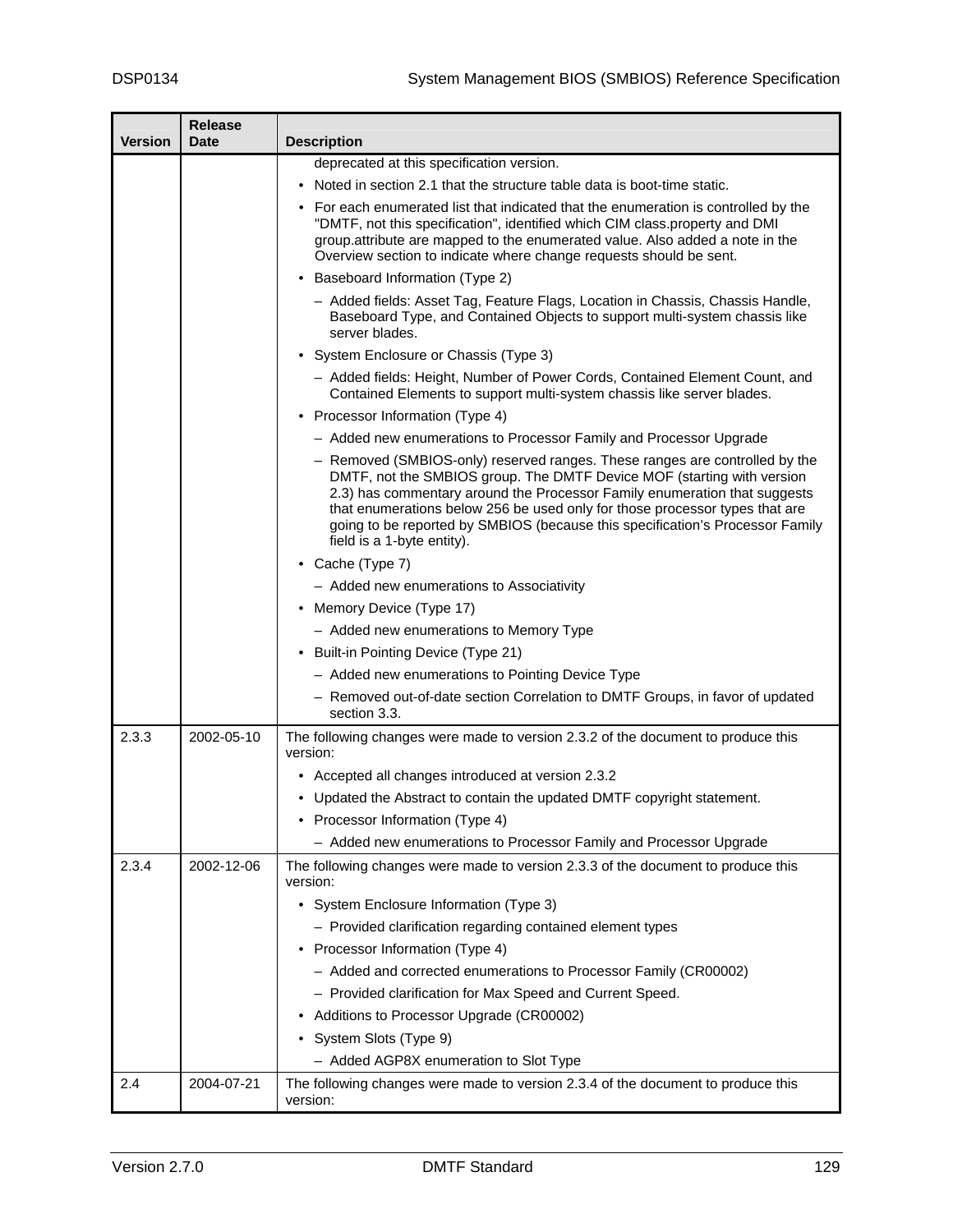| Version | Release Date | Description |
|---|---|---|
| | | deprecated at this specification version.<br>• Noted in section 2.1 that the structure table data is boot-time static.<br>• For each enumerated list that indicated that the enumeration is controlled by the "DMTF, not this specification", identified which CIM class.property and DMI group.attribute are mapped to the enumerated value. Also added a note in the Overview section to indicate where change requests should be sent.<br>• Baseboard Information (Type 2)<br>– Added fields: Asset Tag, Feature Flags, Location in Chassis, Chassis Handle, Baseboard Type, and Contained Objects to support multi-system chassis like server blades.<br>• System Enclosure or Chassis (Type 3)<br>– Added fields: Height, Number of Power Cords, Contained Element Count, and Contained Elements to support multi-system chassis like server blades.<br>• Processor Information (Type 4)<br>– Added new enumerations to Processor Family and Processor Upgrade<br>– Removed (SMBIOS-only) reserved ranges. These ranges are controlled by the DMTF, not the SMBIOS group. The DMTF Device MOF (starting with version 2.3) has commentary around the Processor Family enumeration that suggests that enumerations below 256 be used only for those processor types that are going to be reported by SMBIOS (because this specification's Processor Family field is a 1-byte entity).<br>• Cache (Type 7)<br>– Added new enumerations to Associativity<br>• Memory Device (Type 17)<br>– Added new enumerations to Memory Type<br>• Built-in Pointing Device (Type 21)<br>– Added new enumerations to Pointing Device Type<br>– Removed out-of-date section Correlation to DMTF Groups, in favor of updated section 3.3. |
| 2.3.3 | 2002-05-10 | The following changes were made to version 2.3.2 of the document to produce this version:<br>• Accepted all changes introduced at version 2.3.2<br>• Updated the Abstract to contain the updated DMTF copyright statement.<br>• Processor Information (Type 4)<br>– Added new enumerations to Processor Family and Processor Upgrade |
| 2.3.4 | 2002-12-06 | The following changes were made to version 2.3.3 of the document to produce this version:<br>• System Enclosure Information (Type 3)<br>– Provided clarification regarding contained element types<br>• Processor Information (Type 4)<br>– Added and corrected enumerations to Processor Family (CR00002)<br>– Provided clarification for Max Speed and Current Speed.<br>• Additions to Processor Upgrade (CR00002)<br>• System Slots (Type 9)<br>– Added AGP8X enumeration to Slot Type |
| 2.4 | 2004-07-21 | The following changes were made to version 2.3.4 of the document to produce this version: |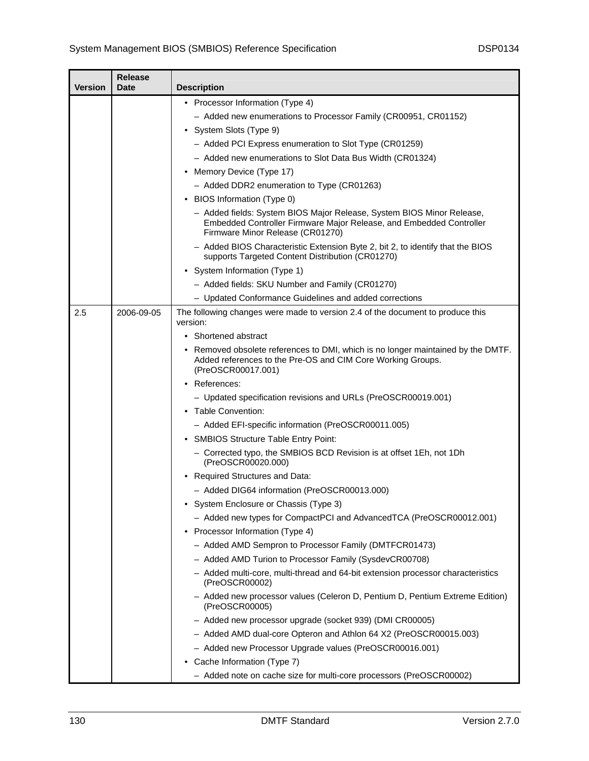| Version | Release Date | Description |
|---|---|---|
| | | • Processor Information (Type 4)<br>– Added new enumerations to Processor Family (CR00951, CR01152)<br>• System Slots (Type 9)<br>– Added PCI Express enumeration to Slot Type (CR01259)<br>– Added new enumerations to Slot Data Bus Width (CR01324)<br>• Memory Device (Type 17)<br>– Added DDR2 enumeration to Type (CR01263)<br>• BIOS Information (Type 0)<br>– Added fields: System BIOS Major Release, System BIOS Minor Release, Embedded Controller Firmware Major Release, and Embedded Controller Firmware Minor Release (CR01270)<br>– Added BIOS Characteristic Extension Byte 2, bit 2, to identify that the BIOS supports Targeted Content Distribution (CR01270)<br>• System Information (Type 1)<br>– Added fields: SKU Number and Family (CR01270)<br>– Updated Conformance Guidelines and added corrections |
| 2.5 | 2006-09-05 | The following changes were made to version 2.4 of the document to produce this version:<br>• Shortened abstract<br>• Removed obsolete references to DMI, which is no longer maintained by the DMTF. Added references to the Pre-OS and CIM Core Working Groups. (PreOSCR00017.001)<br>• References:<br>– Updated specification revisions and URLs (PreOSCR00019.001)<br>• Table Convention:<br>– Added EFI-specific information (PreOSCR00011.005)<br>• SMBIOS Structure Table Entry Point:<br>– Corrected typo, the SMBIOS BCD Revision is at offset 1Eh, not 1Dh (PreOSCR00020.000)<br>• Required Structures and Data:<br>– Added DIG64 information (PreOSCR00013.000)<br>• System Enclosure or Chassis (Type 3)<br>– Added new types for CompactPCI and AdvancedTCA (PreOSCR00012.001)<br>• Processor Information (Type 4)<br>– Added AMD Sempron to Processor Family (DMTFCR01473)<br>– Added AMD Turion to Processor Family (SysdevCR00708)<br>– Added multi-core, multi-thread and 64-bit extension processor characteristics (PreOSCR00002)<br>– Added new processor values (Celeron D, Pentium D, Pentium Extreme Edition) (PreOSCR00005)<br>– Added new processor upgrade (socket 939) (DMI CR00005)<br>– Added AMD dual-core Opteron and Athlon 64 X2 (PreOSCR00015.003)<br>– Added new Processor Upgrade values (PreOSCR00016.001)<br>• Cache Information (Type 7)<br>– Added note on cache size for multi-core processors (PreOSCR00002) |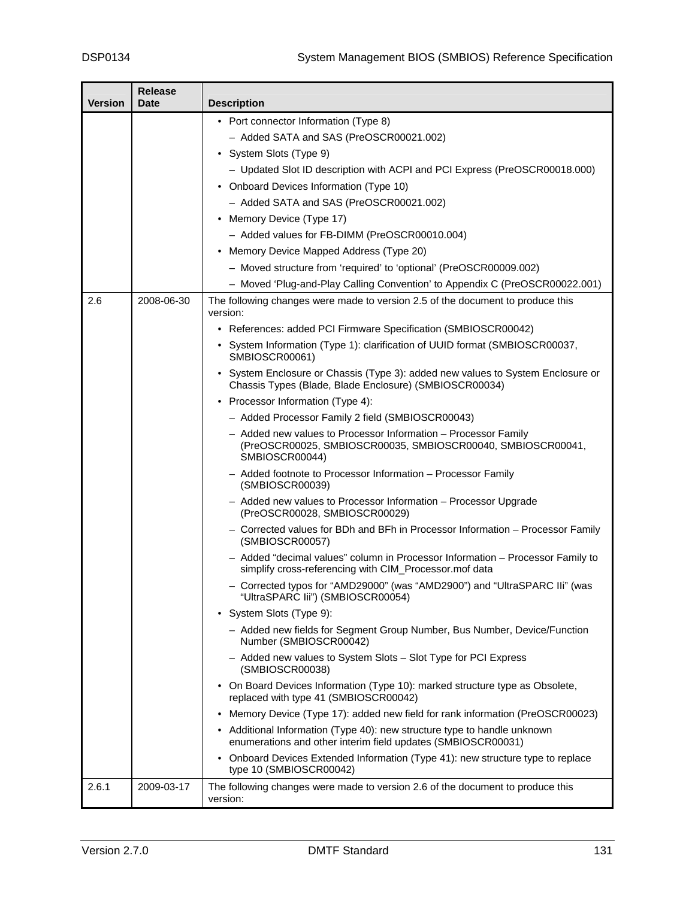| Version | Release Date | Description |
|---|---|---|
| | | • Port connector Information (Type 8)<br>– Added SATA and SAS (PreOSCR00021.002)<br>• System Slots (Type 9)<br>– Updated Slot ID description with ACPI and PCI Express (PreOSCR00018.000)<br>• Onboard Devices Information (Type 10)<br>– Added SATA and SAS (PreOSCR00021.002)<br>• Memory Device (Type 17)<br>– Added values for FB-DIMM (PreOSCR00010.004)<br>• Memory Device Mapped Address (Type 20)<br>– Moved structure from 'required' to 'optional' (PreOSCR00009.002)<br>– Moved 'Plug-and-Play Calling Convention' to Appendix C (PreOSCR00022.001) |
| 2.6 | 2008-06-30 | The following changes were made to version 2.5 of the document to produce this version:<br>• References: added PCI Firmware Specification (SMBIOSCR00042)<br>• System Information (Type 1): clarification of UUID format (SMBIOSCR00037, SMBIOSCR00061)<br>• System Enclosure or Chassis (Type 3): added new values to System Enclosure or Chassis Types (Blade, Blade Enclosure) (SMBIOSCR00034)<br>• Processor Information (Type 4):<br>– Added Processor Family 2 field (SMBIOSCR00043)<br>– Added new values to Processor Information – Processor Family (PreOSCR00025, SMBIOSCR00035, SMBIOSCR00040, SMBIOSCR00041, SMBIOSCR00044)<br>– Added footnote to Processor Information – Processor Family (SMBIOSCR00039)<br>– Added new values to Processor Information – Processor Upgrade (PreOSCR00028, SMBIOSCR00029)<br>– Corrected values for BDh and BFh in Processor Information – Processor Family (SMBIOSCR00057)<br>– Added "decimal values" column in Processor Information – Processor Family to simplify cross-referencing with CIM_Processor.mof data<br>– Corrected typos for "AMD29000" (was "AMD2900") and "UltraSPARC IIi" (was "UltraSPARC Iii") (SMBIOSCR00054)<br>• System Slots (Type 9):<br>– Added new fields for Segment Group Number, Bus Number, Device/Function Number (SMBIOSCR00042)<br>– Added new values to System Slots – Slot Type for PCI Express (SMBIOSCR00038)<br>• On Board Devices Information (Type 10): marked structure type as Obsolete, replaced with type 41 (SMBIOSCR00042)<br>• Memory Device (Type 17): added new field for rank information (PreOSCR00023)<br>• Additional Information (Type 40): new structure type to handle unknown enumerations and other interim field updates (SMBIOSCR00031)<br>• Onboard Devices Extended Information (Type 41): new structure type to replace type 10 (SMBIOSCR00042) |
| 2.6.1 | 2009-03-17 | The following changes were made to version 2.6 of the document to produce this version: |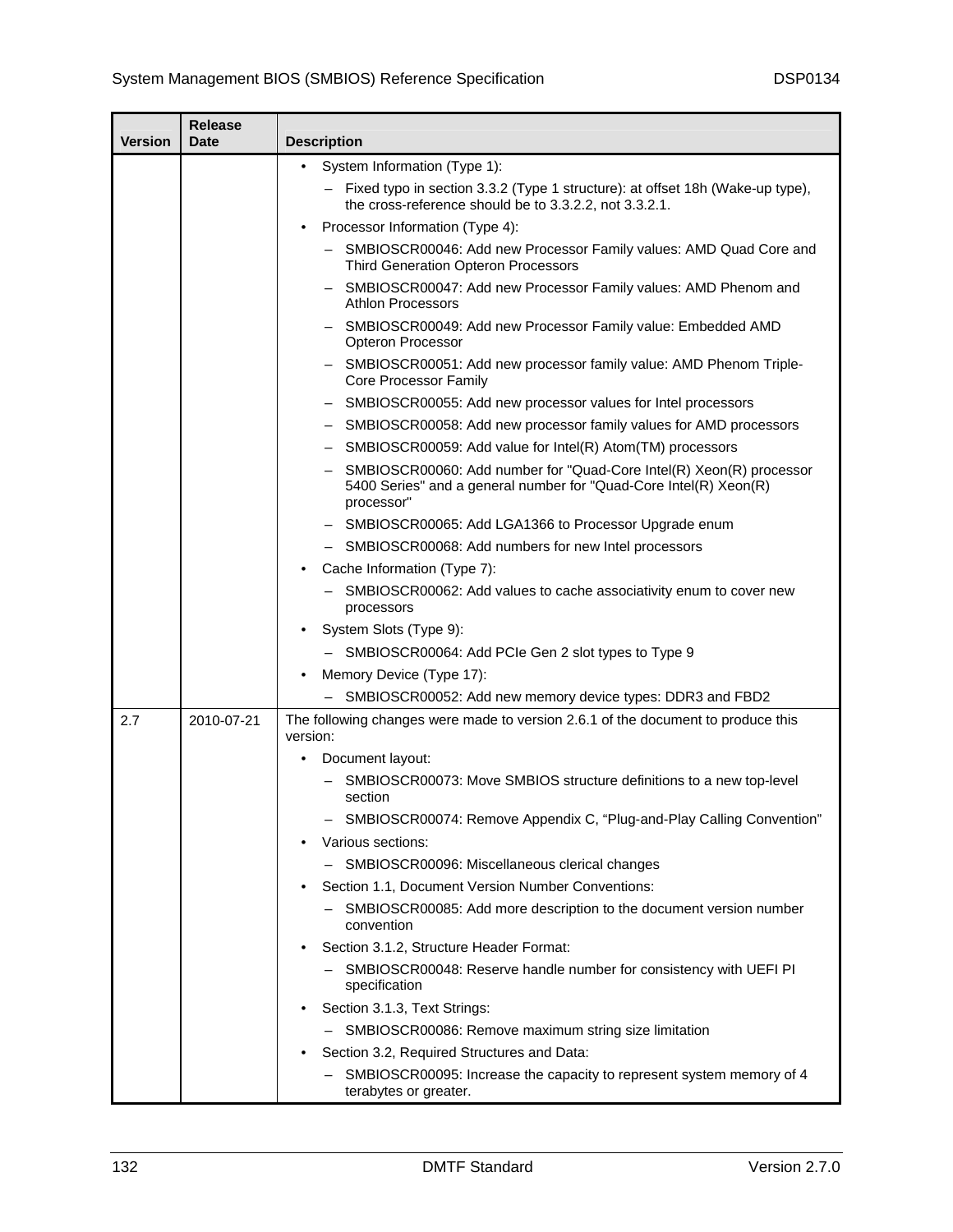| Version | Release Date | Description |
|---|---|---|
| | | • System Information (Type 1):<br>– Fixed typo in section 3.3.2 (Type 1 structure): at offset 18h (Wake-up type), the cross-reference should be to 3.3.2.2, not 3.3.2.1.<br>• Processor Information (Type 4):<br>– SMBIOSCR00046: Add new Processor Family values: AMD Quad Core and Third Generation Opteron Processors<br>– SMBIOSCR00047: Add new Processor Family values: AMD Phenom and Athlon Processors<br>– SMBIOSCR00049: Add new Processor Family value: Embedded AMD Opteron Processor<br>– SMBIOSCR00051: Add new processor family value: AMD Phenom Triple-Core Processor Family<br>– SMBIOSCR00055: Add new processor values for Intel processors<br>– SMBIOSCR00058: Add new processor family values for AMD processors<br>– SMBIOSCR00059: Add value for Intel(R) Atom(TM) processors<br>– SMBIOSCR00060: Add number for "Quad-Core Intel(R) Xeon(R) processor 5400 Series" and a general number for "Quad-Core Intel(R) Xeon(R) processor"<br>– SMBIOSCR00065: Add LGA1366 to Processor Upgrade enum<br>– SMBIOSCR00068: Add numbers for new Intel processors<br>• Cache Information (Type 7):<br>– SMBIOSCR00062: Add values to cache associativity enum to cover new processors<br>• System Slots (Type 9):<br>– SMBIOSCR00064: Add PCIe Gen 2 slot types to Type 9<br>• Memory Device (Type 17):<br>– SMBIOSCR00052: Add new memory device types: DDR3 and FBD2 |
| 2.7 | 2010-07-21 | The following changes were made to version 2.6.1 of the document to produce this version:<br>• Document layout:<br>– SMBIOSCR00073: Move SMBIOS structure definitions to a new top-level section<br>– SMBIOSCR00074: Remove Appendix C, "Plug-and-Play Calling Convention"<br>• Various sections:<br>– SMBIOSCR00096: Miscellaneous clerical changes<br>• Section 1.1, Document Version Number Conventions:<br>– SMBIOSCR00085: Add more description to the document version number convention<br>• Section 3.1.2, Structure Header Format:<br>– SMBIOSCR00048: Reserve handle number for consistency with UEFI PI specification<br>• Section 3.1.3, Text Strings:<br>– SMBIOSCR00086: Remove maximum string size limitation<br>• Section 3.2, Required Structures and Data:<br>– SMBIOSCR00095: Increase the capacity to represent system memory of 4 terabytes or greater. |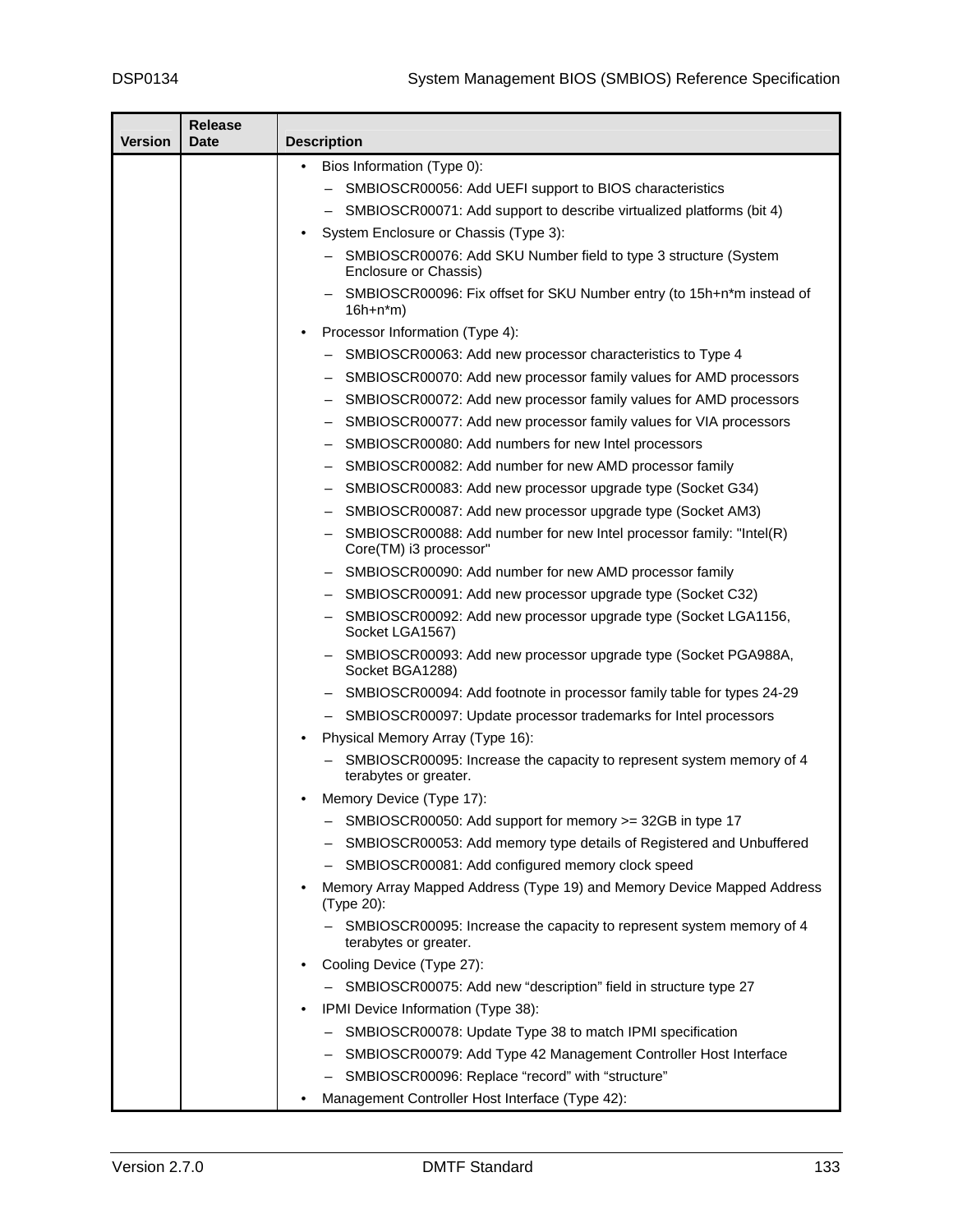| Version | Release Date | Description |
|---|---|---|
| | | • Bios Information (Type 0):<br>– SMBIOSCR00056: Add UEFI support to BIOS characteristics<br>– SMBIOSCR00071: Add support to describe virtualized platforms (bit 4)<br>• System Enclosure or Chassis (Type 3):<br>– SMBIOSCR00076: Add SKU Number field to type 3 structure (System Enclosure or Chassis)<br>– SMBIOSCR00096: Fix offset for SKU Number entry (to 15h+n*m instead of 16h+n*m)<br>• Processor Information (Type 4):<br>– SMBIOSCR00063: Add new processor characteristics to Type 4<br>– SMBIOSCR00070: Add new processor family values for AMD processors<br>– SMBIOSCR00072: Add new processor family values for AMD processors<br>– SMBIOSCR00077: Add new processor family values for VIA processors<br>– SMBIOSCR00080: Add numbers for new Intel processors<br>– SMBIOSCR00082: Add number for new AMD processor family<br>– SMBIOSCR00083: Add new processor upgrade type (Socket G34)<br>– SMBIOSCR00087: Add new processor upgrade type (Socket AM3)<br>– SMBIOSCR00088: Add number for new Intel processor family: "Intel(R) Core(TM) i3 processor"<br>– SMBIOSCR00090: Add number for new AMD processor family<br>– SMBIOSCR00091: Add new processor upgrade type (Socket C32)<br>– SMBIOSCR00092: Add new processor upgrade type (Socket LGA1156, Socket LGA1567)<br>– SMBIOSCR00093: Add new processor upgrade type (Socket PGA988A, Socket BGA1288)<br>– SMBIOSCR00094: Add footnote in processor family table for types 24-29<br>– SMBIOSCR00097: Update processor trademarks for Intel processors<br>• Physical Memory Array (Type 16):<br>– SMBIOSCR00095: Increase the capacity to represent system memory of 4 terabytes or greater.<br>• Memory Device (Type 17):<br>– SMBIOSCR00050: Add support for memory >= 32GB in type 17<br>– SMBIOSCR00053: Add memory type details of Registered and Unbuffered<br>– SMBIOSCR00081: Add configured memory clock speed<br>• Memory Array Mapped Address (Type 19) and Memory Device Mapped Address (Type 20):<br>– SMBIOSCR00095: Increase the capacity to represent system memory of 4 terabytes or greater.<br>• Cooling Device (Type 27):<br>– SMBIOSCR00075: Add new “description” field in structure type 27<br>• IPMI Device Information (Type 38):<br>– SMBIOSCR00078: Update Type 38 to match IPMI specification<br>– SMBIOSCR00079: Add Type 42 Management Controller Host Interface<br>– SMBIOSCR00096: Replace “record” with “structure”<br>• Management Controller Host Interface (Type 42): |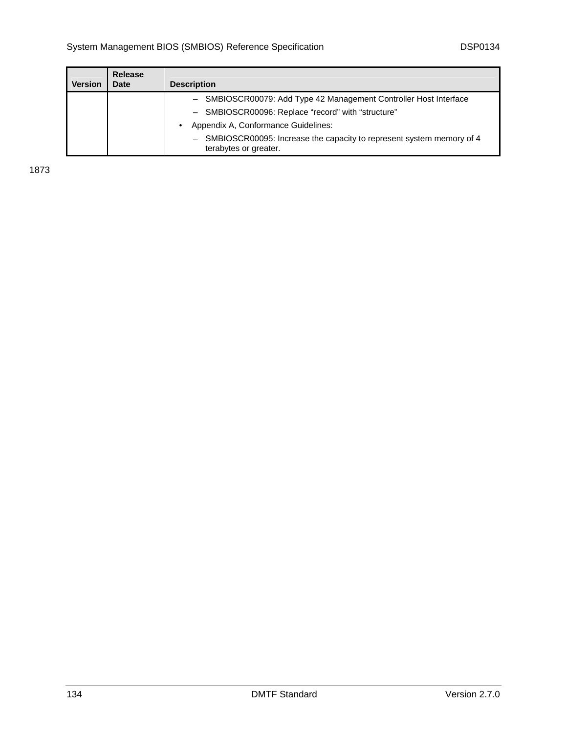| Version | Release Date | Description |
|---|---|---|
| | | – SMBIOSCR00079: Add Type 42 Management Controller Host Interface<br>– SMBIOSCR00096: Replace “record” with “structure”<br>• Appendix A, Conformance Guidelines:<br>– SMBIOSCR00095: Increase the capacity to represent system memory of 4 terabytes or greater. |

1873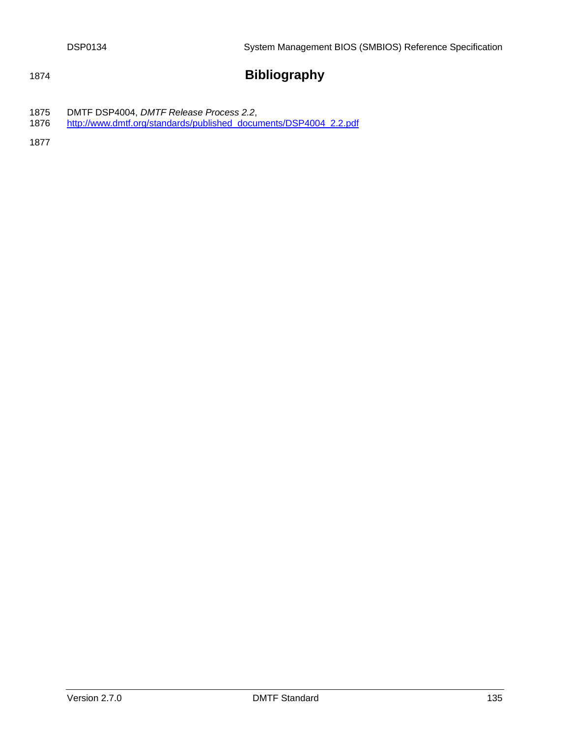# Bibliography

DMTF DSP4004, *DMTF Release Process 2.2*,
http://www.dmtf.org/standards/published_documents/DSP4004_2.2.pdf